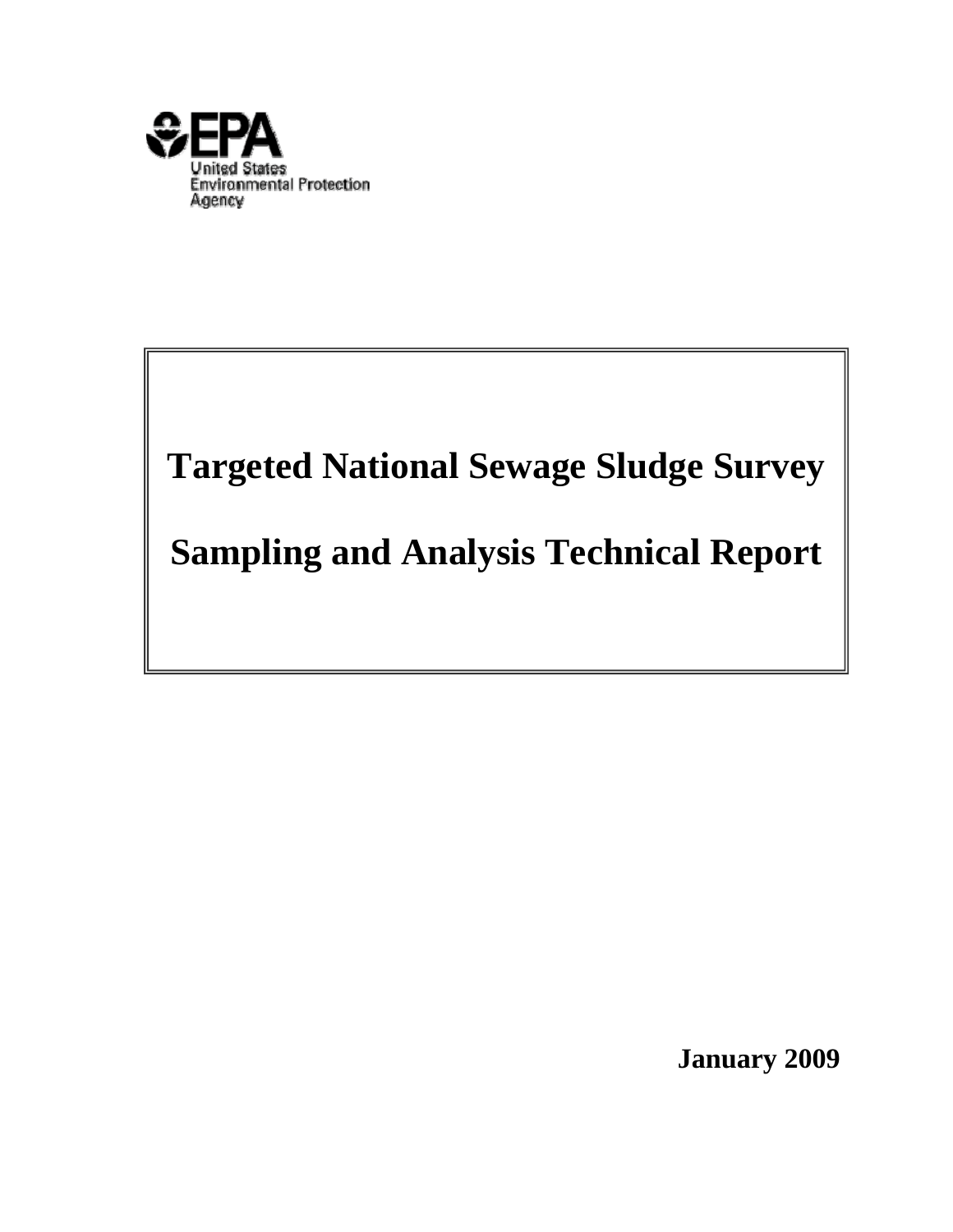EPA

United States
Environmental Protection
Agency

# Targeted National Sewage Sludge Survey

# Sampling and Analysis Technical Report

**January 2009**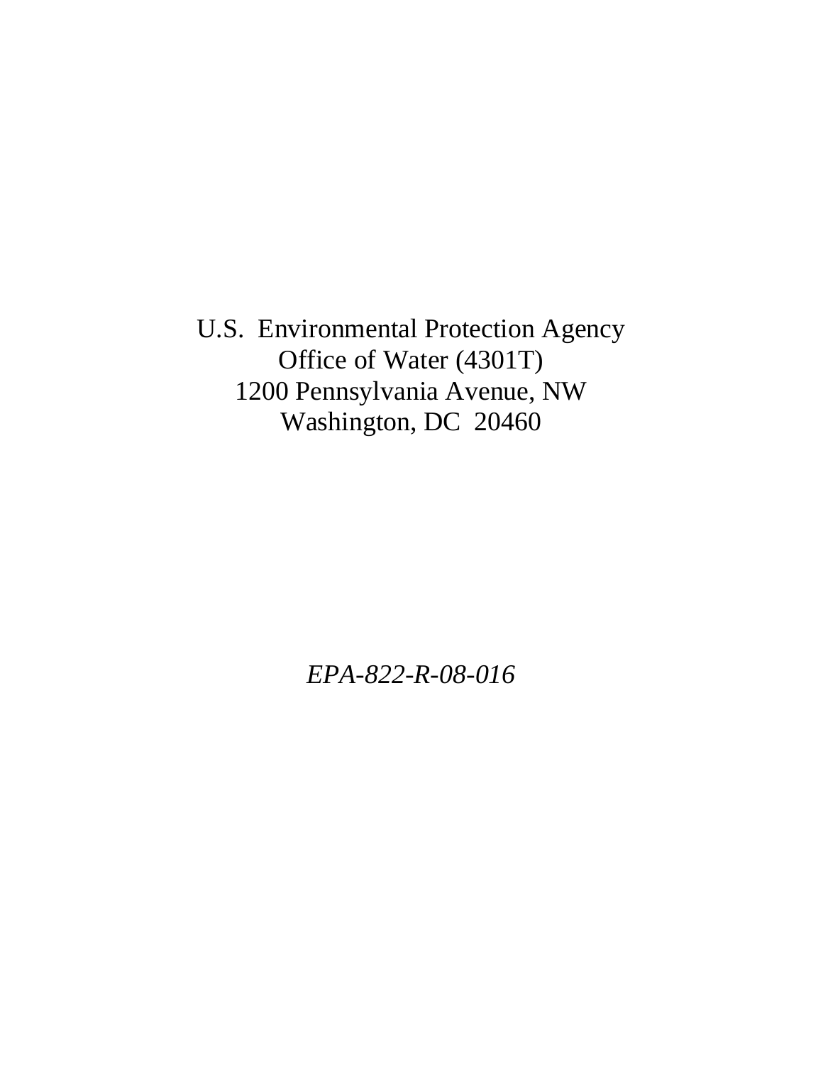U.S. Environmental Protection Agency
Office of Water (4301T)
1200 Pennsylvania Avenue, NW
Washington, DC 20460

*EPA-822-R-08-016*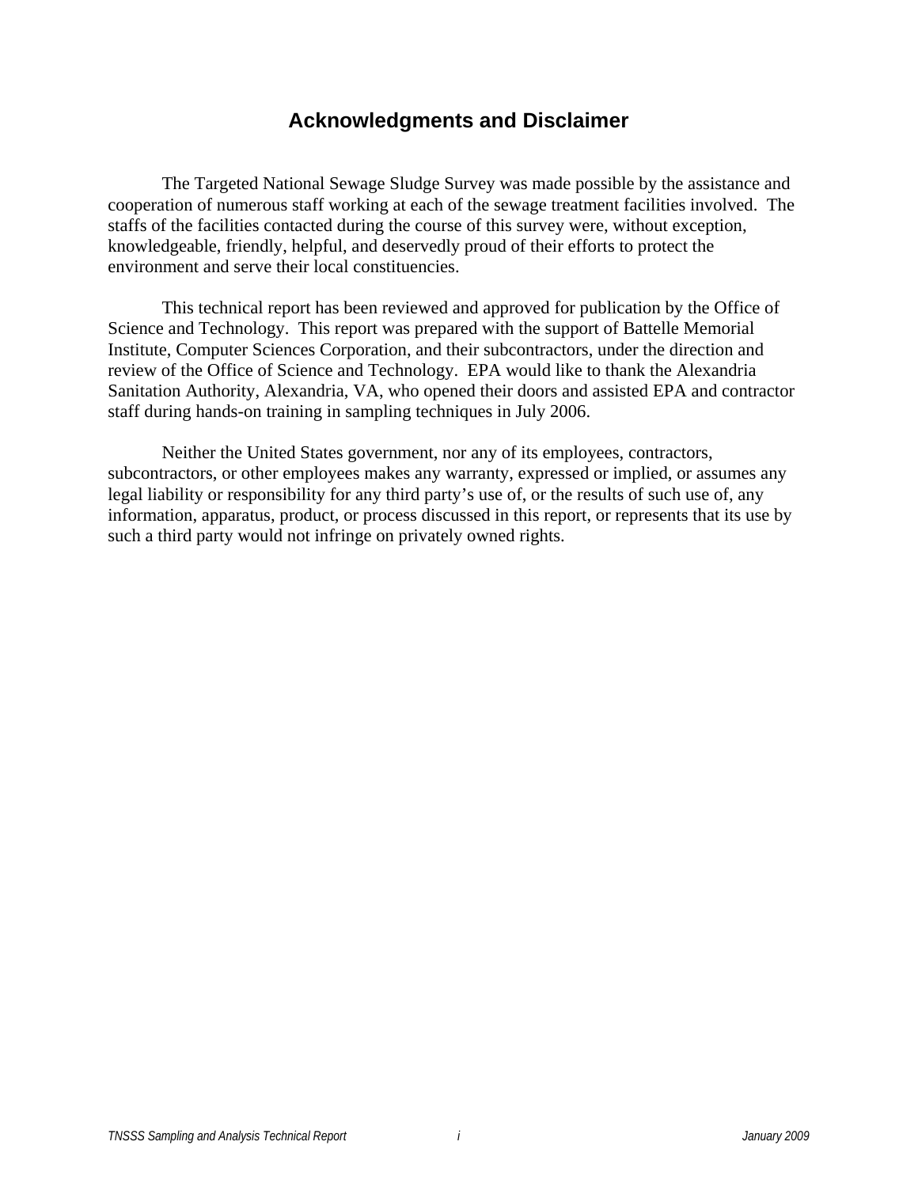# Acknowledgments and Disclaimer

The Targeted National Sewage Sludge Survey was made possible by the assistance and cooperation of numerous staff working at each of the sewage treatment facilities involved. The staffs of the facilities contacted during the course of this survey were, without exception, knowledgeable, friendly, helpful, and deservedly proud of their efforts to protect the environment and serve their local constituencies.

This technical report has been reviewed and approved for publication by the Office of Science and Technology. This report was prepared with the support of Battelle Memorial Institute, Computer Sciences Corporation, and their subcontractors, under the direction and review of the Office of Science and Technology. EPA would like to thank the Alexandria Sanitation Authority, Alexandria, VA, who opened their doors and assisted EPA and contractor staff during hands-on training in sampling techniques in July 2006.

Neither the United States government, nor any of its employees, contractors, subcontractors, or other employees makes any warranty, expressed or implied, or assumes any legal liability or responsibility for any third party's use of, or the results of such use of, any information, apparatus, product, or process discussed in this report, or represents that its use by such a third party would not infringe on privately owned rights.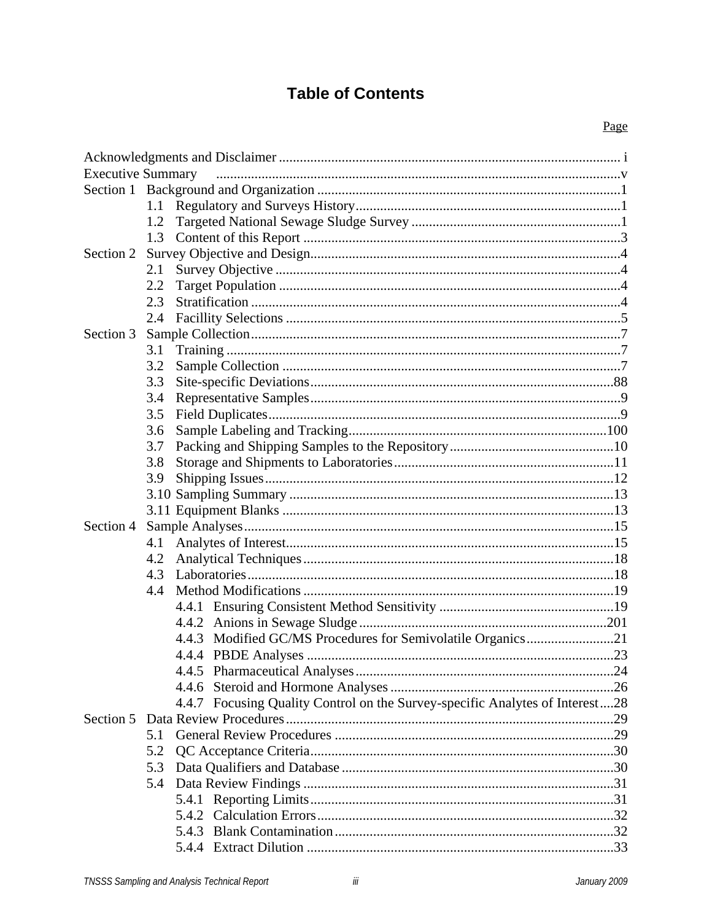# Table of Contents

| | Page |
|---|---|
| Acknowledgments and Disclaimer | i |
| Executive Summary | v |
| Section 1 Background and Organization | 1 |
| 1.1 Regulatory and Surveys History | 1 |
| 1.2 Targeted National Sewage Sludge Survey | 1 |
| 1.3 Content of this Report | 3 |
| Section 2 Survey Objective and Design | 4 |
| 2.1 Survey Objective | 4 |
| 2.2 Target Population | 4 |
| 2.3 Stratification | 4 |
| 2.4 Facillity Selections | 5 |
| Section 3 Sample Collection | 7 |
| 3.1 Training | 7 |
| 3.2 Sample Collection | 7 |
| 3.3 Site-specific Deviations | 88 |
| 3.4 Representative Samples | 9 |
| 3.5 Field Duplicates | 9 |
| 3.6 Sample Labeling and Tracking | 100 |
| 3.7 Packing and Shipping Samples to the Repository | 10 |
| 3.8 Storage and Shipments to Laboratories | 11 |
| 3.9 Shipping Issues | 12 |
| 3.10 Sampling Summary | 13 |
| 3.11 Equipment Blanks | 13 |
| Section 4 Sample Analyses | 15 |
| 4.1 Analytes of Interest | 15 |
| 4.2 Analytical Techniques | 18 |
| 4.3 Laboratories | 18 |
| 4.4 Method Modifications | 19 |
| 4.4.1 Ensuring Consistent Method Sensitivity | 19 |
| 4.4.2 Anions in Sewage Sludge | 201 |
| 4.4.3 Modified GC/MS Procedures for Semivolatile Organics | 21 |
| 4.4.4 PBDE Analyses | 23 |
| 4.4.5 Pharmaceutical Analyses | 24 |
| 4.4.6 Steroid and Hormone Analyses | 26 |
| 4.4.7 Focusing Quality Control on the Survey-specific Analytes of Interest | 28 |
| Section 5 Data Review Procedures | 29 |
| 5.1 General Review Procedures | 29 |
| 5.2 QC Acceptance Criteria | 30 |
| 5.3 Data Qualifiers and Database | 30 |
| 5.4 Data Review Findings | 31 |
| 5.4.1 Reporting Limits | 31 |
| 5.4.2 Calculation Errors | 32 |
| 5.4.3 Blank Contamination | 32 |
| 5.4.4 Extract Dilution | 33 |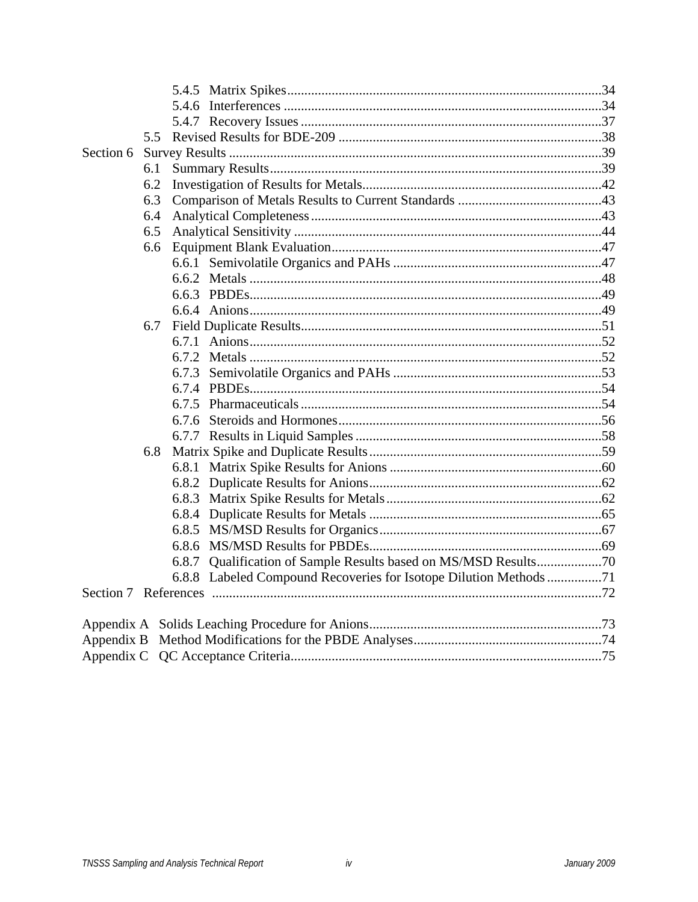5.4.5 Matrix Spikes ..........34
5.4.6 Interferences ..........34
5.4.7 Recovery Issues ..........37
5.5 Revised Results for BDE-209 ..........38

Section 6 Survey Results ..........39
6.1 Summary Results ..........39
6.2 Investigation of Results for Metals ..........42
6.3 Comparison of Metals Results to Current Standards ..........43
6.4 Analytical Completeness ..........43
6.5 Analytical Sensitivity ..........44
6.6 Equipment Blank Evaluation ..........47
6.6.1 Semivolatile Organics and PAHs ..........47
6.6.2 Metals ..........48
6.6.3 PBDEs ..........49
6.6.4 Anions ..........49
6.7 Field Duplicate Results ..........51
6.7.1 Anions ..........52
6.7.2 Metals ..........52
6.7.3 Semivolatile Organics and PAHs ..........53
6.7.4 PBDEs ..........54
6.7.5 Pharmaceuticals ..........54
6.7.6 Steroids and Hormones ..........56
6.7.7 Results in Liquid Samples ..........58
6.8 Matrix Spike and Duplicate Results ..........59
6.8.1 Matrix Spike Results for Anions ..........60
6.8.2 Duplicate Results for Anions ..........62
6.8.3 Matrix Spike Results for Metals ..........62
6.8.4 Duplicate Results for Metals ..........65
6.8.5 MS/MSD Results for Organics ..........67
6.8.6 MS/MSD Results for PBDEs ..........69
6.8.7 Qualification of Sample Results based on MS/MSD Results ..........70
6.8.8 Labeled Compound Recoveries for Isotope Dilution Methods ..........71

Section 7 References ..........72

Appendix A Solids Leaching Procedure for Anions ..........73
Appendix B Method Modifications for the PBDE Analyses ..........74
Appendix C QC Acceptance Criteria ..........75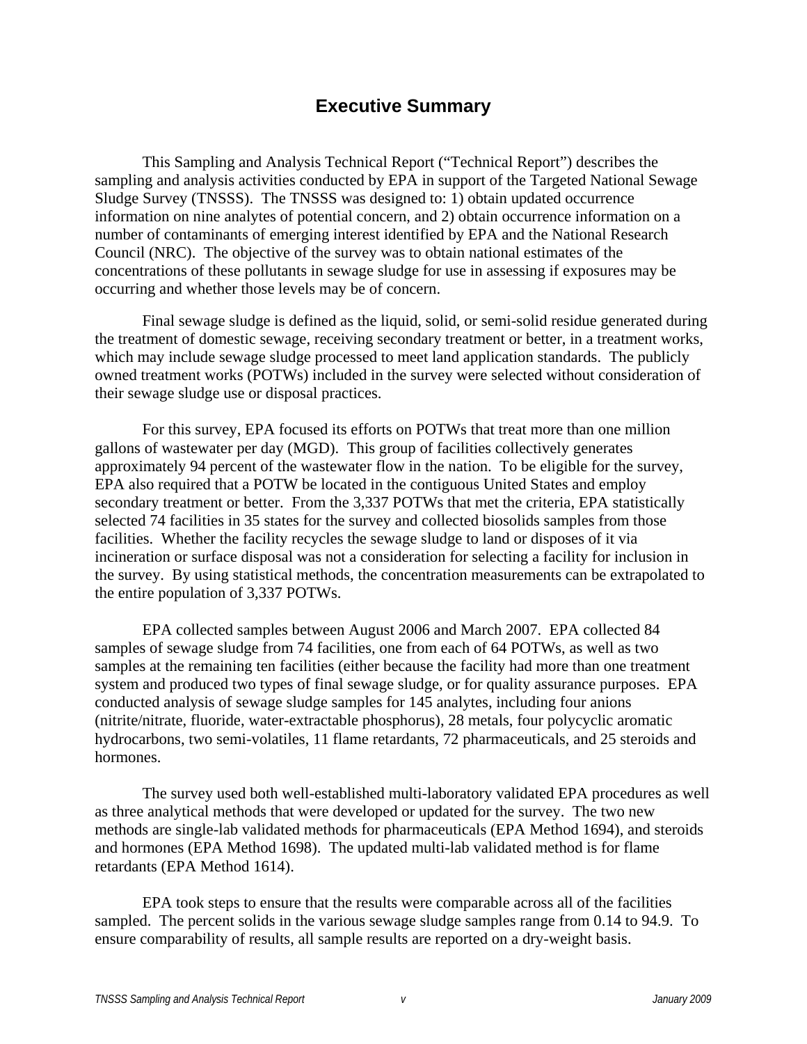## Executive Summary

This Sampling and Analysis Technical Report ("Technical Report") describes the sampling and analysis activities conducted by EPA in support of the Targeted National Sewage Sludge Survey (TNSSS). The TNSSS was designed to: 1) obtain updated occurrence information on nine analytes of potential concern, and 2) obtain occurrence information on a number of contaminants of emerging interest identified by EPA and the National Research Council (NRC). The objective of the survey was to obtain national estimates of the concentrations of these pollutants in sewage sludge for use in assessing if exposures may be occurring and whether those levels may be of concern.

Final sewage sludge is defined as the liquid, solid, or semi-solid residue generated during the treatment of domestic sewage, receiving secondary treatment or better, in a treatment works, which may include sewage sludge processed to meet land application standards. The publicly owned treatment works (POTWs) included in the survey were selected without consideration of their sewage sludge use or disposal practices.

For this survey, EPA focused its efforts on POTWs that treat more than one million gallons of wastewater per day (MGD). This group of facilities collectively generates approximately 94 percent of the wastewater flow in the nation. To be eligible for the survey, EPA also required that a POTW be located in the contiguous United States and employ secondary treatment or better. From the 3,337 POTWs that met the criteria, EPA statistically selected 74 facilities in 35 states for the survey and collected biosolids samples from those facilities. Whether the facility recycles the sewage sludge to land or disposes of it via incineration or surface disposal was not a consideration for selecting a facility for inclusion in the survey. By using statistical methods, the concentration measurements can be extrapolated to the entire population of 3,337 POTWs.

EPA collected samples between August 2006 and March 2007. EPA collected 84 samples of sewage sludge from 74 facilities, one from each of 64 POTWs, as well as two samples at the remaining ten facilities (either because the facility had more than one treatment system and produced two types of final sewage sludge, or for quality assurance purposes. EPA conducted analysis of sewage sludge samples for 145 analytes, including four anions (nitrite/nitrate, fluoride, water-extractable phosphorus), 28 metals, four polycyclic aromatic hydrocarbons, two semi-volatiles, 11 flame retardants, 72 pharmaceuticals, and 25 steroids and hormones.

The survey used both well-established multi-laboratory validated EPA procedures as well as three analytical methods that were developed or updated for the survey. The two new methods are single-lab validated methods for pharmaceuticals (EPA Method 1694), and steroids and hormones (EPA Method 1698). The updated multi-lab validated method is for flame retardants (EPA Method 1614).

EPA took steps to ensure that the results were comparable across all of the facilities sampled. The percent solids in the various sewage sludge samples range from 0.14 to 94.9. To ensure comparability of results, all sample results are reported on a dry-weight basis.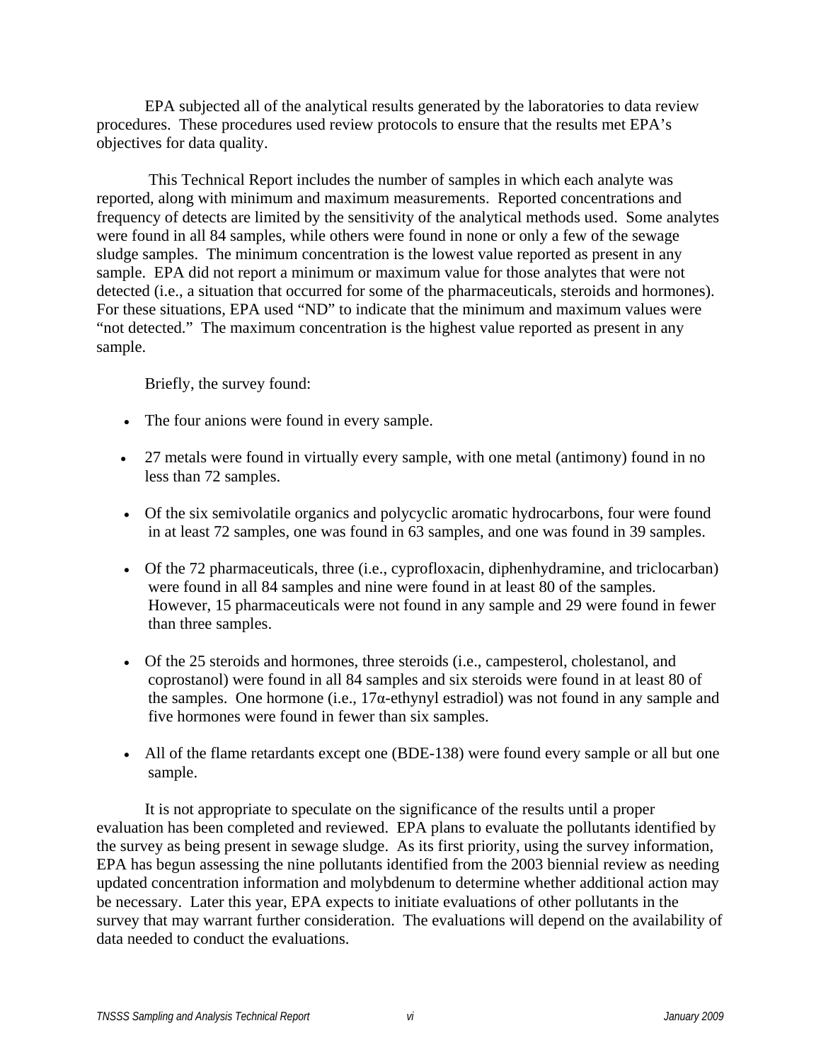EPA subjected all of the analytical results generated by the laboratories to data review procedures. These procedures used review protocols to ensure that the results met EPA's objectives for data quality.

This Technical Report includes the number of samples in which each analyte was reported, along with minimum and maximum measurements. Reported concentrations and frequency of detects are limited by the sensitivity of the analytical methods used. Some analytes were found in all 84 samples, while others were found in none or only a few of the sewage sludge samples. The minimum concentration is the lowest value reported as present in any sample. EPA did not report a minimum or maximum value for those analytes that were not detected (i.e., a situation that occurred for some of the pharmaceuticals, steroids and hormones). For these situations, EPA used "ND" to indicate that the minimum and maximum values were "not detected." The maximum concentration is the highest value reported as present in any sample.

Briefly, the survey found:

- The four anions were found in every sample.
- 27 metals were found in virtually every sample, with one metal (antimony) found in no less than 72 samples.
- Of the six semivolatile organics and polycyclic aromatic hydrocarbons, four were found in at least 72 samples, one was found in 63 samples, and one was found in 39 samples.
- Of the 72 pharmaceuticals, three (i.e., cyprofloxacin, diphenhydramine, and triclocarban) were found in all 84 samples and nine were found in at least 80 of the samples. However, 15 pharmaceuticals were not found in any sample and 29 were found in fewer than three samples.
- Of the 25 steroids and hormones, three steroids (i.e., campesterol, cholestanol, and coprostanol) were found in all 84 samples and six steroids were found in at least 80 of the samples. One hormone (i.e., 17α-ethynyl estradiol) was not found in any sample and five hormones were found in fewer than six samples.
- All of the flame retardants except one (BDE-138) were found every sample or all but one sample.

It is not appropriate to speculate on the significance of the results until a proper evaluation has been completed and reviewed. EPA plans to evaluate the pollutants identified by the survey as being present in sewage sludge. As its first priority, using the survey information, EPA has begun assessing the nine pollutants identified from the 2003 biennial review as needing updated concentration information and molybdenum to determine whether additional action may be necessary. Later this year, EPA expects to initiate evaluations of other pollutants in the survey that may warrant further consideration. The evaluations will depend on the availability of data needed to conduct the evaluations.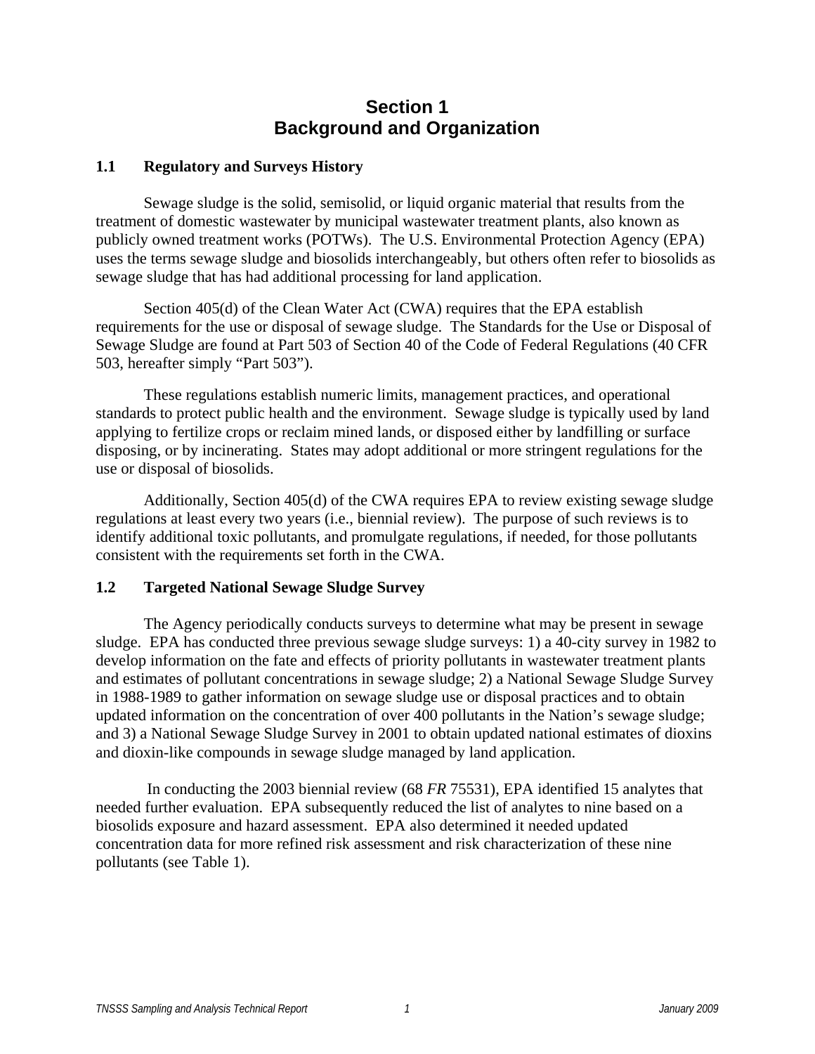# Section 1
# Background and Organization

## 1.1 Regulatory and Surveys History

Sewage sludge is the solid, semisolid, or liquid organic material that results from the treatment of domestic wastewater by municipal wastewater treatment plants, also known as publicly owned treatment works (POTWs). The U.S. Environmental Protection Agency (EPA) uses the terms sewage sludge and biosolids interchangeably, but others often refer to biosolids as sewage sludge that has had additional processing for land application.

Section 405(d) of the Clean Water Act (CWA) requires that the EPA establish requirements for the use or disposal of sewage sludge. The Standards for the Use or Disposal of Sewage Sludge are found at Part 503 of Section 40 of the Code of Federal Regulations (40 CFR 503, hereafter simply "Part 503").

These regulations establish numeric limits, management practices, and operational standards to protect public health and the environment. Sewage sludge is typically used by land applying to fertilize crops or reclaim mined lands, or disposed either by landfilling or surface disposing, or by incinerating. States may adopt additional or more stringent regulations for the use or disposal of biosolids.

Additionally, Section 405(d) of the CWA requires EPA to review existing sewage sludge regulations at least every two years (i.e., biennial review). The purpose of such reviews is to identify additional toxic pollutants, and promulgate regulations, if needed, for those pollutants consistent with the requirements set forth in the CWA.

## 1.2 Targeted National Sewage Sludge Survey

The Agency periodically conducts surveys to determine what may be present in sewage sludge. EPA has conducted three previous sewage sludge surveys: 1) a 40-city survey in 1982 to develop information on the fate and effects of priority pollutants in wastewater treatment plants and estimates of pollutant concentrations in sewage sludge; 2) a National Sewage Sludge Survey in 1988-1989 to gather information on sewage sludge use or disposal practices and to obtain updated information on the concentration of over 400 pollutants in the Nation's sewage sludge; and 3) a National Sewage Sludge Survey in 2001 to obtain updated national estimates of dioxins and dioxin-like compounds in sewage sludge managed by land application.

In conducting the 2003 biennial review (68 *FR* 75531), EPA identified 15 analytes that needed further evaluation. EPA subsequently reduced the list of analytes to nine based on a biosolids exposure and hazard assessment. EPA also determined it needed updated concentration data for more refined risk assessment and risk characterization of these nine pollutants (see Table 1).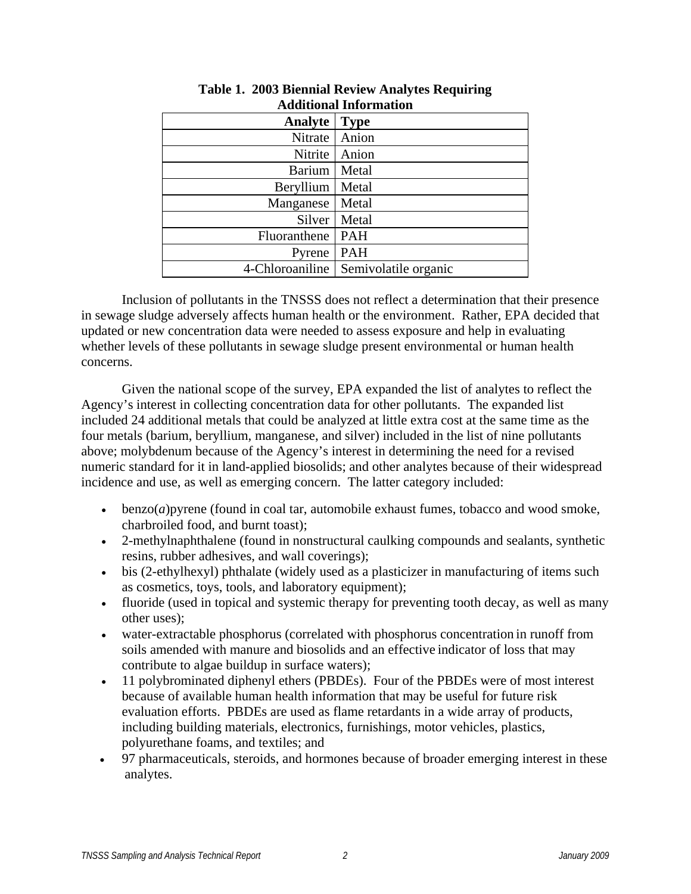**Table 1. 2003 Biennial Review Analytes Requiring Additional Information**

| Analyte | Type |
|---|---|
| Nitrate | Anion |
| Nitrite | Anion |
| Barium | Metal |
| Beryllium | Metal |
| Manganese | Metal |
| Silver | Metal |
| Fluoranthene | PAH |
| Pyrene | PAH |
| 4-Chloroaniline | Semivolatile organic |

Inclusion of pollutants in the TNSSS does not reflect a determination that their presence in sewage sludge adversely affects human health or the environment. Rather, EPA decided that updated or new concentration data were needed to assess exposure and help in evaluating whether levels of these pollutants in sewage sludge present environmental or human health concerns.

Given the national scope of the survey, EPA expanded the list of analytes to reflect the Agency's interest in collecting concentration data for other pollutants. The expanded list included 24 additional metals that could be analyzed at little extra cost at the same time as the four metals (barium, beryllium, manganese, and silver) included in the list of nine pollutants above; molybdenum because of the Agency's interest in determining the need for a revised numeric standard for it in land-applied biosolids; and other analytes because of their widespread incidence and use, as well as emerging concern. The latter category included:

- benzo(*a*)pyrene (found in coal tar, automobile exhaust fumes, tobacco and wood smoke, charbroiled food, and burnt toast);
- 2-methylnaphthalene (found in nonstructural caulking compounds and sealants, synthetic resins, rubber adhesives, and wall coverings);
- bis (2-ethylhexyl) phthalate (widely used as a plasticizer in manufacturing of items such as cosmetics, toys, tools, and laboratory equipment);
- fluoride (used in topical and systemic therapy for preventing tooth decay, as well as many other uses);
- water-extractable phosphorus (correlated with phosphorus concentration in runoff from soils amended with manure and biosolids and an effective indicator of loss that may contribute to algae buildup in surface waters);
- 11 polybrominated diphenyl ethers (PBDEs). Four of the PBDEs were of most interest because of available human health information that may be useful for future risk evaluation efforts. PBDEs are used as flame retardants in a wide array of products, including building materials, electronics, furnishings, motor vehicles, plastics, polyurethane foams, and textiles; and
- 97 pharmaceuticals, steroids, and hormones because of broader emerging interest in these analytes.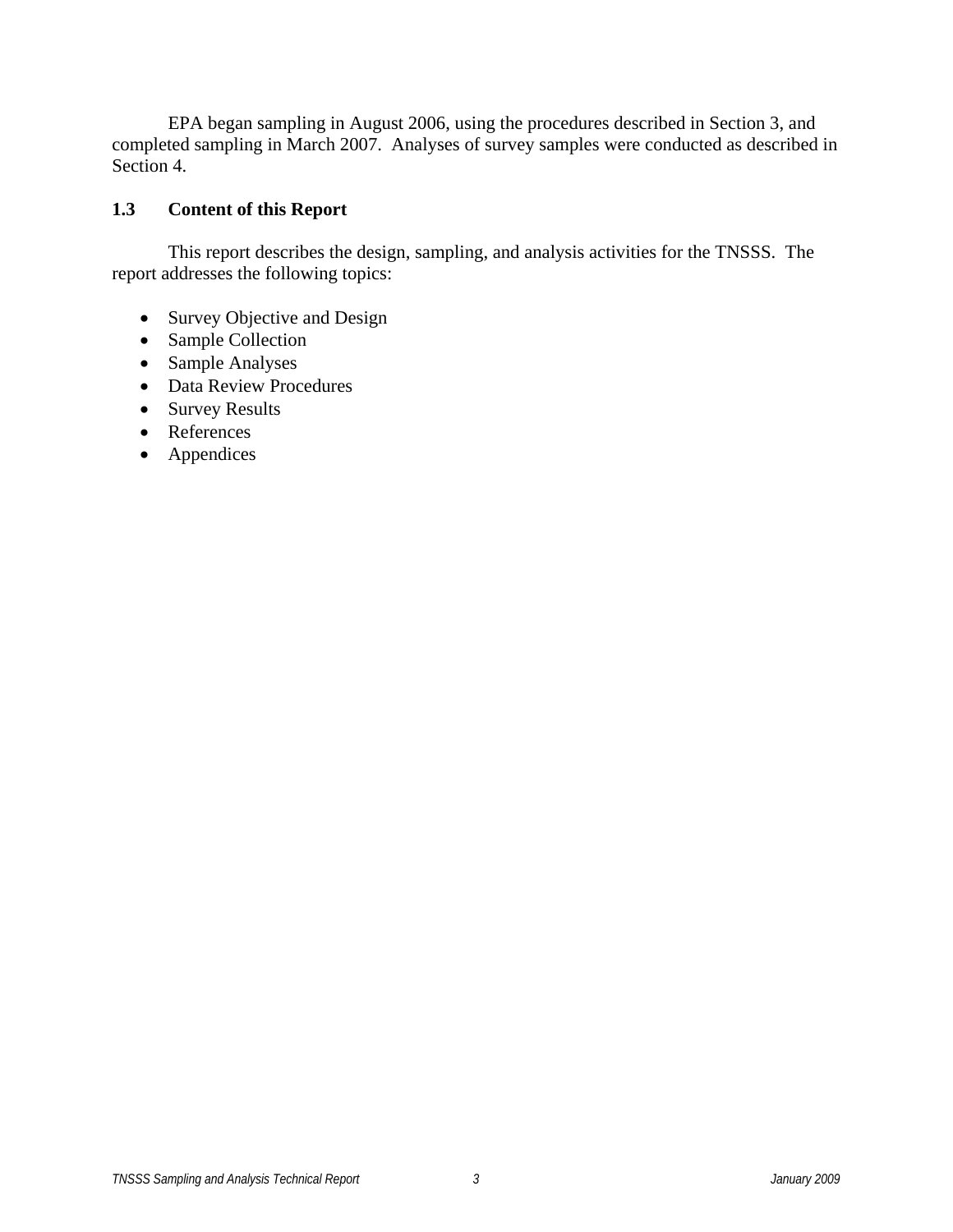EPA began sampling in August 2006, using the procedures described in Section 3, and completed sampling in March 2007. Analyses of survey samples were conducted as described in Section 4.

## 1.3 Content of this Report

This report describes the design, sampling, and analysis activities for the TNSSS. The report addresses the following topics:

- Survey Objective and Design
- Sample Collection
- Sample Analyses
- Data Review Procedures
- Survey Results
- References
- Appendices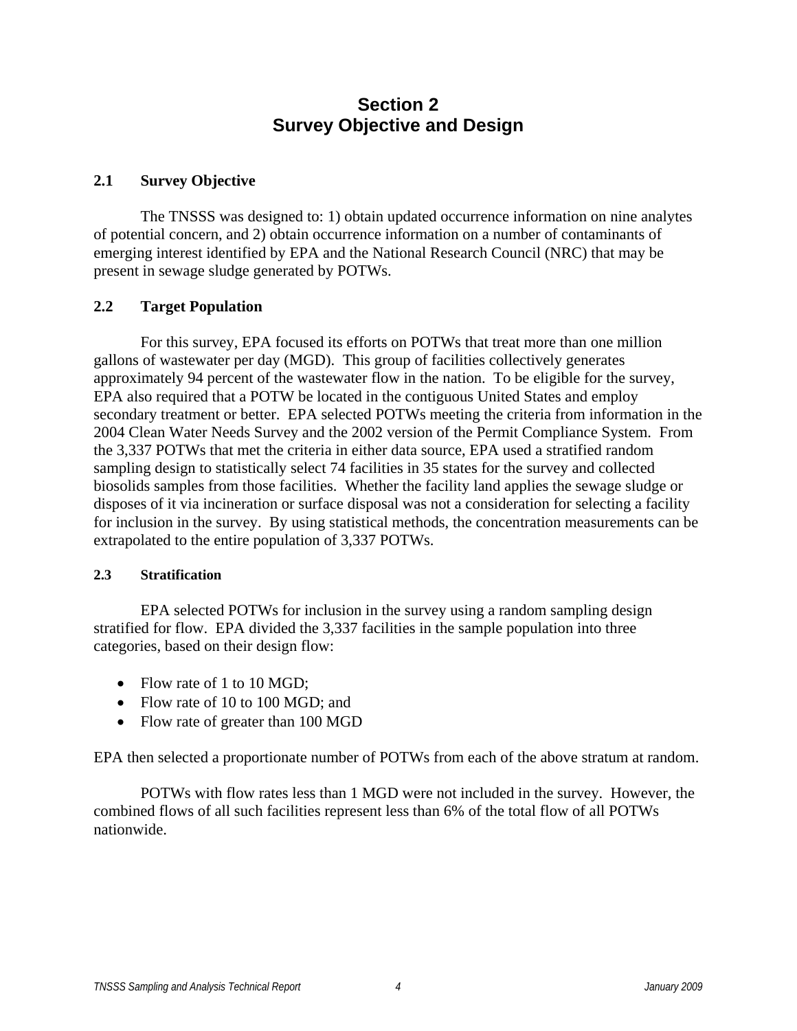# Section 2
# Survey Objective and Design

## 2.1 Survey Objective

The TNSSS was designed to: 1) obtain updated occurrence information on nine analytes of potential concern, and 2) obtain occurrence information on a number of contaminants of emerging interest identified by EPA and the National Research Council (NRC) that may be present in sewage sludge generated by POTWs.

## 2.2 Target Population

For this survey, EPA focused its efforts on POTWs that treat more than one million gallons of wastewater per day (MGD). This group of facilities collectively generates approximately 94 percent of the wastewater flow in the nation. To be eligible for the survey, EPA also required that a POTW be located in the contiguous United States and employ secondary treatment or better. EPA selected POTWs meeting the criteria from information in the 2004 Clean Water Needs Survey and the 2002 version of the Permit Compliance System. From the 3,337 POTWs that met the criteria in either data source, EPA used a stratified random sampling design to statistically select 74 facilities in 35 states for the survey and collected biosolids samples from those facilities. Whether the facility land applies the sewage sludge or disposes of it via incineration or surface disposal was not a consideration for selecting a facility for inclusion in the survey. By using statistical methods, the concentration measurements can be extrapolated to the entire population of 3,337 POTWs.

### 2.3 Stratification

EPA selected POTWs for inclusion in the survey using a random sampling design stratified for flow. EPA divided the 3,337 facilities in the sample population into three categories, based on their design flow:

- Flow rate of 1 to 10 MGD;
- Flow rate of 10 to 100 MGD; and
- Flow rate of greater than 100 MGD

EPA then selected a proportionate number of POTWs from each of the above stratum at random.

POTWs with flow rates less than 1 MGD were not included in the survey. However, the combined flows of all such facilities represent less than 6% of the total flow of all POTWs nationwide.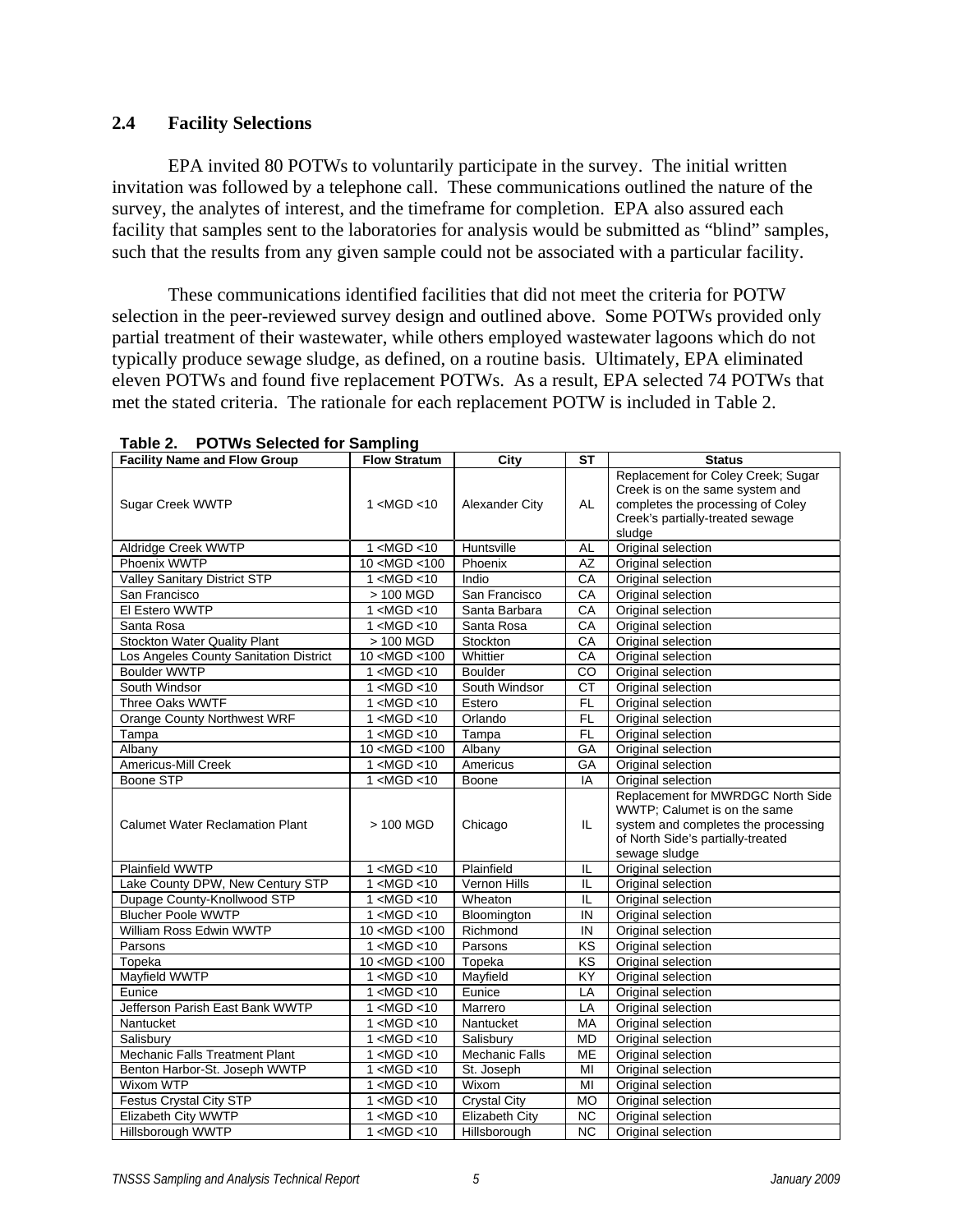### 2.4 Facility Selections

EPA invited 80 POTWs to voluntarily participate in the survey. The initial written invitation was followed by a telephone call. These communications outlined the nature of the survey, the analytes of interest, and the timeframe for completion. EPA also assured each facility that samples sent to the laboratories for analysis would be submitted as "blind" samples, such that the results from any given sample could not be associated with a particular facility.

These communications identified facilities that did not meet the criteria for POTW selection in the peer-reviewed survey design and outlined above. Some POTWs provided only partial treatment of their wastewater, while others employed wastewater lagoons which do not typically produce sewage sludge, as defined, on a routine basis. Ultimately, EPA eliminated eleven POTWs and found five replacement POTWs. As a result, EPA selected 74 POTWs that met the stated criteria. The rationale for each replacement POTW is included in Table 2.

**Table 2. POTWs Selected for Sampling**

| Facility Name and Flow Group | Flow Stratum | City | ST | Status |
|---|---|---|---|---|
| Sugar Creek WWTP | 1 <MGD <10 | Alexander City | AL | Replacement for Coley Creek; Sugar Creek is on the same system and completes the processing of Coley Creek's partially-treated sewage sludge |
| Aldridge Creek WWTP | 1 <MGD <10 | Huntsville | AL | Original selection |
| Phoenix WWTP | 10 <MGD <100 | Phoenix | AZ | Original selection |
| Valley Sanitary District STP | 1 <MGD <10 | Indio | CA | Original selection |
| San Francisco | > 100 MGD | San Francisco | CA | Original selection |
| El Estero WWTP | 1 <MGD <10 | Santa Barbara | CA | Original selection |
| Santa Rosa | 1 <MGD <10 | Santa Rosa | CA | Original selection |
| Stockton Water Quality Plant | > 100 MGD | Stockton | CA | Original selection |
| Los Angeles County Sanitation District | 10 <MGD <100 | Whittier | CA | Original selection |
| Boulder WWTP | 1 <MGD <10 | Boulder | CO | Original selection |
| South Windsor | 1 <MGD <10 | South Windsor | CT | Original selection |
| Three Oaks WWTF | 1 <MGD <10 | Estero | FL | Original selection |
| Orange County Northwest WRF | 1 <MGD <10 | Orlando | FL | Original selection |
| Tampa | 1 <MGD <10 | Tampa | FL | Original selection |
| Albany | 10 <MGD <100 | Albany | GA | Original selection |
| Americus-Mill Creek | 1 <MGD <10 | Americus | GA | Original selection |
| Boone STP | 1 <MGD <10 | Boone | IA | Original selection |
| Calumet Water Reclamation Plant | > 100 MGD | Chicago | IL | Replacement for MWRDGC North Side WWTP; Calumet is on the same system and completes the processing of North Side's partially-treated sewage sludge |
| Plainfield WWTP | 1 <MGD <10 | Plainfield | IL | Original selection |
| Lake County DPW, New Century STP | 1 <MGD <10 | Vernon Hills | IL | Original selection |
| Dupage County-Knollwood STP | 1 <MGD <10 | Wheaton | IL | Original selection |
| Blucher Poole WWTP | 1 <MGD <10 | Bloomington | IN | Original selection |
| William Ross Edwin WWTP | 10 <MGD <100 | Richmond | IN | Original selection |
| Parsons | 1 <MGD <10 | Parsons | KS | Original selection |
| Topeka | 10 <MGD <100 | Topeka | KS | Original selection |
| Mayfield WWTP | 1 <MGD <10 | Mayfield | KY | Original selection |
| Eunice | 1 <MGD <10 | Eunice | LA | Original selection |
| Jefferson Parish East Bank WWTP | 1 <MGD <10 | Marrero | LA | Original selection |
| Nantucket | 1 <MGD <10 | Nantucket | MA | Original selection |
| Salisbury | 1 <MGD <10 | Salisbury | MD | Original selection |
| Mechanic Falls Treatment Plant | 1 <MGD <10 | Mechanic Falls | ME | Original selection |
| Benton Harbor-St. Joseph WWTP | 1 <MGD <10 | St. Joseph | MI | Original selection |
| Wixom WTP | 1 <MGD <10 | Wixom | MI | Original selection |
| Festus Crystal City STP | 1 <MGD <10 | Crystal City | MO | Original selection |
| Elizabeth City WWTP | 1 <MGD <10 | Elizabeth City | NC | Original selection |
| Hillsborough WWTP | 1 <MGD <10 | Hillsborough | NC | Original selection |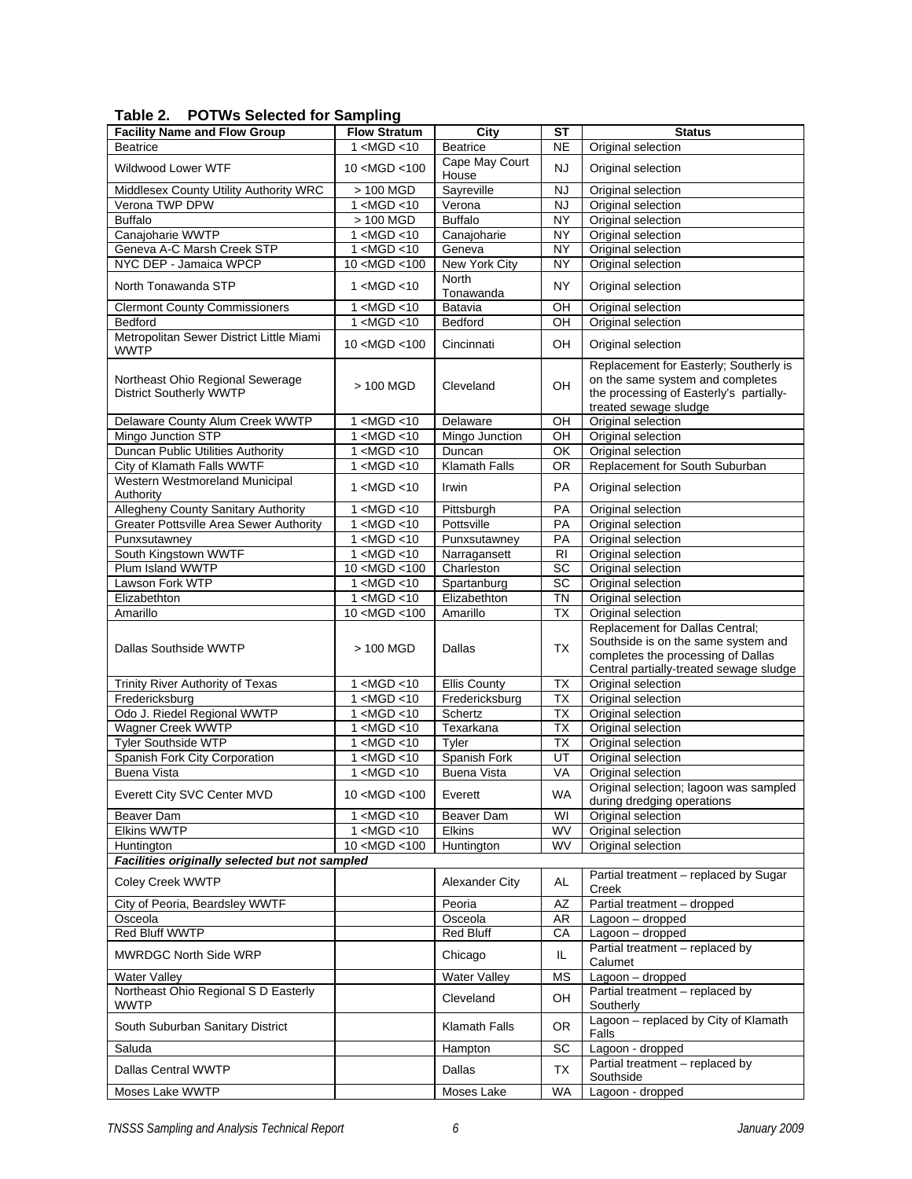**Table 2. POTWs Selected for Sampling**

| Facility Name and Flow Group | Flow Stratum | City | ST | Status |
|---|---|---|---|---|
| Beatrice | 1 <MGD <10 | Beatrice | NE | Original selection |
| Wildwood Lower WTF | 10 <MGD <100 | Cape May Court House | NJ | Original selection |
| Middlesex County Utility Authority WRC | > 100 MGD | Sayreville | NJ | Original selection |
| Verona TWP DPW | 1 <MGD <10 | Verona | NJ | Original selection |
| Buffalo | > 100 MGD | Buffalo | NY | Original selection |
| Canajoharie WWTP | 1 <MGD <10 | Canajoharie | NY | Original selection |
| Geneva A-C Marsh Creek STP | 1 <MGD <10 | Geneva | NY | Original selection |
| NYC DEP - Jamaica WPCP | 10 <MGD <100 | New York City | NY | Original selection |
| North Tonawanda STP | 1 <MGD <10 | North Tonawanda | NY | Original selection |
| Clermont County Commissioners | 1 <MGD <10 | Batavia | OH | Original selection |
| Bedford | 1 <MGD <10 | Bedford | OH | Original selection |
| Metropolitan Sewer District Little Miami WWTP | 10 <MGD <100 | Cincinnati | OH | Original selection |
| Northeast Ohio Regional Sewerage District Southerly WWTP | > 100 MGD | Cleveland | OH | Replacement for Easterly; Southerly is on the same system and completes the processing of Easterly's partially-treated sewage sludge |
| Delaware County Alum Creek WWTP | 1 <MGD <10 | Delaware | OH | Original selection |
| Mingo Junction STP | 1 <MGD <10 | Mingo Junction | OH | Original selection |
| Duncan Public Utilities Authority | 1 <MGD <10 | Duncan | OK | Original selection |
| City of Klamath Falls WWTF | 1 <MGD <10 | Klamath Falls | OR | Replacement for South Suburban |
| Western Westmoreland Municipal Authority | 1 <MGD <10 | Irwin | PA | Original selection |
| Allegheny County Sanitary Authority | 1 <MGD <10 | Pittsburgh | PA | Original selection |
| Greater Pottsville Area Sewer Authority | 1 <MGD <10 | Pottsville | PA | Original selection |
| Punxsutawney | 1 <MGD <10 | Punxsutawney | PA | Original selection |
| South Kingstown WWTF | 1 <MGD <10 | Narragansett | RI | Original selection |
| Plum Island WWTP | 10 <MGD <100 | Charleston | SC | Original selection |
| Lawson Fork WTP | 1 <MGD <10 | Spartanburg | SC | Original selection |
| Elizabethton | 1 <MGD <10 | Elizabethton | TN | Original selection |
| Amarillo | 10 <MGD <100 | Amarillo | TX | Original selection |
| Dallas Southside WWTP | > 100 MGD | Dallas | TX | Replacement for Dallas Central; Southside is on the same system and completes the processing of Dallas Central partially-treated sewage sludge |
| Trinity River Authority of Texas | 1 <MGD <10 | Ellis County | TX | Original selection |
| Fredericksburg | 1 <MGD <10 | Fredericksburg | TX | Original selection |
| Odo J. Riedel Regional WWTP | 1 <MGD <10 | Schertz | TX | Original selection |
| Wagner Creek WWTP | 1 <MGD <10 | Texarkana | TX | Original selection |
| Tyler Southside WTP | 1 <MGD <10 | Tyler | TX | Original selection |
| Spanish Fork City Corporation | 1 <MGD <10 | Spanish Fork | UT | Original selection |
| Buena Vista | 1 <MGD <10 | Buena Vista | VA | Original selection |
| Everett City SVC Center MVD | 10 <MGD <100 | Everett | WA | Original selection; lagoon was sampled during dredging operations |
| Beaver Dam | 1 <MGD <10 | Beaver Dam | WI | Original selection |
| Elkins WWTP | 1 <MGD <10 | Elkins | WV | Original selection |
| Huntington | 10 <MGD <100 | Huntington | WV | Original selection |
| ***Facilities originally selected but not sampled*** | | | | |
| Coley Creek WWTP | | Alexander City | AL | Partial treatment – replaced by Sugar Creek |
| City of Peoria, Beardsley WWTF | | Peoria | AZ | Partial treatment – dropped |
| Osceola | | Osceola | AR | Lagoon – dropped |
| Red Bluff WWTP | | Red Bluff | CA | Lagoon – dropped |
| MWRDGC North Side WRP | | Chicago | IL | Partial treatment – replaced by Calumet |
| Water Valley | | Water Valley | MS | Lagoon – dropped |
| Northeast Ohio Regional S D Easterly WWTP | | Cleveland | OH | Partial treatment – replaced by Southerly |
| South Suburban Sanitary District | | Klamath Falls | OR | Lagoon – replaced by City of Klamath Falls |
| Saluda | | Hampton | SC | Lagoon - dropped |
| Dallas Central WWTP | | Dallas | TX | Partial treatment – replaced by Southside |
| Moses Lake WWTP | | Moses Lake | WA | Lagoon - dropped |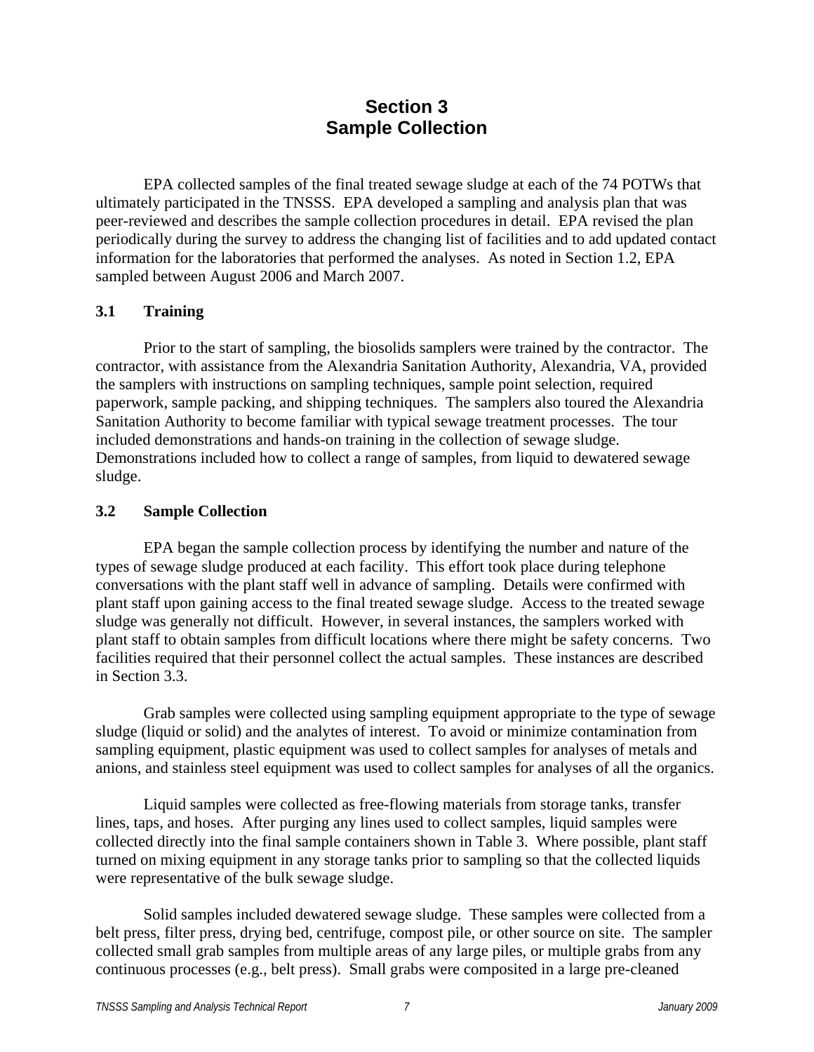# Section 3
# Sample Collection

EPA collected samples of the final treated sewage sludge at each of the 74 POTWs that ultimately participated in the TNSSS. EPA developed a sampling and analysis plan that was peer-reviewed and describes the sample collection procedures in detail. EPA revised the plan periodically during the survey to address the changing list of facilities and to add updated contact information for the laboratories that performed the analyses. As noted in Section 1.2, EPA sampled between August 2006 and March 2007.

## 3.1 Training

Prior to the start of sampling, the biosolids samplers were trained by the contractor. The contractor, with assistance from the Alexandria Sanitation Authority, Alexandria, VA, provided the samplers with instructions on sampling techniques, sample point selection, required paperwork, sample packing, and shipping techniques. The samplers also toured the Alexandria Sanitation Authority to become familiar with typical sewage treatment processes. The tour included demonstrations and hands-on training in the collection of sewage sludge. Demonstrations included how to collect a range of samples, from liquid to dewatered sewage sludge.

## 3.2 Sample Collection

EPA began the sample collection process by identifying the number and nature of the types of sewage sludge produced at each facility. This effort took place during telephone conversations with the plant staff well in advance of sampling. Details were confirmed with plant staff upon gaining access to the final treated sewage sludge. Access to the treated sewage sludge was generally not difficult. However, in several instances, the samplers worked with plant staff to obtain samples from difficult locations where there might be safety concerns. Two facilities required that their personnel collect the actual samples. These instances are described in Section 3.3.

Grab samples were collected using sampling equipment appropriate to the type of sewage sludge (liquid or solid) and the analytes of interest. To avoid or minimize contamination from sampling equipment, plastic equipment was used to collect samples for analyses of metals and anions, and stainless steel equipment was used to collect samples for analyses of all the organics.

Liquid samples were collected as free-flowing materials from storage tanks, transfer lines, taps, and hoses. After purging any lines used to collect samples, liquid samples were collected directly into the final sample containers shown in Table 3. Where possible, plant staff turned on mixing equipment in any storage tanks prior to sampling so that the collected liquids were representative of the bulk sewage sludge.

Solid samples included dewatered sewage sludge. These samples were collected from a belt press, filter press, drying bed, centrifuge, compost pile, or other source on site. The sampler collected small grab samples from multiple areas of any large piles, or multiple grabs from any continuous processes (e.g., belt press). Small grabs were composited in a large pre-cleaned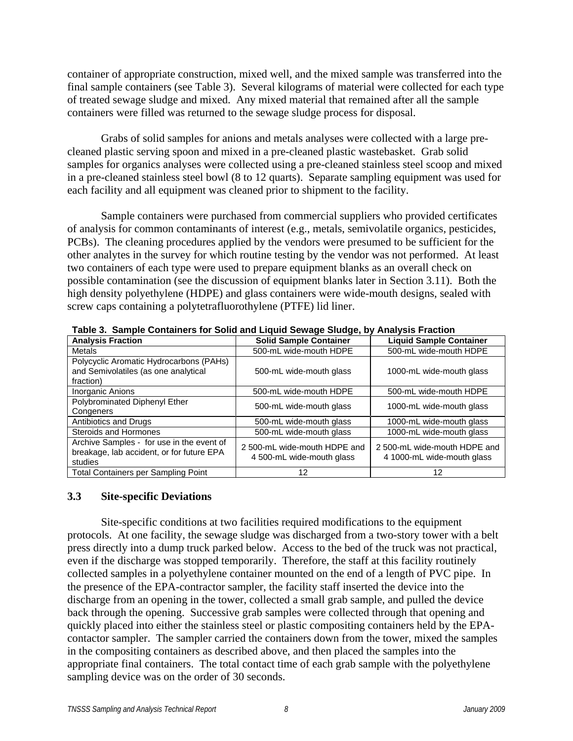container of appropriate construction, mixed well, and the mixed sample was transferred into the final sample containers (see Table 3). Several kilograms of material were collected for each type of treated sewage sludge and mixed. Any mixed material that remained after all the sample containers were filled was returned to the sewage sludge process for disposal.

Grabs of solid samples for anions and metals analyses were collected with a large pre-cleaned plastic serving spoon and mixed in a pre-cleaned plastic wastebasket. Grab solid samples for organics analyses were collected using a pre-cleaned stainless steel scoop and mixed in a pre-cleaned stainless steel bowl (8 to 12 quarts). Separate sampling equipment was used for each facility and all equipment was cleaned prior to shipment to the facility.

Sample containers were purchased from commercial suppliers who provided certificates of analysis for common contaminants of interest (e.g., metals, semivolatile organics, pesticides, PCBs). The cleaning procedures applied by the vendors were presumed to be sufficient for the other analytes in the survey for which routine testing by the vendor was not performed. At least two containers of each type were used to prepare equipment blanks as an overall check on possible contamination (see the discussion of equipment blanks later in Section 3.11). Both the high density polyethylene (HDPE) and glass containers were wide-mouth designs, sealed with screw caps containing a polytetrafluorothylene (PTFE) lid liner.

**Table 3. Sample Containers for Solid and Liquid Sewage Sludge, by Analysis Fraction**

| Analysis Fraction | Solid Sample Container | Liquid Sample Container |
|---|---|---|
| Metals | 500-mL wide-mouth HDPE | 500-mL wide-mouth HDPE |
| Polycyclic Aromatic Hydrocarbons (PAHs) and Semivolatiles (as one analytical fraction) | 500-mL wide-mouth glass | 1000-mL wide-mouth glass |
| Inorganic Anions | 500-mL wide-mouth HDPE | 500-mL wide-mouth HDPE |
| Polybrominated Diphenyl Ether Congeners | 500-mL wide-mouth glass | 1000-mL wide-mouth glass |
| Antibiotics and Drugs | 500-mL wide-mouth glass | 1000-mL wide-mouth glass |
| Steroids and Hormones | 500-mL wide-mouth glass | 1000-mL wide-mouth glass |
| Archive Samples - for use in the event of breakage, lab accident, or for future EPA studies | 2 500-mL wide-mouth HDPE and 4 500-mL wide-mouth glass | 2 500-mL wide-mouth HDPE and 4 1000-mL wide-mouth glass |
| Total Containers per Sampling Point | 12 | 12 |

### 3.3 Site-specific Deviations

Site-specific conditions at two facilities required modifications to the equipment protocols. At one facility, the sewage sludge was discharged from a two-story tower with a belt press directly into a dump truck parked below. Access to the bed of the truck was not practical, even if the discharge was stopped temporarily. Therefore, the staff at this facility routinely collected samples in a polyethylene container mounted on the end of a length of PVC pipe. In the presence of the EPA-contractor sampler, the facility staff inserted the device into the discharge from an opening in the tower, collected a small grab sample, and pulled the device back through the opening. Successive grab samples were collected through that opening and quickly placed into either the stainless steel or plastic compositing containers held by the EPA-contactor sampler. The sampler carried the containers down from the tower, mixed the samples in the compositing containers as described above, and then placed the samples into the appropriate final containers. The total contact time of each grab sample with the polyethylene sampling device was on the order of 30 seconds.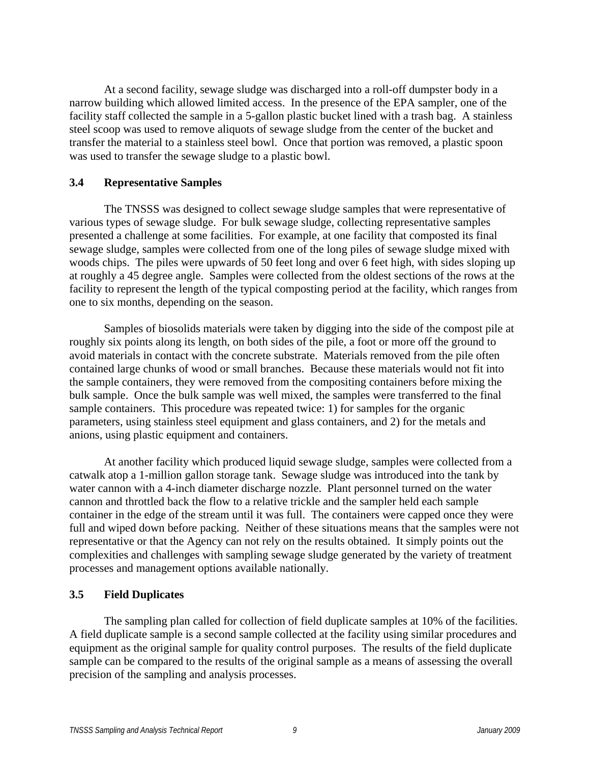At a second facility, sewage sludge was discharged into a roll-off dumpster body in a narrow building which allowed limited access. In the presence of the EPA sampler, one of the facility staff collected the sample in a 5-gallon plastic bucket lined with a trash bag. A stainless steel scoop was used to remove aliquots of sewage sludge from the center of the bucket and transfer the material to a stainless steel bowl. Once that portion was removed, a plastic spoon was used to transfer the sewage sludge to a plastic bowl.

### 3.4 Representative Samples

The TNSSS was designed to collect sewage sludge samples that were representative of various types of sewage sludge. For bulk sewage sludge, collecting representative samples presented a challenge at some facilities. For example, at one facility that composted its final sewage sludge, samples were collected from one of the long piles of sewage sludge mixed with woods chips. The piles were upwards of 50 feet long and over 6 feet high, with sides sloping up at roughly a 45 degree angle. Samples were collected from the oldest sections of the rows at the facility to represent the length of the typical composting period at the facility, which ranges from one to six months, depending on the season.

Samples of biosolids materials were taken by digging into the side of the compost pile at roughly six points along its length, on both sides of the pile, a foot or more off the ground to avoid materials in contact with the concrete substrate. Materials removed from the pile often contained large chunks of wood or small branches. Because these materials would not fit into the sample containers, they were removed from the compositing containers before mixing the bulk sample. Once the bulk sample was well mixed, the samples were transferred to the final sample containers. This procedure was repeated twice: 1) for samples for the organic parameters, using stainless steel equipment and glass containers, and 2) for the metals and anions, using plastic equipment and containers.

At another facility which produced liquid sewage sludge, samples were collected from a catwalk atop a 1-million gallon storage tank. Sewage sludge was introduced into the tank by water cannon with a 4-inch diameter discharge nozzle. Plant personnel turned on the water cannon and throttled back the flow to a relative trickle and the sampler held each sample container in the edge of the stream until it was full. The containers were capped once they were full and wiped down before packing. Neither of these situations means that the samples were not representative or that the Agency can not rely on the results obtained. It simply points out the complexities and challenges with sampling sewage sludge generated by the variety of treatment processes and management options available nationally.

### 3.5 Field Duplicates

The sampling plan called for collection of field duplicate samples at 10% of the facilities. A field duplicate sample is a second sample collected at the facility using similar procedures and equipment as the original sample for quality control purposes. The results of the field duplicate sample can be compared to the results of the original sample as a means of assessing the overall precision of the sampling and analysis processes.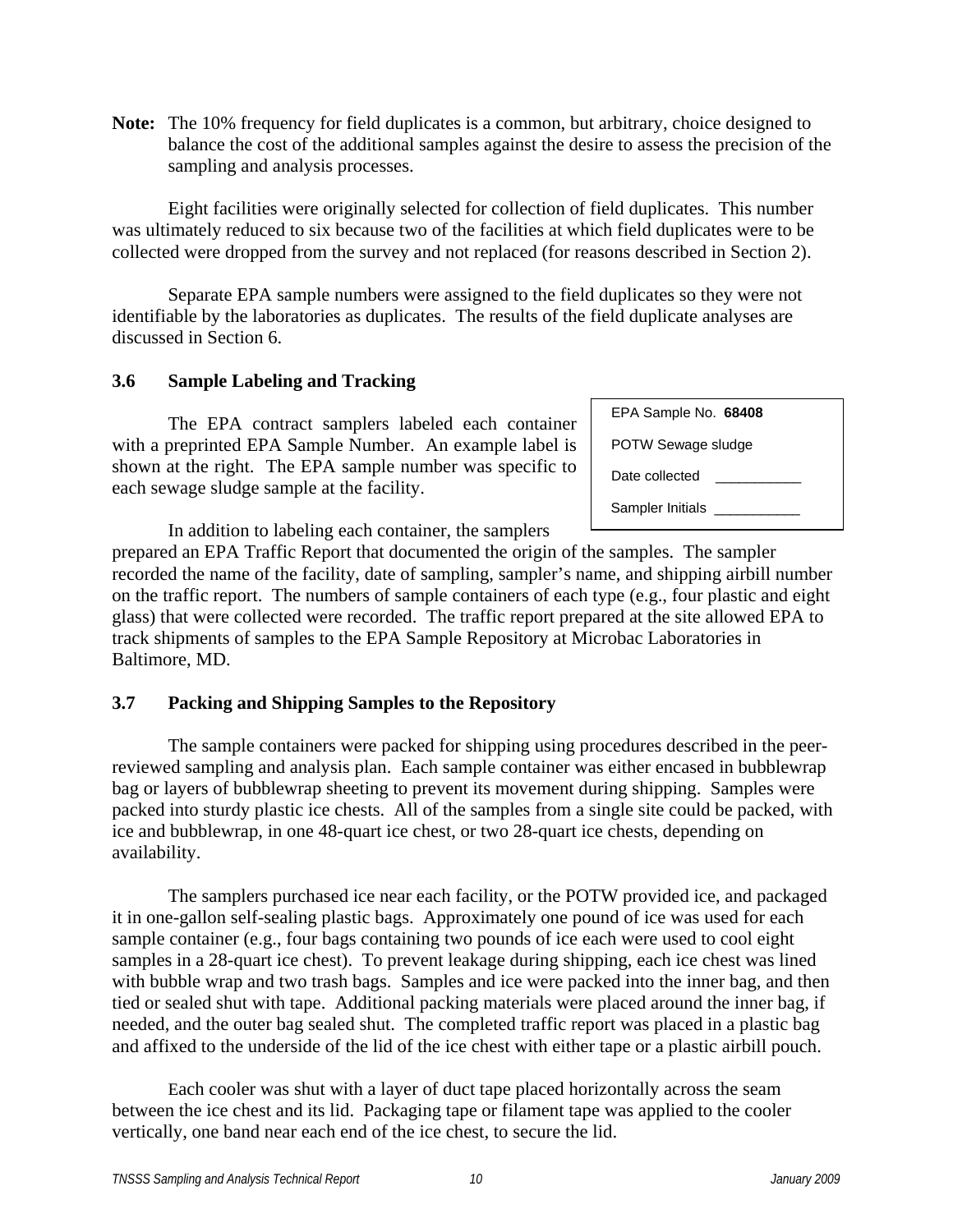**Note:** The 10% frequency for field duplicates is a common, but arbitrary, choice designed to balance the cost of the additional samples against the desire to assess the precision of the sampling and analysis processes.

Eight facilities were originally selected for collection of field duplicates. This number was ultimately reduced to six because two of the facilities at which field duplicates were to be collected were dropped from the survey and not replaced (for reasons described in Section 2).

Separate EPA sample numbers were assigned to the field duplicates so they were not identifiable by the laboratories as duplicates. The results of the field duplicate analyses are discussed in Section 6.

### 3.6 Sample Labeling and Tracking

The EPA contract samplers labeled each container with a preprinted EPA Sample Number. An example label is shown at the right. The EPA sample number was specific to each sewage sludge sample at the facility.

| EPA Sample No. **68408** |
|---|
| POTW Sewage sludge |
| Date collected ___________ |
| Sampler Initials ___________ |

In addition to labeling each container, the samplers prepared an EPA Traffic Report that documented the origin of the samples. The sampler recorded the name of the facility, date of sampling, sampler's name, and shipping airbill number on the traffic report. The numbers of sample containers of each type (e.g., four plastic and eight glass) that were collected were recorded. The traffic report prepared at the site allowed EPA to track shipments of samples to the EPA Sample Repository at Microbac Laboratories in Baltimore, MD.

### 3.7 Packing and Shipping Samples to the Repository

The sample containers were packed for shipping using procedures described in the peer-reviewed sampling and analysis plan. Each sample container was either encased in bubblewrap bag or layers of bubblewrap sheeting to prevent its movement during shipping. Samples were packed into sturdy plastic ice chests. All of the samples from a single site could be packed, with ice and bubblewrap, in one 48-quart ice chest, or two 28-quart ice chests, depending on availability.

The samplers purchased ice near each facility, or the POTW provided ice, and packaged it in one-gallon self-sealing plastic bags. Approximately one pound of ice was used for each sample container (e.g., four bags containing two pounds of ice each were used to cool eight samples in a 28-quart ice chest). To prevent leakage during shipping, each ice chest was lined with bubble wrap and two trash bags. Samples and ice were packed into the inner bag, and then tied or sealed shut with tape. Additional packing materials were placed around the inner bag, if needed, and the outer bag sealed shut. The completed traffic report was placed in a plastic bag and affixed to the underside of the lid of the ice chest with either tape or a plastic airbill pouch.

Each cooler was shut with a layer of duct tape placed horizontally across the seam between the ice chest and its lid. Packaging tape or filament tape was applied to the cooler vertically, one band near each end of the ice chest, to secure the lid.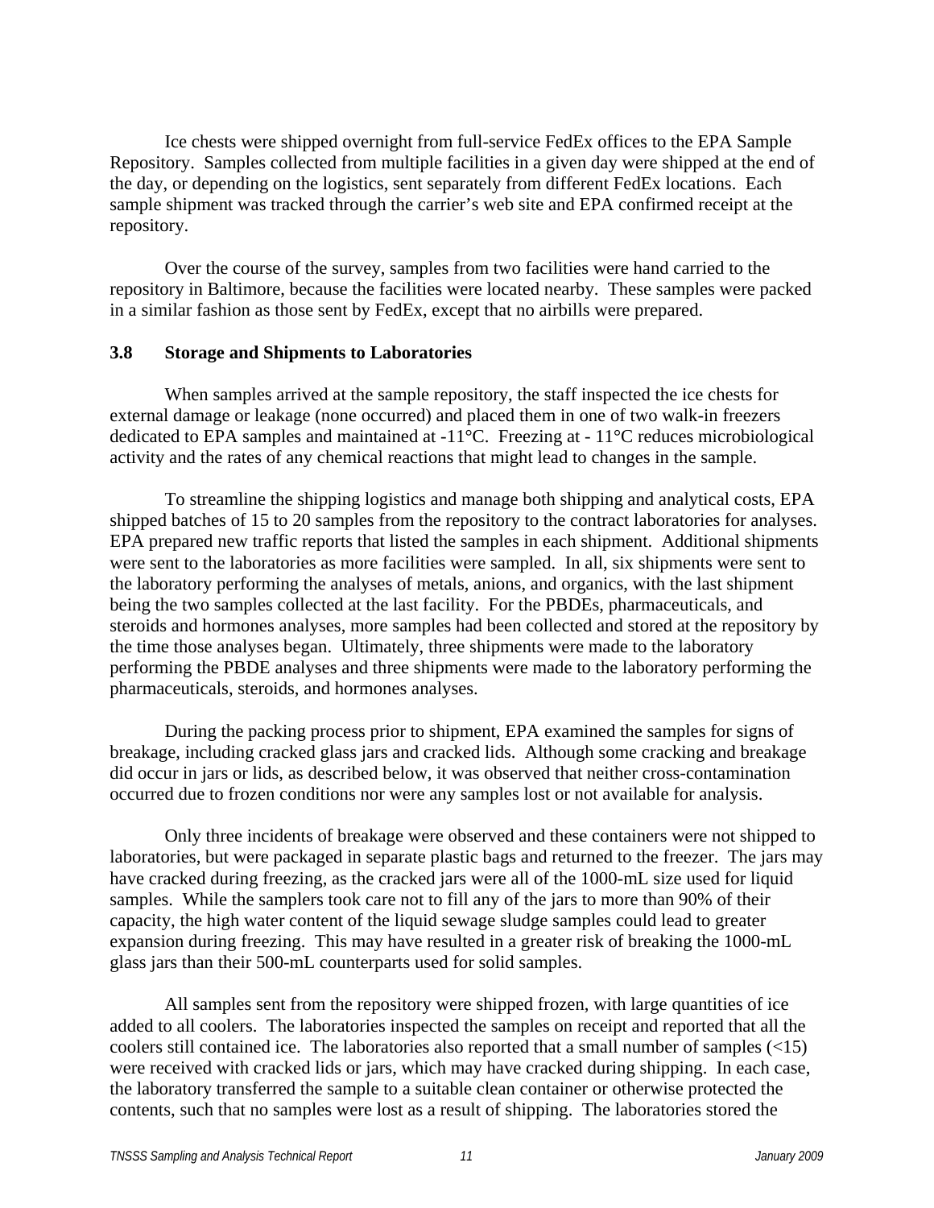Ice chests were shipped overnight from full-service FedEx offices to the EPA Sample Repository. Samples collected from multiple facilities in a given day were shipped at the end of the day, or depending on the logistics, sent separately from different FedEx locations. Each sample shipment was tracked through the carrier's web site and EPA confirmed receipt at the repository.

Over the course of the survey, samples from two facilities were hand carried to the repository in Baltimore, because the facilities were located nearby. These samples were packed in a similar fashion as those sent by FedEx, except that no airbills were prepared.

### 3.8 Storage and Shipments to Laboratories

When samples arrived at the sample repository, the staff inspected the ice chests for external damage or leakage (none occurred) and placed them in one of two walk-in freezers dedicated to EPA samples and maintained at -11°C. Freezing at - 11°C reduces microbiological activity and the rates of any chemical reactions that might lead to changes in the sample.

To streamline the shipping logistics and manage both shipping and analytical costs, EPA shipped batches of 15 to 20 samples from the repository to the contract laboratories for analyses. EPA prepared new traffic reports that listed the samples in each shipment. Additional shipments were sent to the laboratories as more facilities were sampled. In all, six shipments were sent to the laboratory performing the analyses of metals, anions, and organics, with the last shipment being the two samples collected at the last facility. For the PBDEs, pharmaceuticals, and steroids and hormones analyses, more samples had been collected and stored at the repository by the time those analyses began. Ultimately, three shipments were made to the laboratory performing the PBDE analyses and three shipments were made to the laboratory performing the pharmaceuticals, steroids, and hormones analyses.

During the packing process prior to shipment, EPA examined the samples for signs of breakage, including cracked glass jars and cracked lids. Although some cracking and breakage did occur in jars or lids, as described below, it was observed that neither cross-contamination occurred due to frozen conditions nor were any samples lost or not available for analysis.

Only three incidents of breakage were observed and these containers were not shipped to laboratories, but were packaged in separate plastic bags and returned to the freezer. The jars may have cracked during freezing, as the cracked jars were all of the 1000-mL size used for liquid samples. While the samplers took care not to fill any of the jars to more than 90% of their capacity, the high water content of the liquid sewage sludge samples could lead to greater expansion during freezing. This may have resulted in a greater risk of breaking the 1000-mL glass jars than their 500-mL counterparts used for solid samples.

All samples sent from the repository were shipped frozen, with large quantities of ice added to all coolers. The laboratories inspected the samples on receipt and reported that all the coolers still contained ice. The laboratories also reported that a small number of samples (<15) were received with cracked lids or jars, which may have cracked during shipping. In each case, the laboratory transferred the sample to a suitable clean container or otherwise protected the contents, such that no samples were lost as a result of shipping. The laboratories stored the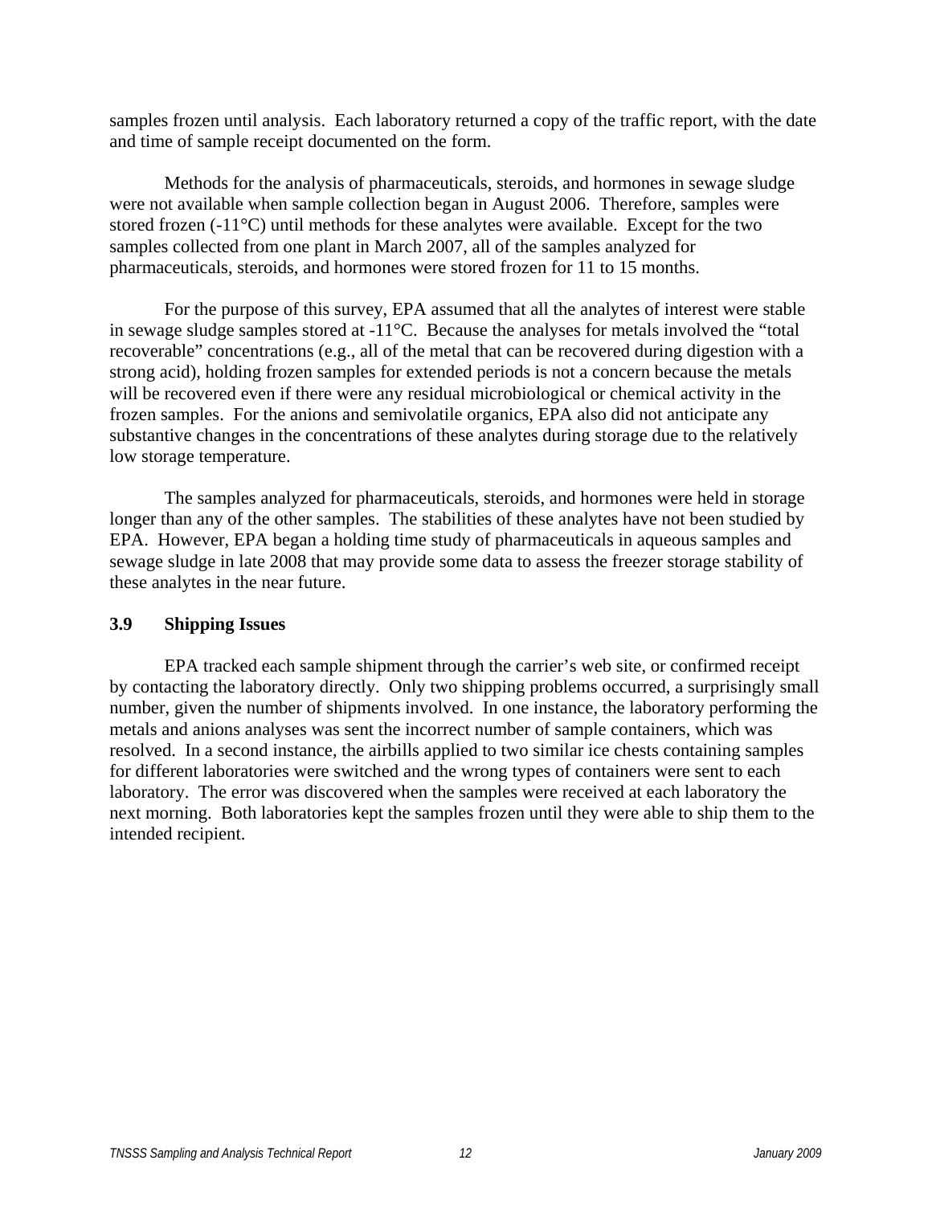samples frozen until analysis. Each laboratory returned a copy of the traffic report, with the date and time of sample receipt documented on the form.

Methods for the analysis of pharmaceuticals, steroids, and hormones in sewage sludge were not available when sample collection began in August 2006. Therefore, samples were stored frozen (-11°C) until methods for these analytes were available. Except for the two samples collected from one plant in March 2007, all of the samples analyzed for pharmaceuticals, steroids, and hormones were stored frozen for 11 to 15 months.

For the purpose of this survey, EPA assumed that all the analytes of interest were stable in sewage sludge samples stored at -11°C. Because the analyses for metals involved the "total recoverable" concentrations (e.g., all of the metal that can be recovered during digestion with a strong acid), holding frozen samples for extended periods is not a concern because the metals will be recovered even if there were any residual microbiological or chemical activity in the frozen samples. For the anions and semivolatile organics, EPA also did not anticipate any substantive changes in the concentrations of these analytes during storage due to the relatively low storage temperature.

The samples analyzed for pharmaceuticals, steroids, and hormones were held in storage longer than any of the other samples. The stabilities of these analytes have not been studied by EPA. However, EPA began a holding time study of pharmaceuticals in aqueous samples and sewage sludge in late 2008 that may provide some data to assess the freezer storage stability of these analytes in the near future.

### 3.9 Shipping Issues

EPA tracked each sample shipment through the carrier's web site, or confirmed receipt by contacting the laboratory directly. Only two shipping problems occurred, a surprisingly small number, given the number of shipments involved. In one instance, the laboratory performing the metals and anions analyses was sent the incorrect number of sample containers, which was resolved. In a second instance, the airbills applied to two similar ice chests containing samples for different laboratories were switched and the wrong types of containers were sent to each laboratory. The error was discovered when the samples were received at each laboratory the next morning. Both laboratories kept the samples frozen until they were able to ship them to the intended recipient.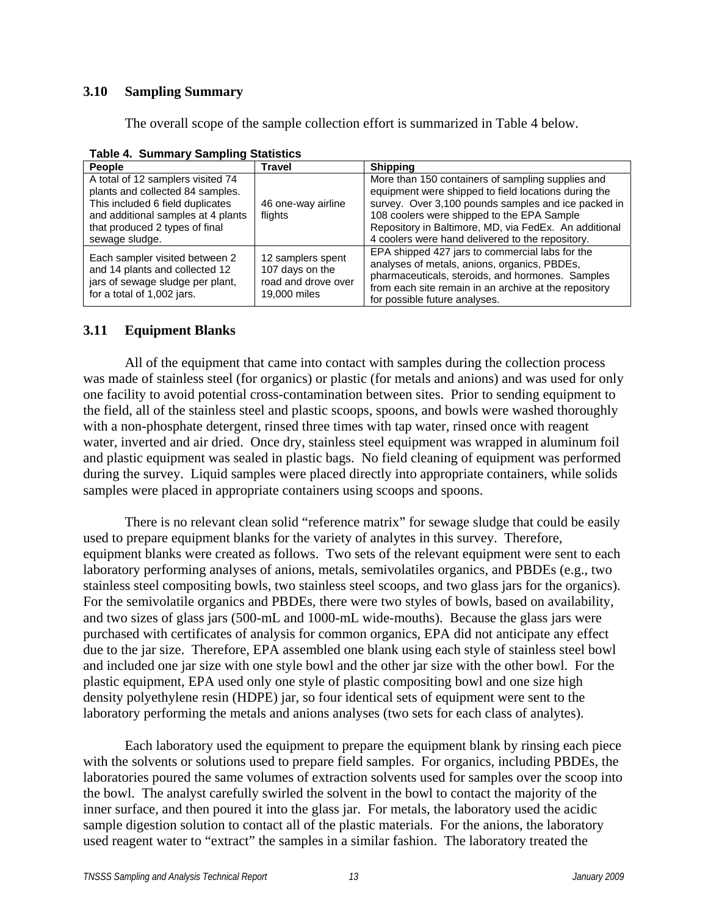## 3.10 Sampling Summary

The overall scope of the sample collection effort is summarized in Table 4 below.

**Table 4. Summary Sampling Statistics**

| People | Travel | Shipping |
|---|---|---|
| A total of 12 samplers visited 74 plants and collected 84 samples. This included 6 field duplicates and additional samples at 4 plants that produced 2 types of final sewage sludge. | 46 one-way airline flights | More than 150 containers of sampling supplies and equipment were shipped to field locations during the survey. Over 3,100 pounds samples and ice packed in 108 coolers were shipped to the EPA Sample Repository in Baltimore, MD, via FedEx. An additional 4 coolers were hand delivered to the repository. |
| Each sampler visited between 2 and 14 plants and collected 12 jars of sewage sludge per plant, for a total of 1,002 jars. | 12 samplers spent 107 days on the road and drove over 19,000 miles | EPA shipped 427 jars to commercial labs for the analyses of metals, anions, organics, PBDEs, pharmaceuticals, steroids, and hormones. Samples from each site remain in an archive at the repository for possible future analyses. |

## 3.11 Equipment Blanks

All of the equipment that came into contact with samples during the collection process was made of stainless steel (for organics) or plastic (for metals and anions) and was used for only one facility to avoid potential cross-contamination between sites. Prior to sending equipment to the field, all of the stainless steel and plastic scoops, spoons, and bowls were washed thoroughly with a non-phosphate detergent, rinsed three times with tap water, rinsed once with reagent water, inverted and air dried. Once dry, stainless steel equipment was wrapped in aluminum foil and plastic equipment was sealed in plastic bags. No field cleaning of equipment was performed during the survey. Liquid samples were placed directly into appropriate containers, while solids samples were placed in appropriate containers using scoops and spoons.

There is no relevant clean solid "reference matrix" for sewage sludge that could be easily used to prepare equipment blanks for the variety of analytes in this survey. Therefore, equipment blanks were created as follows. Two sets of the relevant equipment were sent to each laboratory performing analyses of anions, metals, semivolatiles organics, and PBDEs (e.g., two stainless steel compositing bowls, two stainless steel scoops, and two glass jars for the organics). For the semivolatile organics and PBDEs, there were two styles of bowls, based on availability, and two sizes of glass jars (500-mL and 1000-mL wide-mouths). Because the glass jars were purchased with certificates of analysis for common organics, EPA did not anticipate any effect due to the jar size. Therefore, EPA assembled one blank using each style of stainless steel bowl and included one jar size with one style bowl and the other jar size with the other bowl. For the plastic equipment, EPA used only one style of plastic compositing bowl and one size high density polyethylene resin (HDPE) jar, so four identical sets of equipment were sent to the laboratory performing the metals and anions analyses (two sets for each class of analytes).

Each laboratory used the equipment to prepare the equipment blank by rinsing each piece with the solvents or solutions used to prepare field samples. For organics, including PBDEs, the laboratories poured the same volumes of extraction solvents used for samples over the scoop into the bowl. The analyst carefully swirled the solvent in the bowl to contact the majority of the inner surface, and then poured it into the glass jar. For metals, the laboratory used the acidic sample digestion solution to contact all of the plastic materials. For the anions, the laboratory used reagent water to "extract" the samples in a similar fashion. The laboratory treated the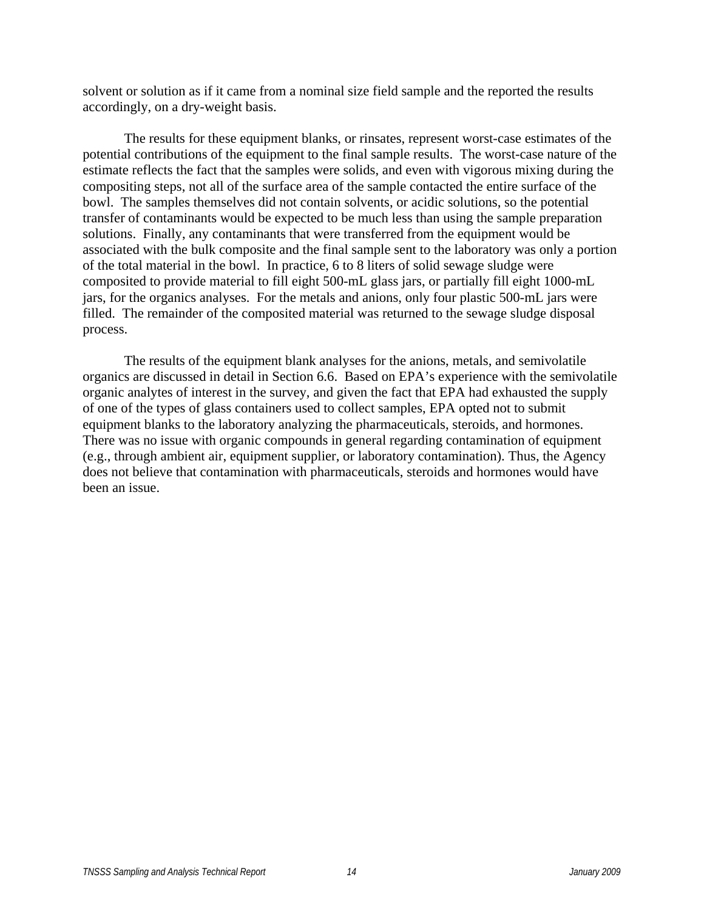solvent or solution as if it came from a nominal size field sample and the reported the results accordingly, on a dry-weight basis.

The results for these equipment blanks, or rinsates, represent worst-case estimates of the potential contributions of the equipment to the final sample results. The worst-case nature of the estimate reflects the fact that the samples were solids, and even with vigorous mixing during the compositing steps, not all of the surface area of the sample contacted the entire surface of the bowl. The samples themselves did not contain solvents, or acidic solutions, so the potential transfer of contaminants would be expected to be much less than using the sample preparation solutions. Finally, any contaminants that were transferred from the equipment would be associated with the bulk composite and the final sample sent to the laboratory was only a portion of the total material in the bowl. In practice, 6 to 8 liters of solid sewage sludge were composited to provide material to fill eight 500-mL glass jars, or partially fill eight 1000-mL jars, for the organics analyses. For the metals and anions, only four plastic 500-mL jars were filled. The remainder of the composited material was returned to the sewage sludge disposal process.

The results of the equipment blank analyses for the anions, metals, and semivolatile organics are discussed in detail in Section 6.6. Based on EPA's experience with the semivolatile organic analytes of interest in the survey, and given the fact that EPA had exhausted the supply of one of the types of glass containers used to collect samples, EPA opted not to submit equipment blanks to the laboratory analyzing the pharmaceuticals, steroids, and hormones. There was no issue with organic compounds in general regarding contamination of equipment (e.g., through ambient air, equipment supplier, or laboratory contamination). Thus, the Agency does not believe that contamination with pharmaceuticals, steroids and hormones would have been an issue.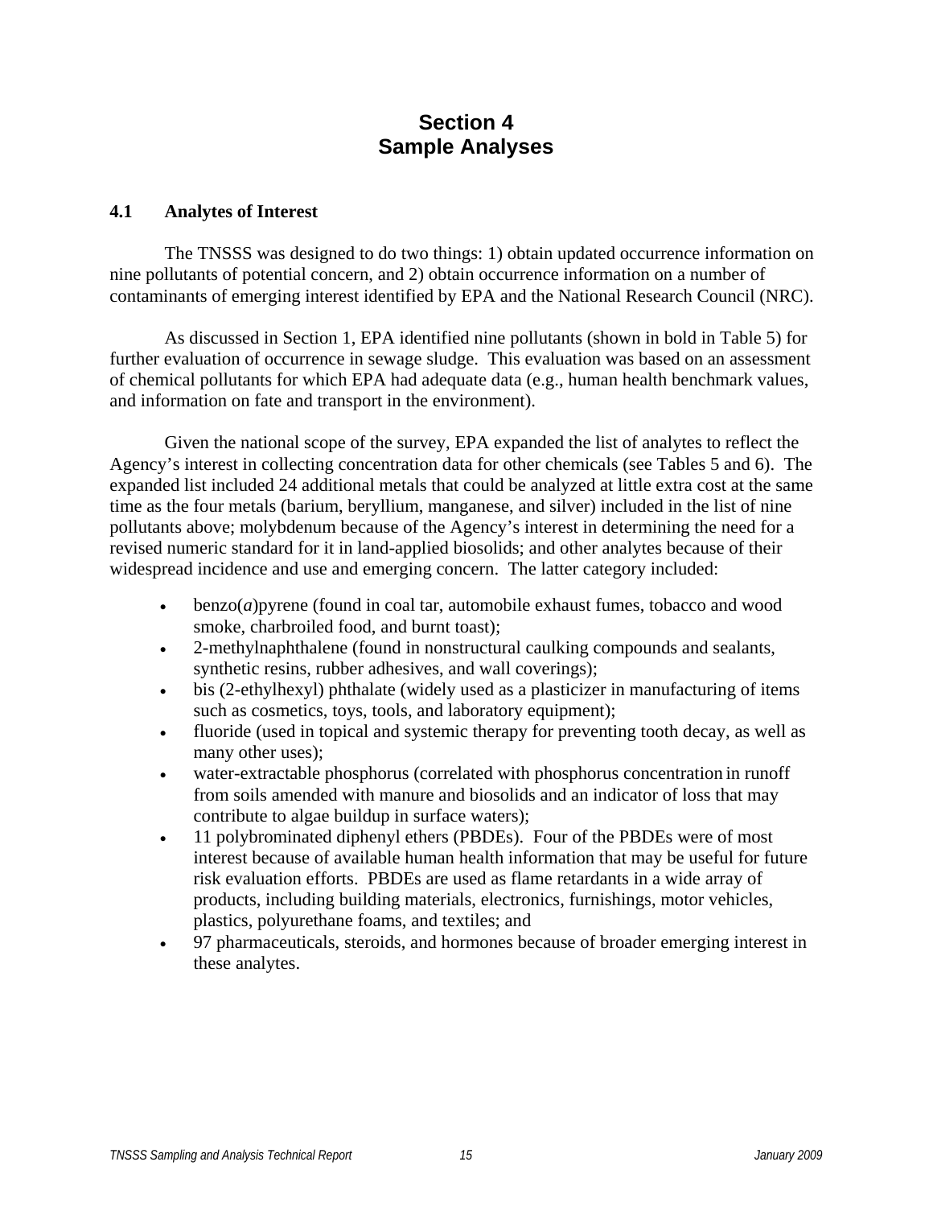# Section 4
# Sample Analyses

## 4.1 Analytes of Interest

The TNSSS was designed to do two things: 1) obtain updated occurrence information on nine pollutants of potential concern, and 2) obtain occurrence information on a number of contaminants of emerging interest identified by EPA and the National Research Council (NRC).

As discussed in Section 1, EPA identified nine pollutants (shown in bold in Table 5) for further evaluation of occurrence in sewage sludge. This evaluation was based on an assessment of chemical pollutants for which EPA had adequate data (e.g., human health benchmark values, and information on fate and transport in the environment).

Given the national scope of the survey, EPA expanded the list of analytes to reflect the Agency's interest in collecting concentration data for other chemicals (see Tables 5 and 6). The expanded list included 24 additional metals that could be analyzed at little extra cost at the same time as the four metals (barium, beryllium, manganese, and silver) included in the list of nine pollutants above; molybdenum because of the Agency's interest in determining the need for a revised numeric standard for it in land-applied biosolids; and other analytes because of their widespread incidence and use and emerging concern. The latter category included:

- benzo(*a*)pyrene (found in coal tar, automobile exhaust fumes, tobacco and wood smoke, charbroiled food, and burnt toast);
- 2-methylnaphthalene (found in nonstructural caulking compounds and sealants, synthetic resins, rubber adhesives, and wall coverings);
- bis (2-ethylhexyl) phthalate (widely used as a plasticizer in manufacturing of items such as cosmetics, toys, tools, and laboratory equipment);
- fluoride (used in topical and systemic therapy for preventing tooth decay, as well as many other uses);
- water-extractable phosphorus (correlated with phosphorus concentration in runoff from soils amended with manure and biosolids and an indicator of loss that may contribute to algae buildup in surface waters);
- 11 polybrominated diphenyl ethers (PBDEs). Four of the PBDEs were of most interest because of available human health information that may be useful for future risk evaluation efforts. PBDEs are used as flame retardants in a wide array of products, including building materials, electronics, furnishings, motor vehicles, plastics, polyurethane foams, and textiles; and
- 97 pharmaceuticals, steroids, and hormones because of broader emerging interest in these analytes.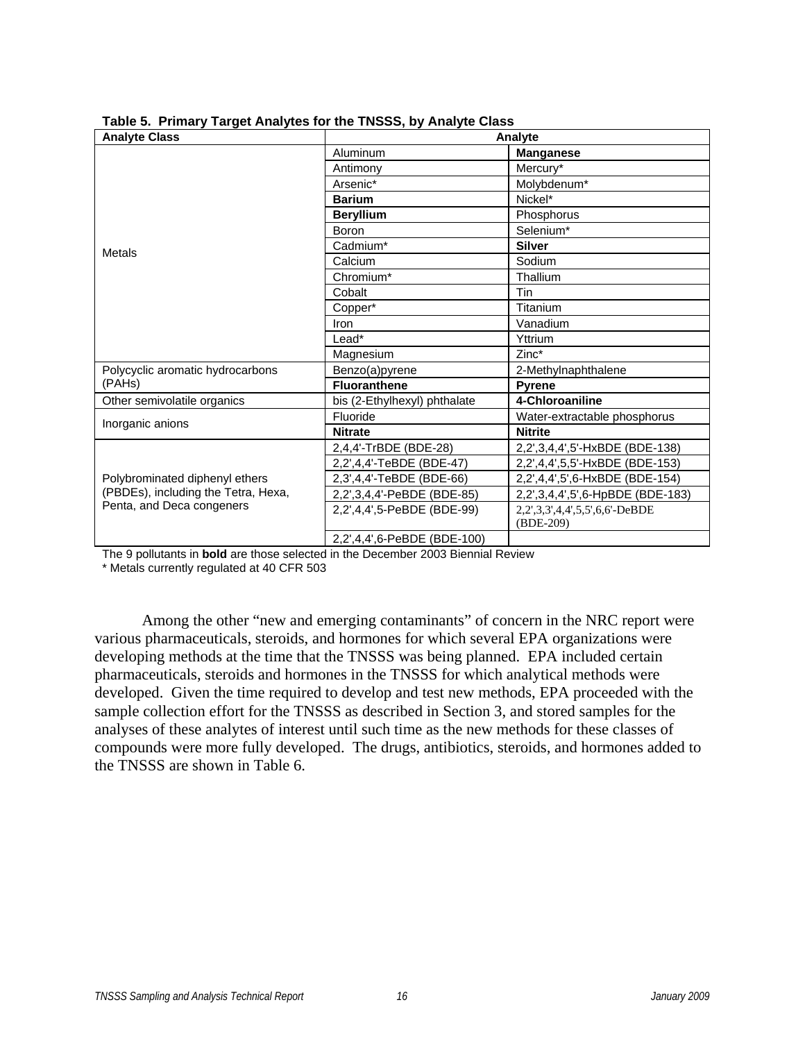**Table 5. Primary Target Analytes for the TNSSS, by Analyte Class**

| Analyte Class | Analyte | |
|---|---|---|
| Metals | Aluminum | **Manganese** |
| | Antimony | Mercury* |
| | Arsenic* | Molybdenum* |
| | **Barium** | Nickel* |
| | **Beryllium** | Phosphorus |
| | Boron | Selenium* |
| | Cadmium* | **Silver** |
| | Calcium | Sodium |
| | Chromium* | Thallium |
| | Cobalt | Tin |
| | Copper* | Titanium |
| | Iron | Vanadium |
| | Lead* | Yttrium |
| | Magnesium | Zinc* |
| Polycyclic aromatic hydrocarbons (PAHs) | Benzo(a)pyrene | 2-Methylnaphthalene |
| | **Fluoranthene** | **Pyrene** |
| Other semivolatile organics | bis (2-Ethylhexyl) phthalate | **4-Chloroaniline** |
| Inorganic anions | Fluoride | Water-extractable phosphorus |
| | **Nitrate** | **Nitrite** |
| Polybrominated diphenyl ethers (PBDEs), including the Tetra, Hexa, Penta, and Deca congeners | 2,4,4'-TrBDE (BDE-28) | 2,2',3,4,4',5'-HxBDE (BDE-138) |
| | 2,2',4,4'-TeBDE (BDE-47) | 2,2',4,4',5,5'-HxBDE (BDE-153) |
| | 2,3',4,4'-TeBDE (BDE-66) | 2,2',4,4',5',6-HxBDE (BDE-154) |
| | 2,2',3,4,4'-PeBDE (BDE-85) | 2,2',3,4,4',5',6-HpBDE (BDE-183) |
| | 2,2',4,4',5-PeBDE (BDE-99) | 2,2',3,3',4,4',5,5',6,6'-DeBDE (BDE-209) |
| | 2,2',4,4',6-PeBDE (BDE-100) | |

The 9 pollutants in **bold** are those selected in the December 2003 Biennial Review

\* Metals currently regulated at 40 CFR 503

Among the other "new and emerging contaminants" of concern in the NRC report were various pharmaceuticals, steroids, and hormones for which several EPA organizations were developing methods at the time that the TNSSS was being planned. EPA included certain pharmaceuticals, steroids and hormones in the TNSSS for which analytical methods were developed. Given the time required to develop and test new methods, EPA proceeded with the sample collection effort for the TNSSS as described in Section 3, and stored samples for the analyses of these analytes of interest until such time as the new methods for these classes of compounds were more fully developed. The drugs, antibiotics, steroids, and hormones added to the TNSSS are shown in Table 6.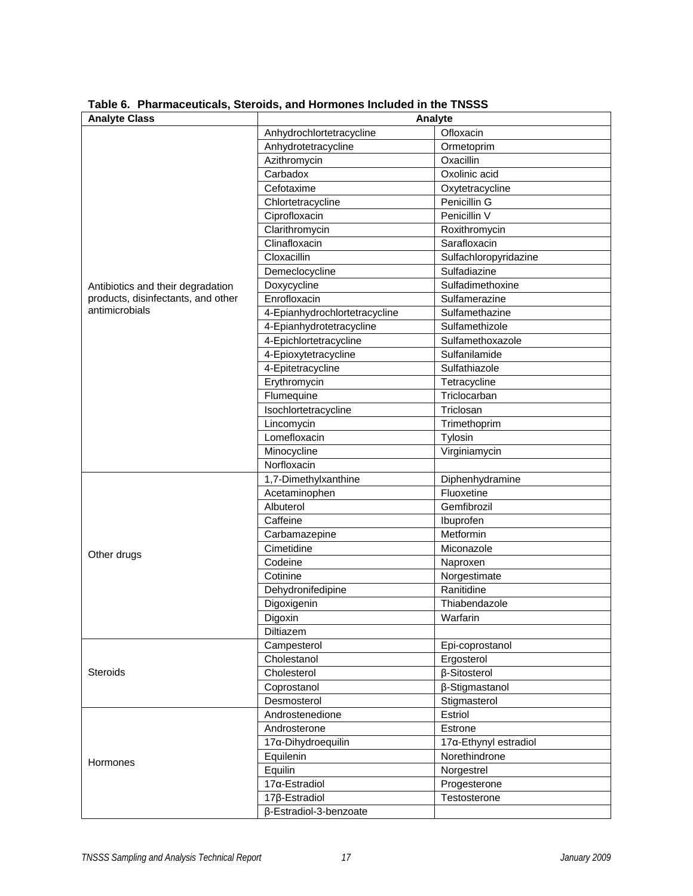**Table 6. Pharmaceuticals, Steroids, and Hormones Included in the TNSSS**

| Analyte Class | Analyte | |
|---|---|---|
| Antibiotics and their degradation products, disinfectants, and other antimicrobials | Anhydrochlortetracycline | Ofloxacin |
| | Anhydrotetracycline | Ormetoprim |
| | Azithromycin | Oxacillin |
| | Carbadox | Oxolinic acid |
| | Cefotaxime | Oxytetracycline |
| | Chlortetracycline | Penicillin G |
| | Ciprofloxacin | Penicillin V |
| | Clarithromycin | Roxithromycin |
| | Clinafloxacin | Sarafloxacin |
| | Cloxacillin | Sulfachloropyridazine |
| | Demeclocycline | Sulfadiazine |
| | Doxycycline | Sulfadimethoxine |
| | Enrofloxacin | Sulfamerazine |
| | 4-Epianhydrochlortetracycline | Sulfamethazine |
| | 4-Epianhydrotetracycline | Sulfamethizole |
| | 4-Epichlortetracycline | Sulfamethoxazole |
| | 4-Epioxytetracycline | Sulfanilamide |
| | 4-Epitetracycline | Sulfathiazole |
| | Erythromycin | Tetracycline |
| | Flumequine | Triclocarban |
| | Isochlortetracycline | Triclosan |
| | Lincomycin | Trimethoprim |
| | Lomefloxacin | Tylosin |
| | Minocycline | Virginiamycin |
| | Norfloxacin | |
| Other drugs | 1,7-Dimethylxanthine | Diphenhydramine |
| | Acetaminophen | Fluoxetine |
| | Albuterol | Gemfibrozil |
| | Caffeine | Ibuprofen |
| | Carbamazepine | Metformin |
| | Cimetidine | Miconazole |
| | Codeine | Naproxen |
| | Cotinine | Norgestimate |
| | Dehydronifedipine | Ranitidine |
| | Digoxigenin | Thiabendazole |
| | Digoxin | Warfarin |
| | Diltiazem | |
| Steroids | Campesterol | Epi-coprostanol |
| | Cholestanol | Ergosterol |
| | Cholesterol | β-Sitosterol |
| | Coprostanol | β-Stigmastanol |
| | Desmosterol | Stigmasterol |
| Hormones | Androstenedione | Estriol |
| | Androsterone | Estrone |
| | 17α-Dihydroequilin | 17α-Ethynyl estradiol |
| | Equilenin | Norethindrone |
| | Equilin | Norgestrel |
| | 17α-Estradiol | Progesterone |
| | 17β-Estradiol | Testosterone |
| | β-Estradiol-3-benzoate | |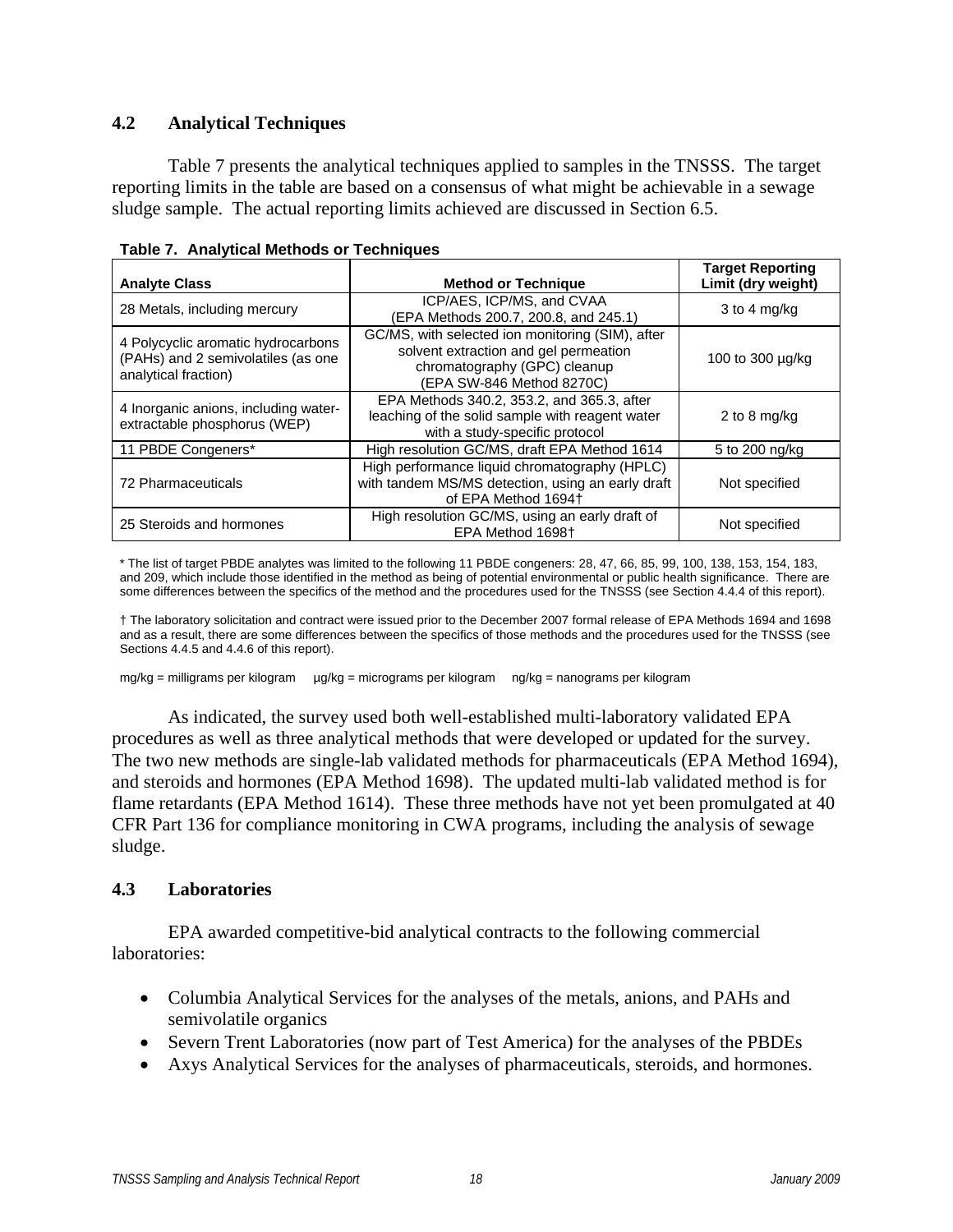## 4.2 Analytical Techniques

Table 7 presents the analytical techniques applied to samples in the TNSSS. The target reporting limits in the table are based on a consensus of what might be achievable in a sewage sludge sample. The actual reporting limits achieved are discussed in Section 6.5.

**Table 7. Analytical Methods or Techniques**

| Analyte Class | Method or Technique | Target Reporting Limit (dry weight) |
|---|---|---|
| 28 Metals, including mercury | ICP/AES, ICP/MS, and CVAA (EPA Methods 200.7, 200.8, and 245.1) | 3 to 4 mg/kg |
| 4 Polycyclic aromatic hydrocarbons (PAHs) and 2 semivolatiles (as one analytical fraction) | GC/MS, with selected ion monitoring (SIM), after solvent extraction and gel permeation chromatography (GPC) cleanup (EPA SW-846 Method 8270C) | 100 to 300 µg/kg |
| 4 Inorganic anions, including water-extractable phosphorus (WEP) | EPA Methods 340.2, 353.2, and 365.3, after leaching of the solid sample with reagent water with a study-specific protocol | 2 to 8 mg/kg |
| 11 PBDE Congeners* | High resolution GC/MS, draft EPA Method 1614 | 5 to 200 ng/kg |
| 72 Pharmaceuticals | High performance liquid chromatography (HPLC) with tandem MS/MS detection, using an early draft of EPA Method 1694† | Not specified |
| 25 Steroids and hormones | High resolution GC/MS, using an early draft of EPA Method 1698† | Not specified |

\* The list of target PBDE analytes was limited to the following 11 PBDE congeners: 28, 47, 66, 85, 99, 100, 138, 153, 154, 183, and 209, which include those identified in the method as being of potential environmental or public health significance. There are some differences between the specifics of the method and the procedures used for the TNSSS (see Section 4.4.4 of this report).

† The laboratory solicitation and contract were issued prior to the December 2007 formal release of EPA Methods 1694 and 1698 and as a result, there are some differences between the specifics of those methods and the procedures used for the TNSSS (see Sections 4.4.5 and 4.4.6 of this report).

mg/kg = milligrams per kilogram µg/kg = micrograms per kilogram ng/kg = nanograms per kilogram

As indicated, the survey used both well-established multi-laboratory validated EPA procedures as well as three analytical methods that were developed or updated for the survey. The two new methods are single-lab validated methods for pharmaceuticals (EPA Method 1694), and steroids and hormones (EPA Method 1698). The updated multi-lab validated method is for flame retardants (EPA Method 1614). These three methods have not yet been promulgated at 40 CFR Part 136 for compliance monitoring in CWA programs, including the analysis of sewage sludge.

## 4.3 Laboratories

EPA awarded competitive-bid analytical contracts to the following commercial laboratories:

- Columbia Analytical Services for the analyses of the metals, anions, and PAHs and semivolatile organics
- Severn Trent Laboratories (now part of Test America) for the analyses of the PBDEs
- Axys Analytical Services for the analyses of pharmaceuticals, steroids, and hormones.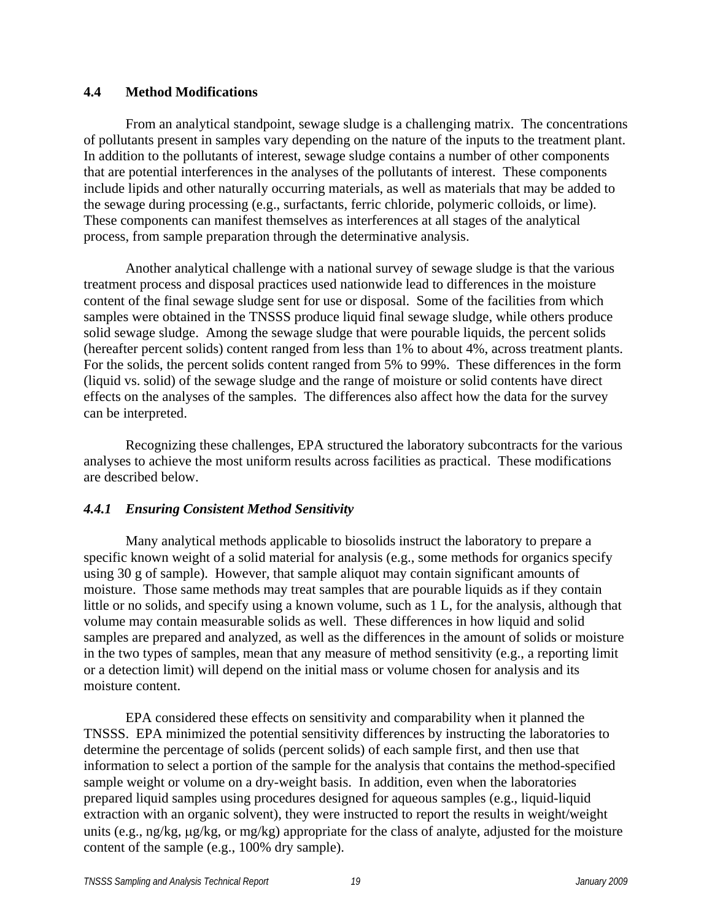## 4.4 Method Modifications

From an analytical standpoint, sewage sludge is a challenging matrix. The concentrations of pollutants present in samples vary depending on the nature of the inputs to the treatment plant. In addition to the pollutants of interest, sewage sludge contains a number of other components that are potential interferences in the analyses of the pollutants of interest. These components include lipids and other naturally occurring materials, as well as materials that may be added to the sewage during processing (e.g., surfactants, ferric chloride, polymeric colloids, or lime). These components can manifest themselves as interferences at all stages of the analytical process, from sample preparation through the determinative analysis.

Another analytical challenge with a national survey of sewage sludge is that the various treatment process and disposal practices used nationwide lead to differences in the moisture content of the final sewage sludge sent for use or disposal. Some of the facilities from which samples were obtained in the TNSSS produce liquid final sewage sludge, while others produce solid sewage sludge. Among the sewage sludge that were pourable liquids, the percent solids (hereafter percent solids) content ranged from less than 1% to about 4%, across treatment plants. For the solids, the percent solids content ranged from 5% to 99%. These differences in the form (liquid vs. solid) of the sewage sludge and the range of moisture or solid contents have direct effects on the analyses of the samples. The differences also affect how the data for the survey can be interpreted.

Recognizing these challenges, EPA structured the laboratory subcontracts for the various analyses to achieve the most uniform results across facilities as practical. These modifications are described below.

### *4.4.1 Ensuring Consistent Method Sensitivity*

Many analytical methods applicable to biosolids instruct the laboratory to prepare a specific known weight of a solid material for analysis (e.g., some methods for organics specify using 30 g of sample). However, that sample aliquot may contain significant amounts of moisture. Those same methods may treat samples that are pourable liquids as if they contain little or no solids, and specify using a known volume, such as 1 L, for the analysis, although that volume may contain measurable solids as well. These differences in how liquid and solid samples are prepared and analyzed, as well as the differences in the amount of solids or moisture in the two types of samples, mean that any measure of method sensitivity (e.g., a reporting limit or a detection limit) will depend on the initial mass or volume chosen for analysis and its moisture content.

EPA considered these effects on sensitivity and comparability when it planned the TNSSS. EPA minimized the potential sensitivity differences by instructing the laboratories to determine the percentage of solids (percent solids) of each sample first, and then use that information to select a portion of the sample for the analysis that contains the method-specified sample weight or volume on a dry-weight basis. In addition, even when the laboratories prepared liquid samples using procedures designed for aqueous samples (e.g., liquid-liquid extraction with an organic solvent), they were instructed to report the results in weight/weight units (e.g., ng/kg, μg/kg, or mg/kg) appropriate for the class of analyte, adjusted for the moisture content of the sample (e.g., 100% dry sample).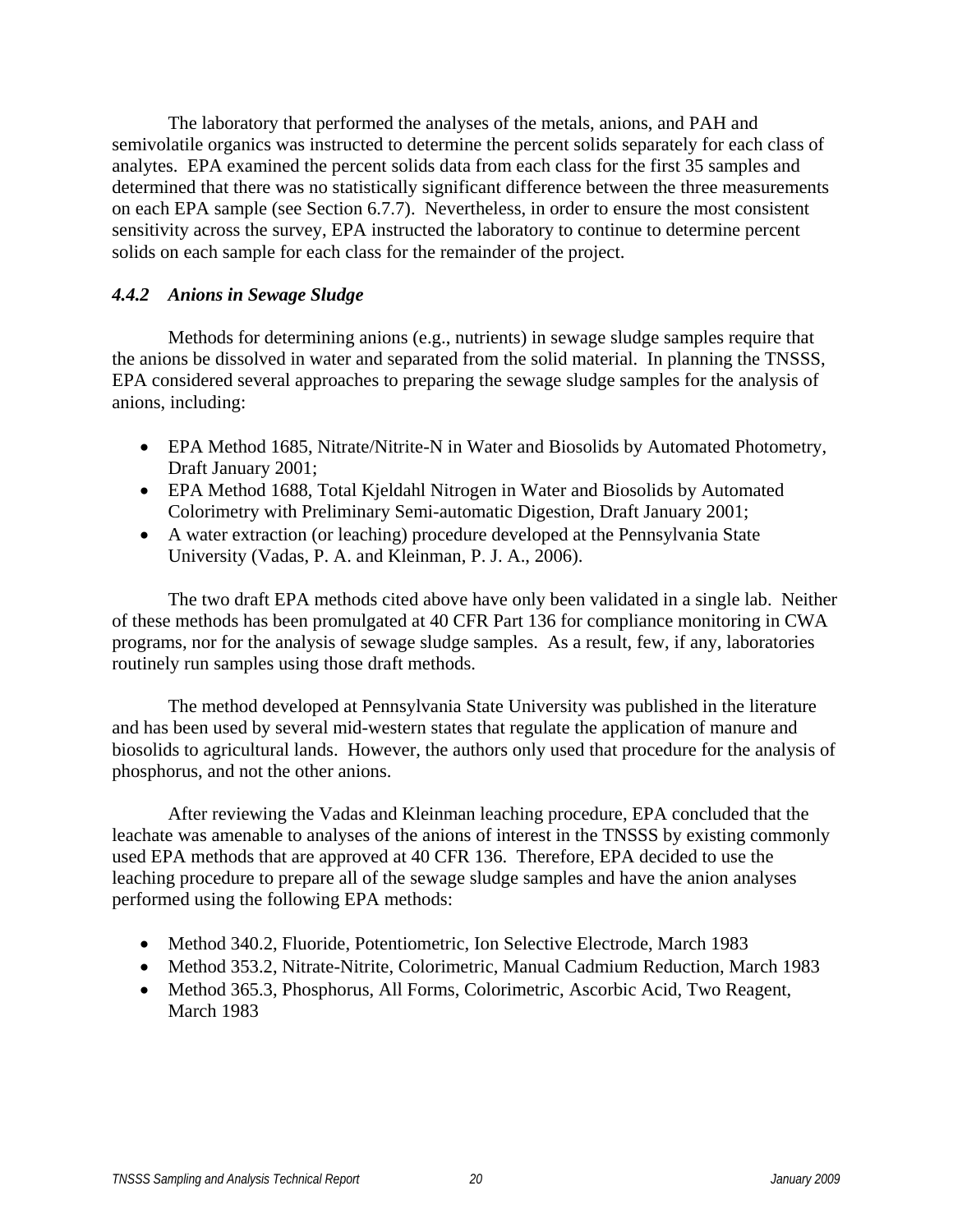The laboratory that performed the analyses of the metals, anions, and PAH and semivolatile organics was instructed to determine the percent solids separately for each class of analytes. EPA examined the percent solids data from each class for the first 35 samples and determined that there was no statistically significant difference between the three measurements on each EPA sample (see Section 6.7.7). Nevertheless, in order to ensure the most consistent sensitivity across the survey, EPA instructed the laboratory to continue to determine percent solids on each sample for each class for the remainder of the project.

### *4.4.2 Anions in Sewage Sludge*

Methods for determining anions (e.g., nutrients) in sewage sludge samples require that the anions be dissolved in water and separated from the solid material. In planning the TNSSS, EPA considered several approaches to preparing the sewage sludge samples for the analysis of anions, including:

- EPA Method 1685, Nitrate/Nitrite-N in Water and Biosolids by Automated Photometry, Draft January 2001;
- EPA Method 1688, Total Kjeldahl Nitrogen in Water and Biosolids by Automated Colorimetry with Preliminary Semi-automatic Digestion, Draft January 2001;
- A water extraction (or leaching) procedure developed at the Pennsylvania State University (Vadas, P. A. and Kleinman, P. J. A., 2006).

The two draft EPA methods cited above have only been validated in a single lab. Neither of these methods has been promulgated at 40 CFR Part 136 for compliance monitoring in CWA programs, nor for the analysis of sewage sludge samples. As a result, few, if any, laboratories routinely run samples using those draft methods.

The method developed at Pennsylvania State University was published in the literature and has been used by several mid-western states that regulate the application of manure and biosolids to agricultural lands. However, the authors only used that procedure for the analysis of phosphorus, and not the other anions.

After reviewing the Vadas and Kleinman leaching procedure, EPA concluded that the leachate was amenable to analyses of the anions of interest in the TNSSS by existing commonly used EPA methods that are approved at 40 CFR 136. Therefore, EPA decided to use the leaching procedure to prepare all of the sewage sludge samples and have the anion analyses performed using the following EPA methods:

- Method 340.2, Fluoride, Potentiometric, Ion Selective Electrode, March 1983
- Method 353.2, Nitrate-Nitrite, Colorimetric, Manual Cadmium Reduction, March 1983
- Method 365.3, Phosphorus, All Forms, Colorimetric, Ascorbic Acid, Two Reagent, March 1983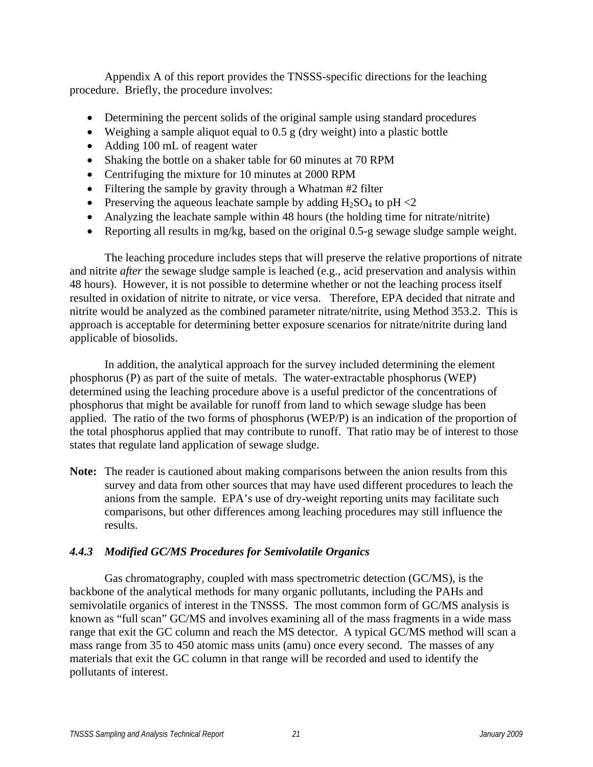Appendix A of this report provides the TNSSS-specific directions for the leaching procedure. Briefly, the procedure involves:

- Determining the percent solids of the original sample using standard procedures
- Weighing a sample aliquot equal to 0.5 g (dry weight) into a plastic bottle
- Adding 100 mL of reagent water
- Shaking the bottle on a shaker table for 60 minutes at 70 RPM
- Centrifuging the mixture for 10 minutes at 2000 RPM
- Filtering the sample by gravity through a Whatman #2 filter
- Preserving the aqueous leachate sample by adding $H_2SO_4$ to pH <2
- Analyzing the leachate sample within 48 hours (the holding time for nitrate/nitrite)
- Reporting all results in mg/kg, based on the original 0.5-g sewage sludge sample weight.

The leaching procedure includes steps that will preserve the relative proportions of nitrate and nitrite *after* the sewage sludge sample is leached (e.g., acid preservation and analysis within 48 hours). However, it is not possible to determine whether or not the leaching process itself resulted in oxidation of nitrite to nitrate, or vice versa. Therefore, EPA decided that nitrate and nitrite would be analyzed as the combined parameter nitrate/nitrite, using Method 353.2. This is approach is acceptable for determining better exposure scenarios for nitrate/nitrite during land applicable of biosolids.

In addition, the analytical approach for the survey included determining the element phosphorus (P) as part of the suite of metals. The water-extractable phosphorus (WEP) determined using the leaching procedure above is a useful predictor of the concentrations of phosphorus that might be available for runoff from land to which sewage sludge has been applied. The ratio of the two forms of phosphorus (WEP/P) is an indication of the proportion of the total phosphorus applied that may contribute to runoff. That ratio may be of interest to those states that regulate land application of sewage sludge.

**Note:** The reader is cautioned about making comparisons between the anion results from this survey and data from other sources that may have used different procedures to leach the anions from the sample. EPA's use of dry-weight reporting units may facilitate such comparisons, but other differences among leaching procedures may still influence the results.

### *4.4.3 Modified GC/MS Procedures for Semivolatile Organics*

Gas chromatography, coupled with mass spectrometric detection (GC/MS), is the backbone of the analytical methods for many organic pollutants, including the PAHs and semivolatile organics of interest in the TNSSS. The most common form of GC/MS analysis is known as "full scan" GC/MS and involves examining all of the mass fragments in a wide mass range that exit the GC column and reach the MS detector. A typical GC/MS method will scan a mass range from 35 to 450 atomic mass units (amu) once every second. The masses of any materials that exit the GC column in that range will be recorded and used to identify the pollutants of interest.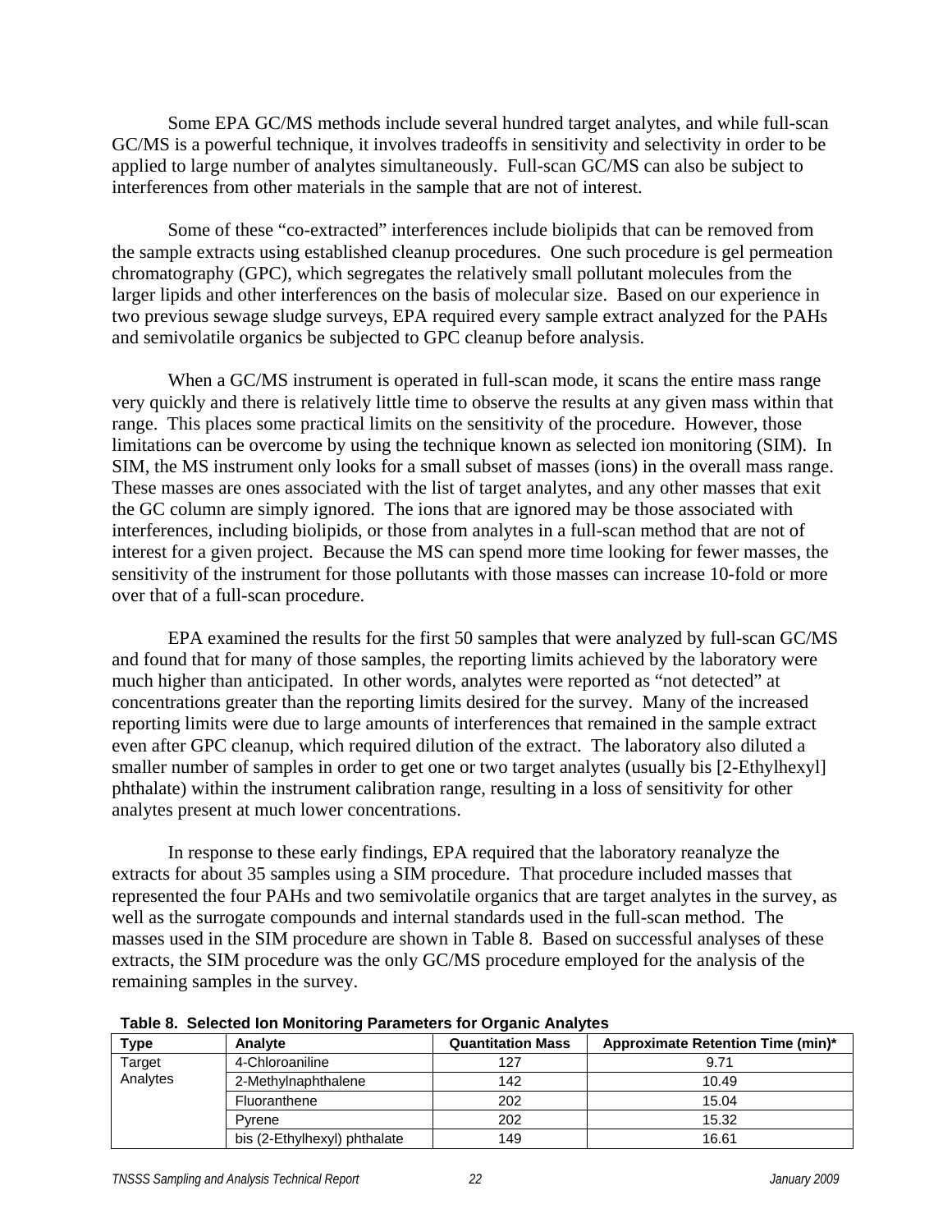Some EPA GC/MS methods include several hundred target analytes, and while full-scan GC/MS is a powerful technique, it involves tradeoffs in sensitivity and selectivity in order to be applied to large number of analytes simultaneously. Full-scan GC/MS can also be subject to interferences from other materials in the sample that are not of interest.

Some of these "co-extracted" interferences include biolipids that can be removed from the sample extracts using established cleanup procedures. One such procedure is gel permeation chromatography (GPC), which segregates the relatively small pollutant molecules from the larger lipids and other interferences on the basis of molecular size. Based on our experience in two previous sewage sludge surveys, EPA required every sample extract analyzed for the PAHs and semivolatile organics be subjected to GPC cleanup before analysis.

When a GC/MS instrument is operated in full-scan mode, it scans the entire mass range very quickly and there is relatively little time to observe the results at any given mass within that range. This places some practical limits on the sensitivity of the procedure. However, those limitations can be overcome by using the technique known as selected ion monitoring (SIM). In SIM, the MS instrument only looks for a small subset of masses (ions) in the overall mass range. These masses are ones associated with the list of target analytes, and any other masses that exit the GC column are simply ignored. The ions that are ignored may be those associated with interferences, including biolipids, or those from analytes in a full-scan method that are not of interest for a given project. Because the MS can spend more time looking for fewer masses, the sensitivity of the instrument for those pollutants with those masses can increase 10-fold or more over that of a full-scan procedure.

EPA examined the results for the first 50 samples that were analyzed by full-scan GC/MS and found that for many of those samples, the reporting limits achieved by the laboratory were much higher than anticipated. In other words, analytes were reported as "not detected" at concentrations greater than the reporting limits desired for the survey. Many of the increased reporting limits were due to large amounts of interferences that remained in the sample extract even after GPC cleanup, which required dilution of the extract. The laboratory also diluted a smaller number of samples in order to get one or two target analytes (usually bis [2-Ethylhexyl] phthalate) within the instrument calibration range, resulting in a loss of sensitivity for other analytes present at much lower concentrations.

In response to these early findings, EPA required that the laboratory reanalyze the extracts for about 35 samples using a SIM procedure. That procedure included masses that represented the four PAHs and two semivolatile organics that are target analytes in the survey, as well as the surrogate compounds and internal standards used in the full-scan method. The masses used in the SIM procedure are shown in Table 8. Based on successful analyses of these extracts, the SIM procedure was the only GC/MS procedure employed for the analysis of the remaining samples in the survey.

**Table 8. Selected Ion Monitoring Parameters for Organic Analytes**

| Type | Analyte | Quantitation Mass | Approximate Retention Time (min)* |
|---|---|---|---|
| Target Analytes | 4-Chloroaniline | 127 | 9.71 |
| | 2-Methylnaphthalene | 142 | 10.49 |
| | Fluoranthene | 202 | 15.04 |
| | Pyrene | 202 | 15.32 |
| | bis (2-Ethylhexyl) phthalate | 149 | 16.61 |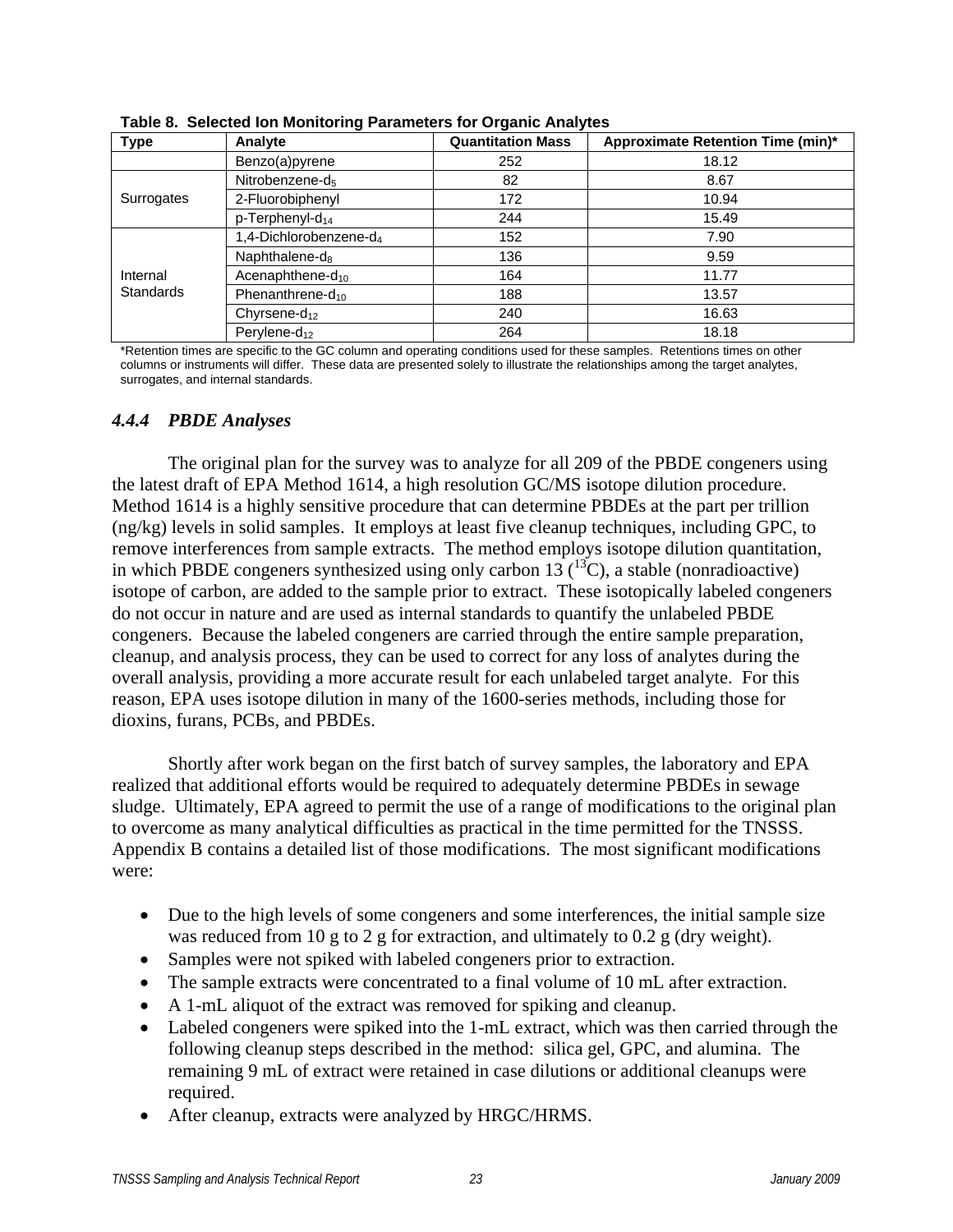**Table 8. Selected Ion Monitoring Parameters for Organic Analytes**

| Type | Analyte | Quantitation Mass | Approximate Retention Time (min)* |
|---|---|---|---|
| | Benzo(a)pyrene | 252 | 18.12 |
| Surrogates | Nitrobenzene-$d_5$ | 82 | 8.67 |
| | 2-Fluorobiphenyl | 172 | 10.94 |
| | p-Terphenyl-$d_{14}$ | 244 | 15.49 |
| Internal Standards | 1,4-Dichlorobenzene-$d_4$ | 152 | 7.90 |
| | Naphthalene-$d_8$ | 136 | 9.59 |
| | Acenaphthene-$d_{10}$ | 164 | 11.77 |
| | Phenanthrene-$d_{10}$ | 188 | 13.57 |
| | Chyrsene-$d_{12}$ | 240 | 16.63 |
| | Perylene-$d_{12}$ | 264 | 18.18 |

*Retention times are specific to the GC column and operating conditions used for these samples. Retentions times on other columns or instruments will differ. These data are presented solely to illustrate the relationships among the target analytes, surrogates, and internal standards.

### *4.4.4 PBDE Analyses*

The original plan for the survey was to analyze for all 209 of the PBDE congeners using the latest draft of EPA Method 1614, a high resolution GC/MS isotope dilution procedure. Method 1614 is a highly sensitive procedure that can determine PBDEs at the part per trillion (ng/kg) levels in solid samples. It employs at least five cleanup techniques, including GPC, to remove interferences from sample extracts. The method employs isotope dilution quantitation, in which PBDE congeners synthesized using only carbon 13 ($^{13}C$), a stable (nonradioactive) isotope of carbon, are added to the sample prior to extract. These isotopically labeled congeners do not occur in nature and are used as internal standards to quantify the unlabeled PBDE congeners. Because the labeled congeners are carried through the entire sample preparation, cleanup, and analysis process, they can be used to correct for any loss of analytes during the overall analysis, providing a more accurate result for each unlabeled target analyte. For this reason, EPA uses isotope dilution in many of the 1600-series methods, including those for dioxins, furans, PCBs, and PBDEs.

Shortly after work began on the first batch of survey samples, the laboratory and EPA realized that additional efforts would be required to adequately determine PBDEs in sewage sludge. Ultimately, EPA agreed to permit the use of a range of modifications to the original plan to overcome as many analytical difficulties as practical in the time permitted for the TNSSS. Appendix B contains a detailed list of those modifications. The most significant modifications were:

- Due to the high levels of some congeners and some interferences, the initial sample size was reduced from 10 g to 2 g for extraction, and ultimately to 0.2 g (dry weight).
- Samples were not spiked with labeled congeners prior to extraction.
- The sample extracts were concentrated to a final volume of 10 mL after extraction.
- A 1-mL aliquot of the extract was removed for spiking and cleanup.
- Labeled congeners were spiked into the 1-mL extract, which was then carried through the following cleanup steps described in the method: silica gel, GPC, and alumina. The remaining 9 mL of extract were retained in case dilutions or additional cleanups were required.
- After cleanup, extracts were analyzed by HRGC/HRMS.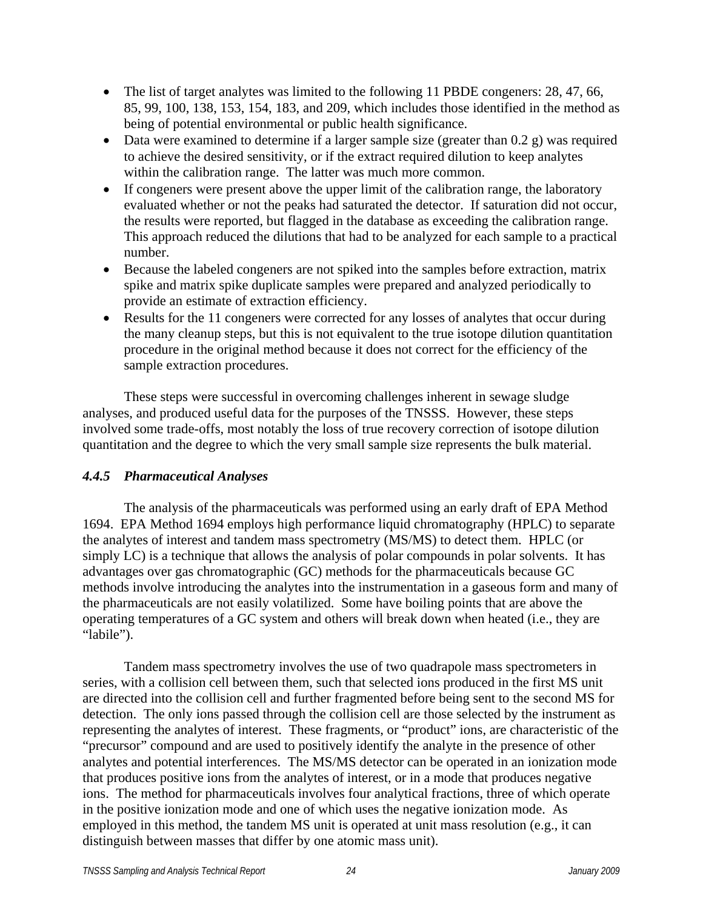- The list of target analytes was limited to the following 11 PBDE congeners: 28, 47, 66, 85, 99, 100, 138, 153, 154, 183, and 209, which includes those identified in the method as being of potential environmental or public health significance.
- Data were examined to determine if a larger sample size (greater than 0.2 g) was required to achieve the desired sensitivity, or if the extract required dilution to keep analytes within the calibration range. The latter was much more common.
- If congeners were present above the upper limit of the calibration range, the laboratory evaluated whether or not the peaks had saturated the detector. If saturation did not occur, the results were reported, but flagged in the database as exceeding the calibration range. This approach reduced the dilutions that had to be analyzed for each sample to a practical number.
- Because the labeled congeners are not spiked into the samples before extraction, matrix spike and matrix spike duplicate samples were prepared and analyzed periodically to provide an estimate of extraction efficiency.
- Results for the 11 congeners were corrected for any losses of analytes that occur during the many cleanup steps, but this is not equivalent to the true isotope dilution quantitation procedure in the original method because it does not correct for the efficiency of the sample extraction procedures.

These steps were successful in overcoming challenges inherent in sewage sludge analyses, and produced useful data for the purposes of the TNSSS. However, these steps involved some trade-offs, most notably the loss of true recovery correction of isotope dilution quantitation and the degree to which the very small sample size represents the bulk material.

### *4.4.5 Pharmaceutical Analyses*

The analysis of the pharmaceuticals was performed using an early draft of EPA Method 1694. EPA Method 1694 employs high performance liquid chromatography (HPLC) to separate the analytes of interest and tandem mass spectrometry (MS/MS) to detect them. HPLC (or simply LC) is a technique that allows the analysis of polar compounds in polar solvents. It has advantages over gas chromatographic (GC) methods for the pharmaceuticals because GC methods involve introducing the analytes into the instrumentation in a gaseous form and many of the pharmaceuticals are not easily volatilized. Some have boiling points that are above the operating temperatures of a GC system and others will break down when heated (i.e., they are "labile").

Tandem mass spectrometry involves the use of two quadrapole mass spectrometers in series, with a collision cell between them, such that selected ions produced in the first MS unit are directed into the collision cell and further fragmented before being sent to the second MS for detection. The only ions passed through the collision cell are those selected by the instrument as representing the analytes of interest. These fragments, or "product" ions, are characteristic of the "precursor" compound and are used to positively identify the analyte in the presence of other analytes and potential interferences. The MS/MS detector can be operated in an ionization mode that produces positive ions from the analytes of interest, or in a mode that produces negative ions. The method for pharmaceuticals involves four analytical fractions, three of which operate in the positive ionization mode and one of which uses the negative ionization mode. As employed in this method, the tandem MS unit is operated at unit mass resolution (e.g., it can distinguish between masses that differ by one atomic mass unit).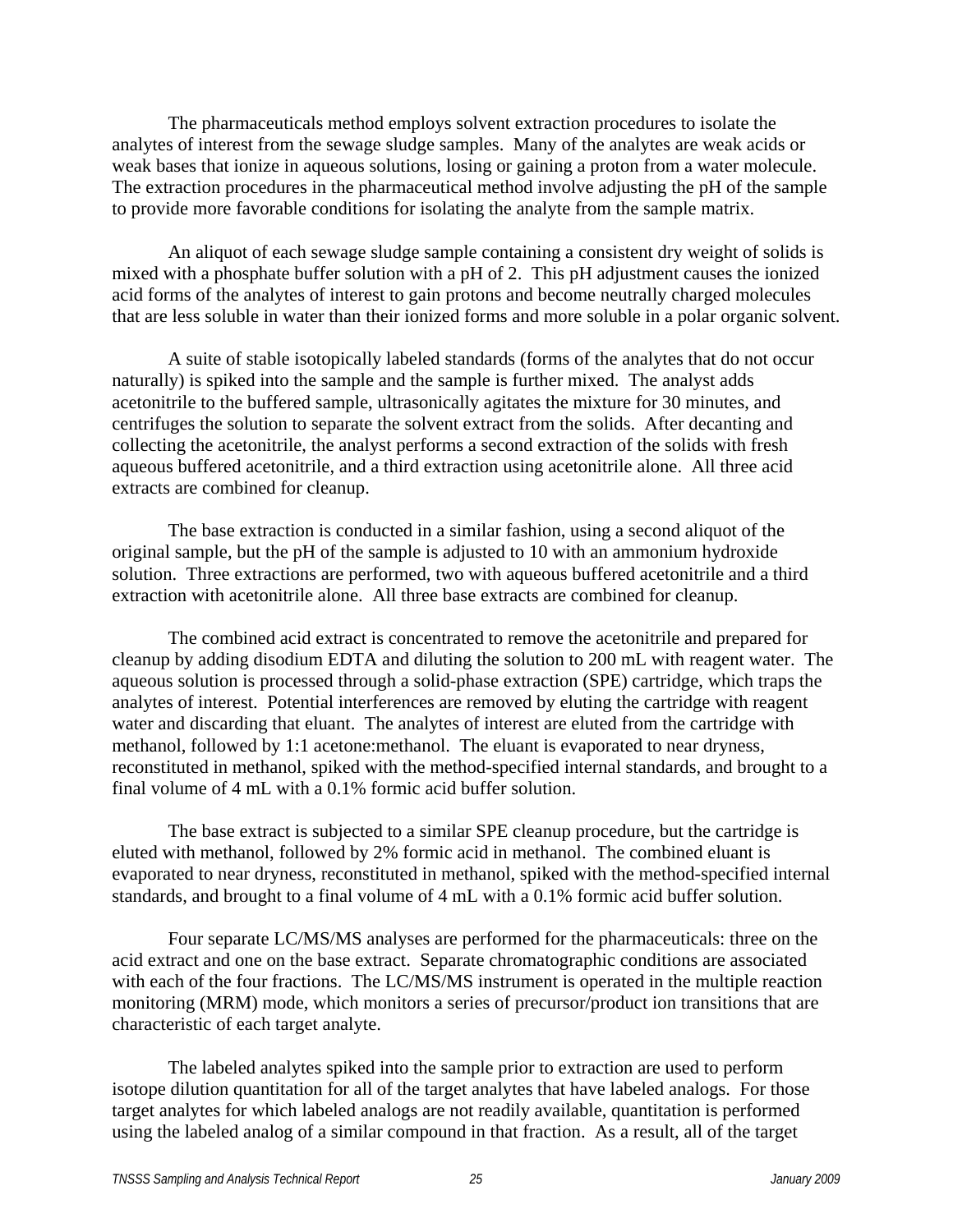The pharmaceuticals method employs solvent extraction procedures to isolate the analytes of interest from the sewage sludge samples. Many of the analytes are weak acids or weak bases that ionize in aqueous solutions, losing or gaining a proton from a water molecule. The extraction procedures in the pharmaceutical method involve adjusting the pH of the sample to provide more favorable conditions for isolating the analyte from the sample matrix.

An aliquot of each sewage sludge sample containing a consistent dry weight of solids is mixed with a phosphate buffer solution with a pH of 2. This pH adjustment causes the ionized acid forms of the analytes of interest to gain protons and become neutrally charged molecules that are less soluble in water than their ionized forms and more soluble in a polar organic solvent.

A suite of stable isotopically labeled standards (forms of the analytes that do not occur naturally) is spiked into the sample and the sample is further mixed. The analyst adds acetonitrile to the buffered sample, ultrasonically agitates the mixture for 30 minutes, and centrifuges the solution to separate the solvent extract from the solids. After decanting and collecting the acetonitrile, the analyst performs a second extraction of the solids with fresh aqueous buffered acetonitrile, and a third extraction using acetonitrile alone. All three acid extracts are combined for cleanup.

The base extraction is conducted in a similar fashion, using a second aliquot of the original sample, but the pH of the sample is adjusted to 10 with an ammonium hydroxide solution. Three extractions are performed, two with aqueous buffered acetonitrile and a third extraction with acetonitrile alone. All three base extracts are combined for cleanup.

The combined acid extract is concentrated to remove the acetonitrile and prepared for cleanup by adding disodium EDTA and diluting the solution to 200 mL with reagent water. The aqueous solution is processed through a solid-phase extraction (SPE) cartridge, which traps the analytes of interest. Potential interferences are removed by eluting the cartridge with reagent water and discarding that eluant. The analytes of interest are eluted from the cartridge with methanol, followed by 1:1 acetone:methanol. The eluant is evaporated to near dryness, reconstituted in methanol, spiked with the method-specified internal standards, and brought to a final volume of 4 mL with a 0.1% formic acid buffer solution.

The base extract is subjected to a similar SPE cleanup procedure, but the cartridge is eluted with methanol, followed by 2% formic acid in methanol. The combined eluant is evaporated to near dryness, reconstituted in methanol, spiked with the method-specified internal standards, and brought to a final volume of 4 mL with a 0.1% formic acid buffer solution.

Four separate LC/MS/MS analyses are performed for the pharmaceuticals: three on the acid extract and one on the base extract. Separate chromatographic conditions are associated with each of the four fractions. The LC/MS/MS instrument is operated in the multiple reaction monitoring (MRM) mode, which monitors a series of precursor/product ion transitions that are characteristic of each target analyte.

The labeled analytes spiked into the sample prior to extraction are used to perform isotope dilution quantitation for all of the target analytes that have labeled analogs. For those target analytes for which labeled analogs are not readily available, quantitation is performed using the labeled analog of a similar compound in that fraction. As a result, all of the target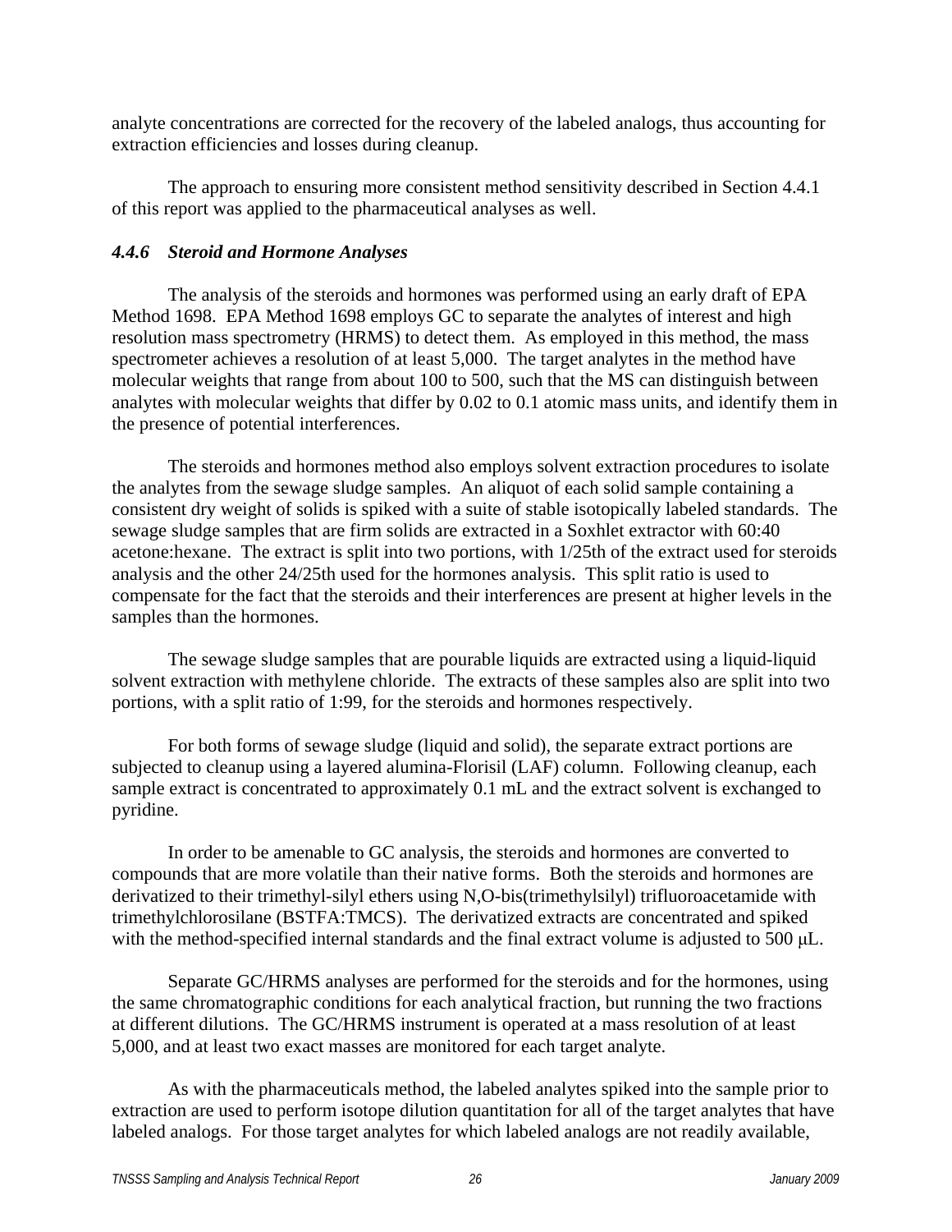analyte concentrations are corrected for the recovery of the labeled analogs, thus accounting for extraction efficiencies and losses during cleanup.

The approach to ensuring more consistent method sensitivity described in Section 4.4.1 of this report was applied to the pharmaceutical analyses as well.

#### *4.4.6 Steroid and Hormone Analyses*

The analysis of the steroids and hormones was performed using an early draft of EPA Method 1698. EPA Method 1698 employs GC to separate the analytes of interest and high resolution mass spectrometry (HRMS) to detect them. As employed in this method, the mass spectrometer achieves a resolution of at least 5,000. The target analytes in the method have molecular weights that range from about 100 to 500, such that the MS can distinguish between analytes with molecular weights that differ by 0.02 to 0.1 atomic mass units, and identify them in the presence of potential interferences.

The steroids and hormones method also employs solvent extraction procedures to isolate the analytes from the sewage sludge samples. An aliquot of each solid sample containing a consistent dry weight of solids is spiked with a suite of stable isotopically labeled standards. The sewage sludge samples that are firm solids are extracted in a Soxhlet extractor with 60:40 acetone:hexane. The extract is split into two portions, with 1/25th of the extract used for steroids analysis and the other 24/25th used for the hormones analysis. This split ratio is used to compensate for the fact that the steroids and their interferences are present at higher levels in the samples than the hormones.

The sewage sludge samples that are pourable liquids are extracted using a liquid-liquid solvent extraction with methylene chloride. The extracts of these samples also are split into two portions, with a split ratio of 1:99, for the steroids and hormones respectively.

For both forms of sewage sludge (liquid and solid), the separate extract portions are subjected to cleanup using a layered alumina-Florisil (LAF) column. Following cleanup, each sample extract is concentrated to approximately 0.1 mL and the extract solvent is exchanged to pyridine.

In order to be amenable to GC analysis, the steroids and hormones are converted to compounds that are more volatile than their native forms. Both the steroids and hormones are derivatized to their trimethyl-silyl ethers using N,O-bis(trimethylsilyl) trifluoroacetamide with trimethylchlorosilane (BSTFA:TMCS). The derivatized extracts are concentrated and spiked with the method-specified internal standards and the final extract volume is adjusted to 500 μL.

Separate GC/HRMS analyses are performed for the steroids and for the hormones, using the same chromatographic conditions for each analytical fraction, but running the two fractions at different dilutions. The GC/HRMS instrument is operated at a mass resolution of at least 5,000, and at least two exact masses are monitored for each target analyte.

As with the pharmaceuticals method, the labeled analytes spiked into the sample prior to extraction are used to perform isotope dilution quantitation for all of the target analytes that have labeled analogs. For those target analytes for which labeled analogs are not readily available,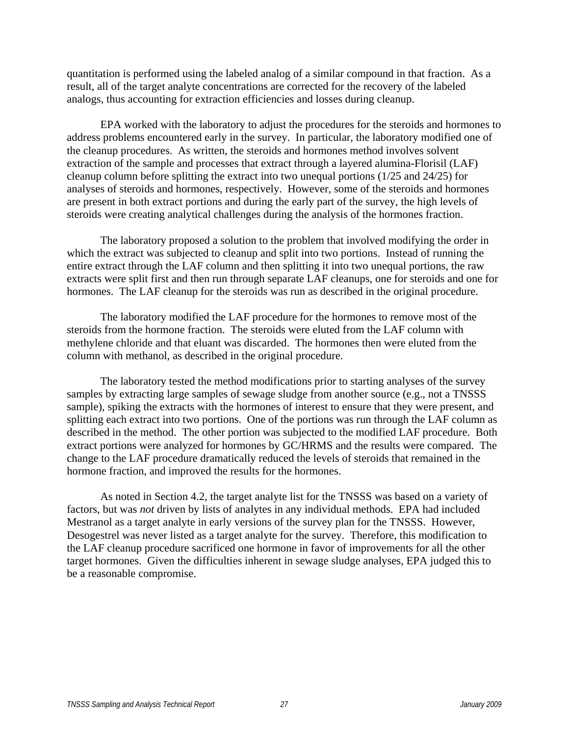quantitation is performed using the labeled analog of a similar compound in that fraction. As a result, all of the target analyte concentrations are corrected for the recovery of the labeled analogs, thus accounting for extraction efficiencies and losses during cleanup.

EPA worked with the laboratory to adjust the procedures for the steroids and hormones to address problems encountered early in the survey. In particular, the laboratory modified one of the cleanup procedures. As written, the steroids and hormones method involves solvent extraction of the sample and processes that extract through a layered alumina-Florisil (LAF) cleanup column before splitting the extract into two unequal portions (1/25 and 24/25) for analyses of steroids and hormones, respectively. However, some of the steroids and hormones are present in both extract portions and during the early part of the survey, the high levels of steroids were creating analytical challenges during the analysis of the hormones fraction.

The laboratory proposed a solution to the problem that involved modifying the order in which the extract was subjected to cleanup and split into two portions. Instead of running the entire extract through the LAF column and then splitting it into two unequal portions, the raw extracts were split first and then run through separate LAF cleanups, one for steroids and one for hormones. The LAF cleanup for the steroids was run as described in the original procedure.

The laboratory modified the LAF procedure for the hormones to remove most of the steroids from the hormone fraction. The steroids were eluted from the LAF column with methylene chloride and that eluant was discarded. The hormones then were eluted from the column with methanol, as described in the original procedure.

The laboratory tested the method modifications prior to starting analyses of the survey samples by extracting large samples of sewage sludge from another source (e.g., not a TNSSS sample), spiking the extracts with the hormones of interest to ensure that they were present, and splitting each extract into two portions. One of the portions was run through the LAF column as described in the method. The other portion was subjected to the modified LAF procedure. Both extract portions were analyzed for hormones by GC/HRMS and the results were compared. The change to the LAF procedure dramatically reduced the levels of steroids that remained in the hormone fraction, and improved the results for the hormones.

As noted in Section 4.2, the target analyte list for the TNSSS was based on a variety of factors, but was *not* driven by lists of analytes in any individual methods. EPA had included Mestranol as a target analyte in early versions of the survey plan for the TNSSS. However, Desogestrel was never listed as a target analyte for the survey. Therefore, this modification to the LAF cleanup procedure sacrificed one hormone in favor of improvements for all the other target hormones. Given the difficulties inherent in sewage sludge analyses, EPA judged this to be a reasonable compromise.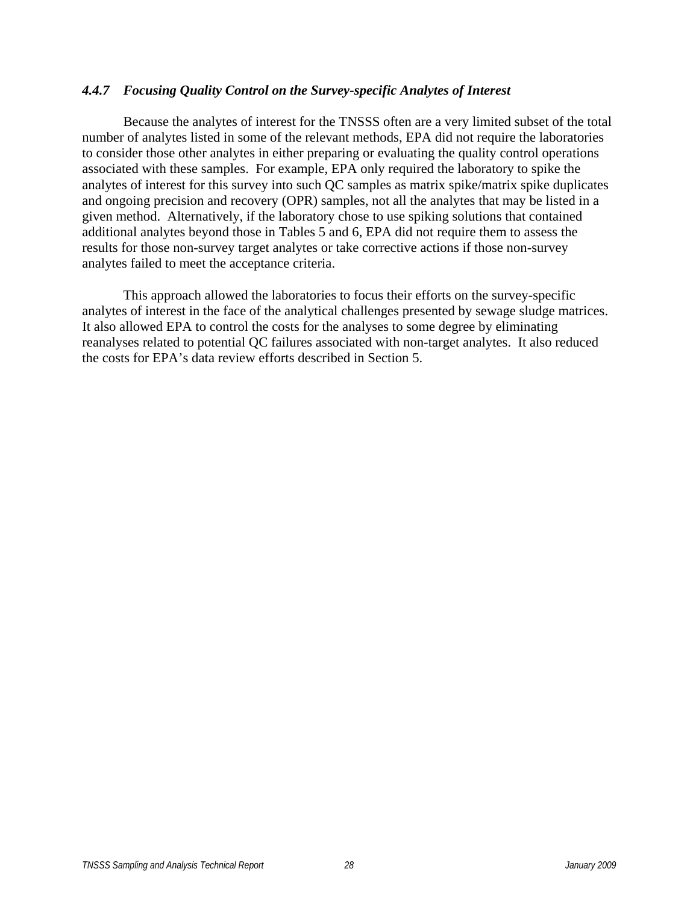### *4.4.7 Focusing Quality Control on the Survey-specific Analytes of Interest*

Because the analytes of interest for the TNSSS often are a very limited subset of the total number of analytes listed in some of the relevant methods, EPA did not require the laboratories to consider those other analytes in either preparing or evaluating the quality control operations associated with these samples. For example, EPA only required the laboratory to spike the analytes of interest for this survey into such QC samples as matrix spike/matrix spike duplicates and ongoing precision and recovery (OPR) samples, not all the analytes that may be listed in a given method. Alternatively, if the laboratory chose to use spiking solutions that contained additional analytes beyond those in Tables 5 and 6, EPA did not require them to assess the results for those non-survey target analytes or take corrective actions if those non-survey analytes failed to meet the acceptance criteria.

This approach allowed the laboratories to focus their efforts on the survey-specific analytes of interest in the face of the analytical challenges presented by sewage sludge matrices. It also allowed EPA to control the costs for the analyses to some degree by eliminating reanalyses related to potential QC failures associated with non-target analytes. It also reduced the costs for EPA's data review efforts described in Section 5.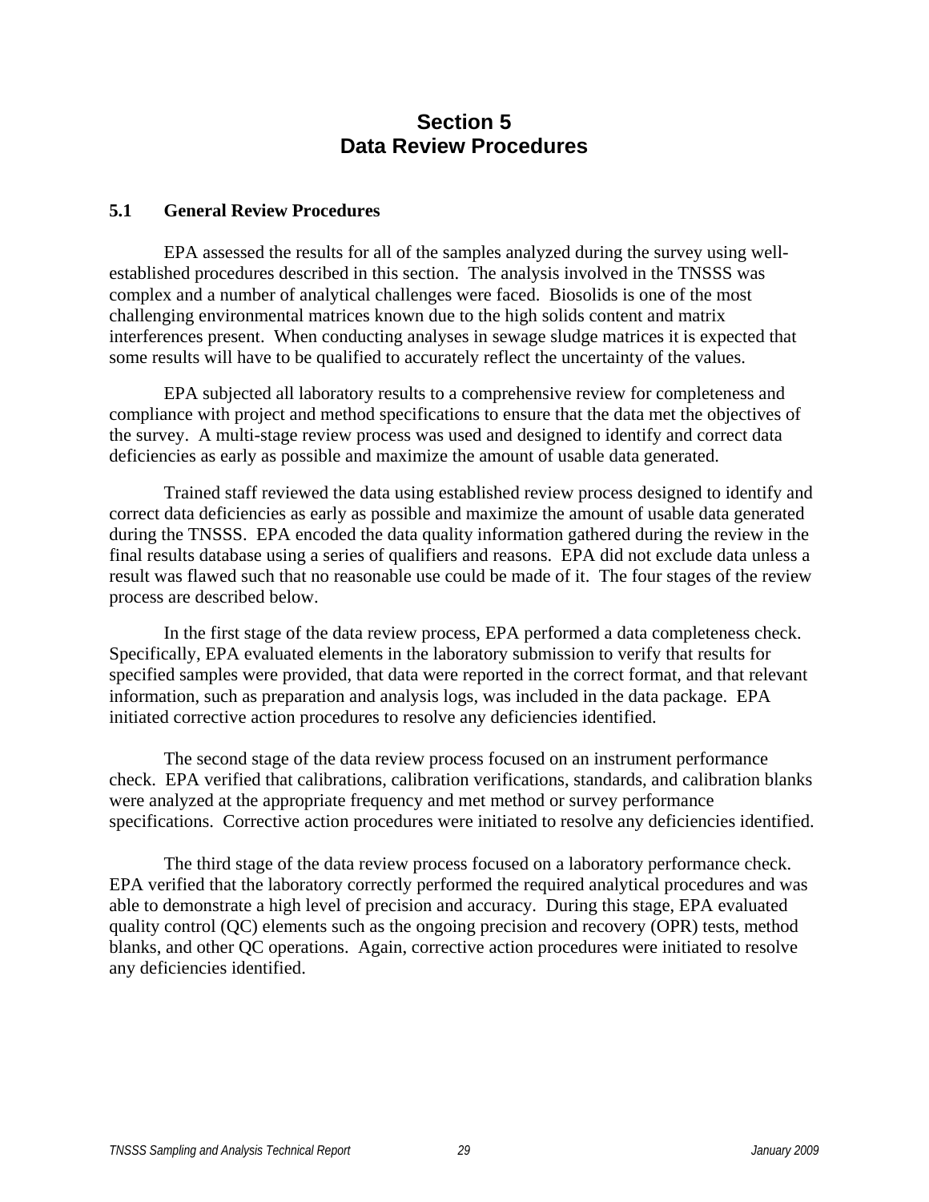# Section 5
# Data Review Procedures

## 5.1 General Review Procedures

EPA assessed the results for all of the samples analyzed during the survey using well-established procedures described in this section. The analysis involved in the TNSSS was complex and a number of analytical challenges were faced. Biosolids is one of the most challenging environmental matrices known due to the high solids content and matrix interferences present. When conducting analyses in sewage sludge matrices it is expected that some results will have to be qualified to accurately reflect the uncertainty of the values.

EPA subjected all laboratory results to a comprehensive review for completeness and compliance with project and method specifications to ensure that the data met the objectives of the survey. A multi-stage review process was used and designed to identify and correct data deficiencies as early as possible and maximize the amount of usable data generated.

Trained staff reviewed the data using established review process designed to identify and correct data deficiencies as early as possible and maximize the amount of usable data generated during the TNSSS. EPA encoded the data quality information gathered during the review in the final results database using a series of qualifiers and reasons. EPA did not exclude data unless a result was flawed such that no reasonable use could be made of it. The four stages of the review process are described below.

In the first stage of the data review process, EPA performed a data completeness check. Specifically, EPA evaluated elements in the laboratory submission to verify that results for specified samples were provided, that data were reported in the correct format, and that relevant information, such as preparation and analysis logs, was included in the data package. EPA initiated corrective action procedures to resolve any deficiencies identified.

The second stage of the data review process focused on an instrument performance check. EPA verified that calibrations, calibration verifications, standards, and calibration blanks were analyzed at the appropriate frequency and met method or survey performance specifications. Corrective action procedures were initiated to resolve any deficiencies identified.

The third stage of the data review process focused on a laboratory performance check. EPA verified that the laboratory correctly performed the required analytical procedures and was able to demonstrate a high level of precision and accuracy. During this stage, EPA evaluated quality control (QC) elements such as the ongoing precision and recovery (OPR) tests, method blanks, and other QC operations. Again, corrective action procedures were initiated to resolve any deficiencies identified.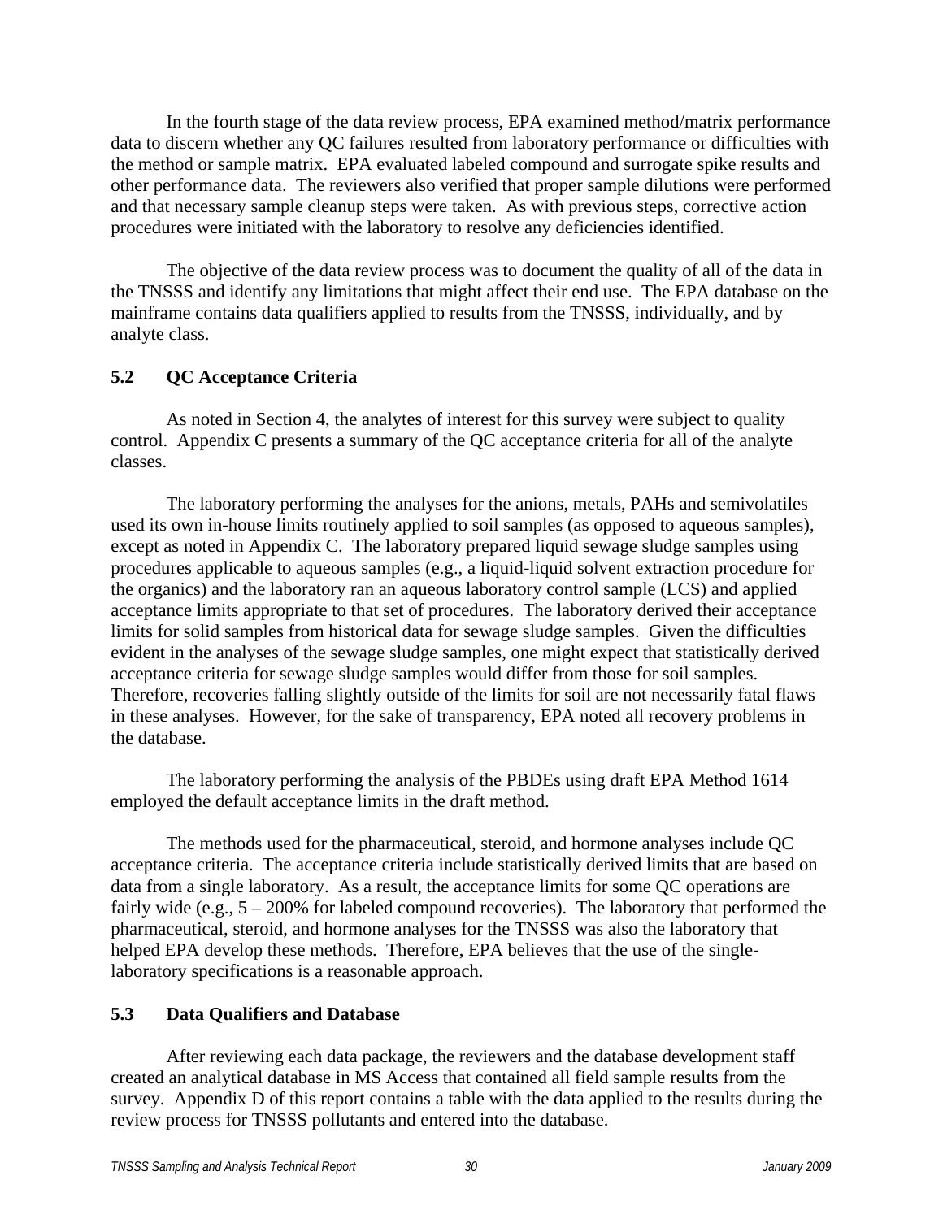In the fourth stage of the data review process, EPA examined method/matrix performance data to discern whether any QC failures resulted from laboratory performance or difficulties with the method or sample matrix. EPA evaluated labeled compound and surrogate spike results and other performance data. The reviewers also verified that proper sample dilutions were performed and that necessary sample cleanup steps were taken. As with previous steps, corrective action procedures were initiated with the laboratory to resolve any deficiencies identified.

The objective of the data review process was to document the quality of all of the data in the TNSSS and identify any limitations that might affect their end use. The EPA database on the mainframe contains data qualifiers applied to results from the TNSSS, individually, and by analyte class.

## 5.2 QC Acceptance Criteria

As noted in Section 4, the analytes of interest for this survey were subject to quality control. Appendix C presents a summary of the QC acceptance criteria for all of the analyte classes.

The laboratory performing the analyses for the anions, metals, PAHs and semivolatiles used its own in-house limits routinely applied to soil samples (as opposed to aqueous samples), except as noted in Appendix C. The laboratory prepared liquid sewage sludge samples using procedures applicable to aqueous samples (e.g., a liquid-liquid solvent extraction procedure for the organics) and the laboratory ran an aqueous laboratory control sample (LCS) and applied acceptance limits appropriate to that set of procedures. The laboratory derived their acceptance limits for solid samples from historical data for sewage sludge samples. Given the difficulties evident in the analyses of the sewage sludge samples, one might expect that statistically derived acceptance criteria for sewage sludge samples would differ from those for soil samples. Therefore, recoveries falling slightly outside of the limits for soil are not necessarily fatal flaws in these analyses. However, for the sake of transparency, EPA noted all recovery problems in the database.

The laboratory performing the analysis of the PBDEs using draft EPA Method 1614 employed the default acceptance limits in the draft method.

The methods used for the pharmaceutical, steroid, and hormone analyses include QC acceptance criteria. The acceptance criteria include statistically derived limits that are based on data from a single laboratory. As a result, the acceptance limits for some QC operations are fairly wide (e.g., 5 – 200% for labeled compound recoveries). The laboratory that performed the pharmaceutical, steroid, and hormone analyses for the TNSSS was also the laboratory that helped EPA develop these methods. Therefore, EPA believes that the use of the single-laboratory specifications is a reasonable approach.

## 5.3 Data Qualifiers and Database

After reviewing each data package, the reviewers and the database development staff created an analytical database in MS Access that contained all field sample results from the survey. Appendix D of this report contains a table with the data applied to the results during the review process for TNSSS pollutants and entered into the database.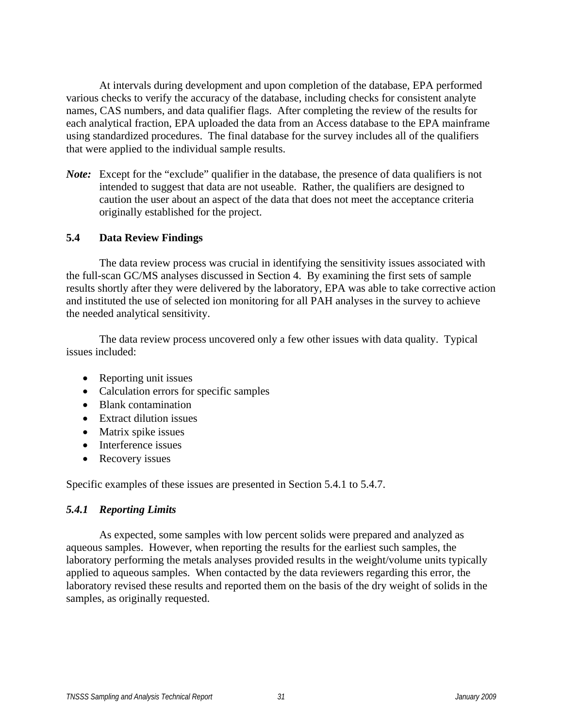At intervals during development and upon completion of the database, EPA performed various checks to verify the accuracy of the database, including checks for consistent analyte names, CAS numbers, and data qualifier flags. After completing the review of the results for each analytical fraction, EPA uploaded the data from an Access database to the EPA mainframe using standardized procedures. The final database for the survey includes all of the qualifiers that were applied to the individual sample results.

***Note:*** Except for the "exclude" qualifier in the database, the presence of data qualifiers is not intended to suggest that data are not useable. Rather, the qualifiers are designed to caution the user about an aspect of the data that does not meet the acceptance criteria originally established for the project.

## 5.4 Data Review Findings

The data review process was crucial in identifying the sensitivity issues associated with the full-scan GC/MS analyses discussed in Section 4. By examining the first sets of sample results shortly after they were delivered by the laboratory, EPA was able to take corrective action and instituted the use of selected ion monitoring for all PAH analyses in the survey to achieve the needed analytical sensitivity.

The data review process uncovered only a few other issues with data quality. Typical issues included:

- Reporting unit issues
- Calculation errors for specific samples
- Blank contamination
- Extract dilution issues
- Matrix spike issues
- Interference issues
- Recovery issues

Specific examples of these issues are presented in Section 5.4.1 to 5.4.7.

### *5.4.1 Reporting Limits*

As expected, some samples with low percent solids were prepared and analyzed as aqueous samples. However, when reporting the results for the earliest such samples, the laboratory performing the metals analyses provided results in the weight/volume units typically applied to aqueous samples. When contacted by the data reviewers regarding this error, the laboratory revised these results and reported them on the basis of the dry weight of solids in the samples, as originally requested.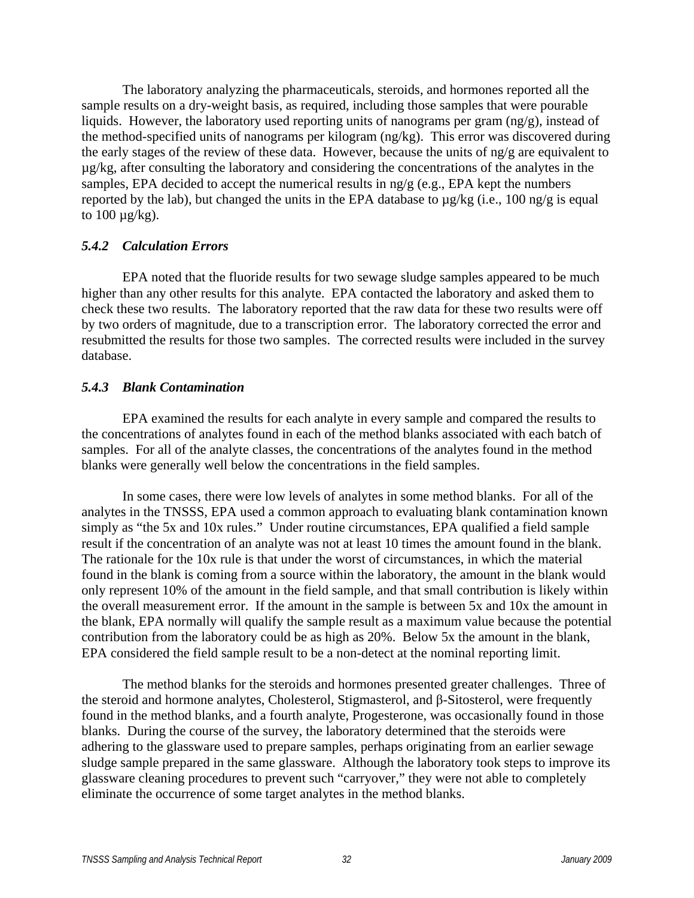The laboratory analyzing the pharmaceuticals, steroids, and hormones reported all the sample results on a dry-weight basis, as required, including those samples that were pourable liquids. However, the laboratory used reporting units of nanograms per gram (ng/g), instead of the method-specified units of nanograms per kilogram (ng/kg). This error was discovered during the early stages of the review of these data. However, because the units of ng/g are equivalent to µg/kg, after consulting the laboratory and considering the concentrations of the analytes in the samples, EPA decided to accept the numerical results in ng/g (e.g., EPA kept the numbers reported by the lab), but changed the units in the EPA database to µg/kg (i.e., 100 ng/g is equal to 100 µg/kg).

### *5.4.2 Calculation Errors*

EPA noted that the fluoride results for two sewage sludge samples appeared to be much higher than any other results for this analyte. EPA contacted the laboratory and asked them to check these two results. The laboratory reported that the raw data for these two results were off by two orders of magnitude, due to a transcription error. The laboratory corrected the error and resubmitted the results for those two samples. The corrected results were included in the survey database.

### *5.4.3 Blank Contamination*

EPA examined the results for each analyte in every sample and compared the results to the concentrations of analytes found in each of the method blanks associated with each batch of samples. For all of the analyte classes, the concentrations of the analytes found in the method blanks were generally well below the concentrations in the field samples.

In some cases, there were low levels of analytes in some method blanks. For all of the analytes in the TNSSS, EPA used a common approach to evaluating blank contamination known simply as "the 5x and 10x rules." Under routine circumstances, EPA qualified a field sample result if the concentration of an analyte was not at least 10 times the amount found in the blank. The rationale for the 10x rule is that under the worst of circumstances, in which the material found in the blank is coming from a source within the laboratory, the amount in the blank would only represent 10% of the amount in the field sample, and that small contribution is likely within the overall measurement error. If the amount in the sample is between 5x and 10x the amount in the blank, EPA normally will qualify the sample result as a maximum value because the potential contribution from the laboratory could be as high as 20%. Below 5x the amount in the blank, EPA considered the field sample result to be a non-detect at the nominal reporting limit.

The method blanks for the steroids and hormones presented greater challenges. Three of the steroid and hormone analytes, Cholesterol, Stigmasterol, and β-Sitosterol, were frequently found in the method blanks, and a fourth analyte, Progesterone, was occasionally found in those blanks. During the course of the survey, the laboratory determined that the steroids were adhering to the glassware used to prepare samples, perhaps originating from an earlier sewage sludge sample prepared in the same glassware. Although the laboratory took steps to improve its glassware cleaning procedures to prevent such "carryover," they were not able to completely eliminate the occurrence of some target analytes in the method blanks.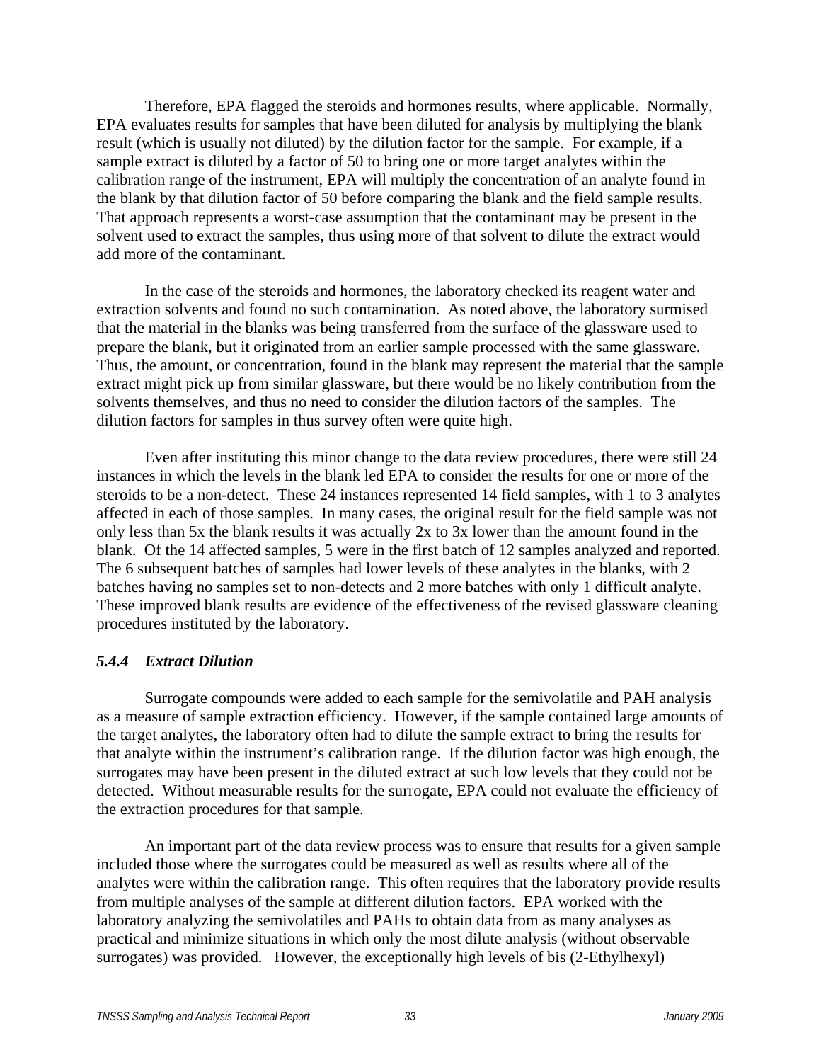Therefore, EPA flagged the steroids and hormones results, where applicable. Normally, EPA evaluates results for samples that have been diluted for analysis by multiplying the blank result (which is usually not diluted) by the dilution factor for the sample. For example, if a sample extract is diluted by a factor of 50 to bring one or more target analytes within the calibration range of the instrument, EPA will multiply the concentration of an analyte found in the blank by that dilution factor of 50 before comparing the blank and the field sample results. That approach represents a worst-case assumption that the contaminant may be present in the solvent used to extract the samples, thus using more of that solvent to dilute the extract would add more of the contaminant.

In the case of the steroids and hormones, the laboratory checked its reagent water and extraction solvents and found no such contamination. As noted above, the laboratory surmised that the material in the blanks was being transferred from the surface of the glassware used to prepare the blank, but it originated from an earlier sample processed with the same glassware. Thus, the amount, or concentration, found in the blank may represent the material that the sample extract might pick up from similar glassware, but there would be no likely contribution from the solvents themselves, and thus no need to consider the dilution factors of the samples. The dilution factors for samples in thus survey often were quite high.

Even after instituting this minor change to the data review procedures, there were still 24 instances in which the levels in the blank led EPA to consider the results for one or more of the steroids to be a non-detect. These 24 instances represented 14 field samples, with 1 to 3 analytes affected in each of those samples. In many cases, the original result for the field sample was not only less than 5x the blank results it was actually 2x to 3x lower than the amount found in the blank. Of the 14 affected samples, 5 were in the first batch of 12 samples analyzed and reported. The 6 subsequent batches of samples had lower levels of these analytes in the blanks, with 2 batches having no samples set to non-detects and 2 more batches with only 1 difficult analyte. These improved blank results are evidence of the effectiveness of the revised glassware cleaning procedures instituted by the laboratory.

### *5.4.4 Extract Dilution*

Surrogate compounds were added to each sample for the semivolatile and PAH analysis as a measure of sample extraction efficiency. However, if the sample contained large amounts of the target analytes, the laboratory often had to dilute the sample extract to bring the results for that analyte within the instrument's calibration range. If the dilution factor was high enough, the surrogates may have been present in the diluted extract at such low levels that they could not be detected. Without measurable results for the surrogate, EPA could not evaluate the efficiency of the extraction procedures for that sample.

An important part of the data review process was to ensure that results for a given sample included those where the surrogates could be measured as well as results where all of the analytes were within the calibration range. This often requires that the laboratory provide results from multiple analyses of the sample at different dilution factors. EPA worked with the laboratory analyzing the semivolatiles and PAHs to obtain data from as many analyses as practical and minimize situations in which only the most dilute analysis (without observable surrogates) was provided. However, the exceptionally high levels of bis (2-Ethylhexyl)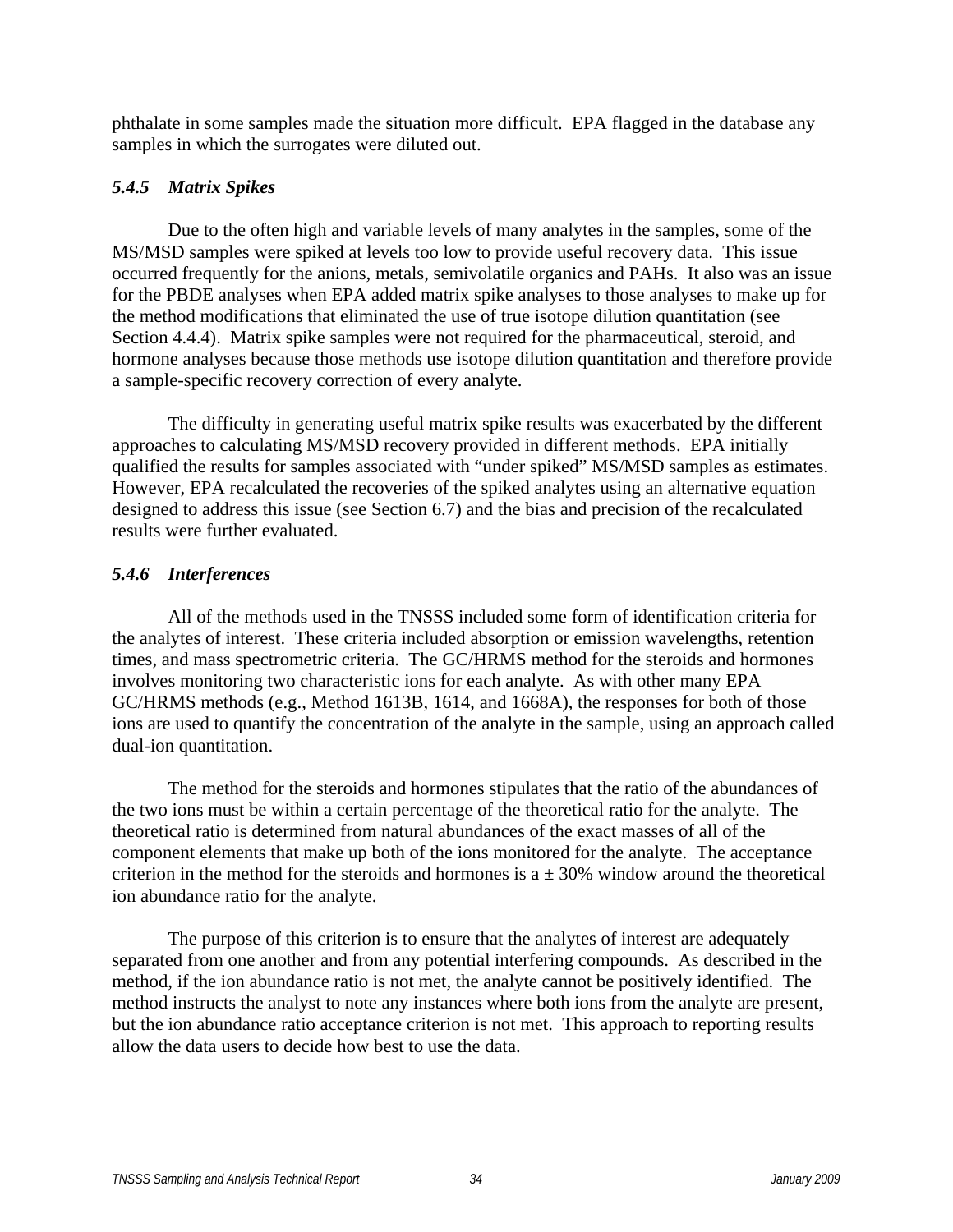phthalate in some samples made the situation more difficult. EPA flagged in the database any samples in which the surrogates were diluted out.

### *5.4.5 Matrix Spikes*

Due to the often high and variable levels of many analytes in the samples, some of the MS/MSD samples were spiked at levels too low to provide useful recovery data. This issue occurred frequently for the anions, metals, semivolatile organics and PAHs. It also was an issue for the PBDE analyses when EPA added matrix spike analyses to those analyses to make up for the method modifications that eliminated the use of true isotope dilution quantitation (see Section 4.4.4). Matrix spike samples were not required for the pharmaceutical, steroid, and hormone analyses because those methods use isotope dilution quantitation and therefore provide a sample-specific recovery correction of every analyte.

The difficulty in generating useful matrix spike results was exacerbated by the different approaches to calculating MS/MSD recovery provided in different methods. EPA initially qualified the results for samples associated with "under spiked" MS/MSD samples as estimates. However, EPA recalculated the recoveries of the spiked analytes using an alternative equation designed to address this issue (see Section 6.7) and the bias and precision of the recalculated results were further evaluated.

### *5.4.6 Interferences*

All of the methods used in the TNSSS included some form of identification criteria for the analytes of interest. These criteria included absorption or emission wavelengths, retention times, and mass spectrometric criteria. The GC/HRMS method for the steroids and hormones involves monitoring two characteristic ions for each analyte. As with other many EPA GC/HRMS methods (e.g., Method 1613B, 1614, and 1668A), the responses for both of those ions are used to quantify the concentration of the analyte in the sample, using an approach called dual-ion quantitation.

The method for the steroids and hormones stipulates that the ratio of the abundances of the two ions must be within a certain percentage of the theoretical ratio for the analyte. The theoretical ratio is determined from natural abundances of the exact masses of all of the component elements that make up both of the ions monitored for the analyte. The acceptance criterion in the method for the steroids and hormones is a ± 30% window around the theoretical ion abundance ratio for the analyte.

The purpose of this criterion is to ensure that the analytes of interest are adequately separated from one another and from any potential interfering compounds. As described in the method, if the ion abundance ratio is not met, the analyte cannot be positively identified. The method instructs the analyst to note any instances where both ions from the analyte are present, but the ion abundance ratio acceptance criterion is not met. This approach to reporting results allow the data users to decide how best to use the data.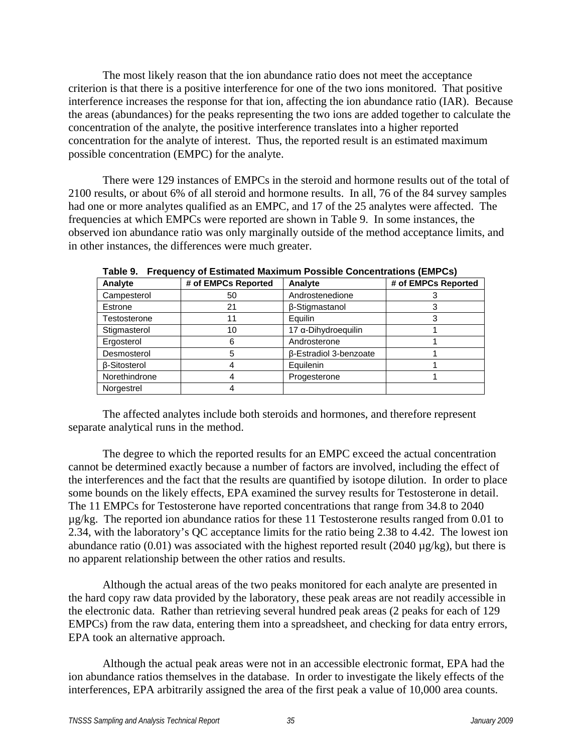The most likely reason that the ion abundance ratio does not meet the acceptance criterion is that there is a positive interference for one of the two ions monitored. That positive interference increases the response for that ion, affecting the ion abundance ratio (IAR). Because the areas (abundances) for the peaks representing the two ions are added together to calculate the concentration of the analyte, the positive interference translates into a higher reported concentration for the analyte of interest. Thus, the reported result is an estimated maximum possible concentration (EMPC) for the analyte.

There were 129 instances of EMPCs in the steroid and hormone results out of the total of 2100 results, or about 6% of all steroid and hormone results. In all, 76 of the 84 survey samples had one or more analytes qualified as an EMPC, and 17 of the 25 analytes were affected. The frequencies at which EMPCs were reported are shown in Table 9. In some instances, the observed ion abundance ratio was only marginally outside of the method acceptance limits, and in other instances, the differences were much greater.

**Table 9. Frequency of Estimated Maximum Possible Concentrations (EMPCs)**

| Analyte | # of EMPCs Reported | Analyte | # of EMPCs Reported |
|---|---|---|---|
| Campesterol | 50 | Androstenedione | 3 |
| Estrone | 21 | β-Stigmastanol | 3 |
| Testosterone | 11 | Equilin | 3 |
| Stigmasterol | 10 | 17 α-Dihydroequilin | 1 |
| Ergosterol | 6 | Androsterone | 1 |
| Desmosterol | 5 | β-Estradiol 3-benzoate | 1 |
| β-Sitosterol | 4 | Equilenin | 1 |
| Norethindrone | 4 | Progesterone | 1 |
| Norgestrel | 4 | | |

The affected analytes include both steroids and hormones, and therefore represent separate analytical runs in the method.

The degree to which the reported results for an EMPC exceed the actual concentration cannot be determined exactly because a number of factors are involved, including the effect of the interferences and the fact that the results are quantified by isotope dilution. In order to place some bounds on the likely effects, EPA examined the survey results for Testosterone in detail. The 11 EMPCs for Testosterone have reported concentrations that range from 34.8 to 2040 µg/kg. The reported ion abundance ratios for these 11 Testosterone results ranged from 0.01 to 2.34, with the laboratory's QC acceptance limits for the ratio being 2.38 to 4.42. The lowest ion abundance ratio (0.01) was associated with the highest reported result (2040 µg/kg), but there is no apparent relationship between the other ratios and results.

Although the actual areas of the two peaks monitored for each analyte are presented in the hard copy raw data provided by the laboratory, these peak areas are not readily accessible in the electronic data. Rather than retrieving several hundred peak areas (2 peaks for each of 129 EMPCs) from the raw data, entering them into a spreadsheet, and checking for data entry errors, EPA took an alternative approach.

Although the actual peak areas were not in an accessible electronic format, EPA had the ion abundance ratios themselves in the database. In order to investigate the likely effects of the interferences, EPA arbitrarily assigned the area of the first peak a value of 10,000 area counts.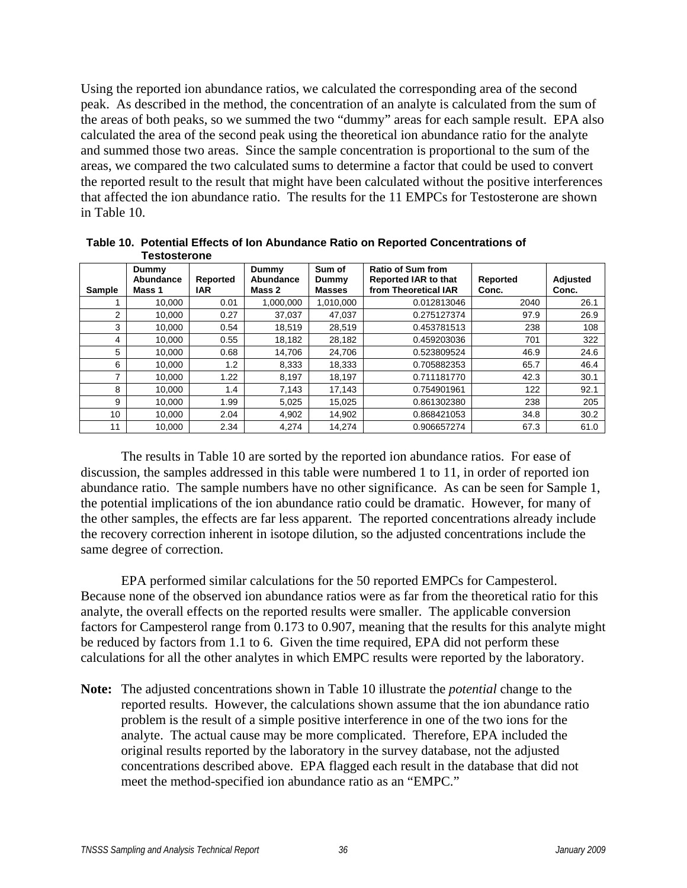Using the reported ion abundance ratios, we calculated the corresponding area of the second peak. As described in the method, the concentration of an analyte is calculated from the sum of the areas of both peaks, so we summed the two "dummy" areas for each sample result. EPA also calculated the area of the second peak using the theoretical ion abundance ratio for the analyte and summed those two areas. Since the sample concentration is proportional to the sum of the areas, we compared the two calculated sums to determine a factor that could be used to convert the reported result to the result that might have been calculated without the positive interferences that affected the ion abundance ratio. The results for the 11 EMPCs for Testosterone are shown in Table 10.

**Table 10. Potential Effects of Ion Abundance Ratio on Reported Concentrations of Testosterone**

| Sample | Dummy Abundance Mass 1 | Reported IAR | Dummy Abundance Mass 2 | Sum of Dummy Masses | Ratio of Sum from Reported IAR to that from Theoretical IAR | Reported Conc. | Adjusted Conc. |
|---|---|---|---|---|---|---|---|
| 1 | 10,000 | 0.01 | 1,000,000 | 1,010,000 | 0.012813046 | 2040 | 26.1 |
| 2 | 10,000 | 0.27 | 37,037 | 47,037 | 0.275127374 | 97.9 | 26.9 |
| 3 | 10,000 | 0.54 | 18,519 | 28,519 | 0.453781513 | 238 | 108 |
| 4 | 10,000 | 0.55 | 18,182 | 28,182 | 0.459203036 | 701 | 322 |
| 5 | 10,000 | 0.68 | 14,706 | 24,706 | 0.523809524 | 46.9 | 24.6 |
| 6 | 10,000 | 1.2 | 8,333 | 18,333 | 0.705882353 | 65.7 | 46.4 |
| 7 | 10,000 | 1.22 | 8,197 | 18,197 | 0.711181770 | 42.3 | 30.1 |
| 8 | 10,000 | 1.4 | 7,143 | 17,143 | 0.754901961 | 122 | 92.1 |
| 9 | 10,000 | 1.99 | 5,025 | 15,025 | 0.861302380 | 238 | 205 |
| 10 | 10,000 | 2.04 | 4,902 | 14,902 | 0.868421053 | 34.8 | 30.2 |
| 11 | 10,000 | 2.34 | 4,274 | 14,274 | 0.906657274 | 67.3 | 61.0 |

The results in Table 10 are sorted by the reported ion abundance ratios. For ease of discussion, the samples addressed in this table were numbered 1 to 11, in order of reported ion abundance ratio. The sample numbers have no other significance. As can be seen for Sample 1, the potential implications of the ion abundance ratio could be dramatic. However, for many of the other samples, the effects are far less apparent. The reported concentrations already include the recovery correction inherent in isotope dilution, so the adjusted concentrations include the same degree of correction.

EPA performed similar calculations for the 50 reported EMPCs for Campesterol. Because none of the observed ion abundance ratios were as far from the theoretical ratio for this analyte, the overall effects on the reported results were smaller. The applicable conversion factors for Campesterol range from 0.173 to 0.907, meaning that the results for this analyte might be reduced by factors from 1.1 to 6. Given the time required, EPA did not perform these calculations for all the other analytes in which EMPC results were reported by the laboratory.

**Note:** The adjusted concentrations shown in Table 10 illustrate the *potential* change to the reported results. However, the calculations shown assume that the ion abundance ratio problem is the result of a simple positive interference in one of the two ions for the analyte. The actual cause may be more complicated. Therefore, EPA included the original results reported by the laboratory in the survey database, not the adjusted concentrations described above. EPA flagged each result in the database that did not meet the method-specified ion abundance ratio as an "EMPC."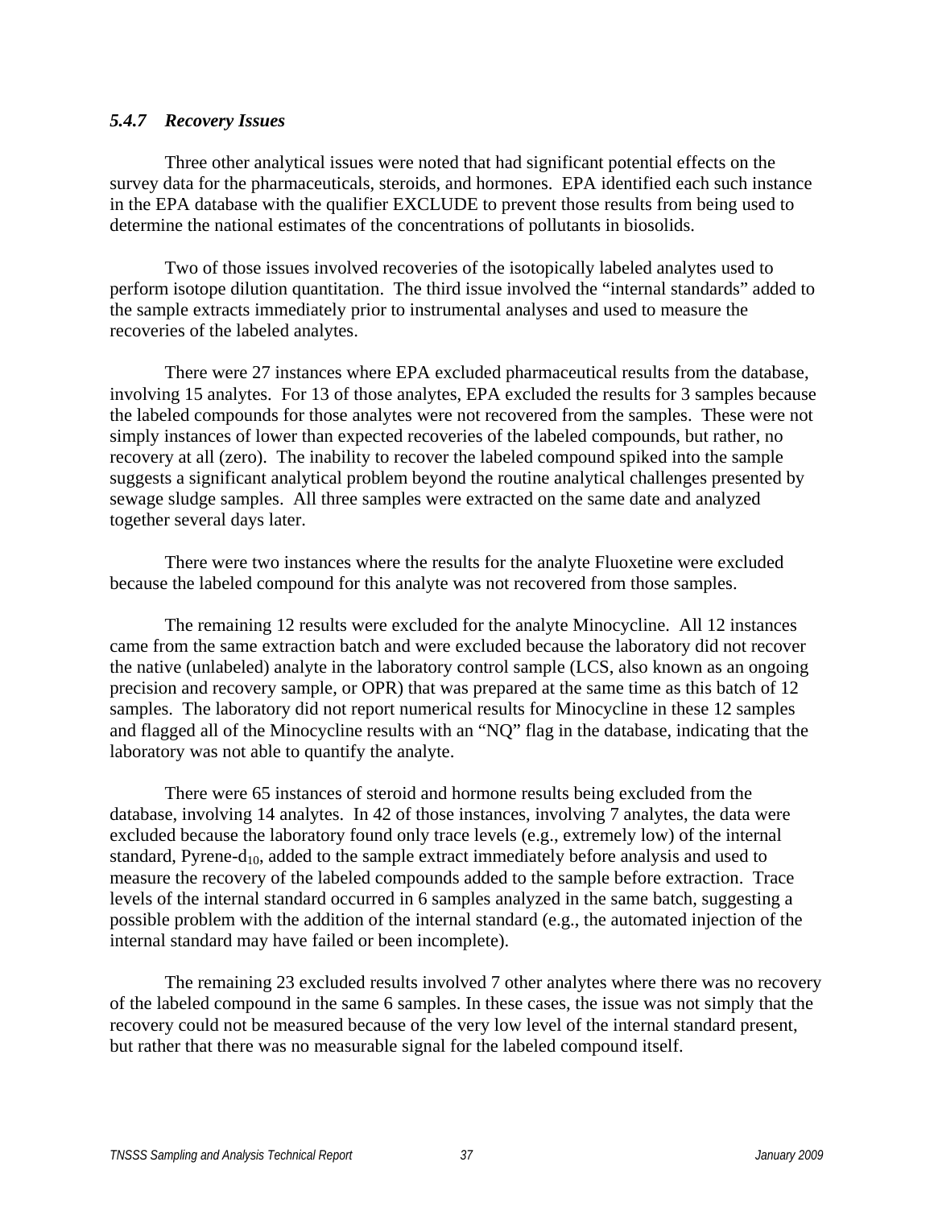### *5.4.7 Recovery Issues*

Three other analytical issues were noted that had significant potential effects on the survey data for the pharmaceuticals, steroids, and hormones. EPA identified each such instance in the EPA database with the qualifier EXCLUDE to prevent those results from being used to determine the national estimates of the concentrations of pollutants in biosolids.

Two of those issues involved recoveries of the isotopically labeled analytes used to perform isotope dilution quantitation. The third issue involved the "internal standards" added to the sample extracts immediately prior to instrumental analyses and used to measure the recoveries of the labeled analytes.

There were 27 instances where EPA excluded pharmaceutical results from the database, involving 15 analytes. For 13 of those analytes, EPA excluded the results for 3 samples because the labeled compounds for those analytes were not recovered from the samples. These were not simply instances of lower than expected recoveries of the labeled compounds, but rather, no recovery at all (zero). The inability to recover the labeled compound spiked into the sample suggests a significant analytical problem beyond the routine analytical challenges presented by sewage sludge samples. All three samples were extracted on the same date and analyzed together several days later.

There were two instances where the results for the analyte Fluoxetine were excluded because the labeled compound for this analyte was not recovered from those samples.

The remaining 12 results were excluded for the analyte Minocycline. All 12 instances came from the same extraction batch and were excluded because the laboratory did not recover the native (unlabeled) analyte in the laboratory control sample (LCS, also known as an ongoing precision and recovery sample, or OPR) that was prepared at the same time as this batch of 12 samples. The laboratory did not report numerical results for Minocycline in these 12 samples and flagged all of the Minocycline results with an "NQ" flag in the database, indicating that the laboratory was not able to quantify the analyte.

There were 65 instances of steroid and hormone results being excluded from the database, involving 14 analytes. In 42 of those instances, involving 7 analytes, the data were excluded because the laboratory found only trace levels (e.g., extremely low) of the internal standard, Pyrene-$d_{10}$, added to the sample extract immediately before analysis and used to measure the recovery of the labeled compounds added to the sample before extraction. Trace levels of the internal standard occurred in 6 samples analyzed in the same batch, suggesting a possible problem with the addition of the internal standard (e.g., the automated injection of the internal standard may have failed or been incomplete).

The remaining 23 excluded results involved 7 other analytes where there was no recovery of the labeled compound in the same 6 samples. In these cases, the issue was not simply that the recovery could not be measured because of the very low level of the internal standard present, but rather that there was no measurable signal for the labeled compound itself.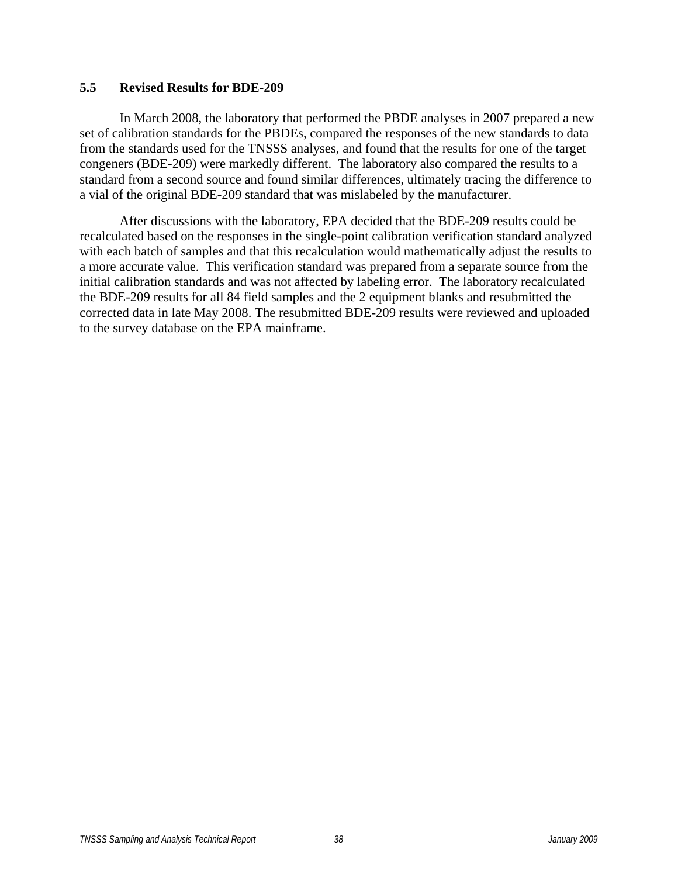## 5.5 Revised Results for BDE-209

In March 2008, the laboratory that performed the PBDE analyses in 2007 prepared a new set of calibration standards for the PBDEs, compared the responses of the new standards to data from the standards used for the TNSSS analyses, and found that the results for one of the target congeners (BDE-209) were markedly different. The laboratory also compared the results to a standard from a second source and found similar differences, ultimately tracing the difference to a vial of the original BDE-209 standard that was mislabeled by the manufacturer.

After discussions with the laboratory, EPA decided that the BDE-209 results could be recalculated based on the responses in the single-point calibration verification standard analyzed with each batch of samples and that this recalculation would mathematically adjust the results to a more accurate value. This verification standard was prepared from a separate source from the initial calibration standards and was not affected by labeling error. The laboratory recalculated the BDE-209 results for all 84 field samples and the 2 equipment blanks and resubmitted the corrected data in late May 2008. The resubmitted BDE-209 results were reviewed and uploaded to the survey database on the EPA mainframe.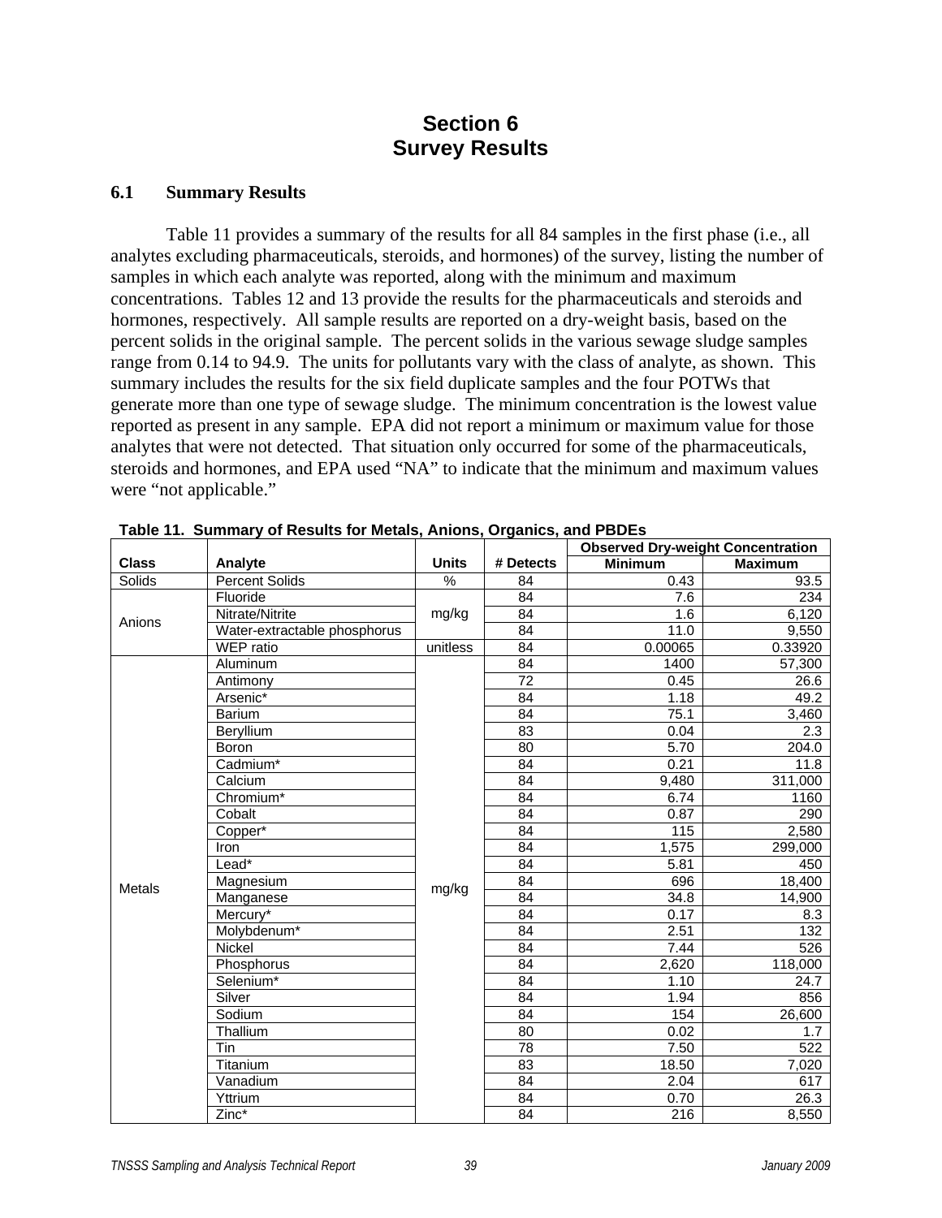# Section 6
# Survey Results

## 6.1 Summary Results

Table 11 provides a summary of the results for all 84 samples in the first phase (i.e., all analytes excluding pharmaceuticals, steroids, and hormones) of the survey, listing the number of samples in which each analyte was reported, along with the minimum and maximum concentrations. Tables 12 and 13 provide the results for the pharmaceuticals and steroids and hormones, respectively. All sample results are reported on a dry-weight basis, based on the percent solids in the original sample. The percent solids in the various sewage sludge samples range from 0.14 to 94.9. The units for pollutants vary with the class of analyte, as shown. This summary includes the results for the six field duplicate samples and the four POTWs that generate more than one type of sewage sludge. The minimum concentration is the lowest value reported as present in any sample. EPA did not report a minimum or maximum value for those analytes that were not detected. That situation only occurred for some of the pharmaceuticals, steroids and hormones, and EPA used "NA" to indicate that the minimum and maximum values were "not applicable."

**Table 11. Summary of Results for Metals, Anions, Organics, and PBDEs**

| Class | Analyte | Units | # Detects | Observed Dry-weight Concentration | |
|---|---|---|---|---|---|
| | | | | Minimum | Maximum |
| Solids | Percent Solids | % | 84 | 0.43 | 93.5 |
| Anions | Fluoride | mg/kg | 84 | 7.6 | 234 |
| | Nitrate/Nitrite | | 84 | 1.6 | 6,120 |
| | Water-extractable phosphorus | | 84 | 11.0 | 9,550 |
| | WEP ratio | unitless | 84 | 0.00065 | 0.33920 |
| Metals | Aluminum | mg/kg | 84 | 1400 | 57,300 |
| | Antimony | | 72 | 0.45 | 26.6 |
| | Arsenic* | | 84 | 1.18 | 49.2 |
| | Barium | | 84 | 75.1 | 3,460 |
| | Beryllium | | 83 | 0.04 | 2.3 |
| | Boron | | 80 | 5.70 | 204.0 |
| | Cadmium* | | 84 | 0.21 | 11.8 |
| | Calcium | | 84 | 9,480 | 311,000 |
| | Chromium* | | 84 | 6.74 | 1160 |
| | Cobalt | | 84 | 0.87 | 290 |
| | Copper* | | 84 | 115 | 2,580 |
| | Iron | | 84 | 1,575 | 299,000 |
| | Lead* | | 84 | 5.81 | 450 |
| | Magnesium | | 84 | 696 | 18,400 |
| | Manganese | | 84 | 34.8 | 14,900 |
| | Mercury* | | 84 | 0.17 | 8.3 |
| | Molybdenum* | | 84 | 2.51 | 132 |
| | Nickel | | 84 | 7.44 | 526 |
| | Phosphorus | | 84 | 2,620 | 118,000 |
| | Selenium* | | 84 | 1.10 | 24.7 |
| | Silver | | 84 | 1.94 | 856 |
| | Sodium | | 84 | 154 | 26,600 |
| | Thallium | | 80 | 0.02 | 1.7 |
| | Tin | | 78 | 7.50 | 522 |
| | Titanium | | 83 | 18.50 | 7,020 |
| | Vanadium | | 84 | 2.04 | 617 |
| | Yttrium | | 84 | 0.70 | 26.3 |
| | Zinc* | | 84 | 216 | 8,550 |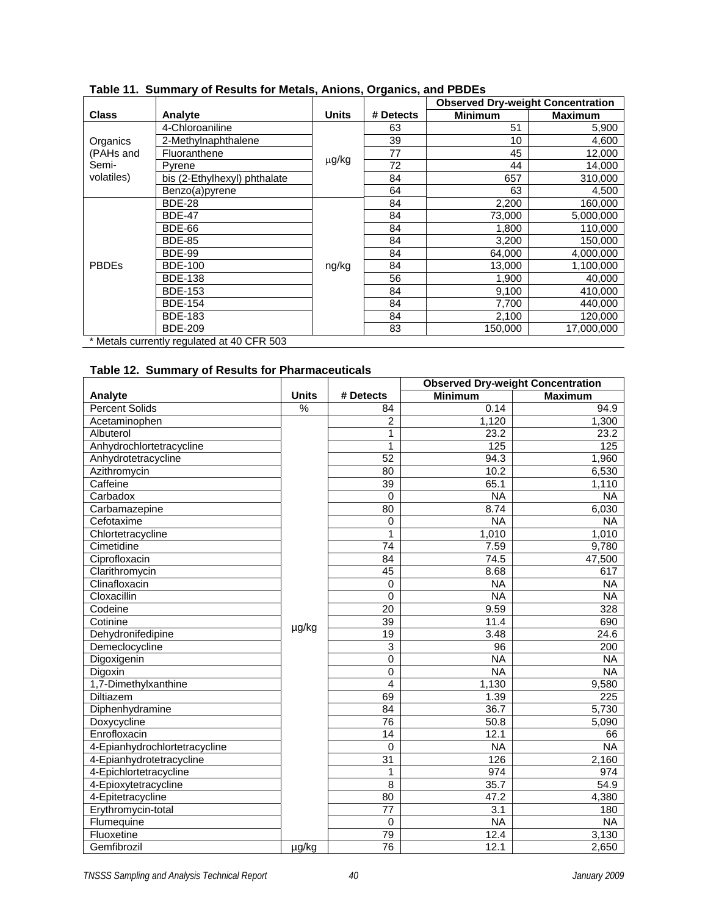**Table 11. Summary of Results for Metals, Anions, Organics, and PBDEs**

| Class | Analyte | Units | # Detects | Observed Dry-weight Concentration | |
|---|---|---|---|---|---|
| | | | | Minimum | Maximum |
| Organics (PAHs and Semi-volatiles) | 4-Chloroaniline | μg/kg | 63 | 51 | 5,900 |
| | 2-Methylnaphthalene | | 39 | 10 | 4,600 |
| | Fluoranthene | | 77 | 45 | 12,000 |
| | Pyrene | | 72 | 44 | 14,000 |
| | bis (2-Ethylhexyl) phthalate | | 84 | 657 | 310,000 |
| | Benzo(a)pyrene | | 64 | 63 | 4,500 |
| PBDEs | BDE-28 | ng/kg | 84 | 2,200 | 160,000 |
| | BDE-47 | | 84 | 73,000 | 5,000,000 |
| | BDE-66 | | 84 | 1,800 | 110,000 |
| | BDE-85 | | 84 | 3,200 | 150,000 |
| | BDE-99 | | 84 | 64,000 | 4,000,000 |
| | BDE-100 | | 84 | 13,000 | 1,100,000 |
| | BDE-138 | | 56 | 1,900 | 40,000 |
| | BDE-153 | | 84 | 9,100 | 410,000 |
| | BDE-154 | | 84 | 7,700 | 440,000 |
| | BDE-183 | | 84 | 2,100 | 120,000 |
| | BDE-209 | | 83 | 150,000 | 17,000,000 |

* Metals currently regulated at 40 CFR 503

**Table 12. Summary of Results for Pharmaceuticals**

| Analyte | Units | # Detects | Observed Dry-weight Concentration | |
|---|---|---|---|---|
| | | | Minimum | Maximum |
| Percent Solids | % | 84 | 0.14 | 94.9 |
| Acetaminophen | µg/kg | 2 | 1,120 | 1,300 |
| Albuterol | | 1 | 23.2 | 23.2 |
| Anhydrochlortetracycline | | 1 | 125 | 125 |
| Anhydrotetracycline | | 52 | 94.3 | 1,960 |
| Azithromycin | | 80 | 10.2 | 6,530 |
| Caffeine | | 39 | 65.1 | 1,110 |
| Carbadox | | 0 | NA | NA |
| Carbamazepine | | 80 | 8.74 | 6,030 |
| Cefotaxime | | 0 | NA | NA |
| Chlortetracycline | | 1 | 1,010 | 1,010 |
| Cimetidine | | 74 | 7.59 | 9,780 |
| Ciprofloxacin | | 84 | 74.5 | 47,500 |
| Clarithromycin | | 45 | 8.68 | 617 |
| Clinafloxacin | | 0 | NA | NA |
| Cloxacillin | | 0 | NA | NA |
| Codeine | | 20 | 9.59 | 328 |
| Cotinine | | 39 | 11.4 | 690 |
| Dehydronifedipine | | 19 | 3.48 | 24.6 |
| Demeclocycline | | 3 | 96 | 200 |
| Digoxigenin | | 0 | NA | NA |
| Digoxin | | 0 | NA | NA |
| 1,7-Dimethylxanthine | | 4 | 1,130 | 9,580 |
| Diltiazem | | 69 | 1.39 | 225 |
| Diphenhydramine | | 84 | 36.7 | 5,730 |
| Doxycycline | | 76 | 50.8 | 5,090 |
| Enrofloxacin | | 14 | 12.1 | 66 |
| 4-Epianhydrochlortetracycline | | 0 | NA | NA |
| 4-Epianhydrotetracycline | | 31 | 126 | 2,160 |
| 4-Epichlortetracycline | | 1 | 974 | 974 |
| 4-Epioxytetracycline | | 8 | 35.7 | 54.9 |
| 4-Epitetracycline | | 80 | 47.2 | 4,380 |
| Erythromycin-total | | 77 | 3.1 | 180 |
| Flumequine | | 0 | NA | NA |
| Fluoxetine | | 79 | 12.4 | 3,130 |
| Gemfibrozil | µg/kg | 76 | 12.1 | 2,650 |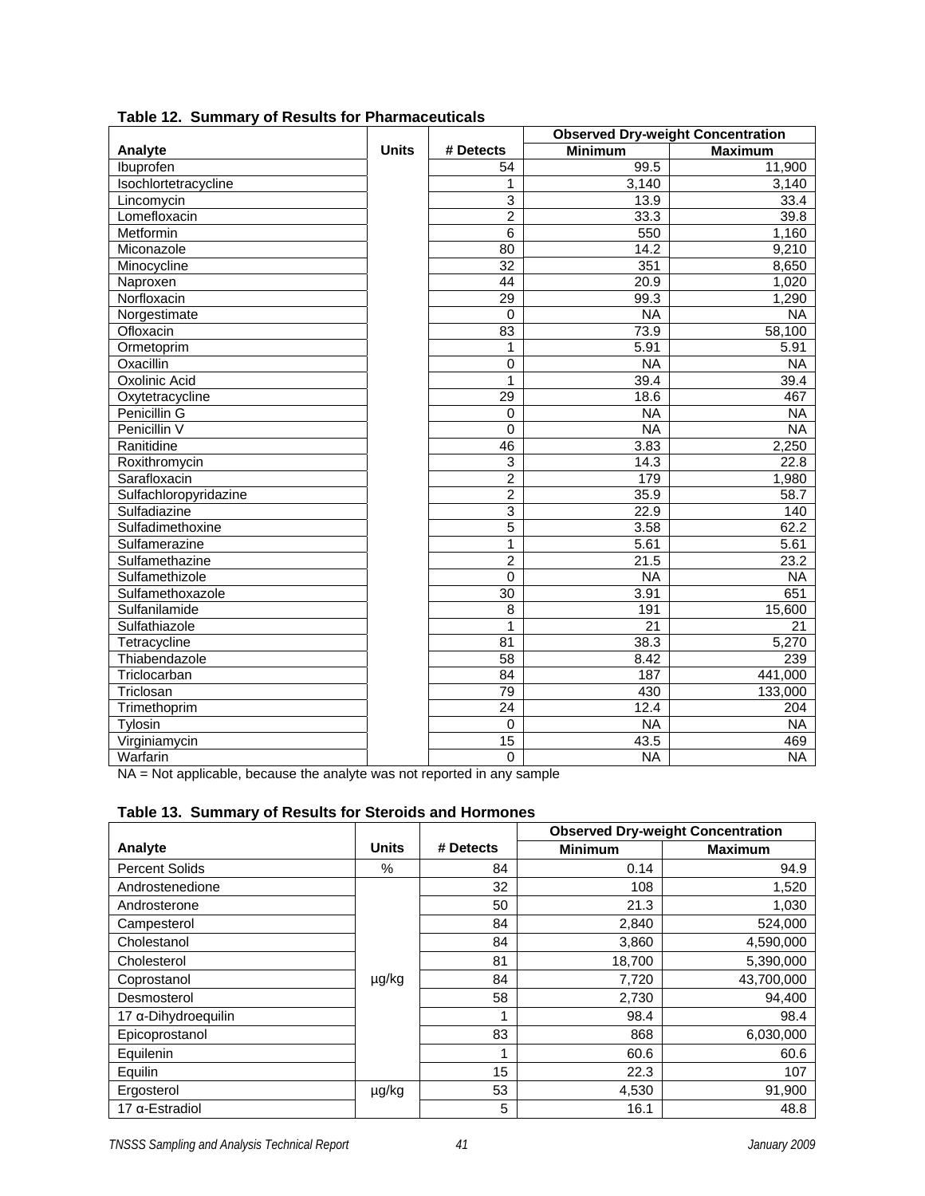**Table 12. Summary of Results for Pharmaceuticals**

| Analyte | Units | # Detects | Observed Dry-weight Concentration | |
|---|---|---|---|---|
| | | | Minimum | Maximum |
| Ibuprofen | | 54 | 99.5 | 11,900 |
| Isochlortetracycline | | 1 | 3,140 | 3,140 |
| Lincomycin | | 3 | 13.9 | 33.4 |
| Lomefloxacin | | 2 | 33.3 | 39.8 |
| Metformin | | 6 | 550 | 1,160 |
| Miconazole | | 80 | 14.2 | 9,210 |
| Minocycline | | 32 | 351 | 8,650 |
| Naproxen | | 44 | 20.9 | 1,020 |
| Norfloxacin | | 29 | 99.3 | 1,290 |
| Norgestimate | | 0 | NA | NA |
| Ofloxacin | | 83 | 73.9 | 58,100 |
| Ormetoprim | | 1 | 5.91 | 5.91 |
| Oxacillin | | 0 | NA | NA |
| Oxolinic Acid | | 1 | 39.4 | 39.4 |
| Oxytetracycline | | 29 | 18.6 | 467 |
| Penicillin G | | 0 | NA | NA |
| Penicillin V | | 0 | NA | NA |
| Ranitidine | | 46 | 3.83 | 2,250 |
| Roxithromycin | | 3 | 14.3 | 22.8 |
| Sarafloxacin | | 2 | 179 | 1,980 |
| Sulfachloropyridazine | | 2 | 35.9 | 58.7 |
| Sulfadiazine | | 3 | 22.9 | 140 |
| Sulfadimethoxine | | 5 | 3.58 | 62.2 |
| Sulfamerazine | | 1 | 5.61 | 5.61 |
| Sulfamethazine | | 2 | 21.5 | 23.2 |
| Sulfamethizole | | 0 | NA | NA |
| Sulfamethoxazole | | 30 | 3.91 | 651 |
| Sulfanilamide | | 8 | 191 | 15,600 |
| Sulfathiazole | | 1 | 21 | 21 |
| Tetracycline | | 81 | 38.3 | 5,270 |
| Thiabendazole | | 58 | 8.42 | 239 |
| Triclocarban | | 84 | 187 | 441,000 |
| Triclosan | | 79 | 430 | 133,000 |
| Trimethoprim | | 24 | 12.4 | 204 |
| Tylosin | | 0 | NA | NA |
| Virginiamycin | | 15 | 43.5 | 469 |
| Warfarin | | 0 | NA | NA |

NA = Not applicable, because the analyte was not reported in any sample

**Table 13. Summary of Results for Steroids and Hormones**

| Analyte | Units | # Detects | Observed Dry-weight Concentration | |
|---|---|---|---|---|
| | | | Minimum | Maximum |
| Percent Solids | % | 84 | 0.14 | 94.9 |
| Androstenedione | µg/kg | 32 | 108 | 1,520 |
| Androsterone | | 50 | 21.3 | 1,030 |
| Campesterol | | 84 | 2,840 | 524,000 |
| Cholestanol | | 84 | 3,860 | 4,590,000 |
| Cholesterol | | 81 | 18,700 | 5,390,000 |
| Coprostanol | | 84 | 7,720 | 43,700,000 |
| Desmosterol | | 58 | 2,730 | 94,400 |
| 17 α-Dihydroequilin | | 1 | 98.4 | 98.4 |
| Epicoprostanol | | 83 | 868 | 6,030,000 |
| Equilenin | | 1 | 60.6 | 60.6 |
| Equilin | | 15 | 22.3 | 107 |
| Ergosterol | µg/kg | 53 | 4,530 | 91,900 |
| 17 α-Estradiol | | 5 | 16.1 | 48.8 |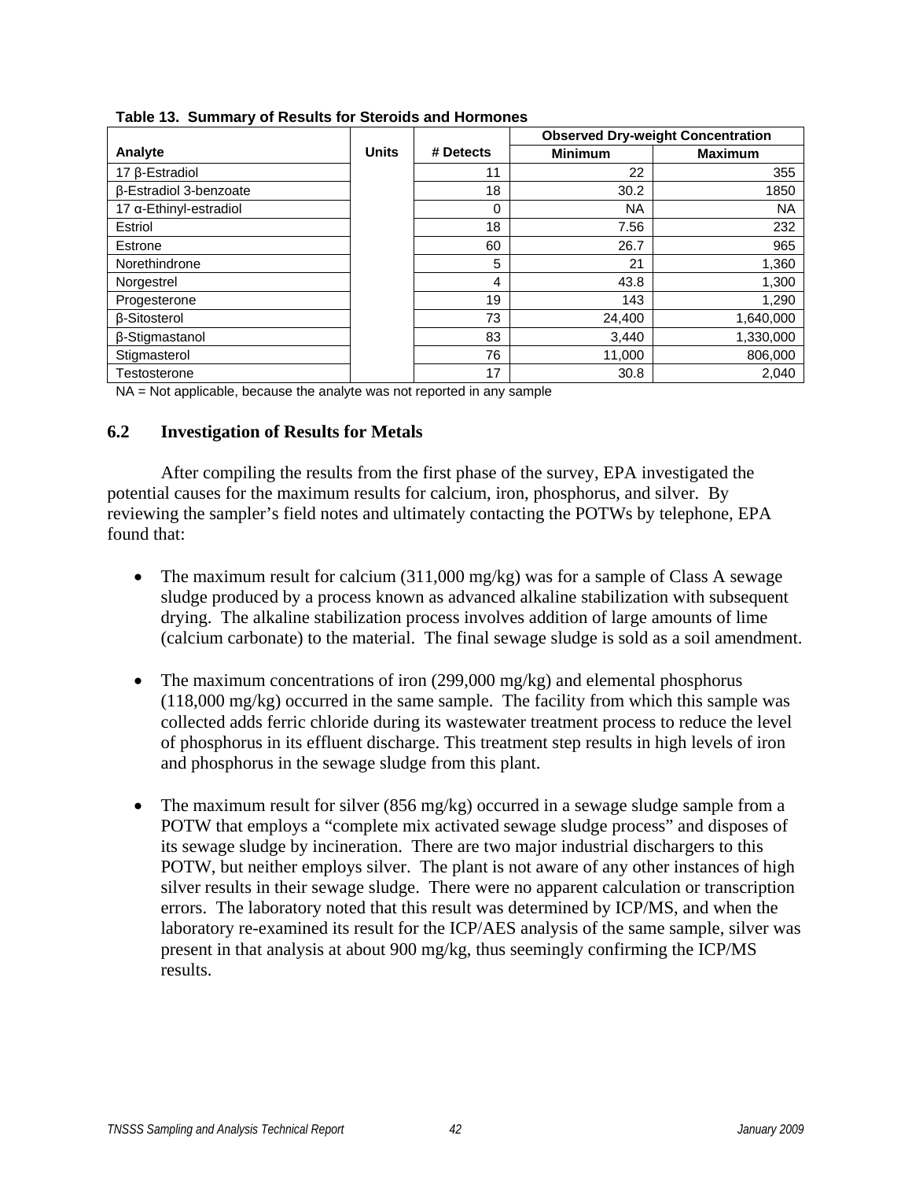**Table 13. Summary of Results for Steroids and Hormones**

| Analyte | Units | # Detects | Observed Dry-weight Concentration | |
|---|---|---|---|---|
| | | | Minimum | Maximum |
| 17 β-Estradiol | | 11 | 22 | 355 |
| β-Estradiol 3-benzoate | | 18 | 30.2 | 1850 |
| 17 α-Ethinyl-estradiol | | 0 | NA | NA |
| Estriol | | 18 | 7.56 | 232 |
| Estrone | | 60 | 26.7 | 965 |
| Norethindrone | | 5 | 21 | 1,360 |
| Norgestrel | | 4 | 43.8 | 1,300 |
| Progesterone | | 19 | 143 | 1,290 |
| β-Sitosterol | | 73 | 24,400 | 1,640,000 |
| β-Stigmastanol | | 83 | 3,440 | 1,330,000 |
| Stigmasterol | | 76 | 11,000 | 806,000 |
| Testosterone | | 17 | 30.8 | 2,040 |

NA = Not applicable, because the analyte was not reported in any sample

## 6.2 Investigation of Results for Metals

After compiling the results from the first phase of the survey, EPA investigated the potential causes for the maximum results for calcium, iron, phosphorus, and silver. By reviewing the sampler's field notes and ultimately contacting the POTWs by telephone, EPA found that:

- The maximum result for calcium (311,000 mg/kg) was for a sample of Class A sewage sludge produced by a process known as advanced alkaline stabilization with subsequent drying. The alkaline stabilization process involves addition of large amounts of lime (calcium carbonate) to the material. The final sewage sludge is sold as a soil amendment.

- The maximum concentrations of iron (299,000 mg/kg) and elemental phosphorus (118,000 mg/kg) occurred in the same sample. The facility from which this sample was collected adds ferric chloride during its wastewater treatment process to reduce the level of phosphorus in its effluent discharge. This treatment step results in high levels of iron and phosphorus in the sewage sludge from this plant.

- The maximum result for silver (856 mg/kg) occurred in a sewage sludge sample from a POTW that employs a "complete mix activated sewage sludge process" and disposes of its sewage sludge by incineration. There are two major industrial dischargers to this POTW, but neither employs silver. The plant is not aware of any other instances of high silver results in their sewage sludge. There were no apparent calculation or transcription errors. The laboratory noted that this result was determined by ICP/MS, and when the laboratory re-examined its result for the ICP/AES analysis of the same sample, silver was present in that analysis at about 900 mg/kg, thus seemingly confirming the ICP/MS results.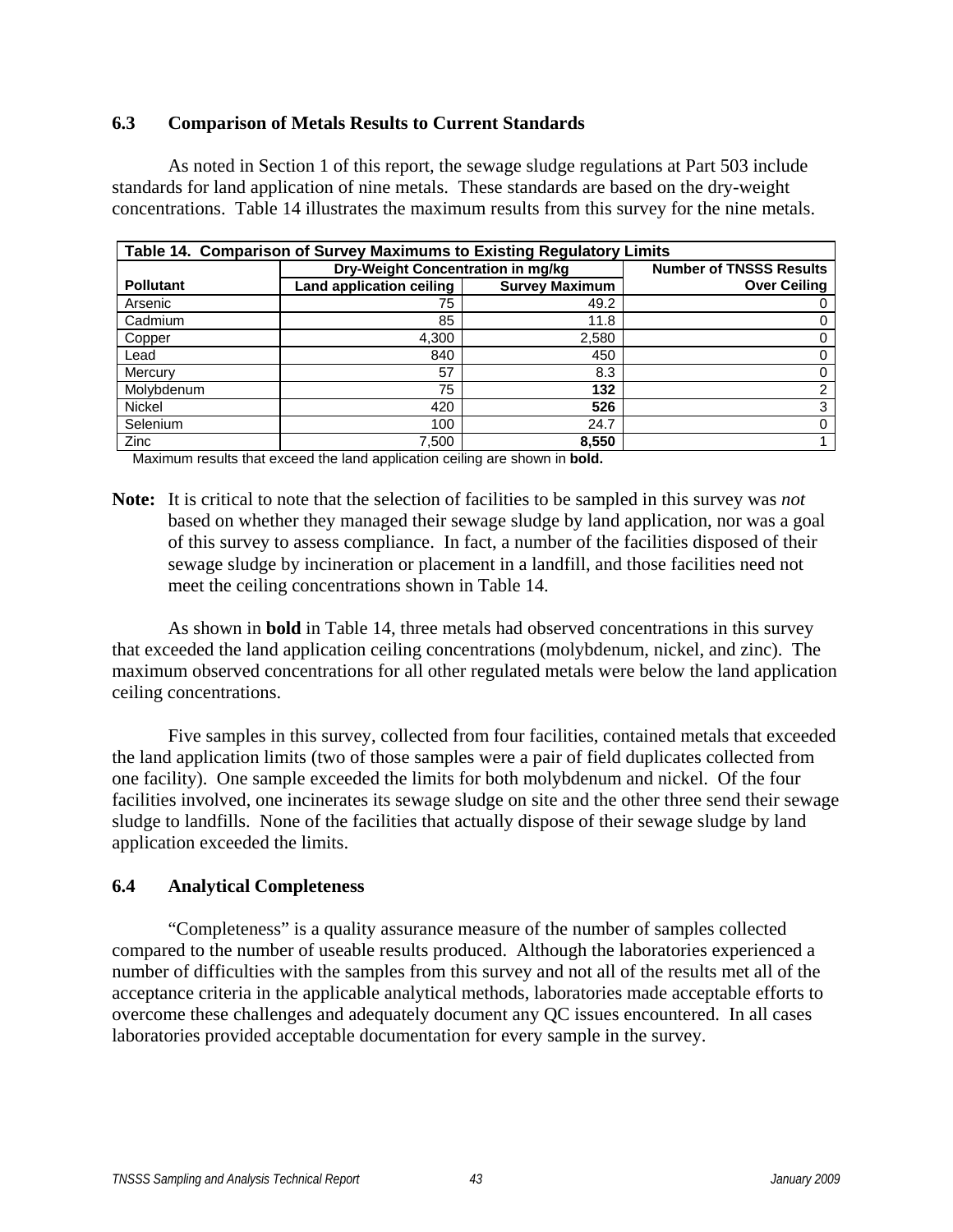### 6.3 Comparison of Metals Results to Current Standards

As noted in Section 1 of this report, the sewage sludge regulations at Part 503 include standards for land application of nine metals. These standards are based on the dry-weight concentrations. Table 14 illustrates the maximum results from this survey for the nine metals.

**Table 14. Comparison of Survey Maximums to Existing Regulatory Limits**

| Pollutant | Dry-Weight Concentration in mg/kg | | Number of TNSSS Results |
|---|---|---|---|
| | Land application ceiling | Survey Maximum | Over Ceiling |
| Arsenic | 75 | 49.2 | 0 |
| Cadmium | 85 | 11.8 | 0 |
| Copper | 4,300 | 2,580 | 0 |
| Lead | 840 | 450 | 0 |
| Mercury | 57 | 8.3 | 0 |
| Molybdenum | 75 | **132** | 2 |
| Nickel | 420 | **526** | 3 |
| Selenium | 100 | 24.7 | 0 |
| Zinc | 7,500 | **8,550** | 1 |

Maximum results that exceed the land application ceiling are shown in **bold.**

**Note:** It is critical to note that the selection of facilities to be sampled in this survey was *not* based on whether they managed their sewage sludge by land application, nor was a goal of this survey to assess compliance. In fact, a number of the facilities disposed of their sewage sludge by incineration or placement in a landfill, and those facilities need not meet the ceiling concentrations shown in Table 14.

As shown in **bold** in Table 14, three metals had observed concentrations in this survey that exceeded the land application ceiling concentrations (molybdenum, nickel, and zinc). The maximum observed concentrations for all other regulated metals were below the land application ceiling concentrations.

Five samples in this survey, collected from four facilities, contained metals that exceeded the land application limits (two of those samples were a pair of field duplicates collected from one facility). One sample exceeded the limits for both molybdenum and nickel. Of the four facilities involved, one incinerates its sewage sludge on site and the other three send their sewage sludge to landfills. None of the facilities that actually dispose of their sewage sludge by land application exceeded the limits.

### 6.4 Analytical Completeness

"Completeness" is a quality assurance measure of the number of samples collected compared to the number of useable results produced. Although the laboratories experienced a number of difficulties with the samples from this survey and not all of the results met all of the acceptance criteria in the applicable analytical methods, laboratories made acceptable efforts to overcome these challenges and adequately document any QC issues encountered. In all cases laboratories provided acceptable documentation for every sample in the survey.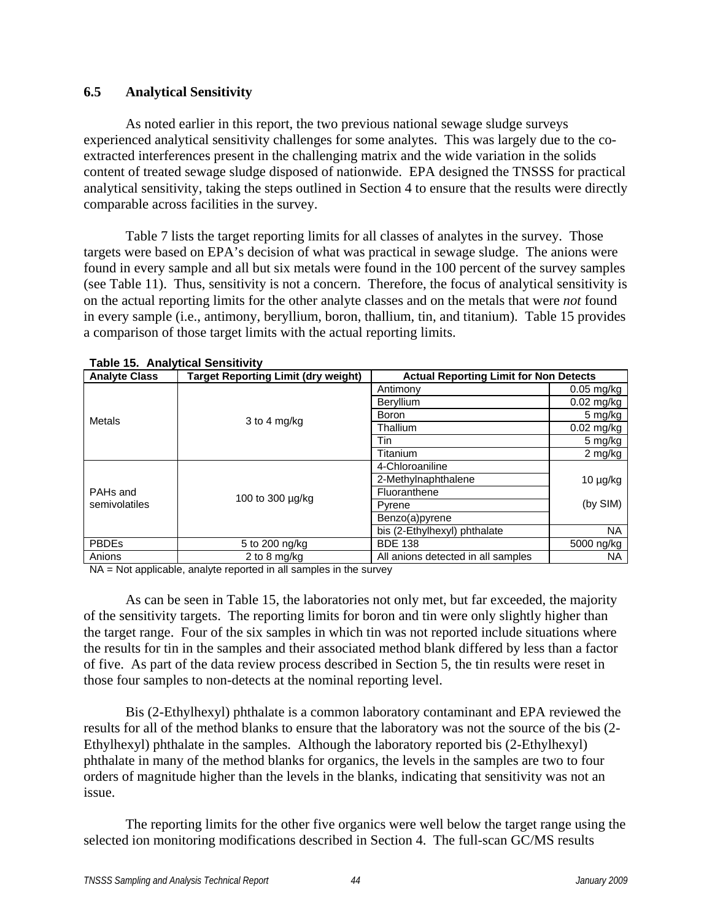### 6.5 Analytical Sensitivity

As noted earlier in this report, the two previous national sewage sludge surveys experienced analytical sensitivity challenges for some analytes. This was largely due to the co-extracted interferences present in the challenging matrix and the wide variation in the solids content of treated sewage sludge disposed of nationwide. EPA designed the TNSSS for practical analytical sensitivity, taking the steps outlined in Section 4 to ensure that the results were directly comparable across facilities in the survey.

Table 7 lists the target reporting limits for all classes of analytes in the survey. Those targets were based on EPA's decision of what was practical in sewage sludge. The anions were found in every sample and all but six metals were found in the 100 percent of the survey samples (see Table 11). Thus, sensitivity is not a concern. Therefore, the focus of analytical sensitivity is on the actual reporting limits for the other analyte classes and on the metals that were *not* found in every sample (i.e., antimony, beryllium, boron, thallium, tin, and titanium). Table 15 provides a comparison of those target limits with the actual reporting limits.

**Table 15. Analytical Sensitivity**

| Analyte Class | Target Reporting Limit (dry weight) | Actual Reporting Limit for Non Detects | |
|---|---|---|---|
| Metals | 3 to 4 mg/kg | Antimony | 0.05 mg/kg |
| | | Beryllium | 0.02 mg/kg |
| | | Boron | 5 mg/kg |
| | | Thallium | 0.02 mg/kg |
| | | Tin | 5 mg/kg |
| | | Titanium | 2 mg/kg |
| PAHs and semivolatiles | 100 to 300 µg/kg | 4-Chloroaniline | 10 µg/kg (by SIM) |
| | | 2-Methylnaphthalene | |
| | | Fluoranthene | |
| | | Pyrene | |
| | | Benzo(a)pyrene | |
| | | bis (2-Ethylhexyl) phthalate | NA |
| PBDEs | 5 to 200 ng/kg | BDE 138 | 5000 ng/kg |
| Anions | 2 to 8 mg/kg | All anions detected in all samples | NA |

NA = Not applicable, analyte reported in all samples in the survey

As can be seen in Table 15, the laboratories not only met, but far exceeded, the majority of the sensitivity targets. The reporting limits for boron and tin were only slightly higher than the target range. Four of the six samples in which tin was not reported include situations where the results for tin in the samples and their associated method blank differed by less than a factor of five. As part of the data review process described in Section 5, the tin results were reset in those four samples to non-detects at the nominal reporting level.

Bis (2-Ethylhexyl) phthalate is a common laboratory contaminant and EPA reviewed the results for all of the method blanks to ensure that the laboratory was not the source of the bis (2-Ethylhexyl) phthalate in the samples. Although the laboratory reported bis (2-Ethylhexyl) phthalate in many of the method blanks for organics, the levels in the samples are two to four orders of magnitude higher than the levels in the blanks, indicating that sensitivity was not an issue.

The reporting limits for the other five organics were well below the target range using the selected ion monitoring modifications described in Section 4. The full-scan GC/MS results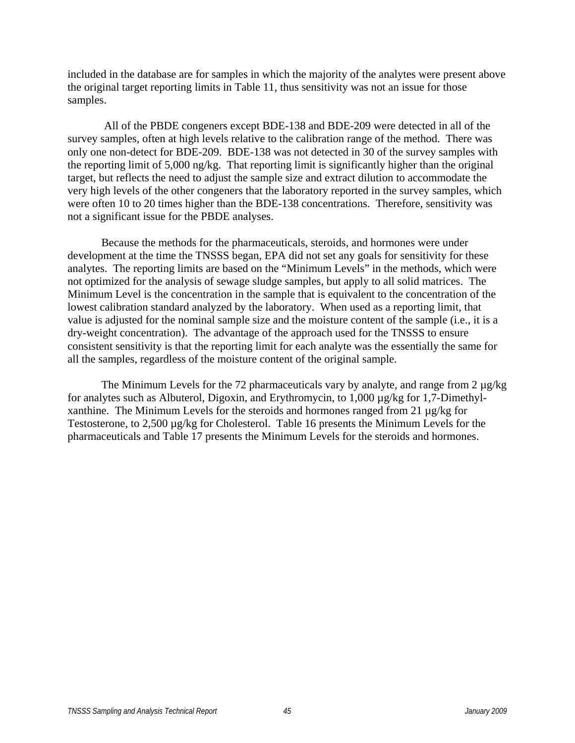included in the database are for samples in which the majority of the analytes were present above the original target reporting limits in Table 11, thus sensitivity was not an issue for those samples.

All of the PBDE congeners except BDE-138 and BDE-209 were detected in all of the survey samples, often at high levels relative to the calibration range of the method. There was only one non-detect for BDE-209. BDE-138 was not detected in 30 of the survey samples with the reporting limit of 5,000 ng/kg. That reporting limit is significantly higher than the original target, but reflects the need to adjust the sample size and extract dilution to accommodate the very high levels of the other congeners that the laboratory reported in the survey samples, which were often 10 to 20 times higher than the BDE-138 concentrations. Therefore, sensitivity was not a significant issue for the PBDE analyses.

Because the methods for the pharmaceuticals, steroids, and hormones were under development at the time the TNSSS began, EPA did not set any goals for sensitivity for these analytes. The reporting limits are based on the "Minimum Levels" in the methods, which were not optimized for the analysis of sewage sludge samples, but apply to all solid matrices. The Minimum Level is the concentration in the sample that is equivalent to the concentration of the lowest calibration standard analyzed by the laboratory. When used as a reporting limit, that value is adjusted for the nominal sample size and the moisture content of the sample (i.e., it is a dry-weight concentration). The advantage of the approach used for the TNSSS to ensure consistent sensitivity is that the reporting limit for each analyte was the essentially the same for all the samples, regardless of the moisture content of the original sample.

The Minimum Levels for the 72 pharmaceuticals vary by analyte, and range from 2 µg/kg for analytes such as Albuterol, Digoxin, and Erythromycin, to 1,000 µg/kg for 1,7-Dimethylxanthine. The Minimum Levels for the steroids and hormones ranged from 21 µg/kg for Testosterone, to 2,500 µg/kg for Cholesterol. Table 16 presents the Minimum Levels for the pharmaceuticals and Table 17 presents the Minimum Levels for the steroids and hormones.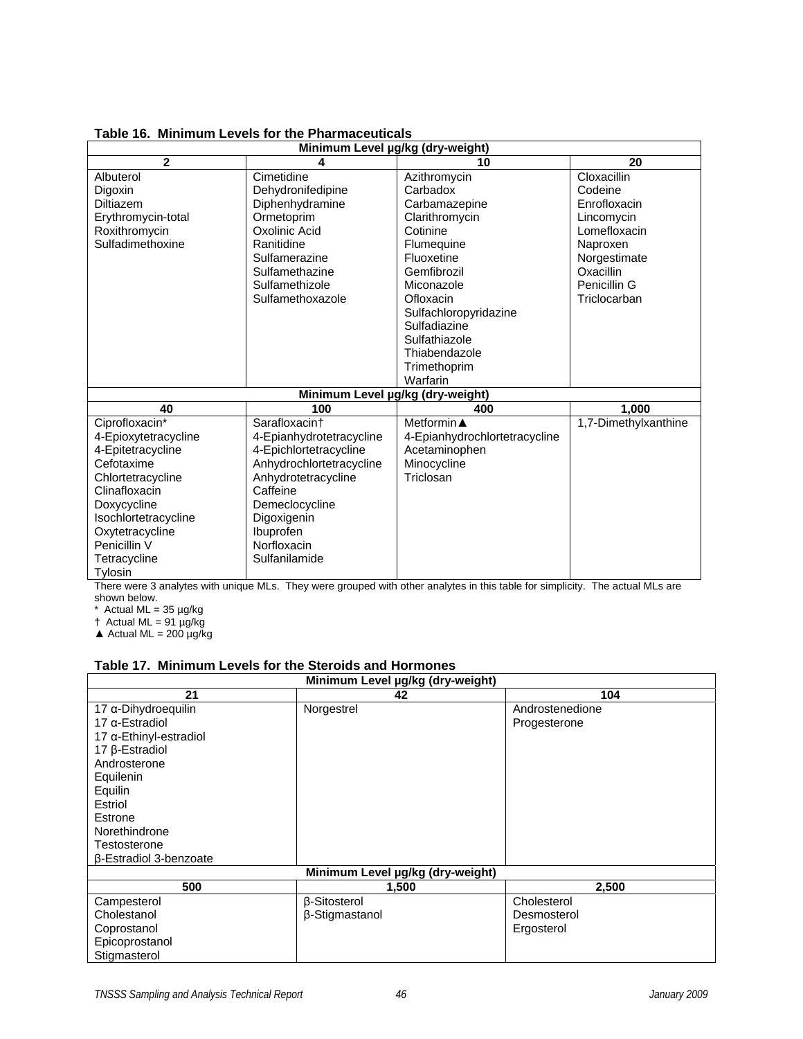**Table 16. Minimum Levels for the Pharmaceuticals**

| Minimum Level µg/kg (dry-weight) | | | |
|---|---|---|---|
| **2** | **4** | **10** | **20** |
| Albuterol<br>Digoxin<br>Diltiazem<br>Erythromycin-total<br>Roxithromycin<br>Sulfadimethoxine | Cimetidine<br>Dehydronifedipine<br>Diphenhydramine<br>Ormetoprim<br>Oxolinic Acid<br>Ranitidine<br>Sulfamerazine<br>Sulfamethazine<br>Sulfamethizole<br>Sulfamethoxazole | Azithromycin<br>Carbadox<br>Carbamazepine<br>Clarithromycin<br>Cotinine<br>Flumequine<br>Fluoxetine<br>Gemfibrozil<br>Miconazole<br>Ofloxacin<br>Sulfachloropyridazine<br>Sulfadiazine<br>Sulfathiazole<br>Thiabendazole<br>Trimethoprim<br>Warfarin | Cloxacillin<br>Codeine<br>Enrofloxacin<br>Lincomycin<br>Lomefloxacin<br>Naproxen<br>Norgestimate<br>Oxacillin<br>Penicillin G<br>Triclocarban |
| **Minimum Level µg/kg (dry-weight)** | | | |
| **40** | **100** | **400** | **1,000** |
| Ciprofloxacin*<br>4-Epioxytetracycline<br>4-Epitetracycline<br>Cefotaxime<br>Chlortetracycline<br>Clinafloxacin<br>Doxycycline<br>Isochlortetracycline<br>Oxytetracycline<br>Penicillin V<br>Tetracycline<br>Tylosin | Sarafloxacin†<br>4-Epianhydrotetracycline<br>4-Epichlortetracycline<br>Anhydrochlortetracycline<br>Anhydrotetracycline<br>Caffeine<br>Demeclocycline<br>Digoxigenin<br>Ibuprofen<br>Norfloxacin<br>Sulfanilamide | Metformin▲<br>4-Epianhydrochlortetracycline<br>Acetaminophen<br>Minocycline<br>Triclosan | 1,7-Dimethylxanthine |

There were 3 analytes with unique MLs. They were grouped with other analytes in this table for simplicity. The actual MLs are shown below.

\* Actual ML = 35 µg/kg

† Actual ML = 91 µg/kg

▲ Actual ML = 200 µg/kg

**Table 17. Minimum Levels for the Steroids and Hormones**

| Minimum Level µg/kg (dry-weight) | | |
|---|---|---|
| **21** | **42** | **104** |
| 17 α-Dihydroequilin<br>17 α-Estradiol<br>17 α-Ethinyl-estradiol<br>17 β-Estradiol<br>Androsterone<br>Equilenin<br>Equilin<br>Estriol<br>Estrone<br>Norethindrone<br>Testosterone<br>β-Estradiol 3-benzoate | Norgestrel | Androstenedione<br>Progesterone |
| **Minimum Level µg/kg (dry-weight)** | | |
| **500** | **1,500** | **2,500** |
| Campesterol<br>Cholestanol<br>Coprostanol<br>Epicoprostanol<br>Stigmasterol | β-Sitosterol<br>β-Stigmastanol | Cholesterol<br>Desmosterol<br>Ergosterol |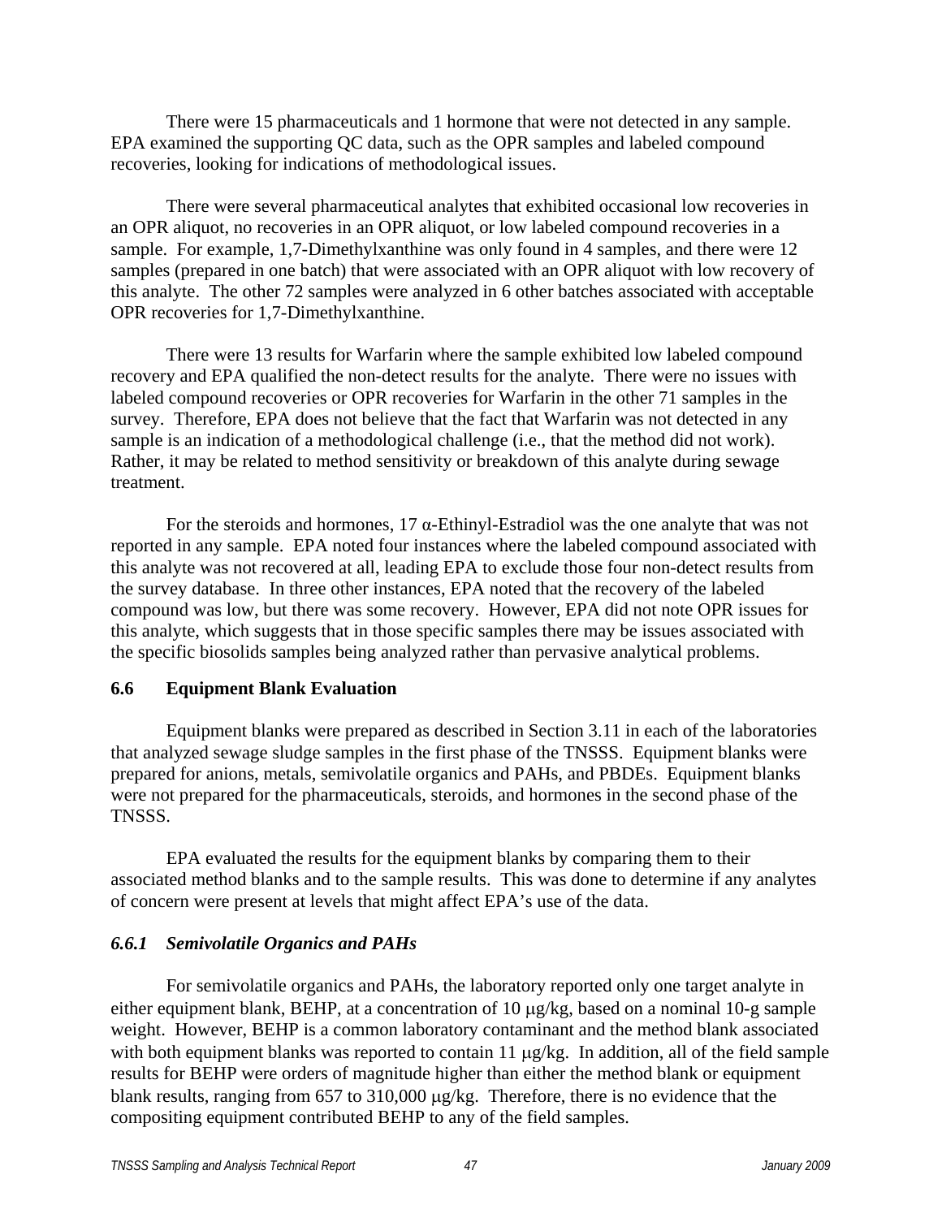There were 15 pharmaceuticals and 1 hormone that were not detected in any sample. EPA examined the supporting QC data, such as the OPR samples and labeled compound recoveries, looking for indications of methodological issues.

There were several pharmaceutical analytes that exhibited occasional low recoveries in an OPR aliquot, no recoveries in an OPR aliquot, or low labeled compound recoveries in a sample. For example, 1,7-Dimethylxanthine was only found in 4 samples, and there were 12 samples (prepared in one batch) that were associated with an OPR aliquot with low recovery of this analyte. The other 72 samples were analyzed in 6 other batches associated with acceptable OPR recoveries for 1,7-Dimethylxanthine.

There were 13 results for Warfarin where the sample exhibited low labeled compound recovery and EPA qualified the non-detect results for the analyte. There were no issues with labeled compound recoveries or OPR recoveries for Warfarin in the other 71 samples in the survey. Therefore, EPA does not believe that the fact that Warfarin was not detected in any sample is an indication of a methodological challenge (i.e., that the method did not work). Rather, it may be related to method sensitivity or breakdown of this analyte during sewage treatment.

For the steroids and hormones, 17 α-Ethinyl-Estradiol was the one analyte that was not reported in any sample. EPA noted four instances where the labeled compound associated with this analyte was not recovered at all, leading EPA to exclude those four non-detect results from the survey database. In three other instances, EPA noted that the recovery of the labeled compound was low, but there was some recovery. However, EPA did not note OPR issues for this analyte, which suggests that in those specific samples there may be issues associated with the specific biosolids samples being analyzed rather than pervasive analytical problems.

## 6.6 Equipment Blank Evaluation

Equipment blanks were prepared as described in Section 3.11 in each of the laboratories that analyzed sewage sludge samples in the first phase of the TNSSS. Equipment blanks were prepared for anions, metals, semivolatile organics and PAHs, and PBDEs. Equipment blanks were not prepared for the pharmaceuticals, steroids, and hormones in the second phase of the TNSSS.

EPA evaluated the results for the equipment blanks by comparing them to their associated method blanks and to the sample results. This was done to determine if any analytes of concern were present at levels that might affect EPA's use of the data.

### *6.6.1 Semivolatile Organics and PAHs*

For semivolatile organics and PAHs, the laboratory reported only one target analyte in either equipment blank, BEHP, at a concentration of 10 μg/kg, based on a nominal 10-g sample weight. However, BEHP is a common laboratory contaminant and the method blank associated with both equipment blanks was reported to contain 11 μg/kg. In addition, all of the field sample results for BEHP were orders of magnitude higher than either the method blank or equipment blank results, ranging from 657 to 310,000 μg/kg. Therefore, there is no evidence that the compositing equipment contributed BEHP to any of the field samples.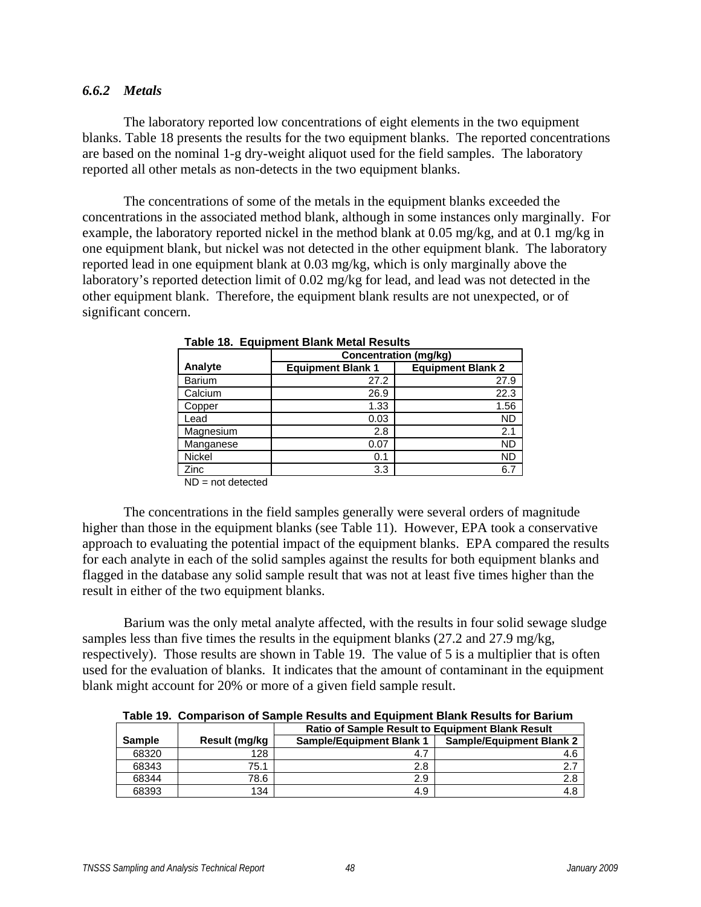### *6.6.2 Metals*

The laboratory reported low concentrations of eight elements in the two equipment blanks. Table 18 presents the results for the two equipment blanks. The reported concentrations are based on the nominal 1-g dry-weight aliquot used for the field samples. The laboratory reported all other metals as non-detects in the two equipment blanks.

The concentrations of some of the metals in the equipment blanks exceeded the concentrations in the associated method blank, although in some instances only marginally. For example, the laboratory reported nickel in the method blank at 0.05 mg/kg, and at 0.1 mg/kg in one equipment blank, but nickel was not detected in the other equipment blank. The laboratory reported lead in one equipment blank at 0.03 mg/kg, which is only marginally above the laboratory's reported detection limit of 0.02 mg/kg for lead, and lead was not detected in the other equipment blank. Therefore, the equipment blank results are not unexpected, or of significant concern.

**Table 18. Equipment Blank Metal Results**

| | Concentration (mg/kg) | |
|---|---|---|
| **Analyte** | **Equipment Blank 1** | **Equipment Blank 2** |
| Barium | 27.2 | 27.9 |
| Calcium | 26.9 | 22.3 |
| Copper | 1.33 | 1.56 |
| Lead | 0.03 | ND |
| Magnesium | 2.8 | 2.1 |
| Manganese | 0.07 | ND |
| Nickel | 0.1 | ND |
| Zinc | 3.3 | 6.7 |

ND = not detected

The concentrations in the field samples generally were several orders of magnitude higher than those in the equipment blanks (see Table 11). However, EPA took a conservative approach to evaluating the potential impact of the equipment blanks. EPA compared the results for each analyte in each of the solid samples against the results for both equipment blanks and flagged in the database any solid sample result that was not at least five times higher than the result in either of the two equipment blanks.

Barium was the only metal analyte affected, with the results in four solid sewage sludge samples less than five times the results in the equipment blanks (27.2 and 27.9 mg/kg, respectively). Those results are shown in Table 19. The value of 5 is a multiplier that is often used for the evaluation of blanks. It indicates that the amount of contaminant in the equipment blank might account for 20% or more of a given field sample result.

**Table 19. Comparison of Sample Results and Equipment Blank Results for Barium**

| | | Ratio of Sample Result to Equipment Blank Result | |
|---|---|---|---|
| **Sample** | **Result (mg/kg** | **Sample/Equipment Blank 1** | **Sample/Equipment Blank 2** |
| 68320 | 128 | 4.7 | 4.6 |
| 68343 | 75.1 | 2.8 | 2.7 |
| 68344 | 78.6 | 2.9 | 2.8 |
| 68393 | 134 | 4.9 | 4.8 |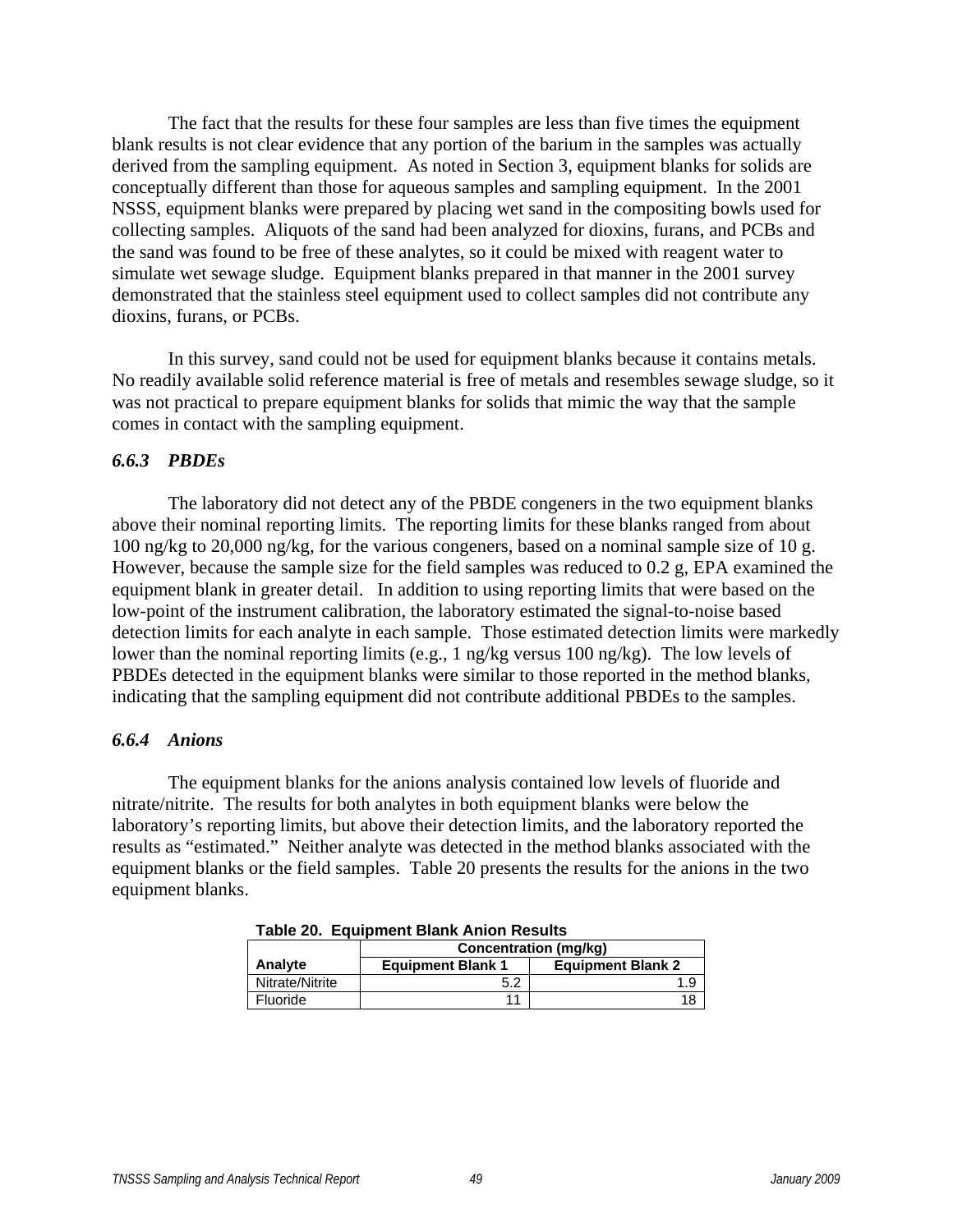The fact that the results for these four samples are less than five times the equipment blank results is not clear evidence that any portion of the barium in the samples was actually derived from the sampling equipment. As noted in Section 3, equipment blanks for solids are conceptually different than those for aqueous samples and sampling equipment. In the 2001 NSSS, equipment blanks were prepared by placing wet sand in the compositing bowls used for collecting samples. Aliquots of the sand had been analyzed for dioxins, furans, and PCBs and the sand was found to be free of these analytes, so it could be mixed with reagent water to simulate wet sewage sludge. Equipment blanks prepared in that manner in the 2001 survey demonstrated that the stainless steel equipment used to collect samples did not contribute any dioxins, furans, or PCBs.

In this survey, sand could not be used for equipment blanks because it contains metals. No readily available solid reference material is free of metals and resembles sewage sludge, so it was not practical to prepare equipment blanks for solids that mimic the way that the sample comes in contact with the sampling equipment.

### *6.6.3 PBDEs*

The laboratory did not detect any of the PBDE congeners in the two equipment blanks above their nominal reporting limits. The reporting limits for these blanks ranged from about 100 ng/kg to 20,000 ng/kg, for the various congeners, based on a nominal sample size of 10 g. However, because the sample size for the field samples was reduced to 0.2 g, EPA examined the equipment blank in greater detail. In addition to using reporting limits that were based on the low-point of the instrument calibration, the laboratory estimated the signal-to-noise based detection limits for each analyte in each sample. Those estimated detection limits were markedly lower than the nominal reporting limits (e.g., 1 ng/kg versus 100 ng/kg). The low levels of PBDEs detected in the equipment blanks were similar to those reported in the method blanks, indicating that the sampling equipment did not contribute additional PBDEs to the samples.

### *6.6.4 Anions*

The equipment blanks for the anions analysis contained low levels of fluoride and nitrate/nitrite. The results for both analytes in both equipment blanks were below the laboratory's reporting limits, but above their detection limits, and the laboratory reported the results as "estimated." Neither analyte was detected in the method blanks associated with the equipment blanks or the field samples. Table 20 presents the results for the anions in the two equipment blanks.

**Table 20. Equipment Blank Anion Results**

| | Concentration (mg/kg) | |
|---|---|---|
| **Analyte** | **Equipment Blank 1** | **Equipment Blank 2** |
| Nitrate/Nitrite | 5.2 | 1.9 |
| Fluoride | 11 | 18 |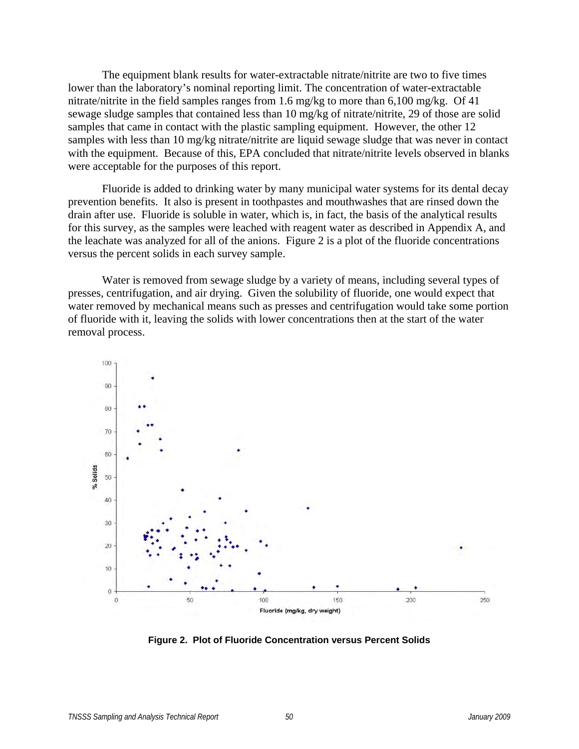The equipment blank results for water-extractable nitrate/nitrite are two to five times lower than the laboratory's nominal reporting limit. The concentration of water-extractable nitrate/nitrite in the field samples ranges from 1.6 mg/kg to more than 6,100 mg/kg. Of 41 sewage sludge samples that contained less than 10 mg/kg of nitrate/nitrite, 29 of those are solid samples that came in contact with the plastic sampling equipment. However, the other 12 samples with less than 10 mg/kg nitrate/nitrite are liquid sewage sludge that was never in contact with the equipment. Because of this, EPA concluded that nitrate/nitrite levels observed in blanks were acceptable for the purposes of this report.

Fluoride is added to drinking water by many municipal water systems for its dental decay prevention benefits. It also is present in toothpastes and mouthwashes that are rinsed down the drain after use. Fluoride is soluble in water, which is, in fact, the basis of the analytical results for this survey, as the samples were leached with reagent water as described in Appendix A, and the leachate was analyzed for all of the anions. Figure 2 is a plot of the fluoride concentrations versus the percent solids in each survey sample.

Water is removed from sewage sludge by a variety of means, including several types of presses, centrifugation, and air drying. Given the solubility of fluoride, one would expect that water removed by mechanical means such as presses and centrifugation would take some portion of fluoride with it, leaving the solids with lower concentrations then at the start of the water removal process.

**Figure 2. Plot of Fluoride Concentration versus Percent Solids**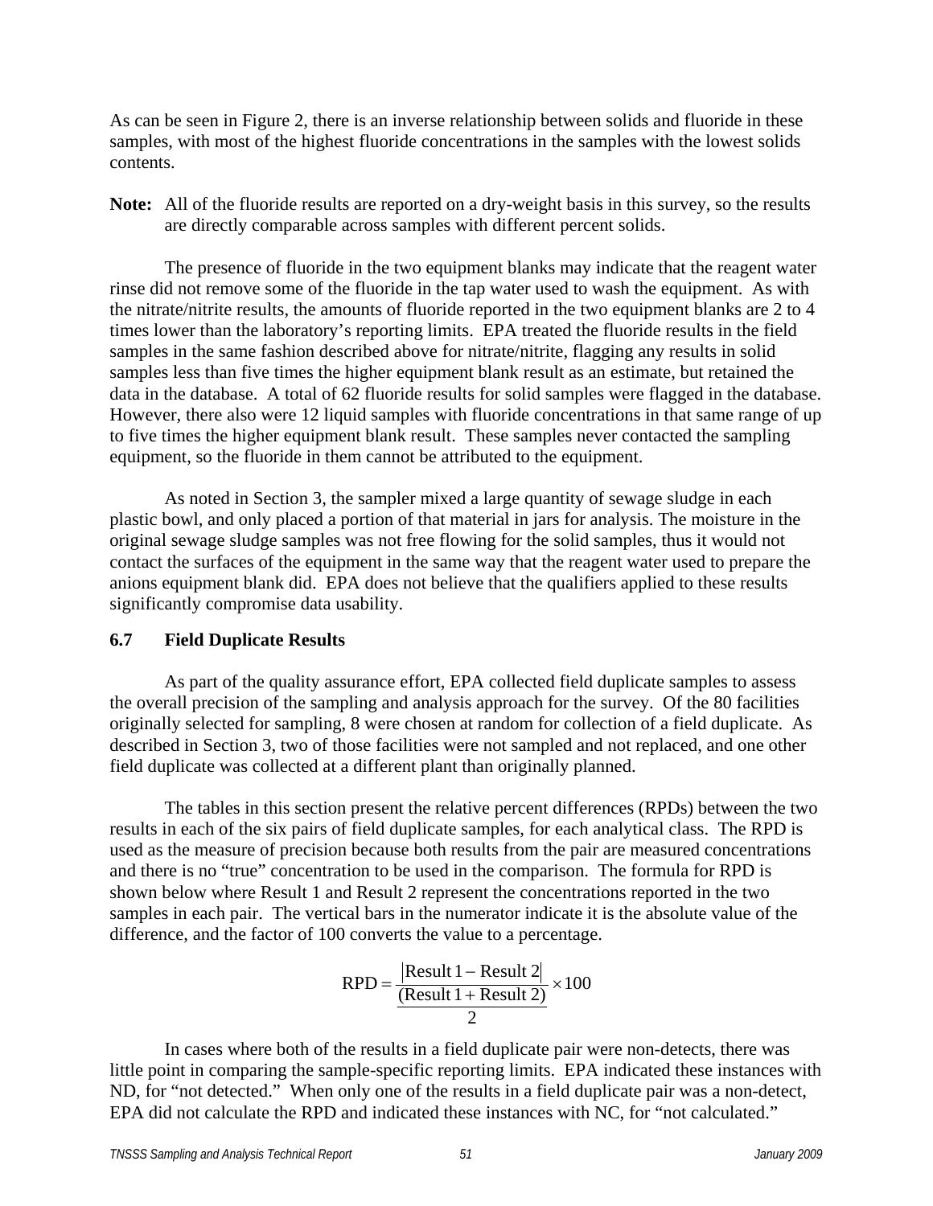As can be seen in Figure 2, there is an inverse relationship between solids and fluoride in these samples, with most of the highest fluoride concentrations in the samples with the lowest solids contents.

**Note:** All of the fluoride results are reported on a dry-weight basis in this survey, so the results are directly comparable across samples with different percent solids.

The presence of fluoride in the two equipment blanks may indicate that the reagent water rinse did not remove some of the fluoride in the tap water used to wash the equipment. As with the nitrate/nitrite results, the amounts of fluoride reported in the two equipment blanks are 2 to 4 times lower than the laboratory's reporting limits. EPA treated the fluoride results in the field samples in the same fashion described above for nitrate/nitrite, flagging any results in solid samples less than five times the higher equipment blank result as an estimate, but retained the data in the database. A total of 62 fluoride results for solid samples were flagged in the database. However, there also were 12 liquid samples with fluoride concentrations in that same range of up to five times the higher equipment blank result. These samples never contacted the sampling equipment, so the fluoride in them cannot be attributed to the equipment.

As noted in Section 3, the sampler mixed a large quantity of sewage sludge in each plastic bowl, and only placed a portion of that material in jars for analysis. The moisture in the original sewage sludge samples was not free flowing for the solid samples, thus it would not contact the surfaces of the equipment in the same way that the reagent water used to prepare the anions equipment blank did. EPA does not believe that the qualifiers applied to these results significantly compromise data usability.

### 6.7 Field Duplicate Results

As part of the quality assurance effort, EPA collected field duplicate samples to assess the overall precision of the sampling and analysis approach for the survey. Of the 80 facilities originally selected for sampling, 8 were chosen at random for collection of a field duplicate. As described in Section 3, two of those facilities were not sampled and not replaced, and one other field duplicate was collected at a different plant than originally planned.

The tables in this section present the relative percent differences (RPDs) between the two results in each of the six pairs of field duplicate samples, for each analytical class. The RPD is used as the measure of precision because both results from the pair are measured concentrations and there is no "true" concentration to be used in the comparison. The formula for RPD is shown below where Result 1 and Result 2 represent the concentrations reported in the two samples in each pair. The vertical bars in the numerator indicate it is the absolute value of the difference, and the factor of 100 converts the value to a percentage.

$$\text{RPD} = \frac{|\text{Result 1} - \text{Result 2}|}{\frac{(\text{Result 1} + \text{Result 2})}{2}} \times 100$$

In cases where both of the results in a field duplicate pair were non-detects, there was little point in comparing the sample-specific reporting limits. EPA indicated these instances with ND, for "not detected." When only one of the results in a field duplicate pair was a non-detect, EPA did not calculate the RPD and indicated these instances with NC, for "not calculated."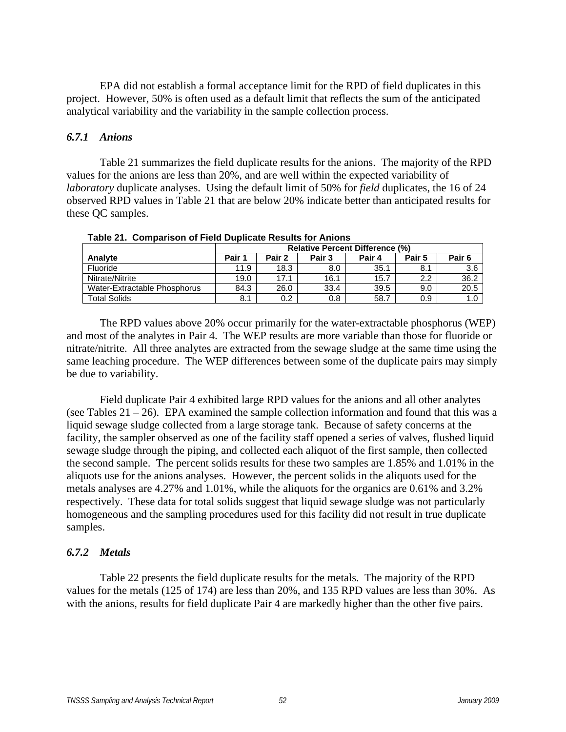EPA did not establish a formal acceptance limit for the RPD of field duplicates in this project. However, 50% is often used as a default limit that reflects the sum of the anticipated analytical variability and the variability in the sample collection process.

### *6.7.1 Anions*

Table 21 summarizes the field duplicate results for the anions. The majority of the RPD values for the anions are less than 20%, and are well within the expected variability of *laboratory* duplicate analyses. Using the default limit of 50% for *field* duplicates, the 16 of 24 observed RPD values in Table 21 that are below 20% indicate better than anticipated results for these QC samples.

**Table 21. Comparison of Field Duplicate Results for Anions**

| | Relative Percent Difference (%) | | | | | |
|---|---|---|---|---|---|---|
| **Analyte** | **Pair 1** | **Pair 2** | **Pair 3** | **Pair 4** | **Pair 5** | **Pair 6** |
| Fluoride | 11.9 | 18.3 | 8.0 | 35.1 | 8.1 | 3.6 |
| Nitrate/Nitrite | 19.0 | 17.1 | 16.1 | 15.7 | 2.2 | 36.2 |
| Water-Extractable Phosphorus | 84.3 | 26.0 | 33.4 | 39.5 | 9.0 | 20.5 |
| Total Solids | 8.1 | 0.2 | 0.8 | 58.7 | 0.9 | 1.0 |

The RPD values above 20% occur primarily for the water-extractable phosphorus (WEP) and most of the analytes in Pair 4. The WEP results are more variable than those for fluoride or nitrate/nitrite. All three analytes are extracted from the sewage sludge at the same time using the same leaching procedure. The WEP differences between some of the duplicate pairs may simply be due to variability.

Field duplicate Pair 4 exhibited large RPD values for the anions and all other analytes (see Tables 21 – 26). EPA examined the sample collection information and found that this was a liquid sewage sludge collected from a large storage tank. Because of safety concerns at the facility, the sampler observed as one of the facility staff opened a series of valves, flushed liquid sewage sludge through the piping, and collected each aliquot of the first sample, then collected the second sample. The percent solids results for these two samples are 1.85% and 1.01% in the aliquots use for the anions analyses. However, the percent solids in the aliquots used for the metals analyses are 4.27% and 1.01%, while the aliquots for the organics are 0.61% and 3.2% respectively. These data for total solids suggest that liquid sewage sludge was not particularly homogeneous and the sampling procedures used for this facility did not result in true duplicate samples.

### *6.7.2 Metals*

Table 22 presents the field duplicate results for the metals. The majority of the RPD values for the metals (125 of 174) are less than 20%, and 135 RPD values are less than 30%. As with the anions, results for field duplicate Pair 4 are markedly higher than the other five pairs.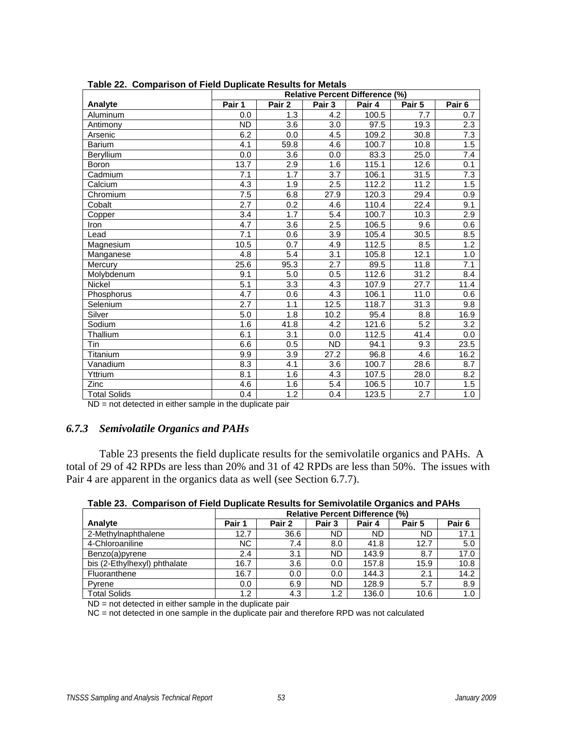**Table 22. Comparison of Field Duplicate Results for Metals**

| Analyte | Relative Percent Difference (%) | | | | | |
|---|---|---|---|---|---|---|
| | Pair 1 | Pair 2 | Pair 3 | Pair 4 | Pair 5 | Pair 6 |
| Aluminum | 0.0 | 1.3 | 4.2 | 100.5 | 7.7 | 0.7 |
| Antimony | ND | 3.6 | 3.0 | 97.5 | 19.3 | 2.3 |
| Arsenic | 6.2 | 0.0 | 4.5 | 109.2 | 30.8 | 7.3 |
| Barium | 4.1 | 59.8 | 4.6 | 100.7 | 10.8 | 1.5 |
| Beryllium | 0.0 | 3.6 | 0.0 | 83.3 | 25.0 | 7.4 |
| Boron | 13.7 | 2.9 | 1.6 | 115.1 | 12.6 | 0.1 |
| Cadmium | 7.1 | 1.7 | 3.7 | 106.1 | 31.5 | 7.3 |
| Calcium | 4.3 | 1.9 | 2.5 | 112.2 | 11.2 | 1.5 |
| Chromium | 7.5 | 6.8 | 27.9 | 120.3 | 29.4 | 0.9 |
| Cobalt | 2.7 | 0.2 | 4.6 | 110.4 | 22.4 | 9.1 |
| Copper | 3.4 | 1.7 | 5.4 | 100.7 | 10.3 | 2.9 |
| Iron | 4.7 | 3.6 | 2.5 | 106.5 | 9.6 | 0.6 |
| Lead | 7.1 | 0.6 | 3.9 | 105.4 | 30.5 | 8.5 |
| Magnesium | 10.5 | 0.7 | 4.9 | 112.5 | 8.5 | 1.2 |
| Manganese | 4.8 | 5.4 | 3.1 | 105.8 | 12.1 | 1.0 |
| Mercury | 25.6 | 95.3 | 2.7 | 89.5 | 11.8 | 7.1 |
| Molybdenum | 9.1 | 5.0 | 0.5 | 112.6 | 31.2 | 8.4 |
| Nickel | 5.1 | 3.3 | 4.3 | 107.9 | 27.7 | 11.4 |
| Phosphorus | 4.7 | 0.6 | 4.3 | 106.1 | 11.0 | 0.6 |
| Selenium | 2.7 | 1.1 | 12.5 | 118.7 | 31.3 | 9.8 |
| Silver | 5.0 | 1.8 | 10.2 | 95.4 | 8.8 | 16.9 |
| Sodium | 1.6 | 41.8 | 4.2 | 121.6 | 5.2 | 3.2 |
| Thallium | 6.1 | 3.1 | 0.0 | 112.5 | 41.4 | 0.0 |
| Tin | 6.6 | 0.5 | ND | 94.1 | 9.3 | 23.5 |
| Titanium | 9.9 | 3.9 | 27.2 | 96.8 | 4.6 | 16.2 |
| Vanadium | 8.3 | 4.1 | 3.6 | 100.7 | 28.6 | 8.7 |
| Yttrium | 8.1 | 1.6 | 4.3 | 107.5 | 28.0 | 8.2 |
| Zinc | 4.6 | 1.6 | 5.4 | 106.5 | 10.7 | 1.5 |
| Total Solids | 0.4 | 1.2 | 0.4 | 123.5 | 2.7 | 1.0 |

ND = not detected in either sample in the duplicate pair

### *6.7.3 Semivolatile Organics and PAHs*

Table 23 presents the field duplicate results for the semivolatile organics and PAHs. A total of 29 of 42 RPDs are less than 20% and 31 of 42 RPDs are less than 50%. The issues with Pair 4 are apparent in the organics data as well (see Section 6.7.7).

**Table 23. Comparison of Field Duplicate Results for Semivolatile Organics and PAHs**

| Analyte | Relative Percent Difference (%) | | | | | |
|---|---|---|---|---|---|---|
| | Pair 1 | Pair 2 | Pair 3 | Pair 4 | Pair 5 | Pair 6 |
| 2-Methylnaphthalene | 12.7 | 36.6 | ND | ND | ND | 17.1 |
| 4-Chloroaniline | NC | 7.4 | 8.0 | 41.8 | 12.7 | 5.0 |
| Benzo(a)pyrene | 2.4 | 3.1 | ND | 143.9 | 8.7 | 17.0 |
| bis (2-Ethylhexyl) phthalate | 16.7 | 3.6 | 0.0 | 157.8 | 15.9 | 10.8 |
| Fluoranthene | 16.7 | 0.0 | 0.0 | 144.3 | 2.1 | 14.2 |
| Pyrene | 0.0 | 6.9 | ND | 128.9 | 5.7 | 8.9 |
| Total Solids | 1.2 | 4.3 | 1.2 | 136.0 | 10.6 | 1.0 |

ND = not detected in either sample in the duplicate pair

NC = not detected in one sample in the duplicate pair and therefore RPD was not calculated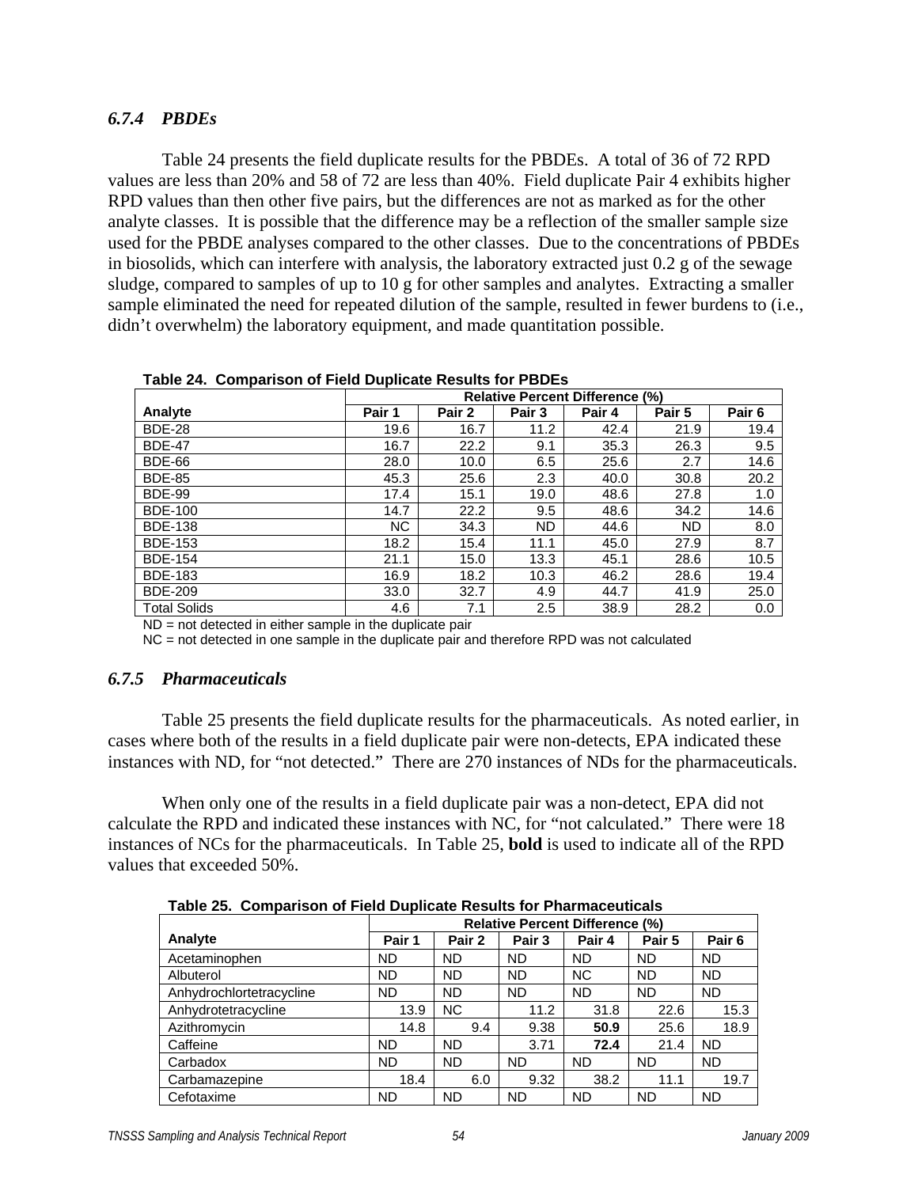### *6.7.4 PBDEs*

Table 24 presents the field duplicate results for the PBDEs. A total of 36 of 72 RPD values are less than 20% and 58 of 72 are less than 40%. Field duplicate Pair 4 exhibits higher RPD values than then other five pairs, but the differences are not as marked as for the other analyte classes. It is possible that the difference may be a reflection of the smaller sample size used for the PBDE analyses compared to the other classes. Due to the concentrations of PBDEs in biosolids, which can interfere with analysis, the laboratory extracted just 0.2 g of the sewage sludge, compared to samples of up to 10 g for other samples and analytes. Extracting a smaller sample eliminated the need for repeated dilution of the sample, resulted in fewer burdens to (i.e., didn't overwhelm) the laboratory equipment, and made quantitation possible.

**Table 24. Comparison of Field Duplicate Results for PBDEs**

| | Relative Percent Difference (%) | | | | | |
|---|---|---|---|---|---|---|
| **Analyte** | **Pair 1** | **Pair 2** | **Pair 3** | **Pair 4** | **Pair 5** | **Pair 6** |
| BDE-28 | 19.6 | 16.7 | 11.2 | 42.4 | 21.9 | 19.4 |
| BDE-47 | 16.7 | 22.2 | 9.1 | 35.3 | 26.3 | 9.5 |
| BDE-66 | 28.0 | 10.0 | 6.5 | 25.6 | 2.7 | 14.6 |
| BDE-85 | 45.3 | 25.6 | 2.3 | 40.0 | 30.8 | 20.2 |
| BDE-99 | 17.4 | 15.1 | 19.0 | 48.6 | 27.8 | 1.0 |
| BDE-100 | 14.7 | 22.2 | 9.5 | 48.6 | 34.2 | 14.6 |
| BDE-138 | NC | 34.3 | ND | 44.6 | ND | 8.0 |
| BDE-153 | 18.2 | 15.4 | 11.1 | 45.0 | 27.9 | 8.7 |
| BDE-154 | 21.1 | 15.0 | 13.3 | 45.1 | 28.6 | 10.5 |
| BDE-183 | 16.9 | 18.2 | 10.3 | 46.2 | 28.6 | 19.4 |
| BDE-209 | 33.0 | 32.7 | 4.9 | 44.7 | 41.9 | 25.0 |
| Total Solids | 4.6 | 7.1 | 2.5 | 38.9 | 28.2 | 0.0 |

ND = not detected in either sample in the duplicate pair

NC = not detected in one sample in the duplicate pair and therefore RPD was not calculated

### *6.7.5 Pharmaceuticals*

Table 25 presents the field duplicate results for the pharmaceuticals. As noted earlier, in cases where both of the results in a field duplicate pair were non-detects, EPA indicated these instances with ND, for "not detected." There are 270 instances of NDs for the pharmaceuticals.

When only one of the results in a field duplicate pair was a non-detect, EPA did not calculate the RPD and indicated these instances with NC, for "not calculated." There were 18 instances of NCs for the pharmaceuticals. In Table 25, **bold** is used to indicate all of the RPD values that exceeded 50%.

**Table 25. Comparison of Field Duplicate Results for Pharmaceuticals**

| | Relative Percent Difference (%) | | | | | |
|---|---|---|---|---|---|---|
| **Analyte** | **Pair 1** | **Pair 2** | **Pair 3** | **Pair 4** | **Pair 5** | **Pair 6** |
| Acetaminophen | ND | ND | ND | ND | ND | ND |
| Albuterol | ND | ND | ND | NC | ND | ND |
| Anhydrochlortetracycline | ND | ND | ND | ND | ND | ND |
| Anhydrotetracycline | 13.9 | NC | 11.2 | 31.8 | 22.6 | 15.3 |
| Azithromycin | 14.8 | 9.4 | 9.38 | **50.9** | 25.6 | 18.9 |
| Caffeine | ND | ND | 3.71 | **72.4** | 21.4 | ND |
| Carbadox | ND | ND | ND | ND | ND | ND |
| Carbamazepine | 18.4 | 6.0 | 9.32 | 38.2 | 11.1 | 19.7 |
| Cefotaxime | ND | ND | ND | ND | ND | ND |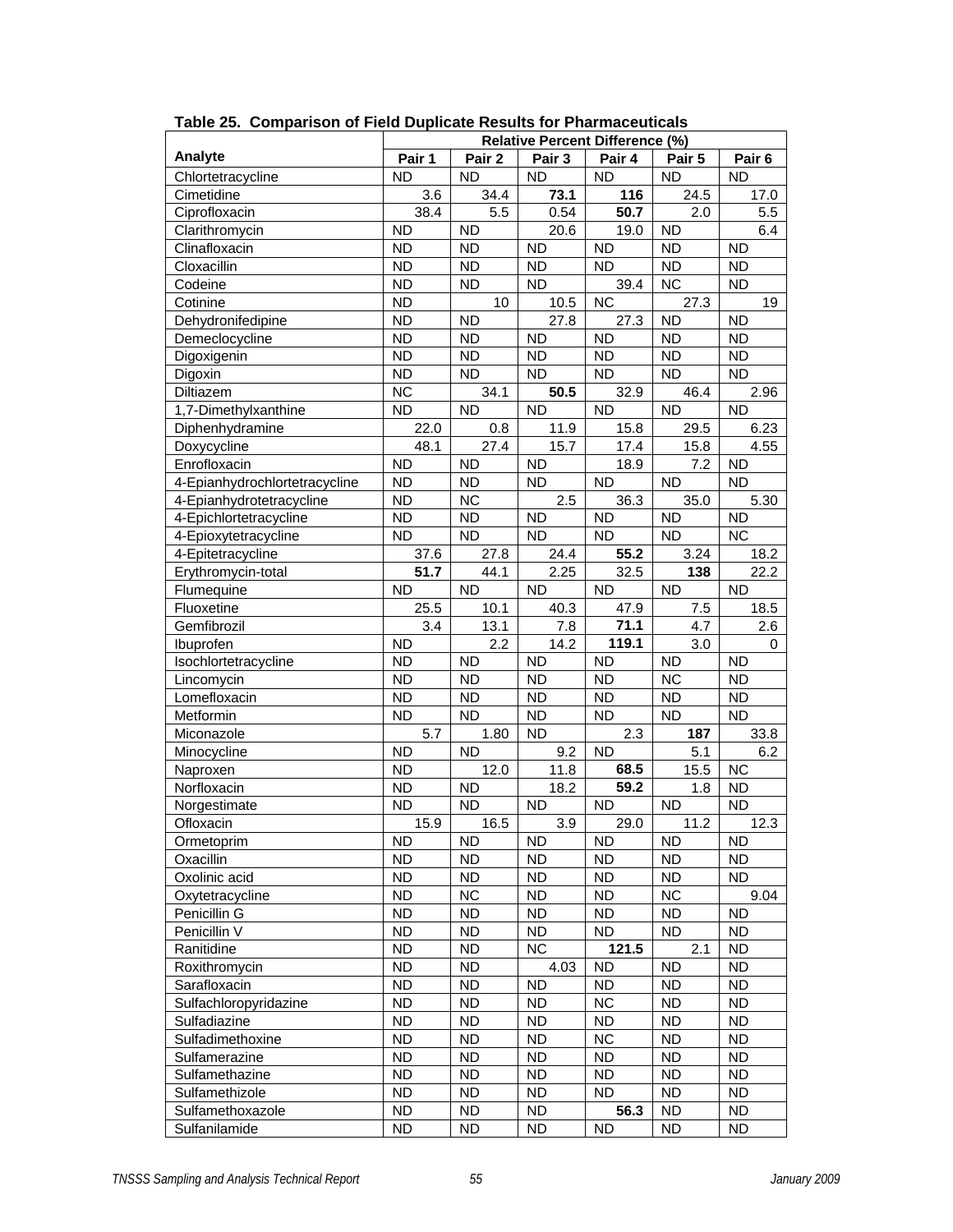**Table 25. Comparison of Field Duplicate Results for Pharmaceuticals**

| Analyte | Relative Percent Difference (%) | | | | | |
|---|---|---|---|---|---|---|
| | Pair 1 | Pair 2 | Pair 3 | Pair 4 | Pair 5 | Pair 6 |
| Chlortetracycline | ND | ND | ND | ND | ND | ND |
| Cimetidine | 3.6 | 34.4 | **73.1** | **116** | 24.5 | 17.0 |
| Ciprofloxacin | 38.4 | 5.5 | 0.54 | **50.7** | 2.0 | 5.5 |
| Clarithromycin | ND | ND | 20.6 | 19.0 | ND | 6.4 |
| Clinafloxacin | ND | ND | ND | ND | ND | ND |
| Cloxacillin | ND | ND | ND | ND | ND | ND |
| Codeine | ND | ND | ND | 39.4 | NC | ND |
| Cotinine | ND | 10 | 10.5 | NC | 27.3 | 19 |
| Dehydronifedipine | ND | ND | 27.8 | 27.3 | ND | ND |
| Demeclocycline | ND | ND | ND | ND | ND | ND |
| Digoxigenin | ND | ND | ND | ND | ND | ND |
| Digoxin | ND | ND | ND | ND | ND | ND |
| Diltiazem | NC | 34.1 | **50.5** | 32.9 | 46.4 | 2.96 |
| 1,7-Dimethylxanthine | ND | ND | ND | ND | ND | ND |
| Diphenhydramine | 22.0 | 0.8 | 11.9 | 15.8 | 29.5 | 6.23 |
| Doxycycline | 48.1 | 27.4 | 15.7 | 17.4 | 15.8 | 4.55 |
| Enrofloxacin | ND | ND | ND | 18.9 | 7.2 | ND |
| 4-Epianhydrochlortetracycline | ND | ND | ND | ND | ND | ND |
| 4-Epianhydrotetracycline | ND | NC | 2.5 | 36.3 | 35.0 | 5.30 |
| 4-Epichlortetracycline | ND | ND | ND | ND | ND | ND |
| 4-Epioxytetracycline | ND | ND | ND | ND | ND | NC |
| 4-Epitetracycline | 37.6 | 27.8 | 24.4 | **55.2** | 3.24 | 18.2 |
| Erythromycin-total | **51.7** | 44.1 | 2.25 | 32.5 | **138** | 22.2 |
| Flumequine | ND | ND | ND | ND | ND | ND |
| Fluoxetine | 25.5 | 10.1 | 40.3 | 47.9 | 7.5 | 18.5 |
| Gemfibrozil | 3.4 | 13.1 | 7.8 | **71.1** | 4.7 | 2.6 |
| Ibuprofen | ND | 2.2 | 14.2 | **119.1** | 3.0 | 0 |
| Isochlortetracycline | ND | ND | ND | ND | ND | ND |
| Lincomycin | ND | ND | ND | ND | NC | ND |
| Lomefloxacin | ND | ND | ND | ND | ND | ND |
| Metformin | ND | ND | ND | ND | ND | ND |
| Miconazole | 5.7 | 1.80 | ND | 2.3 | **187** | 33.8 |
| Minocycline | ND | ND | 9.2 | ND | 5.1 | 6.2 |
| Naproxen | ND | 12.0 | 11.8 | **68.5** | 15.5 | NC |
| Norfloxacin | ND | ND | 18.2 | **59.2** | 1.8 | ND |
| Norgestimate | ND | ND | ND | ND | ND | ND |
| Ofloxacin | 15.9 | 16.5 | 3.9 | 29.0 | 11.2 | 12.3 |
| Ormetoprim | ND | ND | ND | ND | ND | ND |
| Oxacillin | ND | ND | ND | ND | ND | ND |
| Oxolinic acid | ND | ND | ND | ND | ND | ND |
| Oxytetracycline | ND | NC | ND | ND | NC | 9.04 |
| Penicillin G | ND | ND | ND | ND | ND | ND |
| Penicillin V | ND | ND | ND | ND | ND | ND |
| Ranitidine | ND | ND | NC | **121.5** | 2.1 | ND |
| Roxithromycin | ND | ND | 4.03 | ND | ND | ND |
| Sarafloxacin | ND | ND | ND | ND | ND | ND |
| Sulfachloropyridazine | ND | ND | ND | NC | ND | ND |
| Sulfadiazine | ND | ND | ND | ND | ND | ND |
| Sulfadimethoxine | ND | ND | ND | NC | ND | ND |
| Sulfamerazine | ND | ND | ND | ND | ND | ND |
| Sulfamethazine | ND | ND | ND | ND | ND | ND |
| Sulfamethizole | ND | ND | ND | ND | ND | ND |
| Sulfamethoxazole | ND | ND | ND | **56.3** | ND | ND |
| Sulfanilamide | ND | ND | ND | ND | ND | ND |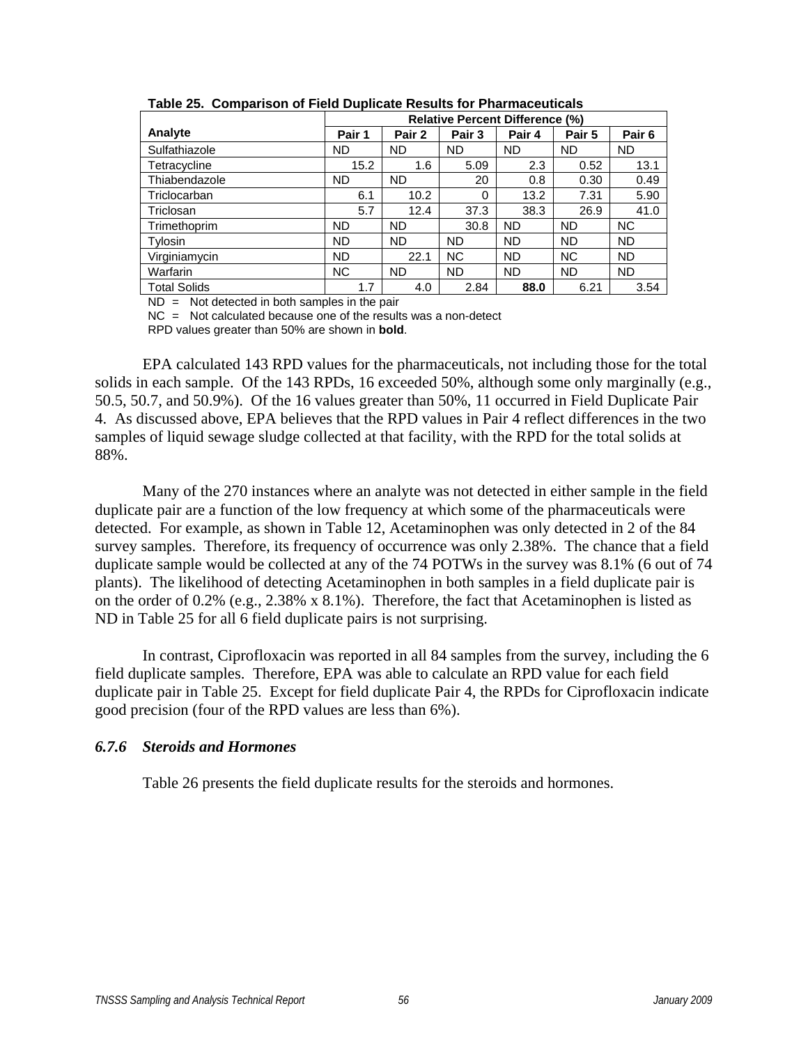**Table 25. Comparison of Field Duplicate Results for Pharmaceuticals**

| Analyte | Relative Percent Difference (%) | | | | | |
|---|---|---|---|---|---|---|
| | Pair 1 | Pair 2 | Pair 3 | Pair 4 | Pair 5 | Pair 6 |
| Sulfathiazole | ND | ND | ND | ND | ND | ND |
| Tetracycline | 15.2 | 1.6 | 5.09 | 2.3 | 0.52 | 13.1 |
| Thiabendazole | ND | ND | 20 | 0.8 | 0.30 | 0.49 |
| Triclocarban | 6.1 | 10.2 | 0 | 13.2 | 7.31 | 5.90 |
| Triclosan | 5.7 | 12.4 | 37.3 | 38.3 | 26.9 | 41.0 |
| Trimethoprim | ND | ND | 30.8 | ND | ND | NC |
| Tylosin | ND | ND | ND | ND | ND | ND |
| Virginiamycin | ND | 22.1 | NC | ND | NC | ND |
| Warfarin | NC | ND | ND | ND | ND | ND |
| Total Solids | 1.7 | 4.0 | 2.84 | **88.0** | 6.21 | 3.54 |

ND = Not detected in both samples in the pair

NC = Not calculated because one of the results was a non-detect

RPD values greater than 50% are shown in **bold**.

EPA calculated 143 RPD values for the pharmaceuticals, not including those for the total solids in each sample. Of the 143 RPDs, 16 exceeded 50%, although some only marginally (e.g., 50.5, 50.7, and 50.9%). Of the 16 values greater than 50%, 11 occurred in Field Duplicate Pair 4. As discussed above, EPA believes that the RPD values in Pair 4 reflect differences in the two samples of liquid sewage sludge collected at that facility, with the RPD for the total solids at 88%.

Many of the 270 instances where an analyte was not detected in either sample in the field duplicate pair are a function of the low frequency at which some of the pharmaceuticals were detected. For example, as shown in Table 12, Acetaminophen was only detected in 2 of the 84 survey samples. Therefore, its frequency of occurrence was only 2.38%. The chance that a field duplicate sample would be collected at any of the 74 POTWs in the survey was 8.1% (6 out of 74 plants). The likelihood of detecting Acetaminophen in both samples in a field duplicate pair is on the order of 0.2% (e.g., 2.38% x 8.1%). Therefore, the fact that Acetaminophen is listed as ND in Table 25 for all 6 field duplicate pairs is not surprising.

In contrast, Ciprofloxacin was reported in all 84 samples from the survey, including the 6 field duplicate samples. Therefore, EPA was able to calculate an RPD value for each field duplicate pair in Table 25. Except for field duplicate Pair 4, the RPDs for Ciprofloxacin indicate good precision (four of the RPD values are less than 6%).

### *6.7.6 Steroids and Hormones*

Table 26 presents the field duplicate results for the steroids and hormones.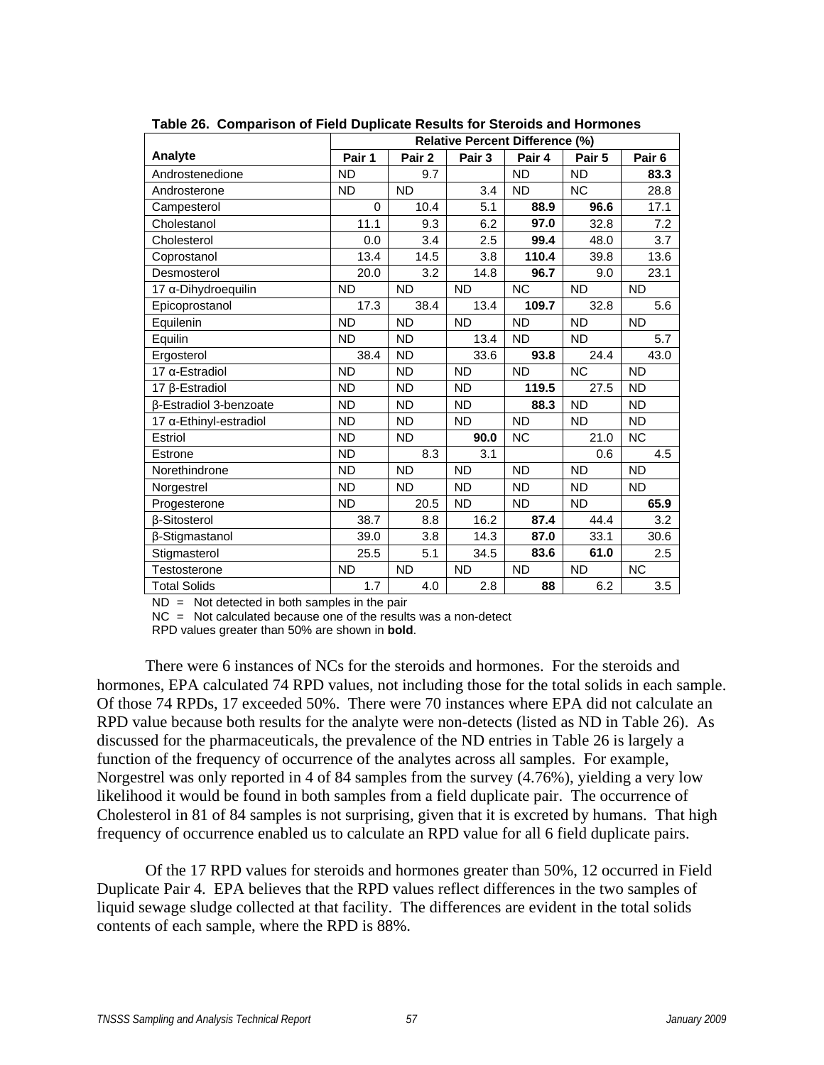**Table 26. Comparison of Field Duplicate Results for Steroids and Hormones**

| Analyte | Relative Percent Difference (%) | | | | | |
|---|---|---|---|---|---|---|
| | Pair 1 | Pair 2 | Pair 3 | Pair 4 | Pair 5 | Pair 6 |
| Androstenedione | ND | 9.7 | | ND | ND | **83.3** |
| Androsterone | ND | ND | 3.4 | ND | NC | 28.8 |
| Campesterol | 0 | 10.4 | 5.1 | **88.9** | **96.6** | 17.1 |
| Cholestanol | 11.1 | 9.3 | 6.2 | **97.0** | 32.8 | 7.2 |
| Cholesterol | 0.0 | 3.4 | 2.5 | **99.4** | 48.0 | 3.7 |
| Coprostanol | 13.4 | 14.5 | 3.8 | **110.4** | 39.8 | 13.6 |
| Desmosterol | 20.0 | 3.2 | 14.8 | **96.7** | 9.0 | 23.1 |
| 17 α-Dihydroequilin | ND | ND | ND | NC | ND | ND |
| Epicoprostanol | 17.3 | 38.4 | 13.4 | **109.7** | 32.8 | 5.6 |
| Equilenin | ND | ND | ND | ND | ND | ND |
| Equilin | ND | ND | 13.4 | ND | ND | 5.7 |
| Ergosterol | 38.4 | ND | 33.6 | **93.8** | 24.4 | 43.0 |
| 17 α-Estradiol | ND | ND | ND | ND | NC | ND |
| 17 β-Estradiol | ND | ND | ND | **119.5** | 27.5 | ND |
| β-Estradiol 3-benzoate | ND | ND | ND | **88.3** | ND | ND |
| 17 α-Ethinyl-estradiol | ND | ND | ND | ND | ND | ND |
| Estriol | ND | ND | **90.0** | NC | 21.0 | NC |
| Estrone | ND | 8.3 | 3.1 | | 0.6 | 4.5 |
| Norethindrone | ND | ND | ND | ND | ND | ND |
| Norgestrel | ND | ND | ND | ND | ND | ND |
| Progesterone | ND | 20.5 | ND | ND | ND | **65.9** |
| β-Sitosterol | 38.7 | 8.8 | 16.2 | **87.4** | 44.4 | 3.2 |
| β-Stigmastanol | 39.0 | 3.8 | 14.3 | **87.0** | 33.1 | 30.6 |
| Stigmasterol | 25.5 | 5.1 | 34.5 | **83.6** | **61.0** | 2.5 |
| Testosterone | ND | ND | ND | ND | ND | NC |
| Total Solids | 1.7 | 4.0 | 2.8 | **88** | 6.2 | 3.5 |

ND = Not detected in both samples in the pair
NC = Not calculated because one of the results was a non-detect
RPD values greater than 50% are shown in **bold**.

There were 6 instances of NCs for the steroids and hormones. For the steroids and hormones, EPA calculated 74 RPD values, not including those for the total solids in each sample. Of those 74 RPDs, 17 exceeded 50%. There were 70 instances where EPA did not calculate an RPD value because both results for the analyte were non-detects (listed as ND in Table 26). As discussed for the pharmaceuticals, the prevalence of the ND entries in Table 26 is largely a function of the frequency of occurrence of the analytes across all samples. For example, Norgestrel was only reported in 4 of 84 samples from the survey (4.76%), yielding a very low likelihood it would be found in both samples from a field duplicate pair. The occurrence of Cholesterol in 81 of 84 samples is not surprising, given that it is excreted by humans. That high frequency of occurrence enabled us to calculate an RPD value for all 6 field duplicate pairs.

Of the 17 RPD values for steroids and hormones greater than 50%, 12 occurred in Field Duplicate Pair 4. EPA believes that the RPD values reflect differences in the two samples of liquid sewage sludge collected at that facility. The differences are evident in the total solids contents of each sample, where the RPD is 88%.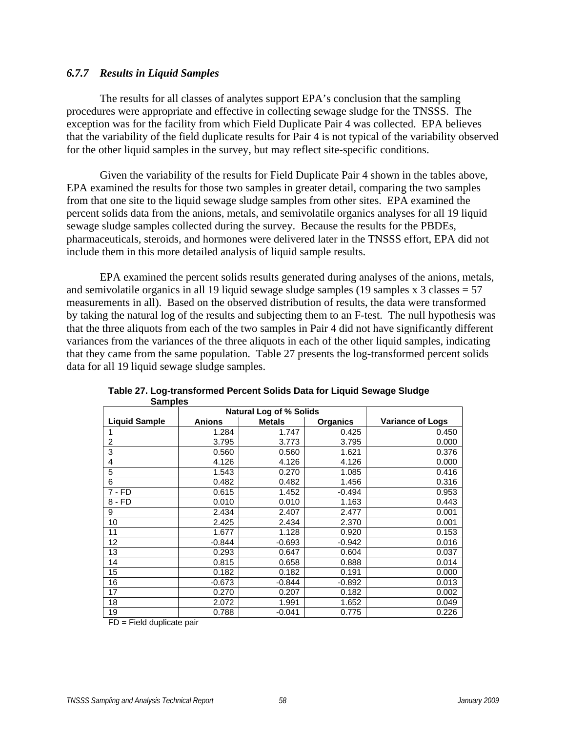### 6.7.7 *Results in Liquid Samples*

The results for all classes of analytes support EPA's conclusion that the sampling procedures were appropriate and effective in collecting sewage sludge for the TNSSS. The exception was for the facility from which Field Duplicate Pair 4 was collected. EPA believes that the variability of the field duplicate results for Pair 4 is not typical of the variability observed for the other liquid samples in the survey, but may reflect site-specific conditions.

Given the variability of the results for Field Duplicate Pair 4 shown in the tables above, EPA examined the results for those two samples in greater detail, comparing the two samples from that one site to the liquid sewage sludge samples from other sites. EPA examined the percent solids data from the anions, metals, and semivolatile organics analyses for all 19 liquid sewage sludge samples collected during the survey. Because the results for the PBDEs, pharmaceuticals, steroids, and hormones were delivered later in the TNSSS effort, EPA did not include them in this more detailed analysis of liquid sample results.

EPA examined the percent solids results generated during analyses of the anions, metals, and semivolatile organics in all 19 liquid sewage sludge samples (19 samples x 3 classes = 57 measurements in all). Based on the observed distribution of results, the data were transformed by taking the natural log of the results and subjecting them to an F-test. The null hypothesis was that the three aliquots from each of the two samples in Pair 4 did not have significantly different variances from the variances of the three aliquots in each of the other liquid samples, indicating that they came from the same population. Table 27 presents the log-transformed percent solids data for all 19 liquid sewage sludge samples.

**Table 27. Log-transformed Percent Solids Data for Liquid Sewage Sludge Samples**

| | Natural Log of % Solids | | | |
|---|---|---|---|---|
| **Liquid Sample** | **Anions** | **Metals** | **Organics** | **Variance of Logs** |
| 1 | 1.284 | 1.747 | 0.425 | 0.450 |
| 2 | 3.795 | 3.773 | 3.795 | 0.000 |
| 3 | 0.560 | 0.560 | 1.621 | 0.376 |
| 4 | 4.126 | 4.126 | 4.126 | 0.000 |
| 5 | 1.543 | 0.270 | 1.085 | 0.416 |
| 6 | 0.482 | 0.482 | 1.456 | 0.316 |
| 7 - FD | 0.615 | 1.452 | -0.494 | 0.953 |
| 8 - FD | 0.010 | 0.010 | 1.163 | 0.443 |
| 9 | 2.434 | 2.407 | 2.477 | 0.001 |
| 10 | 2.425 | 2.434 | 2.370 | 0.001 |
| 11 | 1.677 | 1.128 | 0.920 | 0.153 |
| 12 | -0.844 | -0.693 | -0.942 | 0.016 |
| 13 | 0.293 | 0.647 | 0.604 | 0.037 |
| 14 | 0.815 | 0.658 | 0.888 | 0.014 |
| 15 | 0.182 | 0.182 | 0.191 | 0.000 |
| 16 | -0.673 | -0.844 | -0.892 | 0.013 |
| 17 | 0.270 | 0.207 | 0.182 | 0.002 |
| 18 | 2.072 | 1.991 | 1.652 | 0.049 |
| 19 | 0.788 | -0.041 | 0.775 | 0.226 |

FD = Field duplicate pair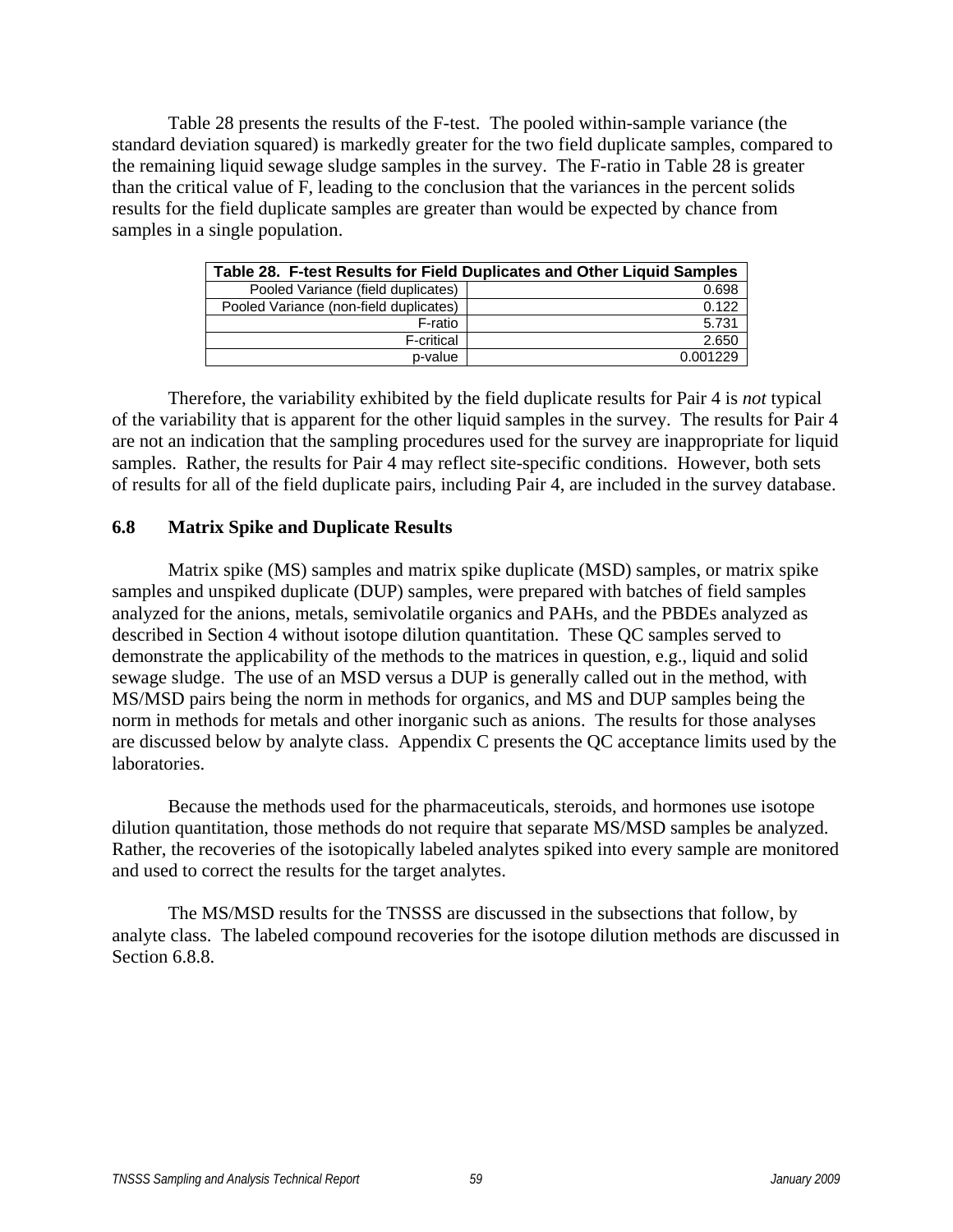Table 28 presents the results of the F-test. The pooled within-sample variance (the standard deviation squared) is markedly greater for the two field duplicate samples, compared to the remaining liquid sewage sludge samples in the survey. The F-ratio in Table 28 is greater than the critical value of F, leading to the conclusion that the variances in the percent solids results for the field duplicate samples are greater than would be expected by chance from samples in a single population.

**Table 28. F-test Results for Field Duplicates and Other Liquid Samples**

| | |
|---|---|
| Pooled Variance (field duplicates) | 0.698 |
| Pooled Variance (non-field duplicates) | 0.122 |
| F-ratio | 5.731 |
| F-critical | 2.650 |
| p-value | 0.001229 |

Therefore, the variability exhibited by the field duplicate results for Pair 4 is *not* typical of the variability that is apparent for the other liquid samples in the survey. The results for Pair 4 are not an indication that the sampling procedures used for the survey are inappropriate for liquid samples. Rather, the results for Pair 4 may reflect site-specific conditions. However, both sets of results for all of the field duplicate pairs, including Pair 4, are included in the survey database.

## 6.8 Matrix Spike and Duplicate Results

Matrix spike (MS) samples and matrix spike duplicate (MSD) samples, or matrix spike samples and unspiked duplicate (DUP) samples, were prepared with batches of field samples analyzed for the anions, metals, semivolatile organics and PAHs, and the PBDEs analyzed as described in Section 4 without isotope dilution quantitation. These QC samples served to demonstrate the applicability of the methods to the matrices in question, e.g., liquid and solid sewage sludge. The use of an MSD versus a DUP is generally called out in the method, with MS/MSD pairs being the norm in methods for organics, and MS and DUP samples being the norm in methods for metals and other inorganic such as anions. The results for those analyses are discussed below by analyte class. Appendix C presents the QC acceptance limits used by the laboratories.

Because the methods used for the pharmaceuticals, steroids, and hormones use isotope dilution quantitation, those methods do not require that separate MS/MSD samples be analyzed. Rather, the recoveries of the isotopically labeled analytes spiked into every sample are monitored and used to correct the results for the target analytes.

The MS/MSD results for the TNSSS are discussed in the subsections that follow, by analyte class. The labeled compound recoveries for the isotope dilution methods are discussed in Section 6.8.8.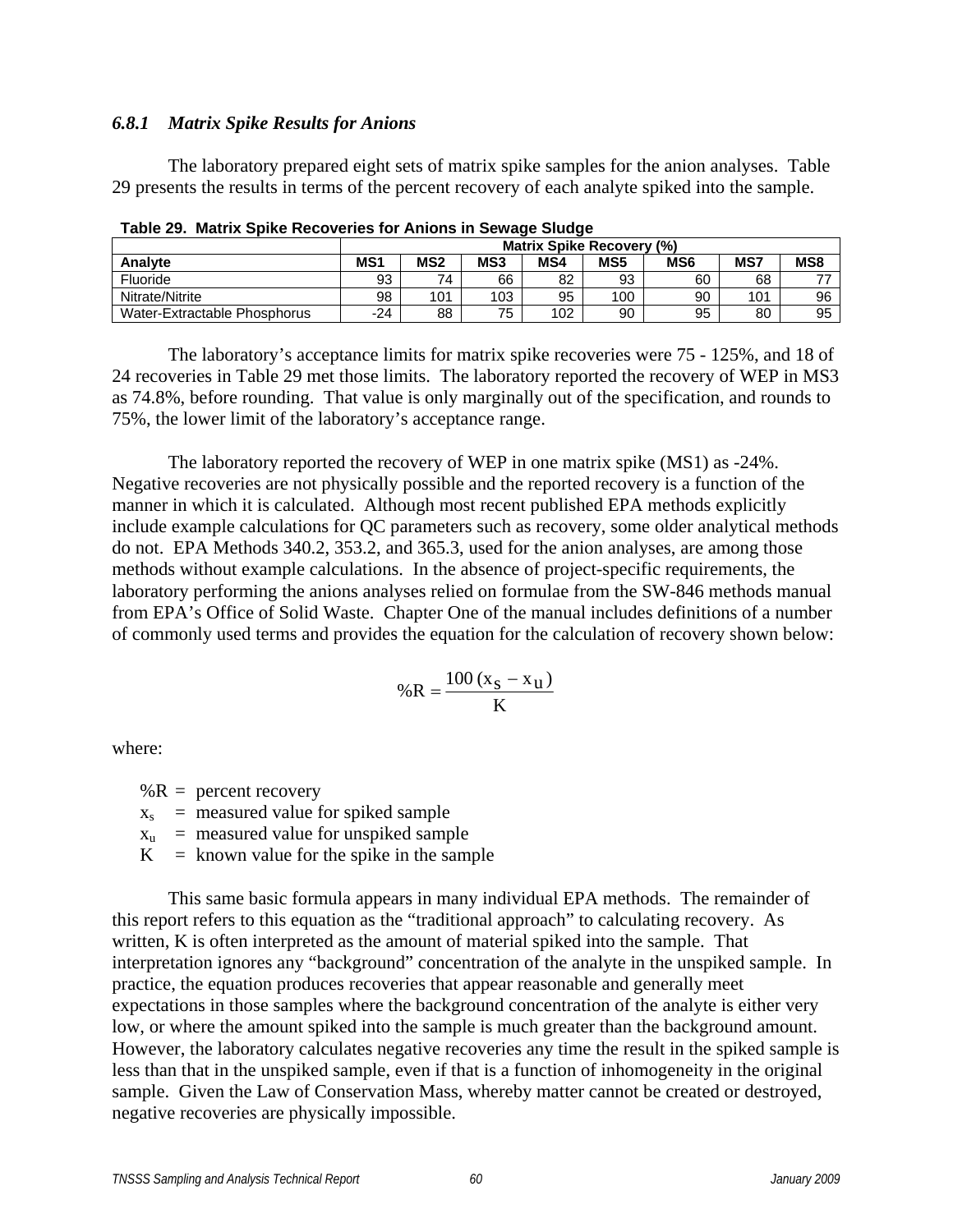### *6.8.1 Matrix Spike Results for Anions*

The laboratory prepared eight sets of matrix spike samples for the anion analyses. Table 29 presents the results in terms of the percent recovery of each analyte spiked into the sample.

**Table 29. Matrix Spike Recoveries for Anions in Sewage Sludge**

| | Matrix Spike Recovery (%) | | | | | | | |
|---|---|---|---|---|---|---|---|---|
| **Analyte** | **MS1** | **MS2** | **MS3** | **MS4** | **MS5** | **MS6** | **MS7** | **MS8** |
| Fluoride | 93 | 74 | 66 | 82 | 93 | 60 | 68 | 77 |
| Nitrate/Nitrite | 98 | 101 | 103 | 95 | 100 | 90 | 101 | 96 |
| Water-Extractable Phosphorus | -24 | 88 | 75 | 102 | 90 | 95 | 80 | 95 |

The laboratory's acceptance limits for matrix spike recoveries were 75 - 125%, and 18 of 24 recoveries in Table 29 met those limits. The laboratory reported the recovery of WEP in MS3 as 74.8%, before rounding. That value is only marginally out of the specification, and rounds to 75%, the lower limit of the laboratory's acceptance range.

The laboratory reported the recovery of WEP in one matrix spike (MS1) as -24%. Negative recoveries are not physically possible and the reported recovery is a function of the manner in which it is calculated. Although most recent published EPA methods explicitly include example calculations for QC parameters such as recovery, some older analytical methods do not. EPA Methods 340.2, 353.2, and 365.3, used for the anion analyses, are among those methods without example calculations. In the absence of project-specific requirements, the laboratory performing the anions analyses relied on formulae from the SW-846 methods manual from EPA's Office of Solid Waste. Chapter One of the manual includes definitions of a number of commonly used terms and provides the equation for the calculation of recovery shown below:

$$\%R = \frac{100\,(x_s - x_u)}{K}$$

where:

$\%R$ = percent recovery
$x_s$ = measured value for spiked sample
$x_u$ = measured value for unspiked sample
$K$ = known value for the spike in the sample

This same basic formula appears in many individual EPA methods. The remainder of this report refers to this equation as the "traditional approach" to calculating recovery. As written, K is often interpreted as the amount of material spiked into the sample. That interpretation ignores any "background" concentration of the analyte in the unspiked sample. In practice, the equation produces recoveries that appear reasonable and generally meet expectations in those samples where the background concentration of the analyte is either very low, or where the amount spiked into the sample is much greater than the background amount. However, the laboratory calculates negative recoveries any time the result in the spiked sample is less than that in the unspiked sample, even if that is a function of inhomogeneity in the original sample. Given the Law of Conservation Mass, whereby matter cannot be created or destroyed, negative recoveries are physically impossible.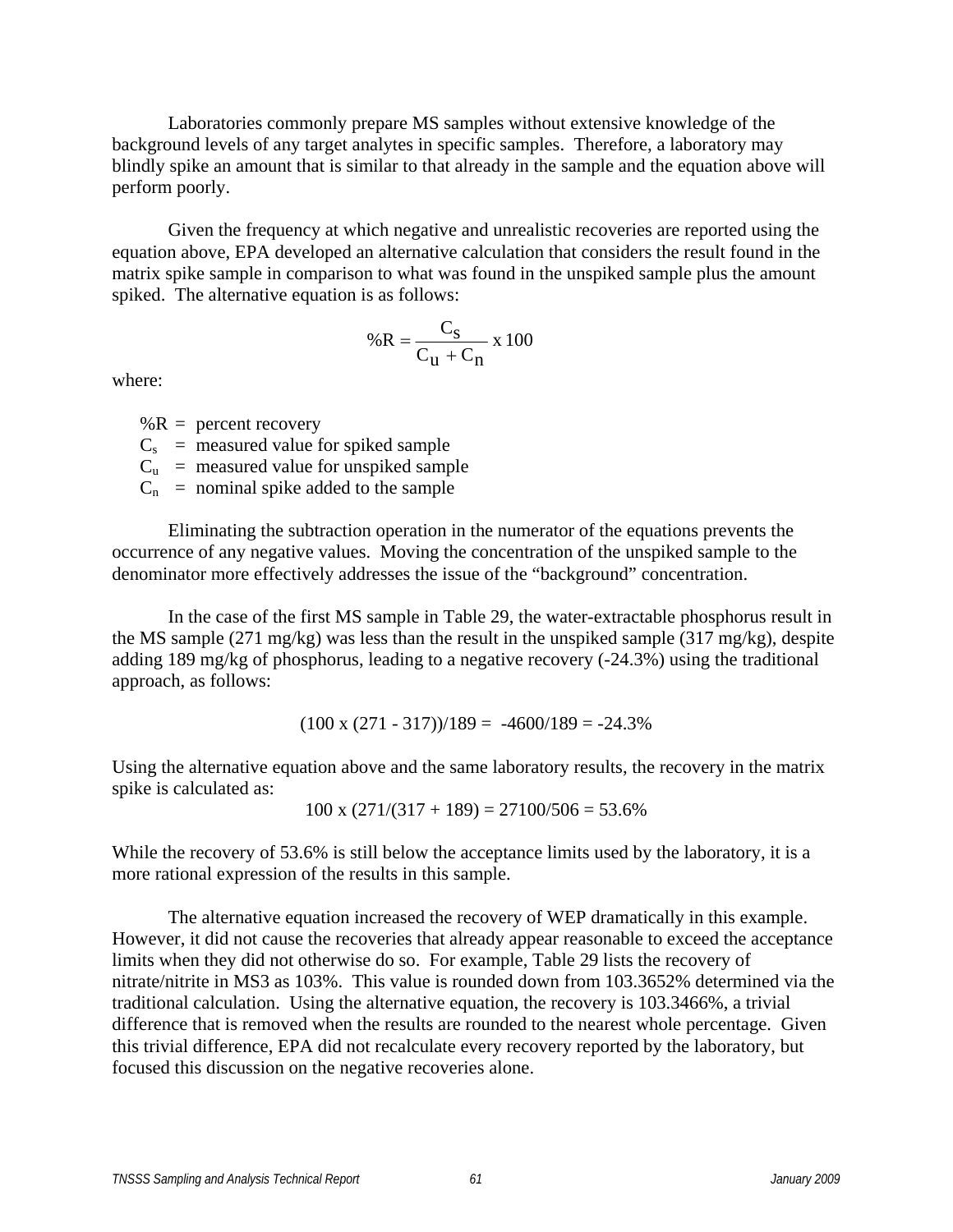Laboratories commonly prepare MS samples without extensive knowledge of the background levels of any target analytes in specific samples. Therefore, a laboratory may blindly spike an amount that is similar to that already in the sample and the equation above will perform poorly.

Given the frequency at which negative and unrealistic recoveries are reported using the equation above, EPA developed an alternative calculation that considers the result found in the matrix spike sample in comparison to what was found in the unspiked sample plus the amount spiked. The alternative equation is as follows:

$$\%R = \frac{C_s}{C_u + C_n} \times 100$$

where:

- $\%R$ = percent recovery
- $C_s$ = measured value for spiked sample
- $C_u$ = measured value for unspiked sample
- $C_n$ = nominal spike added to the sample

Eliminating the subtraction operation in the numerator of the equations prevents the occurrence of any negative values. Moving the concentration of the unspiked sample to the denominator more effectively addresses the issue of the "background" concentration.

In the case of the first MS sample in Table 29, the water-extractable phosphorus result in the MS sample (271 mg/kg) was less than the result in the unspiked sample (317 mg/kg), despite adding 189 mg/kg of phosphorus, leading to a negative recovery (-24.3%) using the traditional approach, as follows:

$$(100 \times (271 - 317))/189 = -4600/189 = -24.3\%$$

Using the alternative equation above and the same laboratory results, the recovery in the matrix spike is calculated as:

$$100 \times (271/(317 + 189) = 27100/506 = 53.6\%$$

While the recovery of 53.6% is still below the acceptance limits used by the laboratory, it is a more rational expression of the results in this sample.

The alternative equation increased the recovery of WEP dramatically in this example. However, it did not cause the recoveries that already appear reasonable to exceed the acceptance limits when they did not otherwise do so. For example, Table 29 lists the recovery of nitrate/nitrite in MS3 as 103%. This value is rounded down from 103.3652% determined via the traditional calculation. Using the alternative equation, the recovery is 103.3466%, a trivial difference that is removed when the results are rounded to the nearest whole percentage. Given this trivial difference, EPA did not recalculate every recovery reported by the laboratory, but focused this discussion on the negative recoveries alone.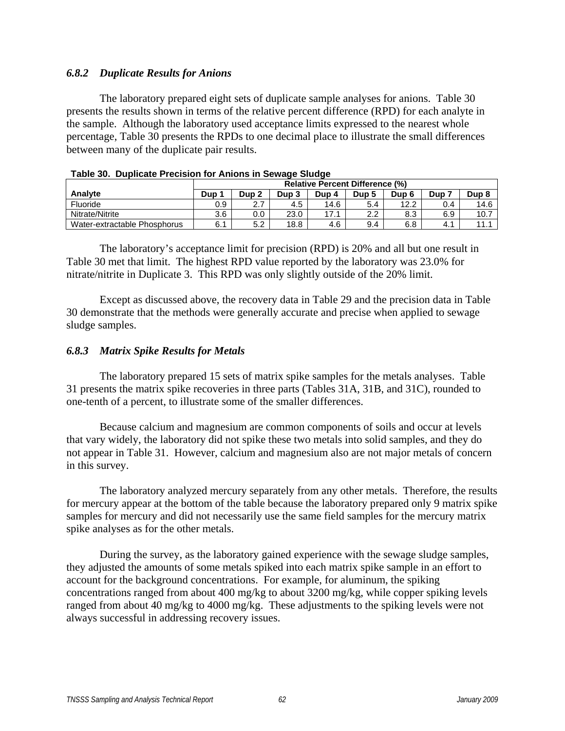### *6.8.2 Duplicate Results for Anions*

The laboratory prepared eight sets of duplicate sample analyses for anions. Table 30 presents the results shown in terms of the relative percent difference (RPD) for each analyte in the sample. Although the laboratory used acceptance limits expressed to the nearest whole percentage, Table 30 presents the RPDs to one decimal place to illustrate the small differences between many of the duplicate pair results.

**Table 30. Duplicate Precision for Anions in Sewage Sludge**

| | Relative Percent Difference (%) | | | | | | | |
|---|---|---|---|---|---|---|---|---|
| **Analyte** | **Dup 1** | **Dup 2** | **Dup 3** | **Dup 4** | **Dup 5** | **Dup 6** | **Dup 7** | **Dup 8** |
| Fluoride | 0.9 | 2.7 | 4.5 | 14.6 | 5.4 | 12.2 | 0.4 | 14.6 |
| Nitrate/Nitrite | 3.6 | 0.0 | 23.0 | 17.1 | 2.2 | 8.3 | 6.9 | 10.7 |
| Water-extractable Phosphorus | 6.1 | 5.2 | 18.8 | 4.6 | 9.4 | 6.8 | 4.1 | 11.1 |

The laboratory's acceptance limit for precision (RPD) is 20% and all but one result in Table 30 met that limit. The highest RPD value reported by the laboratory was 23.0% for nitrate/nitrite in Duplicate 3. This RPD was only slightly outside of the 20% limit.

Except as discussed above, the recovery data in Table 29 and the precision data in Table 30 demonstrate that the methods were generally accurate and precise when applied to sewage sludge samples.

### *6.8.3 Matrix Spike Results for Metals*

The laboratory prepared 15 sets of matrix spike samples for the metals analyses. Table 31 presents the matrix spike recoveries in three parts (Tables 31A, 31B, and 31C), rounded to one-tenth of a percent, to illustrate some of the smaller differences.

Because calcium and magnesium are common components of soils and occur at levels that vary widely, the laboratory did not spike these two metals into solid samples, and they do not appear in Table 31. However, calcium and magnesium also are not major metals of concern in this survey.

The laboratory analyzed mercury separately from any other metals. Therefore, the results for mercury appear at the bottom of the table because the laboratory prepared only 9 matrix spike samples for mercury and did not necessarily use the same field samples for the mercury matrix spike analyses as for the other metals.

During the survey, as the laboratory gained experience with the sewage sludge samples, they adjusted the amounts of some metals spiked into each matrix spike sample in an effort to account for the background concentrations. For example, for aluminum, the spiking concentrations ranged from about 400 mg/kg to about 3200 mg/kg, while copper spiking levels ranged from about 40 mg/kg to 4000 mg/kg. These adjustments to the spiking levels were not always successful in addressing recovery issues.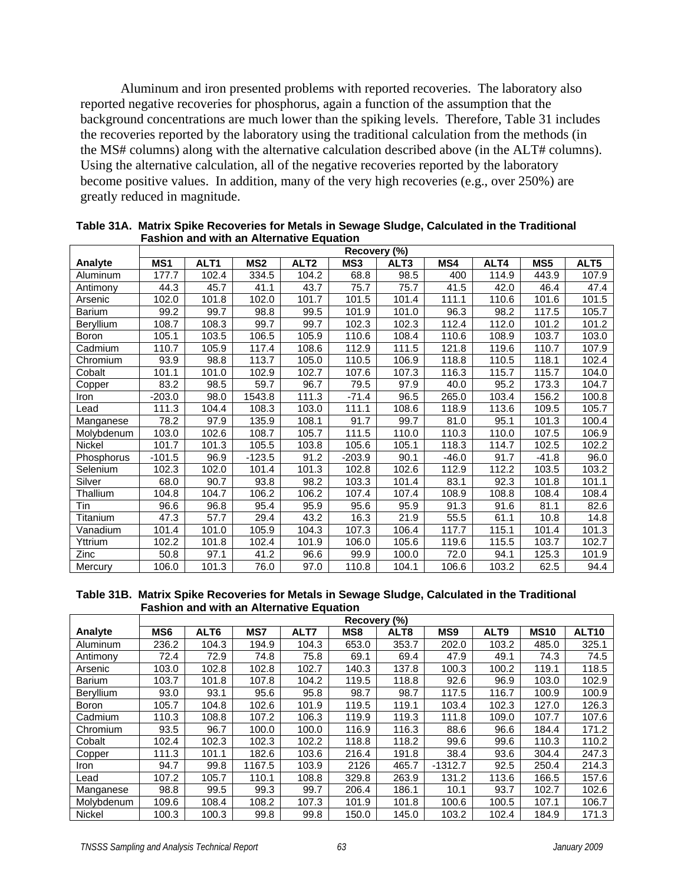Aluminum and iron presented problems with reported recoveries. The laboratory also reported negative recoveries for phosphorus, again a function of the assumption that the background concentrations are much lower than the spiking levels. Therefore, Table 31 includes the recoveries reported by the laboratory using the traditional calculation from the methods (in the MS# columns) along with the alternative calculation described above (in the ALT# columns). Using the alternative calculation, all of the negative recoveries reported by the laboratory become positive values. In addition, many of the very high recoveries (e.g., over 250%) are greatly reduced in magnitude.

**Table 31A. Matrix Spike Recoveries for Metals in Sewage Sludge, Calculated in the Traditional Fashion and with an Alternative Equation**

| | Recovery (%) | | | | | | | | | |
|---|---|---|---|---|---|---|---|---|---|---|
| **Analyte** | **MS1** | **ALT1** | **MS2** | **ALT2** | **MS3** | **ALT3** | **MS4** | **ALT4** | **MS5** | **ALT5** |
| Aluminum | 177.7 | 102.4 | 334.5 | 104.2 | 68.8 | 98.5 | 400 | 114.9 | 443.9 | 107.9 |
| Antimony | 44.3 | 45.7 | 41.1 | 43.7 | 75.7 | 75.7 | 41.5 | 42.0 | 46.4 | 47.4 |
| Arsenic | 102.0 | 101.8 | 102.0 | 101.7 | 101.5 | 101.4 | 111.1 | 110.6 | 101.6 | 101.5 |
| Barium | 99.2 | 99.7 | 98.8 | 99.5 | 101.9 | 101.0 | 96.3 | 98.2 | 117.5 | 105.7 |
| Beryllium | 108.7 | 108.3 | 99.7 | 99.7 | 102.3 | 102.3 | 112.4 | 112.0 | 101.2 | 101.2 |
| Boron | 105.1 | 103.5 | 106.5 | 105.9 | 110.6 | 108.4 | 110.6 | 108.9 | 103.7 | 103.0 |
| Cadmium | 110.7 | 105.9 | 117.4 | 108.6 | 112.9 | 111.5 | 121.8 | 119.6 | 110.7 | 107.9 |
| Chromium | 93.9 | 98.8 | 113.7 | 105.0 | 110.5 | 106.9 | 118.8 | 110.5 | 118.1 | 102.4 |
| Cobalt | 101.1 | 101.0 | 102.9 | 102.7 | 107.6 | 107.3 | 116.3 | 115.7 | 115.7 | 104.0 |
| Copper | 83.2 | 98.5 | 59.7 | 96.7 | 79.5 | 97.9 | 40.0 | 95.2 | 173.3 | 104.7 |
| Iron | -203.0 | 98.0 | 1543.8 | 111.3 | -71.4 | 96.5 | 265.0 | 103.4 | 156.2 | 100.8 |
| Lead | 111.3 | 104.4 | 108.3 | 103.0 | 111.1 | 108.6 | 118.9 | 113.6 | 109.5 | 105.7 |
| Manganese | 78.2 | 97.9 | 135.9 | 108.1 | 91.7 | 99.7 | 81.0 | 95.1 | 101.3 | 100.4 |
| Molybdenum | 103.0 | 102.6 | 108.7 | 105.7 | 111.5 | 110.0 | 110.3 | 110.0 | 107.5 | 106.9 |
| Nickel | 101.7 | 101.3 | 105.5 | 103.8 | 105.6 | 105.1 | 118.3 | 114.7 | 102.5 | 102.2 |
| Phosphorus | -101.5 | 96.9 | -123.5 | 91.2 | -203.9 | 90.1 | -46.0 | 91.7 | -41.8 | 96.0 |
| Selenium | 102.3 | 102.0 | 101.4 | 101.3 | 102.8 | 102.6 | 112.9 | 112.2 | 103.5 | 103.2 |
| Silver | 68.0 | 90.7 | 93.8 | 98.2 | 103.3 | 101.4 | 83.1 | 92.3 | 101.8 | 101.1 |
| Thallium | 104.8 | 104.7 | 106.2 | 106.2 | 107.4 | 107.4 | 108.9 | 108.8 | 108.4 | 108.4 |
| Tin | 96.6 | 96.8 | 95.4 | 95.9 | 95.6 | 95.9 | 91.3 | 91.6 | 81.1 | 82.6 |
| Titanium | 47.3 | 57.7 | 29.4 | 43.2 | 16.3 | 21.9 | 55.5 | 61.1 | 10.8 | 14.8 |
| Vanadium | 101.4 | 101.0 | 105.9 | 104.3 | 107.3 | 106.4 | 117.7 | 115.1 | 101.4 | 101.3 |
| Yttrium | 102.2 | 101.8 | 102.4 | 101.9 | 106.0 | 105.6 | 119.6 | 115.5 | 103.7 | 102.7 |
| Zinc | 50.8 | 97.1 | 41.2 | 96.6 | 99.9 | 100.0 | 72.0 | 94.1 | 125.3 | 101.9 |
| Mercury | 106.0 | 101.3 | 76.0 | 97.0 | 110.8 | 104.1 | 106.6 | 103.2 | 62.5 | 94.4 |

**Table 31B. Matrix Spike Recoveries for Metals in Sewage Sludge, Calculated in the Traditional Fashion and with an Alternative Equation**

| | Recovery (%) | | | | | | | | | |
|---|---|---|---|---|---|---|---|---|---|---|
| **Analyte** | **MS6** | **ALT6** | **MS7** | **ALT7** | **MS8** | **ALT8** | **MS9** | **ALT9** | **MS10** | **ALT10** |
| Aluminum | 236.2 | 104.3 | 194.9 | 104.3 | 653.0 | 353.7 | 202.0 | 103.2 | 485.0 | 325.1 |
| Antimony | 72.4 | 72.9 | 74.8 | 75.8 | 69.1 | 69.4 | 47.9 | 49.1 | 74.3 | 74.5 |
| Arsenic | 103.0 | 102.8 | 102.8 | 102.7 | 140.3 | 137.8 | 100.3 | 100.2 | 119.1 | 118.5 |
| Barium | 103.7 | 101.8 | 107.8 | 104.2 | 119.5 | 118.8 | 92.6 | 96.9 | 103.0 | 102.9 |
| Beryllium | 93.0 | 93.1 | 95.6 | 95.8 | 98.7 | 98.7 | 117.5 | 116.7 | 100.9 | 100.9 |
| Boron | 105.7 | 104.8 | 102.6 | 101.9 | 119.5 | 119.1 | 103.4 | 102.3 | 127.0 | 126.3 |
| Cadmium | 110.3 | 108.8 | 107.2 | 106.3 | 119.9 | 119.3 | 111.8 | 109.0 | 107.7 | 107.6 |
| Chromium | 93.5 | 96.7 | 100.0 | 100.0 | 116.9 | 116.3 | 88.6 | 96.6 | 184.4 | 171.2 |
| Cobalt | 102.4 | 102.3 | 102.3 | 102.2 | 118.8 | 118.2 | 99.6 | 99.6 | 110.3 | 110.2 |
| Copper | 111.3 | 101.1 | 182.6 | 103.6 | 216.4 | 191.8 | 38.4 | 93.6 | 304.4 | 247.3 |
| Iron | 94.7 | 99.8 | 1167.5 | 103.9 | 2126 | 465.7 | -1312.7 | 92.5 | 250.4 | 214.3 |
| Lead | 107.2 | 105.7 | 110.1 | 108.8 | 329.8 | 263.9 | 131.2 | 113.6 | 166.5 | 157.6 |
| Manganese | 98.8 | 99.5 | 99.3 | 99.7 | 206.4 | 186.1 | 10.1 | 93.7 | 102.7 | 102.6 |
| Molybdenum | 109.6 | 108.4 | 108.2 | 107.3 | 101.9 | 101.8 | 100.6 | 100.5 | 107.1 | 106.7 |
| Nickel | 100.3 | 100.3 | 99.8 | 99.8 | 150.0 | 145.0 | 103.2 | 102.4 | 184.9 | 171.3 |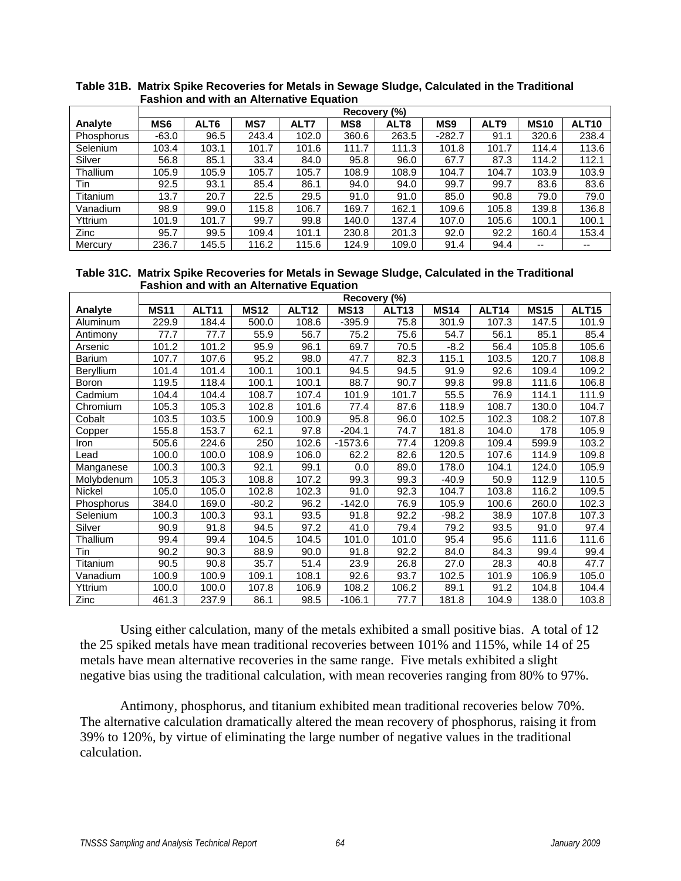**Table 31B. Matrix Spike Recoveries for Metals in Sewage Sludge, Calculated in the Traditional Fashion and with an Alternative Equation**

| | Recovery (%) | | | | | | | | | |
|---|---|---|---|---|---|---|---|---|---|---|
| **Analyte** | **MS6** | **ALT6** | **MS7** | **ALT7** | **MS8** | **ALT8** | **MS9** | **ALT9** | **MS10** | **ALT10** |
| Phosphorus | -63.0 | 96.5 | 243.4 | 102.0 | 360.6 | 263.5 | -282.7 | 91.1 | 320.6 | 238.4 |
| Selenium | 103.4 | 103.1 | 101.7 | 101.6 | 111.7 | 111.3 | 101.8 | 101.7 | 114.4 | 113.6 |
| Silver | 56.8 | 85.1 | 33.4 | 84.0 | 95.8 | 96.0 | 67.7 | 87.3 | 114.2 | 112.1 |
| Thallium | 105.9 | 105.9 | 105.7 | 105.7 | 108.9 | 108.9 | 104.7 | 104.7 | 103.9 | 103.9 |
| Tin | 92.5 | 93.1 | 85.4 | 86.1 | 94.0 | 94.0 | 99.7 | 99.7 | 83.6 | 83.6 |
| Titanium | 13.7 | 20.7 | 22.5 | 29.5 | 91.0 | 91.0 | 85.0 | 90.8 | 79.0 | 79.0 |
| Vanadium | 98.9 | 99.0 | 115.8 | 106.7 | 169.7 | 162.1 | 109.6 | 105.8 | 139.8 | 136.8 |
| Yttrium | 101.9 | 101.7 | 99.7 | 99.8 | 140.0 | 137.4 | 107.0 | 105.6 | 100.1 | 100.1 |
| Zinc | 95.7 | 99.5 | 109.4 | 101.1 | 230.8 | 201.3 | 92.0 | 92.2 | 160.4 | 153.4 |
| Mercury | 236.7 | 145.5 | 116.2 | 115.6 | 124.9 | 109.0 | 91.4 | 94.4 | -- | -- |

**Table 31C. Matrix Spike Recoveries for Metals in Sewage Sludge, Calculated in the Traditional Fashion and with an Alternative Equation**

| | Recovery (%) | | | | | | | | | |
|---|---|---|---|---|---|---|---|---|---|---|
| **Analyte** | **MS11** | **ALT11** | **MS12** | **ALT12** | **MS13** | **ALT13** | **MS14** | **ALT14** | **MS15** | **ALT15** |
| Aluminum | 229.9 | 184.4 | 500.0 | 108.6 | -395.9 | 75.8 | 301.9 | 107.3 | 147.5 | 101.9 |
| Antimony | 77.7 | 77.7 | 55.9 | 56.7 | 75.2 | 75.6 | 54.7 | 56.1 | 85.1 | 85.4 |
| Arsenic | 101.2 | 101.2 | 95.9 | 96.1 | 69.7 | 70.5 | -8.2 | 56.4 | 105.8 | 105.6 |
| Barium | 107.7 | 107.6 | 95.2 | 98.0 | 47.7 | 82.3 | 115.1 | 103.5 | 120.7 | 108.8 |
| Beryllium | 101.4 | 101.4 | 100.1 | 100.1 | 94.5 | 94.5 | 91.9 | 92.6 | 109.4 | 109.2 |
| Boron | 119.5 | 118.4 | 100.1 | 100.1 | 88.7 | 90.7 | 99.8 | 99.8 | 111.6 | 106.8 |
| Cadmium | 104.4 | 104.4 | 108.7 | 107.4 | 101.9 | 101.7 | 55.5 | 76.9 | 114.1 | 111.9 |
| Chromium | 105.3 | 105.3 | 102.8 | 101.6 | 77.4 | 87.6 | 118.9 | 108.7 | 130.0 | 104.7 |
| Cobalt | 103.5 | 103.5 | 100.9 | 100.9 | 95.8 | 96.0 | 102.5 | 102.3 | 108.2 | 107.8 |
| Copper | 155.8 | 153.7 | 62.1 | 97.8 | -204.1 | 74.7 | 181.8 | 104.0 | 178 | 105.9 |
| Iron | 505.6 | 224.6 | 250 | 102.6 | -1573.6 | 77.4 | 1209.8 | 109.4 | 599.9 | 103.2 |
| Lead | 100.0 | 100.0 | 108.9 | 106.0 | 62.2 | 82.6 | 120.5 | 107.6 | 114.9 | 109.8 |
| Manganese | 100.3 | 100.3 | 92.1 | 99.1 | 0.0 | 89.0 | 178.0 | 104.1 | 124.0 | 105.9 |
| Molybdenum | 105.3 | 105.3 | 108.8 | 107.2 | 99.3 | 99.3 | -40.9 | 50.9 | 112.9 | 110.5 |
| Nickel | 105.0 | 105.0 | 102.8 | 102.3 | 91.0 | 92.3 | 104.7 | 103.8 | 116.2 | 109.5 |
| Phosphorus | 384.0 | 169.0 | -80.2 | 96.2 | -142.0 | 76.9 | 105.9 | 100.6 | 260.0 | 102.3 |
| Selenium | 100.3 | 100.3 | 93.1 | 93.5 | 91.8 | 92.2 | -98.2 | 38.9 | 107.8 | 107.3 |
| Silver | 90.9 | 91.8 | 94.5 | 97.2 | 41.0 | 79.4 | 79.2 | 93.5 | 91.0 | 97.4 |
| Thallium | 99.4 | 99.4 | 104.5 | 104.5 | 101.0 | 101.0 | 95.4 | 95.6 | 111.6 | 111.6 |
| Tin | 90.2 | 90.3 | 88.9 | 90.0 | 91.8 | 92.2 | 84.0 | 84.3 | 99.4 | 99.4 |
| Titanium | 90.5 | 90.8 | 35.7 | 51.4 | 23.9 | 26.8 | 27.0 | 28.3 | 40.8 | 47.7 |
| Vanadium | 100.9 | 100.9 | 109.1 | 108.1 | 92.6 | 93.7 | 102.5 | 101.9 | 106.9 | 105.0 |
| Yttrium | 100.0 | 100.0 | 107.8 | 106.9 | 108.2 | 106.2 | 89.1 | 91.2 | 104.8 | 104.4 |
| Zinc | 461.3 | 237.9 | 86.1 | 98.5 | -106.1 | 77.7 | 181.8 | 104.9 | 138.0 | 103.8 |

Using either calculation, many of the metals exhibited a small positive bias. A total of 12 the 25 spiked metals have mean traditional recoveries between 101% and 115%, while 14 of 25 metals have mean alternative recoveries in the same range. Five metals exhibited a slight negative bias using the traditional calculation, with mean recoveries ranging from 80% to 97%.

Antimony, phosphorus, and titanium exhibited mean traditional recoveries below 70%. The alternative calculation dramatically altered the mean recovery of phosphorus, raising it from 39% to 120%, by virtue of eliminating the large number of negative values in the traditional calculation.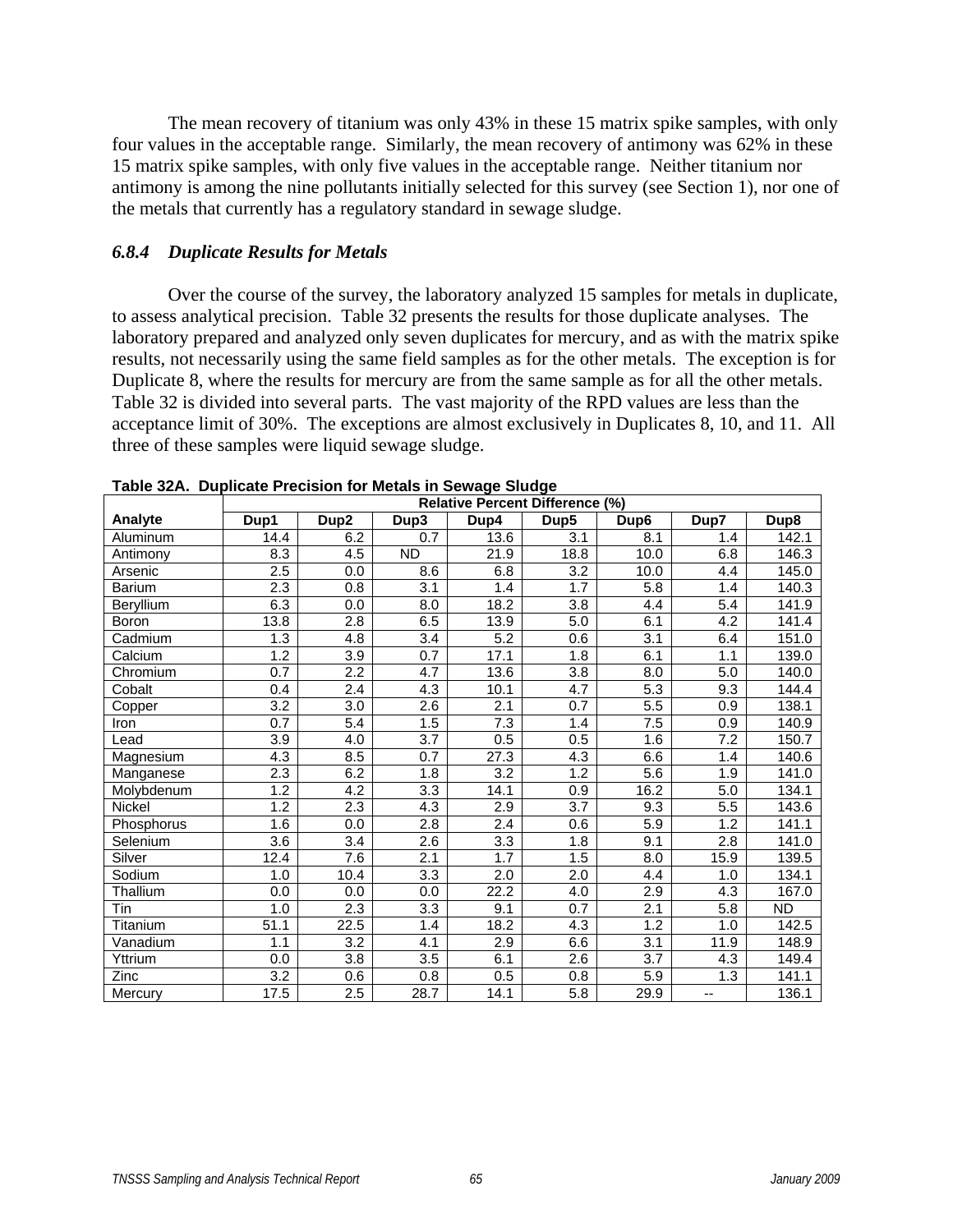The mean recovery of titanium was only 43% in these 15 matrix spike samples, with only four values in the acceptable range. Similarly, the mean recovery of antimony was 62% in these 15 matrix spike samples, with only five values in the acceptable range. Neither titanium nor antimony is among the nine pollutants initially selected for this survey (see Section 1), nor one of the metals that currently has a regulatory standard in sewage sludge.

### *6.8.4 Duplicate Results for Metals*

Over the course of the survey, the laboratory analyzed 15 samples for metals in duplicate, to assess analytical precision. Table 32 presents the results for those duplicate analyses. The laboratory prepared and analyzed only seven duplicates for mercury, and as with the matrix spike results, not necessarily using the same field samples as for the other metals. The exception is for Duplicate 8, where the results for mercury are from the same sample as for all the other metals. Table 32 is divided into several parts. The vast majority of the RPD values are less than the acceptance limit of 30%. The exceptions are almost exclusively in Duplicates 8, 10, and 11. All three of these samples were liquid sewage sludge.

**Table 32A. Duplicate Precision for Metals in Sewage Sludge**

| | Relative Percent Difference (%) | | | | | | | |
|---|---|---|---|---|---|---|---|---|
| **Analyte** | **Dup1** | **Dup2** | **Dup3** | **Dup4** | **Dup5** | **Dup6** | **Dup7** | **Dup8** |
| Aluminum | 14.4 | 6.2 | 0.7 | 13.6 | 3.1 | 8.1 | 1.4 | 142.1 |
| Antimony | 8.3 | 4.5 | ND | 21.9 | 18.8 | 10.0 | 6.8 | 146.3 |
| Arsenic | 2.5 | 0.0 | 8.6 | 6.8 | 3.2 | 10.0 | 4.4 | 145.0 |
| Barium | 2.3 | 0.8 | 3.1 | 1.4 | 1.7 | 5.8 | 1.4 | 140.3 |
| Beryllium | 6.3 | 0.0 | 8.0 | 18.2 | 3.8 | 4.4 | 5.4 | 141.9 |
| Boron | 13.8 | 2.8 | 6.5 | 13.9 | 5.0 | 6.1 | 4.2 | 141.4 |
| Cadmium | 1.3 | 4.8 | 3.4 | 5.2 | 0.6 | 3.1 | 6.4 | 151.0 |
| Calcium | 1.2 | 3.9 | 0.7 | 17.1 | 1.8 | 6.1 | 1.1 | 139.0 |
| Chromium | 0.7 | 2.2 | 4.7 | 13.6 | 3.8 | 8.0 | 5.0 | 140.0 |
| Cobalt | 0.4 | 2.4 | 4.3 | 10.1 | 4.7 | 5.3 | 9.3 | 144.4 |
| Copper | 3.2 | 3.0 | 2.6 | 2.1 | 0.7 | 5.5 | 0.9 | 138.1 |
| Iron | 0.7 | 5.4 | 1.5 | 7.3 | 1.4 | 7.5 | 0.9 | 140.9 |
| Lead | 3.9 | 4.0 | 3.7 | 0.5 | 0.5 | 1.6 | 7.2 | 150.7 |
| Magnesium | 4.3 | 8.5 | 0.7 | 27.3 | 4.3 | 6.6 | 1.4 | 140.6 |
| Manganese | 2.3 | 6.2 | 1.8 | 3.2 | 1.2 | 5.6 | 1.9 | 141.0 |
| Molybdenum | 1.2 | 4.2 | 3.3 | 14.1 | 0.9 | 16.2 | 5.0 | 134.1 |
| Nickel | 1.2 | 2.3 | 4.3 | 2.9 | 3.7 | 9.3 | 5.5 | 143.6 |
| Phosphorus | 1.6 | 0.0 | 2.8 | 2.4 | 0.6 | 5.9 | 1.2 | 141.1 |
| Selenium | 3.6 | 3.4 | 2.6 | 3.3 | 1.8 | 9.1 | 2.8 | 141.0 |
| Silver | 12.4 | 7.6 | 2.1 | 1.7 | 1.5 | 8.0 | 15.9 | 139.5 |
| Sodium | 1.0 | 10.4 | 3.3 | 2.0 | 2.0 | 4.4 | 1.0 | 134.1 |
| Thallium | 0.0 | 0.0 | 0.0 | 22.2 | 4.0 | 2.9 | 4.3 | 167.0 |
| Tin | 1.0 | 2.3 | 3.3 | 9.1 | 0.7 | 2.1 | 5.8 | ND |
| Titanium | 51.1 | 22.5 | 1.4 | 18.2 | 4.3 | 1.2 | 1.0 | 142.5 |
| Vanadium | 1.1 | 3.2 | 4.1 | 2.9 | 6.6 | 3.1 | 11.9 | 148.9 |
| Yttrium | 0.0 | 3.8 | 3.5 | 6.1 | 2.6 | 3.7 | 4.3 | 149.4 |
| Zinc | 3.2 | 0.6 | 0.8 | 0.5 | 0.8 | 5.9 | 1.3 | 141.1 |
| Mercury | 17.5 | 2.5 | 28.7 | 14.1 | 5.8 | 29.9 | -- | 136.1 |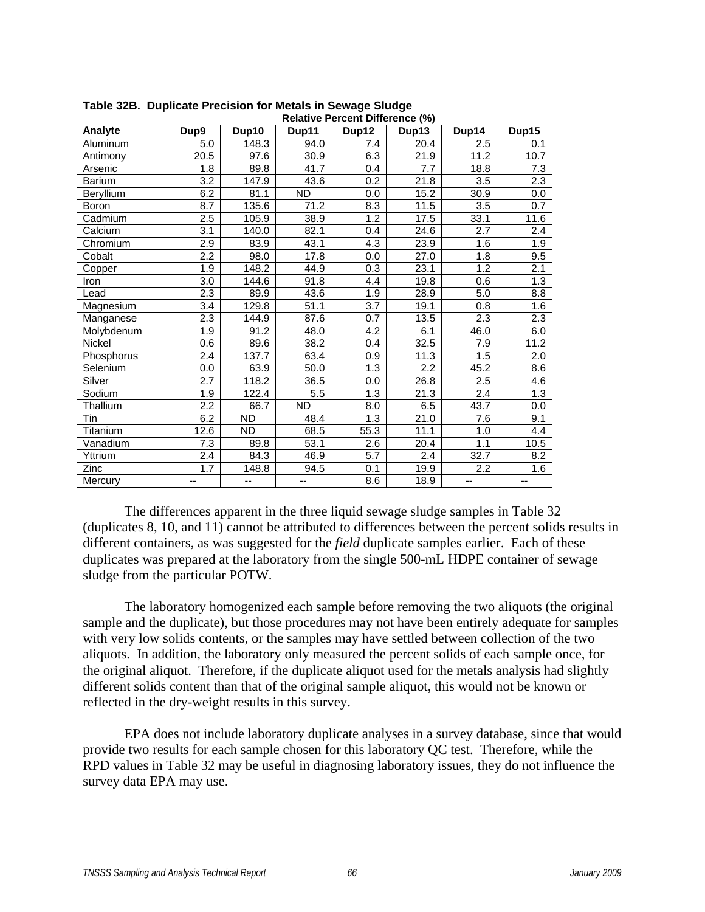**Table 32B. Duplicate Precision for Metals in Sewage Sludge**

| Analyte | Relative Percent Difference (%) | | | | | | |
|---|---|---|---|---|---|---|---|
| | Dup9 | Dup10 | Dup11 | Dup12 | Dup13 | Dup14 | Dup15 |
| Aluminum | 5.0 | 148.3 | 94.0 | 7.4 | 20.4 | 2.5 | 0.1 |
| Antimony | 20.5 | 97.6 | 30.9 | 6.3 | 21.9 | 11.2 | 10.7 |
| Arsenic | 1.8 | 89.8 | 41.7 | 0.4 | 7.7 | 18.8 | 7.3 |
| Barium | 3.2 | 147.9 | 43.6 | 0.2 | 21.8 | 3.5 | 2.3 |
| Beryllium | 6.2 | 81.1 | ND | 0.0 | 15.2 | 30.9 | 0.0 |
| Boron | 8.7 | 135.6 | 71.2 | 8.3 | 11.5 | 3.5 | 0.7 |
| Cadmium | 2.5 | 105.9 | 38.9 | 1.2 | 17.5 | 33.1 | 11.6 |
| Calcium | 3.1 | 140.0 | 82.1 | 0.4 | 24.6 | 2.7 | 2.4 |
| Chromium | 2.9 | 83.9 | 43.1 | 4.3 | 23.9 | 1.6 | 1.9 |
| Cobalt | 2.2 | 98.0 | 17.8 | 0.0 | 27.0 | 1.8 | 9.5 |
| Copper | 1.9 | 148.2 | 44.9 | 0.3 | 23.1 | 1.2 | 2.1 |
| Iron | 3.0 | 144.6 | 91.8 | 4.4 | 19.8 | 0.6 | 1.3 |
| Lead | 2.3 | 89.9 | 43.6 | 1.9 | 28.9 | 5.0 | 8.8 |
| Magnesium | 3.4 | 129.8 | 51.1 | 3.7 | 19.1 | 0.8 | 1.6 |
| Manganese | 2.3 | 144.9 | 87.6 | 0.7 | 13.5 | 2.3 | 2.3 |
| Molybdenum | 1.9 | 91.2 | 48.0 | 4.2 | 6.1 | 46.0 | 6.0 |
| Nickel | 0.6 | 89.6 | 38.2 | 0.4 | 32.5 | 7.9 | 11.2 |
| Phosphorus | 2.4 | 137.7 | 63.4 | 0.9 | 11.3 | 1.5 | 2.0 |
| Selenium | 0.0 | 63.9 | 50.0 | 1.3 | 2.2 | 45.2 | 8.6 |
| Silver | 2.7 | 118.2 | 36.5 | 0.0 | 26.8 | 2.5 | 4.6 |
| Sodium | 1.9 | 122.4 | 5.5 | 1.3 | 21.3 | 2.4 | 1.3 |
| Thallium | 2.2 | 66.7 | ND | 8.0 | 6.5 | 43.7 | 0.0 |
| Tin | 6.2 | ND | 48.4 | 1.3 | 21.0 | 7.6 | 9.1 |
| Titanium | 12.6 | ND | 68.5 | 55.3 | 11.1 | 1.0 | 4.4 |
| Vanadium | 7.3 | 89.8 | 53.1 | 2.6 | 20.4 | 1.1 | 10.5 |
| Yttrium | 2.4 | 84.3 | 46.9 | 5.7 | 2.4 | 32.7 | 8.2 |
| Zinc | 1.7 | 148.8 | 94.5 | 0.1 | 19.9 | 2.2 | 1.6 |
| Mercury | -- | -- | -- | 8.6 | 18.9 | -- | -- |

The differences apparent in the three liquid sewage sludge samples in Table 32 (duplicates 8, 10, and 11) cannot be attributed to differences between the percent solids results in different containers, as was suggested for the *field* duplicate samples earlier. Each of these duplicates was prepared at the laboratory from the single 500-mL HDPE container of sewage sludge from the particular POTW.

The laboratory homogenized each sample before removing the two aliquots (the original sample and the duplicate), but those procedures may not have been entirely adequate for samples with very low solids contents, or the samples may have settled between collection of the two aliquots. In addition, the laboratory only measured the percent solids of each sample once, for the original aliquot. Therefore, if the duplicate aliquot used for the metals analysis had slightly different solids content than that of the original sample aliquot, this would not be known or reflected in the dry-weight results in this survey.

EPA does not include laboratory duplicate analyses in a survey database, since that would provide two results for each sample chosen for this laboratory QC test. Therefore, while the RPD values in Table 32 may be useful in diagnosing laboratory issues, they do not influence the survey data EPA may use.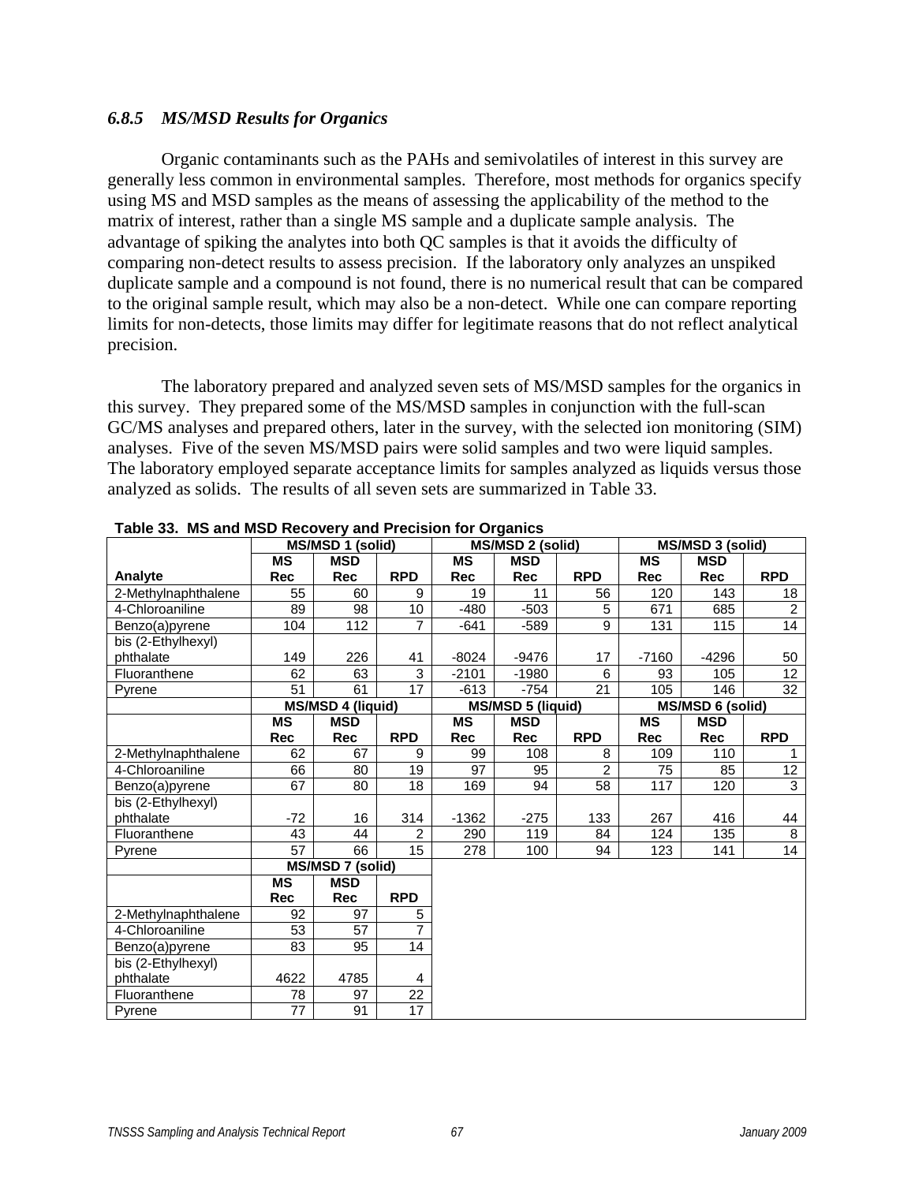### *6.8.5 MS/MSD Results for Organics*

Organic contaminants such as the PAHs and semivolatiles of interest in this survey are generally less common in environmental samples. Therefore, most methods for organics specify using MS and MSD samples as the means of assessing the applicability of the method to the matrix of interest, rather than a single MS sample and a duplicate sample analysis. The advantage of spiking the analytes into both QC samples is that it avoids the difficulty of comparing non-detect results to assess precision. If the laboratory only analyzes an unspiked duplicate sample and a compound is not found, there is no numerical result that can be compared to the original sample result, which may also be a non-detect. While one can compare reporting limits for non-detects, those limits may differ for legitimate reasons that do not reflect analytical precision.

The laboratory prepared and analyzed seven sets of MS/MSD samples for the organics in this survey. They prepared some of the MS/MSD samples in conjunction with the full-scan GC/MS analyses and prepared others, later in the survey, with the selected ion monitoring (SIM) analyses. Five of the seven MS/MSD pairs were solid samples and two were liquid samples. The laboratory employed separate acceptance limits for samples analyzed as liquids versus those analyzed as solids. The results of all seven sets are summarized in Table 33.

**Table 33. MS and MSD Recovery and Precision for Organics**

| | MS/MSD 1 (solid) | | | MS/MSD 2 (solid) | | | MS/MSD 3 (solid) | | |
|---|---|---|---|---|---|---|---|---|---|
| **Analyte** | **MS Rec** | **MSD Rec** | **RPD** | **MS Rec** | **MSD Rec** | **RPD** | **MS Rec** | **MSD Rec** | **RPD** |
| 2-Methylnaphthalene | 55 | 60 | 9 | 19 | 11 | 56 | 120 | 143 | 18 |
| 4-Chloroaniline | 89 | 98 | 10 | -480 | -503 | 5 | 671 | 685 | 2 |
| Benzo(a)pyrene | 104 | 112 | 7 | -641 | -589 | 9 | 131 | 115 | 14 |
| bis (2-Ethylhexyl) phthalate | 149 | 226 | 41 | -8024 | -9476 | 17 | -7160 | -4296 | 50 |
| Fluoranthene | 62 | 63 | 3 | -2101 | -1980 | 6 | 93 | 105 | 12 |
| Pyrene | 51 | 61 | 17 | -613 | -754 | 21 | 105 | 146 | 32 |
| | **MS/MSD 4 (liquid)** | | | **MS/MSD 5 (liquid)** | | | **MS/MSD 6 (solid)** | | |
| | **MS Rec** | **MSD Rec** | **RPD** | **MS Rec** | **MSD Rec** | **RPD** | **MS Rec** | **MSD Rec** | **RPD** |
| 2-Methylnaphthalene | 62 | 67 | 9 | 99 | 108 | 8 | 109 | 110 | 1 |
| 4-Chloroaniline | 66 | 80 | 19 | 97 | 95 | 2 | 75 | 85 | 12 |
| Benzo(a)pyrene | 67 | 80 | 18 | 169 | 94 | 58 | 117 | 120 | 3 |
| bis (2-Ethylhexyl) phthalate | -72 | 16 | 314 | -1362 | -275 | 133 | 267 | 416 | 44 |
| Fluoranthene | 43 | 44 | 2 | 290 | 119 | 84 | 124 | 135 | 8 |
| Pyrene | 57 | 66 | 15 | 278 | 100 | 94 | 123 | 141 | 14 |
| | **MS/MSD 7 (solid)** | | | | | | | | |
| | **MS Rec** | **MSD Rec** | **RPD** | | | | | | |
| 2-Methylnaphthalene | 92 | 97 | 5 | | | | | | |
| 4-Chloroaniline | 53 | 57 | 7 | | | | | | |
| Benzo(a)pyrene | 83 | 95 | 14 | | | | | | |
| bis (2-Ethylhexyl) phthalate | 4622 | 4785 | 4 | | | | | | |
| Fluoranthene | 78 | 97 | 22 | | | | | | |
| Pyrene | 77 | 91 | 17 | | | | | | |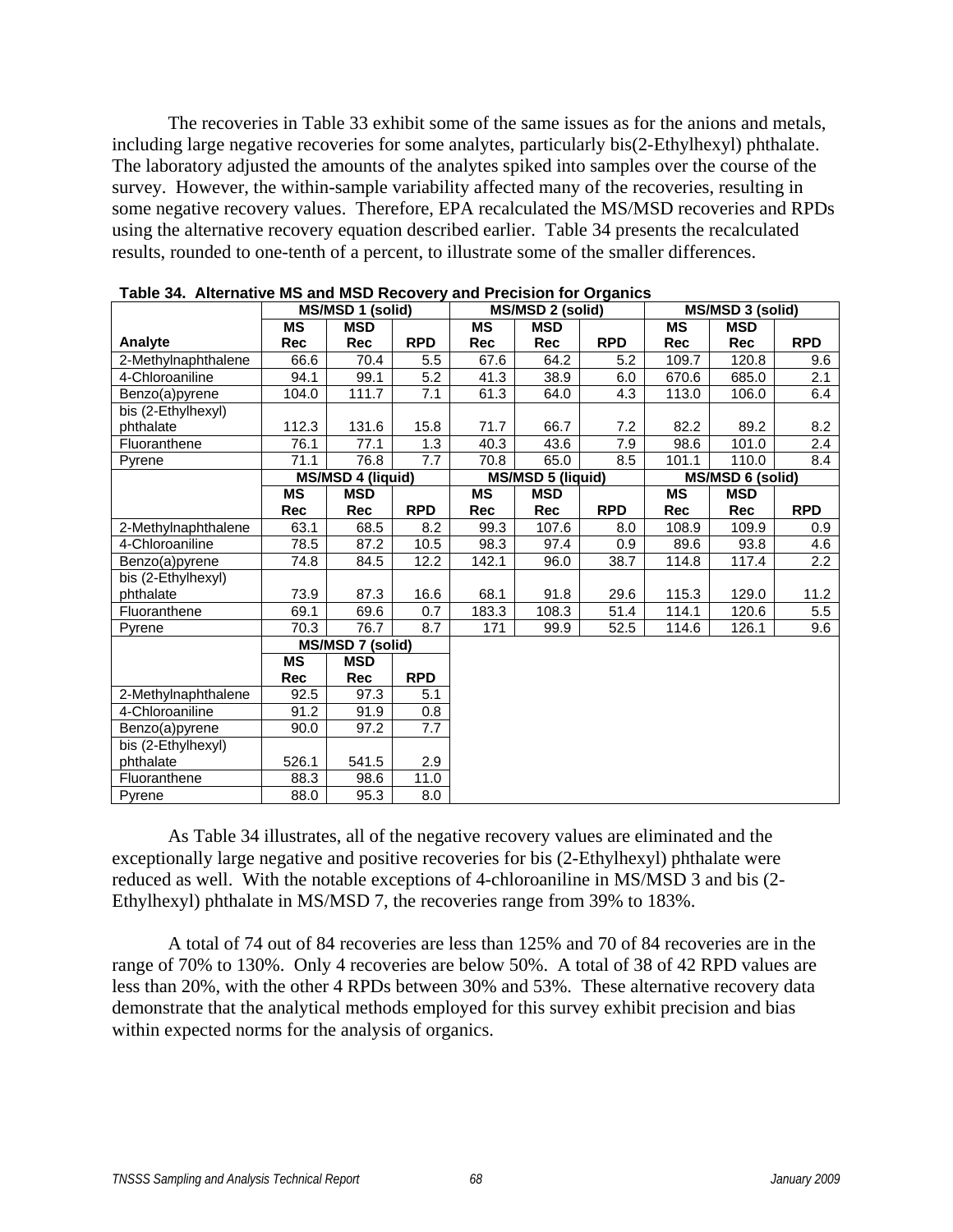The recoveries in Table 33 exhibit some of the same issues as for the anions and metals, including large negative recoveries for some analytes, particularly bis(2-Ethylhexyl) phthalate. The laboratory adjusted the amounts of the analytes spiked into samples over the course of the survey. However, the within-sample variability affected many of the recoveries, resulting in some negative recovery values. Therefore, EPA recalculated the MS/MSD recoveries and RPDs using the alternative recovery equation described earlier. Table 34 presents the recalculated results, rounded to one-tenth of a percent, to illustrate some of the smaller differences.

**Table 34. Alternative MS and MSD Recovery and Precision for Organics**

| | MS/MSD 1 (solid) | | | MS/MSD 2 (solid) | | | MS/MSD 3 (solid) | | |
|---|---|---|---|---|---|---|---|---|---|
| **Analyte** | **MS Rec** | **MSD Rec** | **RPD** | **MS Rec** | **MSD Rec** | **RPD** | **MS Rec** | **MSD Rec** | **RPD** |
| 2-Methylnaphthalene | 66.6 | 70.4 | 5.5 | 67.6 | 64.2 | 5.2 | 109.7 | 120.8 | 9.6 |
| 4-Chloroaniline | 94.1 | 99.1 | 5.2 | 41.3 | 38.9 | 6.0 | 670.6 | 685.0 | 2.1 |
| Benzo(a)pyrene | 104.0 | 111.7 | 7.1 | 61.3 | 64.0 | 4.3 | 113.0 | 106.0 | 6.4 |
| bis (2-Ethylhexyl) phthalate | 112.3 | 131.6 | 15.8 | 71.7 | 66.7 | 7.2 | 82.2 | 89.2 | 8.2 |
| Fluoranthene | 76.1 | 77.1 | 1.3 | 40.3 | 43.6 | 7.9 | 98.6 | 101.0 | 2.4 |
| Pyrene | 71.1 | 76.8 | 7.7 | 70.8 | 65.0 | 8.5 | 101.1 | 110.0 | 8.4 |
| | **MS/MSD 4 (liquid)** | | | **MS/MSD 5 (liquid)** | | | **MS/MSD 6 (solid)** | | |
| | **MS Rec** | **MSD Rec** | **RPD** | **MS Rec** | **MSD Rec** | **RPD** | **MS Rec** | **MSD Rec** | **RPD** |
| 2-Methylnaphthalene | 63.1 | 68.5 | 8.2 | 99.3 | 107.6 | 8.0 | 108.9 | 109.9 | 0.9 |
| 4-Chloroaniline | 78.5 | 87.2 | 10.5 | 98.3 | 97.4 | 0.9 | 89.6 | 93.8 | 4.6 |
| Benzo(a)pyrene | 74.8 | 84.5 | 12.2 | 142.1 | 96.0 | 38.7 | 114.8 | 117.4 | 2.2 |
| bis (2-Ethylhexyl) phthalate | 73.9 | 87.3 | 16.6 | 68.1 | 91.8 | 29.6 | 115.3 | 129.0 | 11.2 |
| Fluoranthene | 69.1 | 69.6 | 0.7 | 183.3 | 108.3 | 51.4 | 114.1 | 120.6 | 5.5 |
| Pyrene | 70.3 | 76.7 | 8.7 | 171 | 99.9 | 52.5 | 114.6 | 126.1 | 9.6 |
| | **MS/MSD 7 (solid)** | | | | | | | | |
| | **MS Rec** | **MSD Rec** | **RPD** | | | | | | |
| 2-Methylnaphthalene | 92.5 | 97.3 | 5.1 | | | | | | |
| 4-Chloroaniline | 91.2 | 91.9 | 0.8 | | | | | | |
| Benzo(a)pyrene | 90.0 | 97.2 | 7.7 | | | | | | |
| bis (2-Ethylhexyl) phthalate | 526.1 | 541.5 | 2.9 | | | | | | |
| Fluoranthene | 88.3 | 98.6 | 11.0 | | | | | | |
| Pyrene | 88.0 | 95.3 | 8.0 | | | | | | |

As Table 34 illustrates, all of the negative recovery values are eliminated and the exceptionally large negative and positive recoveries for bis (2-Ethylhexyl) phthalate were reduced as well. With the notable exceptions of 4-chloroaniline in MS/MSD 3 and bis (2-Ethylhexyl) phthalate in MS/MSD 7, the recoveries range from 39% to 183%.

A total of 74 out of 84 recoveries are less than 125% and 70 of 84 recoveries are in the range of 70% to 130%. Only 4 recoveries are below 50%. A total of 38 of 42 RPD values are less than 20%, with the other 4 RPDs between 30% and 53%. These alternative recovery data demonstrate that the analytical methods employed for this survey exhibit precision and bias within expected norms for the analysis of organics.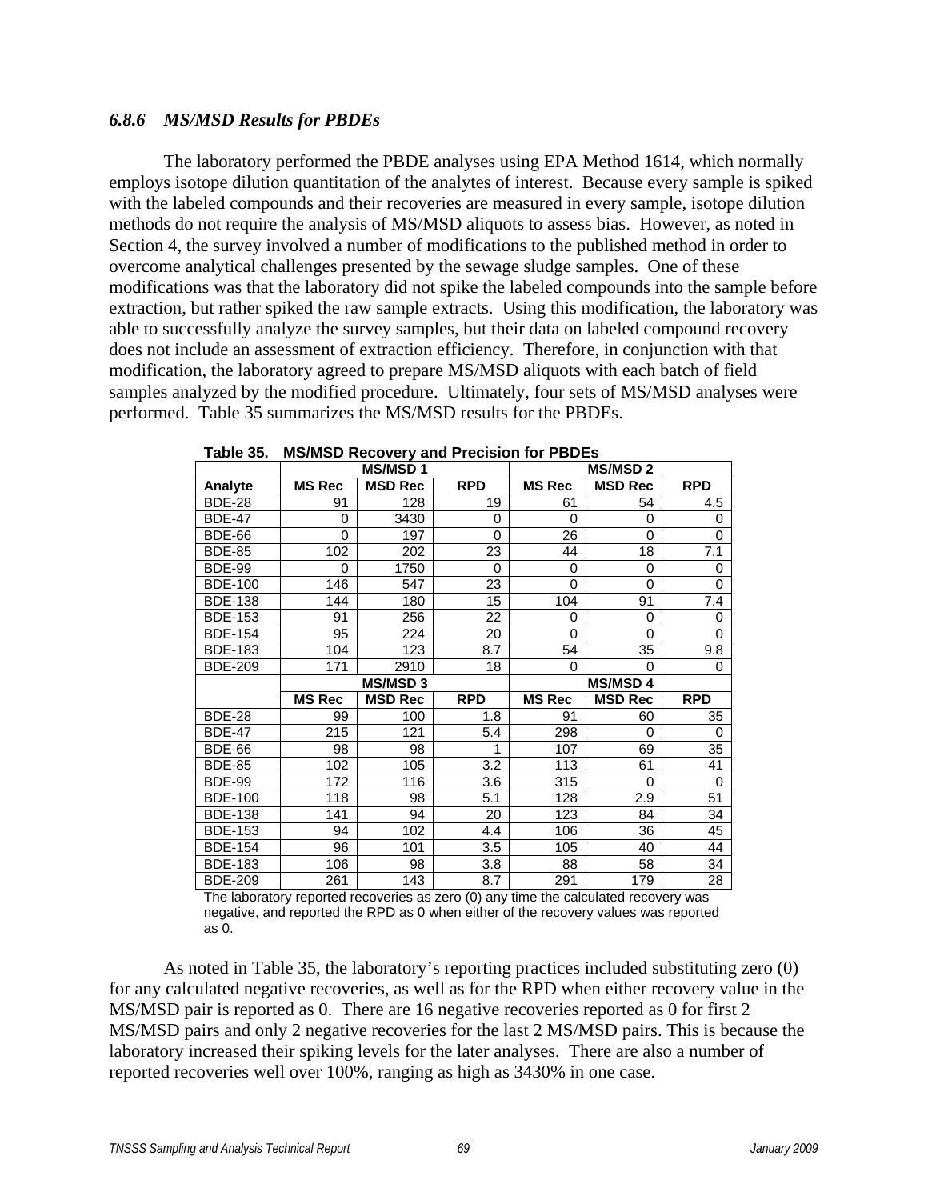### *6.8.6 MS/MSD Results for PBDEs*

The laboratory performed the PBDE analyses using EPA Method 1614, which normally employs isotope dilution quantitation of the analytes of interest. Because every sample is spiked with the labeled compounds and their recoveries are measured in every sample, isotope dilution methods do not require the analysis of MS/MSD aliquots to assess bias. However, as noted in Section 4, the survey involved a number of modifications to the published method in order to overcome analytical challenges presented by the sewage sludge samples. One of these modifications was that the laboratory did not spike the labeled compounds into the sample before extraction, but rather spiked the raw sample extracts. Using this modification, the laboratory was able to successfully analyze the survey samples, but their data on labeled compound recovery does not include an assessment of extraction efficiency. Therefore, in conjunction with that modification, the laboratory agreed to prepare MS/MSD aliquots with each batch of field samples analyzed by the modified procedure. Ultimately, four sets of MS/MSD analyses were performed. Table 35 summarizes the MS/MSD results for the PBDEs.

**Table 35. MS/MSD Recovery and Precision for PBDEs**

| | MS/MSD 1 | | | MS/MSD 2 | | |
|---|---|---|---|---|---|---|
| **Analyte** | **MS Rec** | **MSD Rec** | **RPD** | **MS Rec** | **MSD Rec** | **RPD** |
| BDE-28 | 91 | 128 | 19 | 61 | 54 | 4.5 |
| BDE-47 | 0 | 3430 | 0 | 0 | 0 | 0 |
| BDE-66 | 0 | 197 | 0 | 26 | 0 | 0 |
| BDE-85 | 102 | 202 | 23 | 44 | 18 | 7.1 |
| BDE-99 | 0 | 1750 | 0 | 0 | 0 | 0 |
| BDE-100 | 146 | 547 | 23 | 0 | 0 | 0 |
| BDE-138 | 144 | 180 | 15 | 104 | 91 | 7.4 |
| BDE-153 | 91 | 256 | 22 | 0 | 0 | 0 |
| BDE-154 | 95 | 224 | 20 | 0 | 0 | 0 |
| BDE-183 | 104 | 123 | 8.7 | 54 | 35 | 9.8 |
| BDE-209 | 171 | 2910 | 18 | 0 | 0 | 0 |
| | **MS/MSD 3** | | | **MS/MSD 4** | | |
| | **MS Rec** | **MSD Rec** | **RPD** | **MS Rec** | **MSD Rec** | **RPD** |
| BDE-28 | 99 | 100 | 1.8 | 91 | 60 | 35 |
| BDE-47 | 215 | 121 | 5.4 | 298 | 0 | 0 |
| BDE-66 | 98 | 98 | 1 | 107 | 69 | 35 |
| BDE-85 | 102 | 105 | 3.2 | 113 | 61 | 41 |
| BDE-99 | 172 | 116 | 3.6 | 315 | 0 | 0 |
| BDE-100 | 118 | 98 | 5.1 | 128 | 2.9 | 51 |
| BDE-138 | 141 | 94 | 20 | 123 | 84 | 34 |
| BDE-153 | 94 | 102 | 4.4 | 106 | 36 | 45 |
| BDE-154 | 96 | 101 | 3.5 | 105 | 40 | 44 |
| BDE-183 | 106 | 98 | 3.8 | 88 | 58 | 34 |
| BDE-209 | 261 | 143 | 8.7 | 291 | 179 | 28 |

The laboratory reported recoveries as zero (0) any time the calculated recovery was negative, and reported the RPD as 0 when either of the recovery values was reported as 0.

As noted in Table 35, the laboratory's reporting practices included substituting zero (0) for any calculated negative recoveries, as well as for the RPD when either recovery value in the MS/MSD pair is reported as 0. There are 16 negative recoveries reported as 0 for first 2 MS/MSD pairs and only 2 negative recoveries for the last 2 MS/MSD pairs. This is because the laboratory increased their spiking levels for the later analyses. There are also a number of reported recoveries well over 100%, ranging as high as 3430% in one case.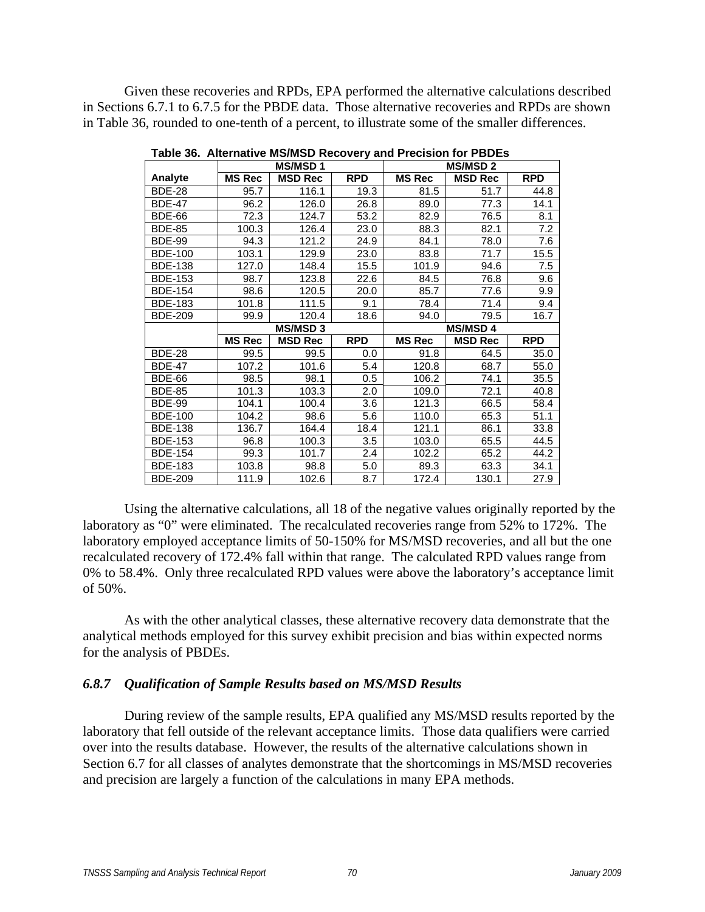Given these recoveries and RPDs, EPA performed the alternative calculations described in Sections 6.7.1 to 6.7.5 for the PBDE data. Those alternative recoveries and RPDs are shown in Table 36, rounded to one-tenth of a percent, to illustrate some of the smaller differences.

**Table 36. Alternative MS/MSD Recovery and Precision for PBDEs**

| | MS/MSD 1 | | | MS/MSD 2 | | |
|---|---|---|---|---|---|---|
| **Analyte** | **MS Rec** | **MSD Rec** | **RPD** | **MS Rec** | **MSD Rec** | **RPD** |
| BDE-28 | 95.7 | 116.1 | 19.3 | 81.5 | 51.7 | 44.8 |
| BDE-47 | 96.2 | 126.0 | 26.8 | 89.0 | 77.3 | 14.1 |
| BDE-66 | 72.3 | 124.7 | 53.2 | 82.9 | 76.5 | 8.1 |
| BDE-85 | 100.3 | 126.4 | 23.0 | 88.3 | 82.1 | 7.2 |
| BDE-99 | 94.3 | 121.2 | 24.9 | 84.1 | 78.0 | 7.6 |
| BDE-100 | 103.1 | 129.9 | 23.0 | 83.8 | 71.7 | 15.5 |
| BDE-138 | 127.0 | 148.4 | 15.5 | 101.9 | 94.6 | 7.5 |
| BDE-153 | 98.7 | 123.8 | 22.6 | 84.5 | 76.8 | 9.6 |
| BDE-154 | 98.6 | 120.5 | 20.0 | 85.7 | 77.6 | 9.9 |
| BDE-183 | 101.8 | 111.5 | 9.1 | 78.4 | 71.4 | 9.4 |
| BDE-209 | 99.9 | 120.4 | 18.6 | 94.0 | 79.5 | 16.7 |
| | **MS/MSD 3** | | | **MS/MSD 4** | | |
| | **MS Rec** | **MSD Rec** | **RPD** | **MS Rec** | **MSD Rec** | **RPD** |
| BDE-28 | 99.5 | 99.5 | 0.0 | 91.8 | 64.5 | 35.0 |
| BDE-47 | 107.2 | 101.6 | 5.4 | 120.8 | 68.7 | 55.0 |
| BDE-66 | 98.5 | 98.1 | 0.5 | 106.2 | 74.1 | 35.5 |
| BDE-85 | 101.3 | 103.3 | 2.0 | 109.0 | 72.1 | 40.8 |
| BDE-99 | 104.1 | 100.4 | 3.6 | 121.3 | 66.5 | 58.4 |
| BDE-100 | 104.2 | 98.6 | 5.6 | 110.0 | 65.3 | 51.1 |
| BDE-138 | 136.7 | 164.4 | 18.4 | 121.1 | 86.1 | 33.8 |
| BDE-153 | 96.8 | 100.3 | 3.5 | 103.0 | 65.5 | 44.5 |
| BDE-154 | 99.3 | 101.7 | 2.4 | 102.2 | 65.2 | 44.2 |
| BDE-183 | 103.8 | 98.8 | 5.0 | 89.3 | 63.3 | 34.1 |
| BDE-209 | 111.9 | 102.6 | 8.7 | 172.4 | 130.1 | 27.9 |

Using the alternative calculations, all 18 of the negative values originally reported by the laboratory as "0" were eliminated. The recalculated recoveries range from 52% to 172%. The laboratory employed acceptance limits of 50-150% for MS/MSD recoveries, and all but the one recalculated recovery of 172.4% fall within that range. The calculated RPD values range from 0% to 58.4%. Only three recalculated RPD values were above the laboratory's acceptance limit of 50%.

As with the other analytical classes, these alternative recovery data demonstrate that the analytical methods employed for this survey exhibit precision and bias within expected norms for the analysis of PBDEs.

### *6.8.7 Qualification of Sample Results based on MS/MSD Results*

During review of the sample results, EPA qualified any MS/MSD results reported by the laboratory that fell outside of the relevant acceptance limits. Those data qualifiers were carried over into the results database. However, the results of the alternative calculations shown in Section 6.7 for all classes of analytes demonstrate that the shortcomings in MS/MSD recoveries and precision are largely a function of the calculations in many EPA methods.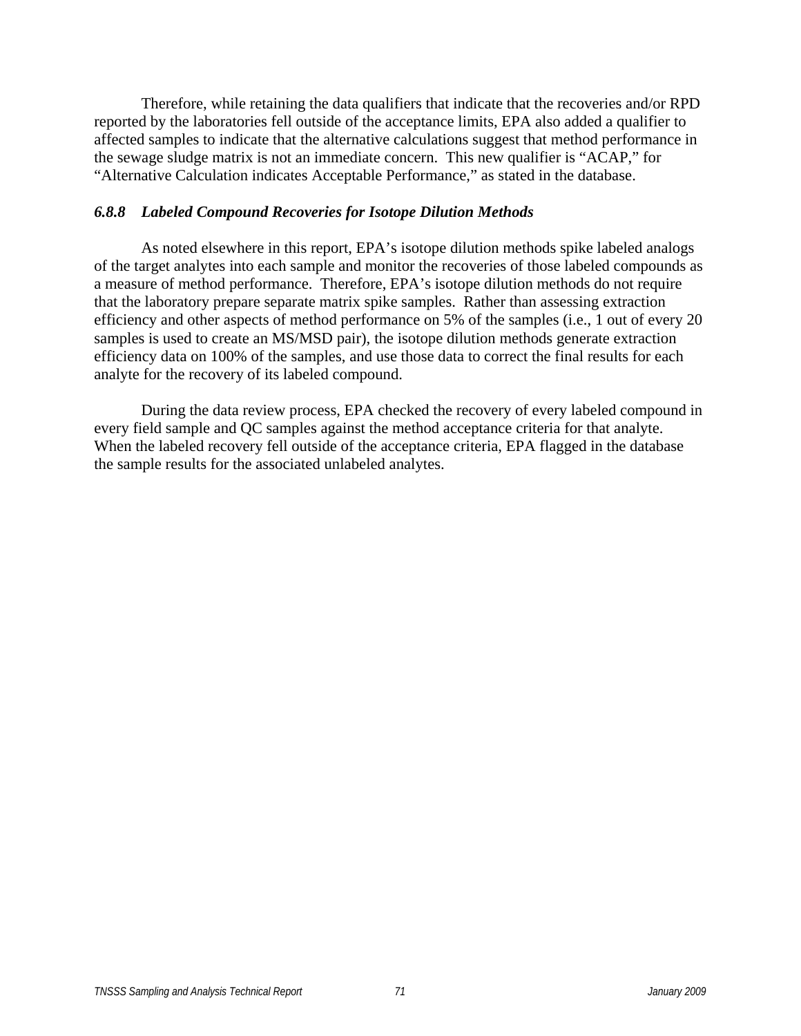Therefore, while retaining the data qualifiers that indicate that the recoveries and/or RPD reported by the laboratories fell outside of the acceptance limits, EPA also added a qualifier to affected samples to indicate that the alternative calculations suggest that method performance in the sewage sludge matrix is not an immediate concern. This new qualifier is "ACAP," for "Alternative Calculation indicates Acceptable Performance," as stated in the database.

#### *6.8.8 Labeled Compound Recoveries for Isotope Dilution Methods*

As noted elsewhere in this report, EPA's isotope dilution methods spike labeled analogs of the target analytes into each sample and monitor the recoveries of those labeled compounds as a measure of method performance. Therefore, EPA's isotope dilution methods do not require that the laboratory prepare separate matrix spike samples. Rather than assessing extraction efficiency and other aspects of method performance on 5% of the samples (i.e., 1 out of every 20 samples is used to create an MS/MSD pair), the isotope dilution methods generate extraction efficiency data on 100% of the samples, and use those data to correct the final results for each analyte for the recovery of its labeled compound.

During the data review process, EPA checked the recovery of every labeled compound in every field sample and QC samples against the method acceptance criteria for that analyte. When the labeled recovery fell outside of the acceptance criteria, EPA flagged in the database the sample results for the associated unlabeled analytes.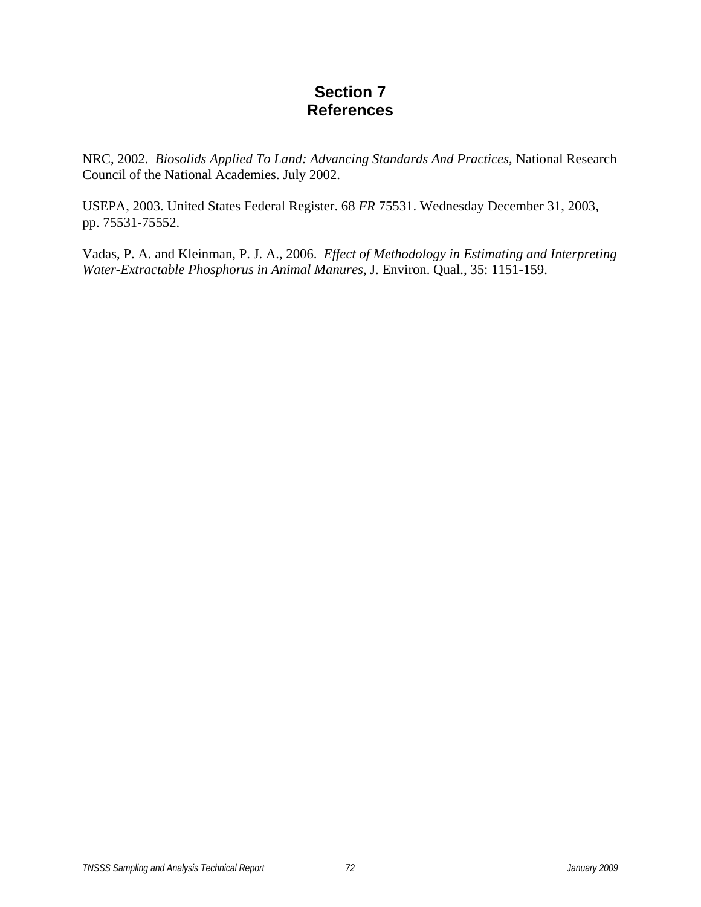# Section 7
# References

NRC, 2002. *Biosolids Applied To Land: Advancing Standards And Practices*, National Research Council of the National Academies. July 2002.

USEPA, 2003. United States Federal Register. 68 *FR* 75531. Wednesday December 31, 2003, pp. 75531-75552.

Vadas, P. A. and Kleinman, P. J. A., 2006. *Effect of Methodology in Estimating and Interpreting Water-Extractable Phosphorus in Animal Manures*, J. Environ. Qual., 35: 1151-159.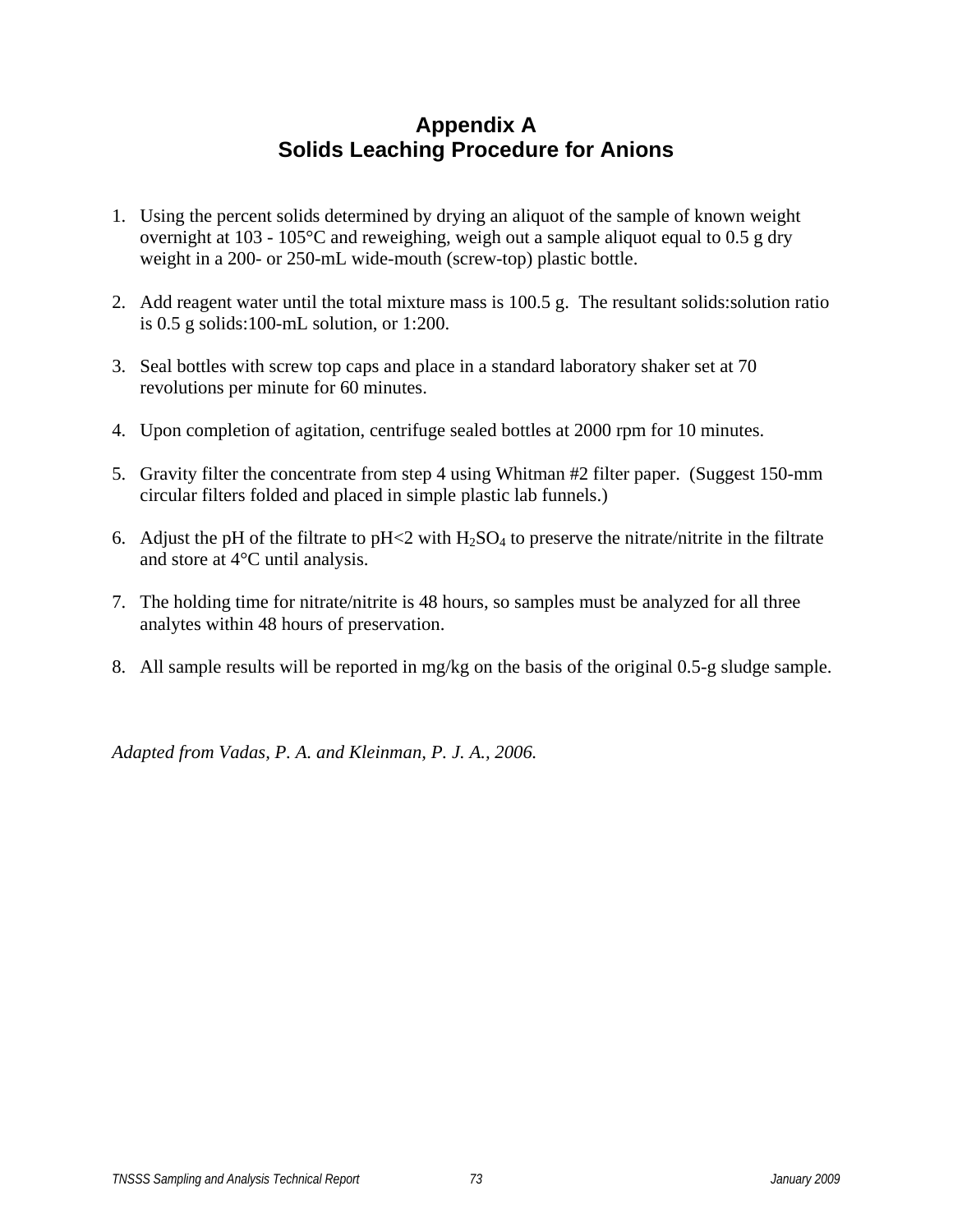# Appendix A
## Solids Leaching Procedure for Anions

1. Using the percent solids determined by drying an aliquot of the sample of known weight overnight at 103 - 105°C and reweighing, weigh out a sample aliquot equal to 0.5 g dry weight in a 200- or 250-mL wide-mouth (screw-top) plastic bottle.

2. Add reagent water until the total mixture mass is 100.5 g. The resultant solids:solution ratio is 0.5 g solids:100-mL solution, or 1:200.

3. Seal bottles with screw top caps and place in a standard laboratory shaker set at 70 revolutions per minute for 60 minutes.

4. Upon completion of agitation, centrifuge sealed bottles at 2000 rpm for 10 minutes.

5. Gravity filter the concentrate from step 4 using Whitman #2 filter paper. (Suggest 150-mm circular filters folded and placed in simple plastic lab funnels.)

6. Adjust the pH of the filtrate to pH<2 with $H_2SO_4$ to preserve the nitrate/nitrite in the filtrate and store at 4°C until analysis.

7. The holding time for nitrate/nitrite is 48 hours, so samples must be analyzed for all three analytes within 48 hours of preservation.

8. All sample results will be reported in mg/kg on the basis of the original 0.5-g sludge sample.

*Adapted from Vadas, P. A. and Kleinman, P. J. A., 2006.*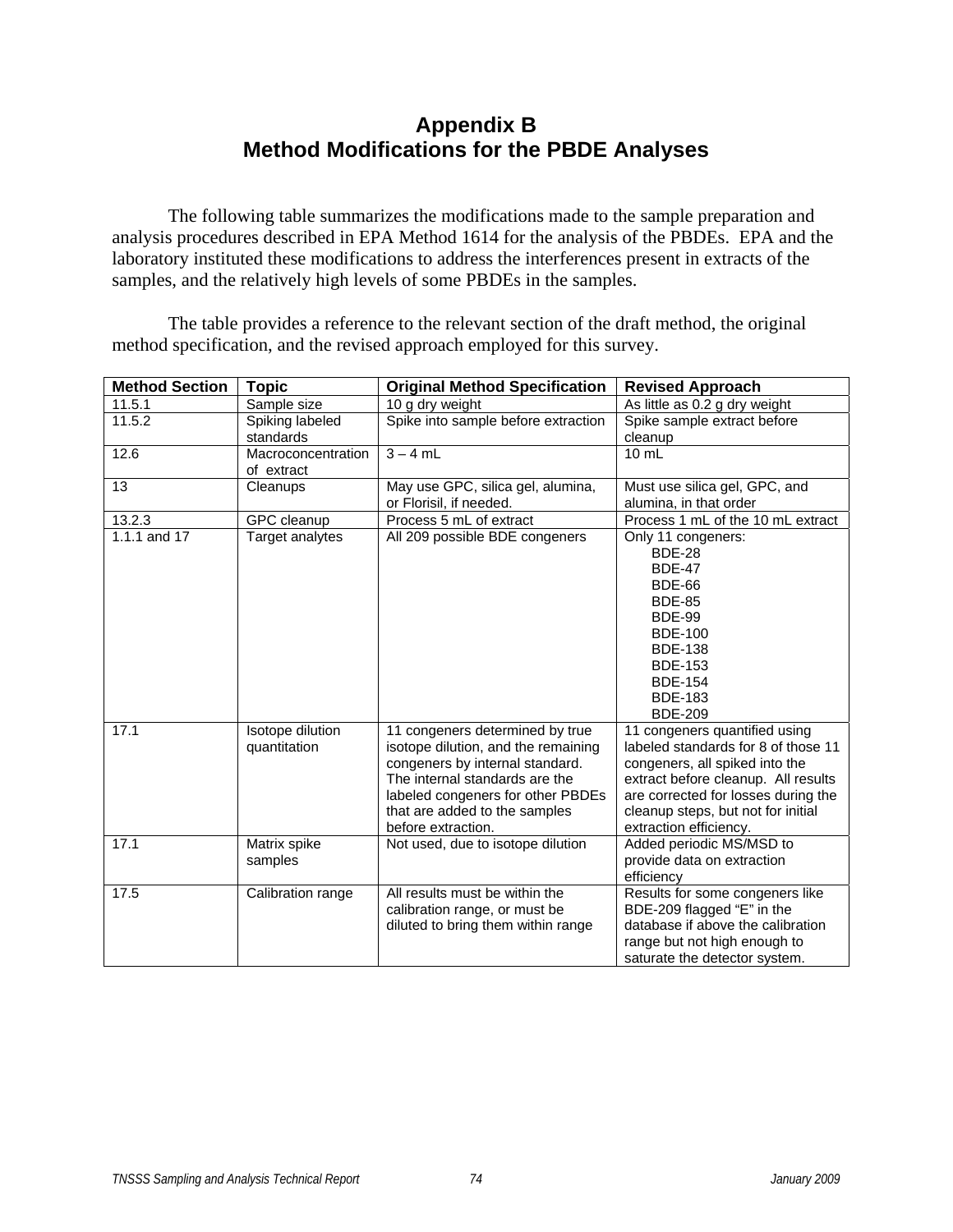# Appendix B
# Method Modifications for the PBDE Analyses

The following table summarizes the modifications made to the sample preparation and analysis procedures described in EPA Method 1614 for the analysis of the PBDEs. EPA and the laboratory instituted these modifications to address the interferences present in extracts of the samples, and the relatively high levels of some PBDEs in the samples.

The table provides a reference to the relevant section of the draft method, the original method specification, and the revised approach employed for this survey.

| Method Section | Topic | Original Method Specification | Revised Approach |
|---|---|---|---|
| 11.5.1 | Sample size | 10 g dry weight | As little as 0.2 g dry weight |
| 11.5.2 | Spiking labeled standards | Spike into sample before extraction | Spike sample extract before cleanup |
| 12.6 | Macroconcentration of extract | 3 – 4 mL | 10 mL |
| 13 | Cleanups | May use GPC, silica gel, alumina, or Florisil, if needed. | Must use silica gel, GPC, and alumina, in that order |
| 13.2.3 | GPC cleanup | Process 5 mL of extract | Process 1 mL of the 10 mL extract |
| 1.1.1 and 17 | Target analytes | All 209 possible BDE congeners | Only 11 congeners:<br>BDE-28<br>BDE-47<br>BDE-66<br>BDE-85<br>BDE-99<br>BDE-100<br>BDE-138<br>BDE-153<br>BDE-154<br>BDE-183<br>BDE-209 |
| 17.1 | Isotope dilution quantitation | 11 congeners determined by true isotope dilution, and the remaining congeners by internal standard. The internal standards are the labeled congeners for other PBDEs that are added to the samples before extraction. | 11 congeners quantified using labeled standards for 8 of those 11 congeners, all spiked into the extract before cleanup. All results are corrected for losses during the cleanup steps, but not for initial extraction efficiency. |
| 17.1 | Matrix spike samples | Not used, due to isotope dilution | Added periodic MS/MSD to provide data on extraction efficiency |
| 17.5 | Calibration range | All results must be within the calibration range, or must be diluted to bring them within range | Results for some congeners like BDE-209 flagged "E" in the database if above the calibration range but not high enough to saturate the detector system. |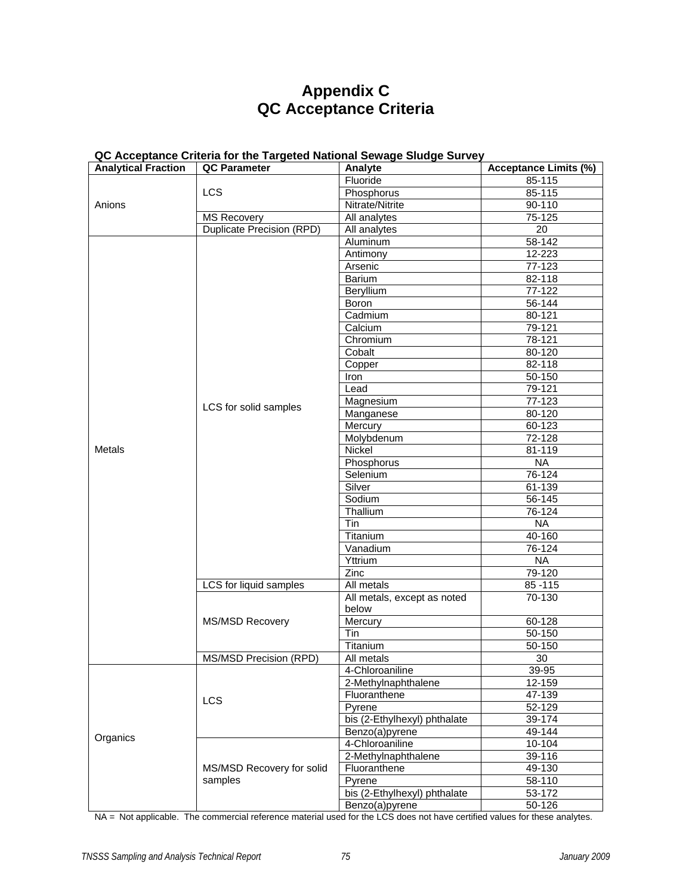# Appendix C
# QC Acceptance Criteria

**QC Acceptance Criteria for the Targeted National Sewage Sludge Survey**

| Analytical Fraction | QC Parameter | Analyte | Acceptance Limits (%) |
|---|---|---|---|
| Anions | LCS | Fluoride | 85-115 |
| | | Phosphorus | 85-115 |
| | | Nitrate/Nitrite | 90-110 |
| | MS Recovery | All analytes | 75-125 |
| | Duplicate Precision (RPD) | All analytes | 20 |
| Metals | LCS for solid samples | Aluminum | 58-142 |
| | | Antimony | 12-223 |
| | | Arsenic | 77-123 |
| | | Barium | 82-118 |
| | | Beryllium | 77-122 |
| | | Boron | 56-144 |
| | | Cadmium | 80-121 |
| | | Calcium | 79-121 |
| | | Chromium | 78-121 |
| | | Cobalt | 80-120 |
| | | Copper | 82-118 |
| | | Iron | 50-150 |
| | | Lead | 79-121 |
| | | Magnesium | 77-123 |
| | | Manganese | 80-120 |
| | | Mercury | 60-123 |
| | | Molybdenum | 72-128 |
| | | Nickel | 81-119 |
| | | Phosphorus | NA |
| | | Selenium | 76-124 |
| | | Silver | 61-139 |
| | | Sodium | 56-145 |
| | | Thallium | 76-124 |
| | | Tin | NA |
| | | Titanium | 40-160 |
| | | Vanadium | 76-124 |
| | | Yttrium | NA |
| | | Zinc | 79-120 |
| | LCS for liquid samples | All metals | 85 -115 |
| | MS/MSD Recovery | All metals, except as noted below | 70-130 |
| | | Mercury | 60-128 |
| | | Tin | 50-150 |
| | | Titanium | 50-150 |
| | MS/MSD Precision (RPD) | All metals | 30 |
| Organics | LCS | 4-Chloroaniline | 39-95 |
| | | 2-Methylnaphthalene | 12-159 |
| | | Fluoranthene | 47-139 |
| | | Pyrene | 52-129 |
| | | bis (2-Ethylhexyl) phthalate | 39-174 |
| | | Benzo(a)pyrene | 49-144 |
| | MS/MSD Recovery for solid samples | 4-Chloroaniline | 10-104 |
| | | 2-Methylnaphthalene | 39-116 |
| | | Fluoranthene | 49-130 |
| | | Pyrene | 58-110 |
| | | bis (2-Ethylhexyl) phthalate | 53-172 |
| | | Benzo(a)pyrene | 50-126 |

NA = Not applicable. The commercial reference material used for the LCS does not have certified values for these analytes.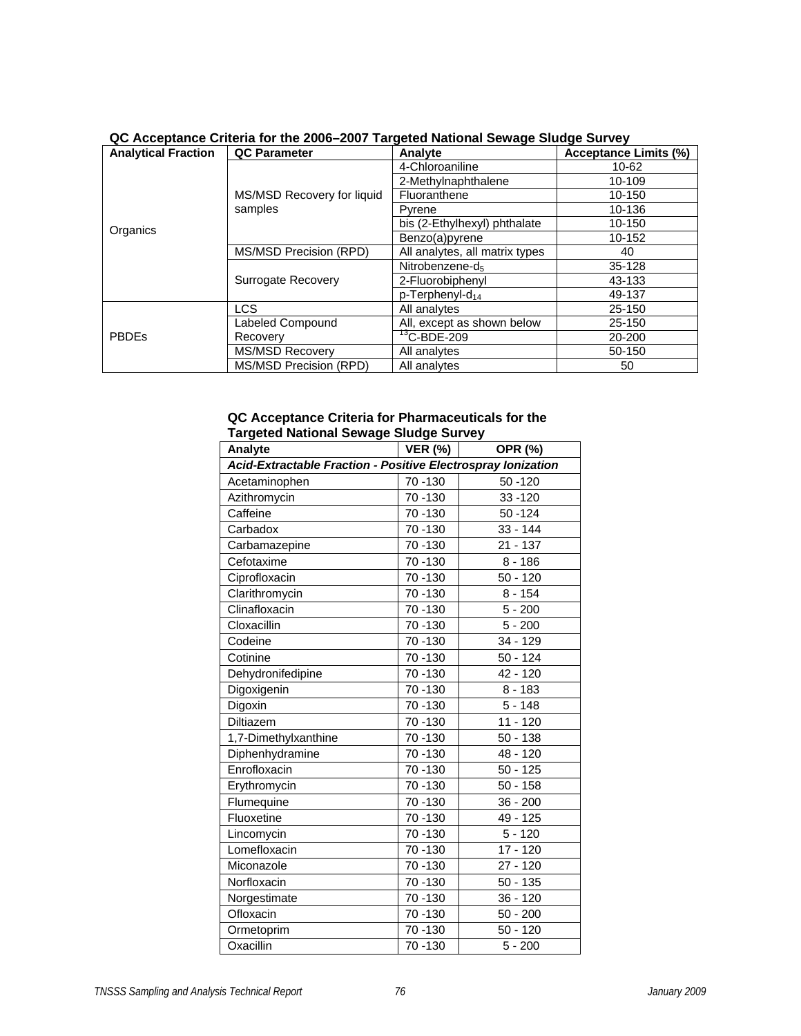**QC Acceptance Criteria for the 2006–2007 Targeted National Sewage Sludge Survey**

| Analytical Fraction | QC Parameter | Analyte | Acceptance Limits (%) |
|---|---|---|---|
| Organics | MS/MSD Recovery for liquid samples | 4-Chloroaniline | 10-62 |
| | | 2-Methylnaphthalene | 10-109 |
| | | Fluoranthene | 10-150 |
| | | Pyrene | 10-136 |
| | | bis (2-Ethylhexyl) phthalate | 10-150 |
| | | Benzo(a)pyrene | 10-152 |
| | MS/MSD Precision (RPD) | All analytes, all matrix types | 40 |
| | Surrogate Recovery | Nitrobenzene-$d_5$ | 35-128 |
| | | 2-Fluorobiphenyl | 43-133 |
| | | p-Terphenyl-$d_{14}$ | 49-137 |
| PBDEs | LCS | All analytes | 25-150 |
| | Labeled Compound Recovery | All, except as shown below | 25-150 |
| | | $^{13}$C-BDE-209 | 20-200 |
| | MS/MSD Recovery | All analytes | 50-150 |
| | MS/MSD Precision (RPD) | All analytes | 50 |

**QC Acceptance Criteria for Pharmaceuticals for the Targeted National Sewage Sludge Survey**

| Analyte | VER (%) | OPR (%) |
|---|---|---|
| ***Acid-Extractable Fraction - Positive Electrospray Ionization*** | | |
| Acetaminophen | 70 -130 | 50 -120 |
| Azithromycin | 70 -130 | 33 -120 |
| Caffeine | 70 -130 | 50 -124 |
| Carbadox | 70 -130 | 33 - 144 |
| Carbamazepine | 70 -130 | 21 - 137 |
| Cefotaxime | 70 -130 | 8 - 186 |
| Ciprofloxacin | 70 -130 | 50 - 120 |
| Clarithromycin | 70 -130 | 8 - 154 |
| Clinafloxacin | 70 -130 | 5 - 200 |
| Cloxacillin | 70 -130 | 5 - 200 |
| Codeine | 70 -130 | 34 - 129 |
| Cotinine | 70 -130 | 50 - 124 |
| Dehydronifedipine | 70 -130 | 42 - 120 |
| Digoxigenin | 70 -130 | 8 - 183 |
| Digoxin | 70 -130 | 5 - 148 |
| Diltiazem | 70 -130 | 11 - 120 |
| 1,7-Dimethylxanthine | 70 -130 | 50 - 138 |
| Diphenhydramine | 70 -130 | 48 - 120 |
| Enrofloxacin | 70 -130 | 50 - 125 |
| Erythromycin | 70 -130 | 50 - 158 |
| Flumequine | 70 -130 | 36 - 200 |
| Fluoxetine | 70 -130 | 49 - 125 |
| Lincomycin | 70 -130 | 5 - 120 |
| Lomefloxacin | 70 -130 | 17 - 120 |
| Miconazole | 70 -130 | 27 - 120 |
| Norfloxacin | 70 -130 | 50 - 135 |
| Norgestimate | 70 -130 | 36 - 120 |
| Ofloxacin | 70 -130 | 50 - 200 |
| Ormetoprim | 70 -130 | 50 - 120 |
| Oxacillin | 70 -130 | 5 - 200 |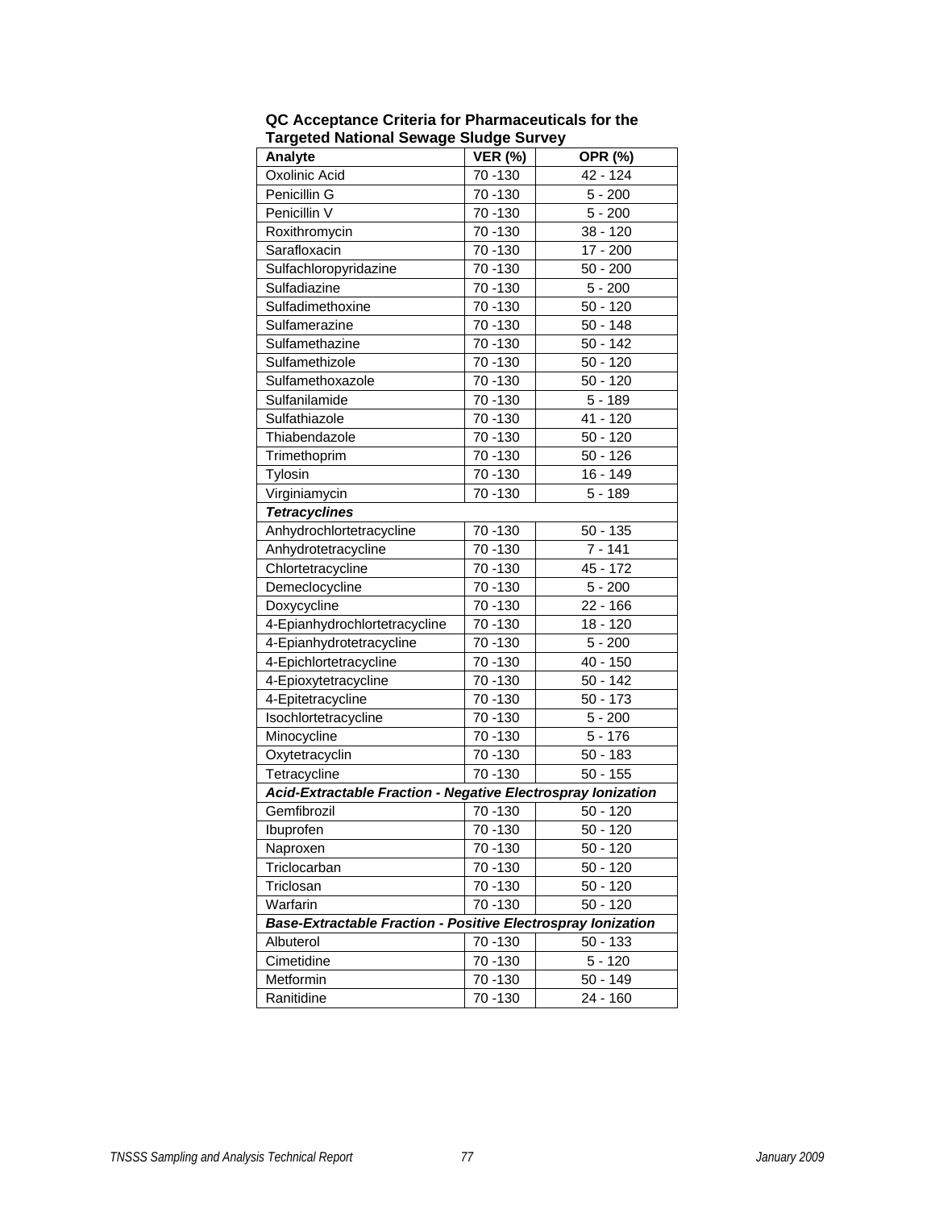**QC Acceptance Criteria for Pharmaceuticals for the Targeted National Sewage Sludge Survey**

| Analyte | VER (%) | OPR (%) |
|---|---|---|
| Oxolinic Acid | 70 -130 | 42 - 124 |
| Penicillin G | 70 -130 | 5 - 200 |
| Penicillin V | 70 -130 | 5 - 200 |
| Roxithromycin | 70 -130 | 38 - 120 |
| Sarafloxacin | 70 -130 | 17 - 200 |
| Sulfachloropyridazine | 70 -130 | 50 - 200 |
| Sulfadiazine | 70 -130 | 5 - 200 |
| Sulfadimethoxine | 70 -130 | 50 - 120 |
| Sulfamerazine | 70 -130 | 50 - 148 |
| Sulfamethazine | 70 -130 | 50 - 142 |
| Sulfamethizole | 70 -130 | 50 - 120 |
| Sulfamethoxazole | 70 -130 | 50 - 120 |
| Sulfanilamide | 70 -130 | 5 - 189 |
| Sulfathiazole | 70 -130 | 41 - 120 |
| Thiabendazole | 70 -130 | 50 - 120 |
| Trimethoprim | 70 -130 | 50 - 126 |
| Tylosin | 70 -130 | 16 - 149 |
| Virginiamycin | 70 -130 | 5 - 189 |
| ***Tetracyclines*** | | |
| Anhydrochlortetracycline | 70 -130 | 50 - 135 |
| Anhydrotetracycline | 70 -130 | 7 - 141 |
| Chlortetracycline | 70 -130 | 45 - 172 |
| Demeclocycline | 70 -130 | 5 - 200 |
| Doxycycline | 70 -130 | 22 - 166 |
| 4-Epianhydrochlortetracycline | 70 -130 | 18 - 120 |
| 4-Epianhydrotetracycline | 70 -130 | 5 - 200 |
| 4-Epichlortetracycline | 70 -130 | 40 - 150 |
| 4-Epioxytetracycline | 70 -130 | 50 - 142 |
| 4-Epitetracycline | 70 -130 | 50 - 173 |
| Isochlortetracycline | 70 -130 | 5 - 200 |
| Minocycline | 70 -130 | 5 - 176 |
| Oxytetracyclin | 70 -130 | 50 - 183 |
| Tetracycline | 70 -130 | 50 - 155 |
| ***Acid-Extractable Fraction - Negative Electrospray Ionization*** | | |
| Gemfibrozil | 70 -130 | 50 - 120 |
| Ibuprofen | 70 -130 | 50 - 120 |
| Naproxen | 70 -130 | 50 - 120 |
| Triclocarban | 70 -130 | 50 - 120 |
| Triclosan | 70 -130 | 50 - 120 |
| Warfarin | 70 -130 | 50 - 120 |
| ***Base-Extractable Fraction - Positive Electrospray Ionization*** | | |
| Albuterol | 70 -130 | 50 - 133 |
| Cimetidine | 70 -130 | 5 - 120 |
| Metformin | 70 -130 | 50 - 149 |
| Ranitidine | 70 -130 | 24 - 160 |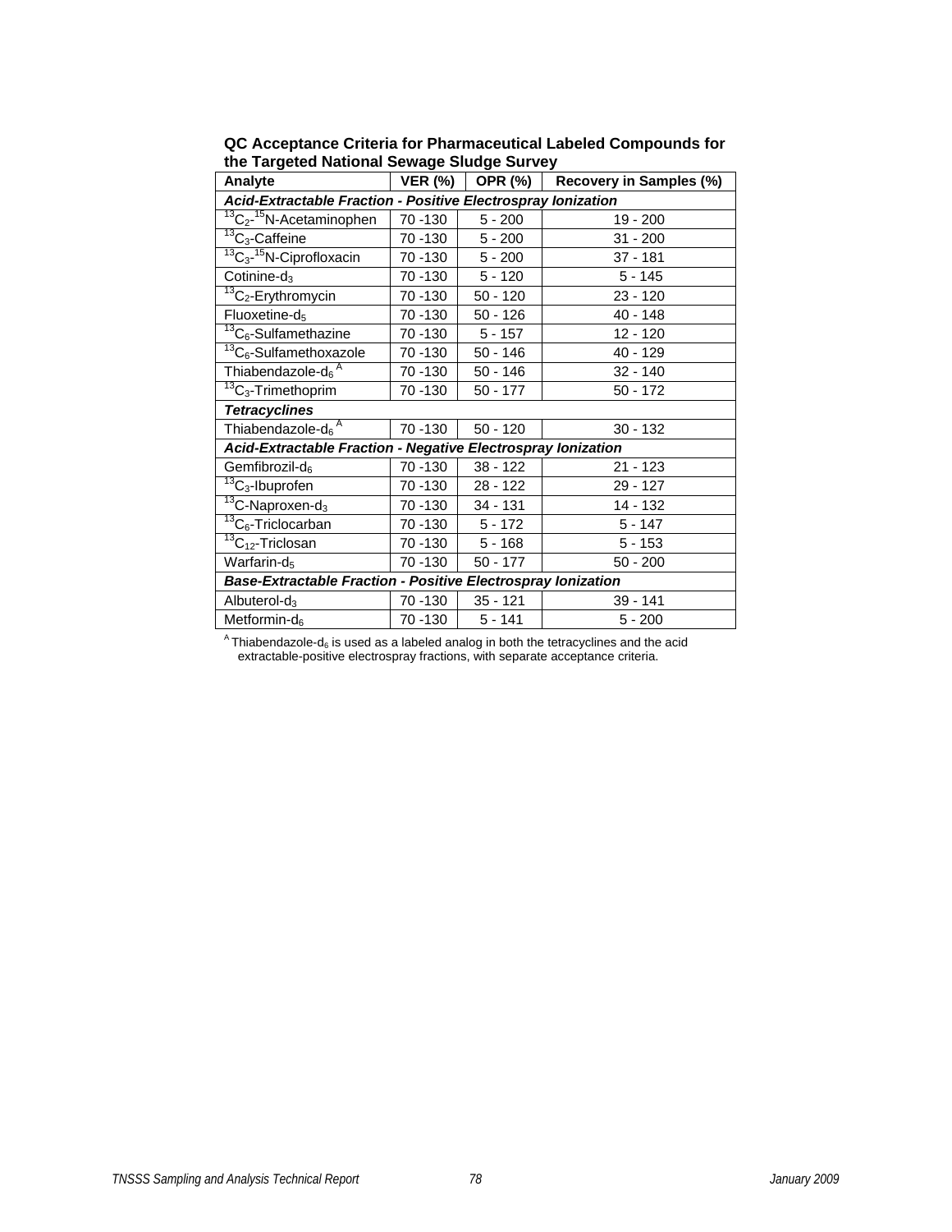**QC Acceptance Criteria for Pharmaceutical Labeled Compounds for the Targeted National Sewage Sludge Survey**

| Analyte | VER (%) | OPR (%) | Recovery in Samples (%) |
|---|---|---|---|
| ***Acid-Extractable Fraction - Positive Electrospray Ionization*** | | | |
| $^{13}C_2$-$^{15}N$-Acetaminophen | 70 -130 | 5 - 200 | 19 - 200 |
| $^{13}C_3$-Caffeine | 70 -130 | 5 - 200 | 31 - 200 |
| $^{13}C_3$-$^{15}N$-Ciprofloxacin | 70 -130 | 5 - 200 | 37 - 181 |
| Cotinine-$d_3$ | 70 -130 | 5 - 120 | 5 - 145 |
| $^{13}C_2$-Erythromycin | 70 -130 | 50 - 120 | 23 - 120 |
| Fluoxetine-$d_5$ | 70 -130 | 50 - 126 | 40 - 148 |
| $^{13}C_6$-Sulfamethazine | 70 -130 | 5 - 157 | 12 - 120 |
| $^{13}C_6$-Sulfamethoxazole | 70 -130 | 50 - 146 | 40 - 129 |
| Thiabendazole-$d_6$ [A] | 70 -130 | 50 - 146 | 32 - 140 |
| $^{13}C_3$-Trimethoprim | 70 -130 | 50 - 177 | 50 - 172 |
| ***Tetracyclines*** | | | |
| Thiabendazole-$d_6$ [A] | 70 -130 | 50 - 120 | 30 - 132 |
| ***Acid-Extractable Fraction - Negative Electrospray Ionization*** | | | |
| Gemfibrozil-$d_6$ | 70 -130 | 38 - 122 | 21 - 123 |
| $^{13}C_3$-Ibuprofen | 70 -130 | 28 - 122 | 29 - 127 |
| $^{13}C$-Naproxen-$d_3$ | 70 -130 | 34 - 131 | 14 - 132 |
| $^{13}C_6$-Triclocarban | 70 -130 | 5 - 172 | 5 - 147 |
| $^{13}C_{12}$-Triclosan | 70 -130 | 5 - 168 | 5 - 153 |
| Warfarin-$d_5$ | 70 -130 | 50 - 177 | 50 - 200 |
| ***Base-Extractable Fraction - Positive Electrospray Ionization*** | | | |
| Albuterol-$d_3$ | 70 -130 | 35 - 121 | 39 - 141 |
| Metformin-$d_6$ | 70 -130 | 5 - 141 | 5 - 200 |

[A] Thiabendazole-$d_6$ is used as a labeled analog in both the tetracyclines and the acid extractable-positive electrospray fractions, with separate acceptance criteria.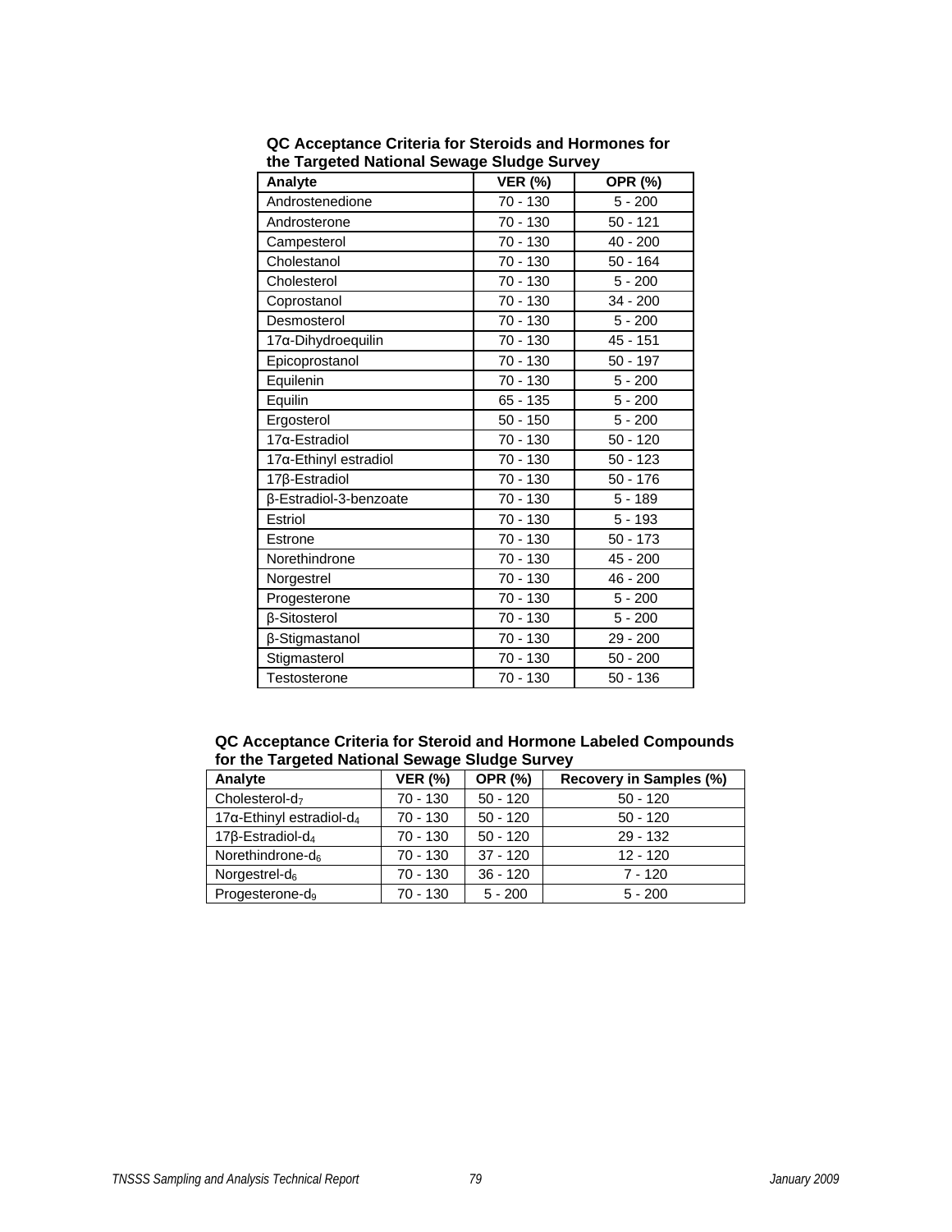**QC Acceptance Criteria for Steroids and Hormones for the Targeted National Sewage Sludge Survey**

| Analyte | VER (%) | OPR (%) |
|---|---|---|
| Androstenedione | 70 - 130 | 5 - 200 |
| Androsterone | 70 - 130 | 50 - 121 |
| Campesterol | 70 - 130 | 40 - 200 |
| Cholestanol | 70 - 130 | 50 - 164 |
| Cholesterol | 70 - 130 | 5 - 200 |
| Coprostanol | 70 - 130 | 34 - 200 |
| Desmosterol | 70 - 130 | 5 - 200 |
| 17α-Dihydroequilin | 70 - 130 | 45 - 151 |
| Epicoprostanol | 70 - 130 | 50 - 197 |
| Equilenin | 70 - 130 | 5 - 200 |
| Equilin | 65 - 135 | 5 - 200 |
| Ergosterol | 50 - 150 | 5 - 200 |
| 17α-Estradiol | 70 - 130 | 50 - 120 |
| 17α-Ethinyl estradiol | 70 - 130 | 50 - 123 |
| 17β-Estradiol | 70 - 130 | 50 - 176 |
| β-Estradiol-3-benzoate | 70 - 130 | 5 - 189 |
| Estriol | 70 - 130 | 5 - 193 |
| Estrone | 70 - 130 | 50 - 173 |
| Norethindrone | 70 - 130 | 45 - 200 |
| Norgestrel | 70 - 130 | 46 - 200 |
| Progesterone | 70 - 130 | 5 - 200 |
| β-Sitosterol | 70 - 130 | 5 - 200 |
| β-Stigmastanol | 70 - 130 | 29 - 200 |
| Stigmasterol | 70 - 130 | 50 - 200 |
| Testosterone | 70 - 130 | 50 - 136 |

**QC Acceptance Criteria for Steroid and Hormone Labeled Compounds for the Targeted National Sewage Sludge Survey**

| Analyte | VER (%) | OPR (%) | Recovery in Samples (%) |
|---|---|---|---|
| Cholesterol-$d_7$ | 70 - 130 | 50 - 120 | 50 - 120 |
| 17α-Ethinyl estradiol-$d_4$ | 70 - 130 | 50 - 120 | 50 - 120 |
| 17β-Estradiol-$d_4$ | 70 - 130 | 50 - 120 | 29 - 132 |
| Norethindrone-$d_6$ | 70 - 130 | 37 - 120 | 12 - 120 |
| Norgestrel-$d_6$ | 70 - 130 | 36 - 120 | 7 - 120 |
| Progesterone-$d_9$ | 70 - 130 | 5 - 200 | 5 - 200 |